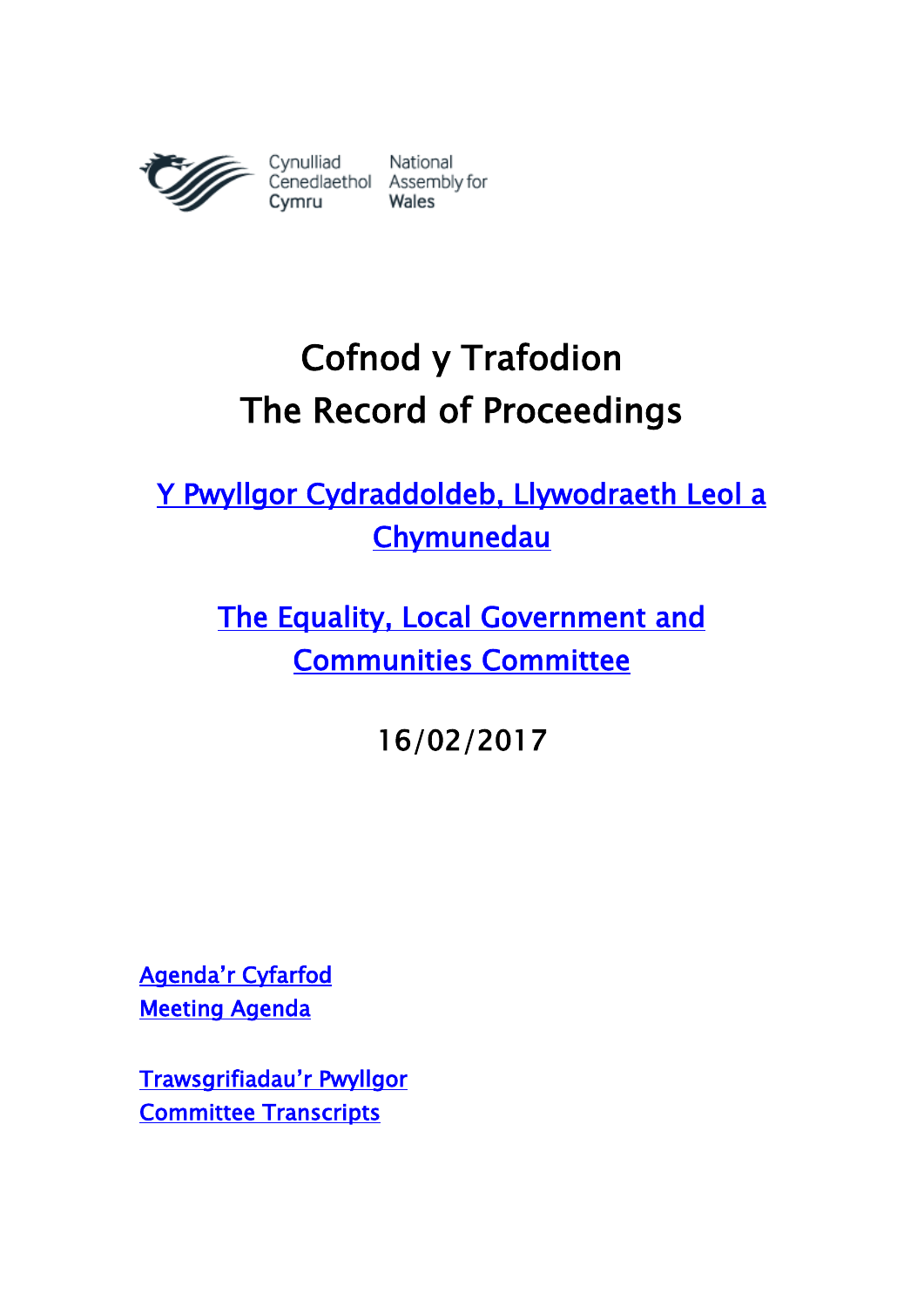Cynulliad Cenedlaethol Cymru | National Assembly for Wales

# Cofnod y Trafodion
# The Record of Proceedings

## Y Pwyllgor Cydraddoldeb, Llywodraeth Leol a Chymunedau

## The Equality, Local Government and Communities Committee

16/02/2017

Agenda'r Cyfarfod
Meeting Agenda

Trawsgrifiadau'r Pwyllgor
Committee Transcripts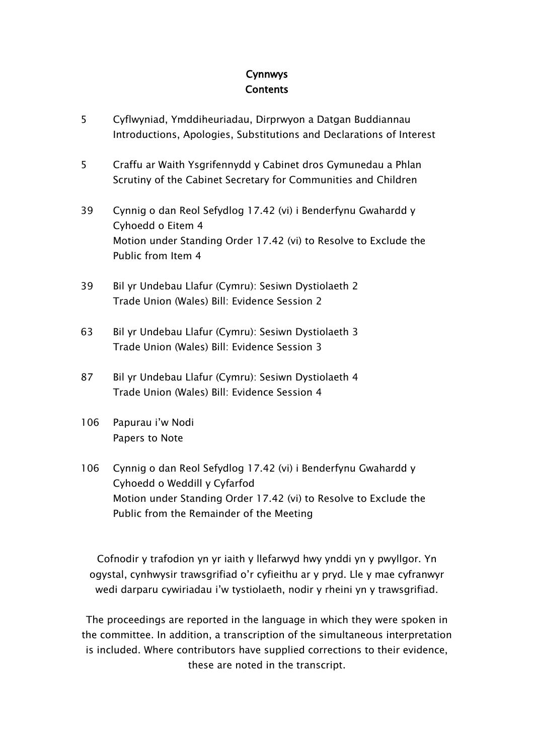# Cynnwys
# Contents

| | |
|---|---|
| 5 | Cyflwyniad, Ymddiheuriadau, Dirprwyon a Datgan Buddiannau<br>Introductions, Apologies, Substitutions and Declarations of Interest |
| 5 | Craffu ar Waith Ysgrifennydd y Cabinet dros Gymunedau a Phlan<br>Scrutiny of the Cabinet Secretary for Communities and Children |
| 39 | Cynnig o dan Reol Sefydlog 17.42 (vi) i Benderfynu Gwahardd y Cyhoedd o Eitem 4<br>Motion under Standing Order 17.42 (vi) to Resolve to Exclude the Public from Item 4 |
| 39 | Bil yr Undebau Llafur (Cymru): Sesiwn Dystiolaeth 2<br>Trade Union (Wales) Bill: Evidence Session 2 |
| 63 | Bil yr Undebau Llafur (Cymru): Sesiwn Dystiolaeth 3<br>Trade Union (Wales) Bill: Evidence Session 3 |
| 87 | Bil yr Undebau Llafur (Cymru): Sesiwn Dystiolaeth 4<br>Trade Union (Wales) Bill: Evidence Session 4 |
| 106 | Papurau i'w Nodi<br>Papers to Note |
| 106 | Cynnig o dan Reol Sefydlog 17.42 (vi) i Benderfynu Gwahardd y Cyhoedd o Weddill y Cyfarfod<br>Motion under Standing Order 17.42 (vi) to Resolve to Exclude the Public from the Remainder of the Meeting |

Cofnodir y trafodion yn yr iaith y llefarwyd hwy ynddi yn y pwyllgor. Yn ogystal, cynhwysir trawsgrifiad o'r cyfieithu ar y pryd. Lle y mae cyfranwyr wedi darparu cywiriadau i'w tystiolaeth, nodir y rheini yn y trawsgrifiad.

The proceedings are reported in the language in which they were spoken in the committee. In addition, a transcription of the simultaneous interpretation is included. Where contributors have supplied corrections to their evidence, these are noted in the transcript.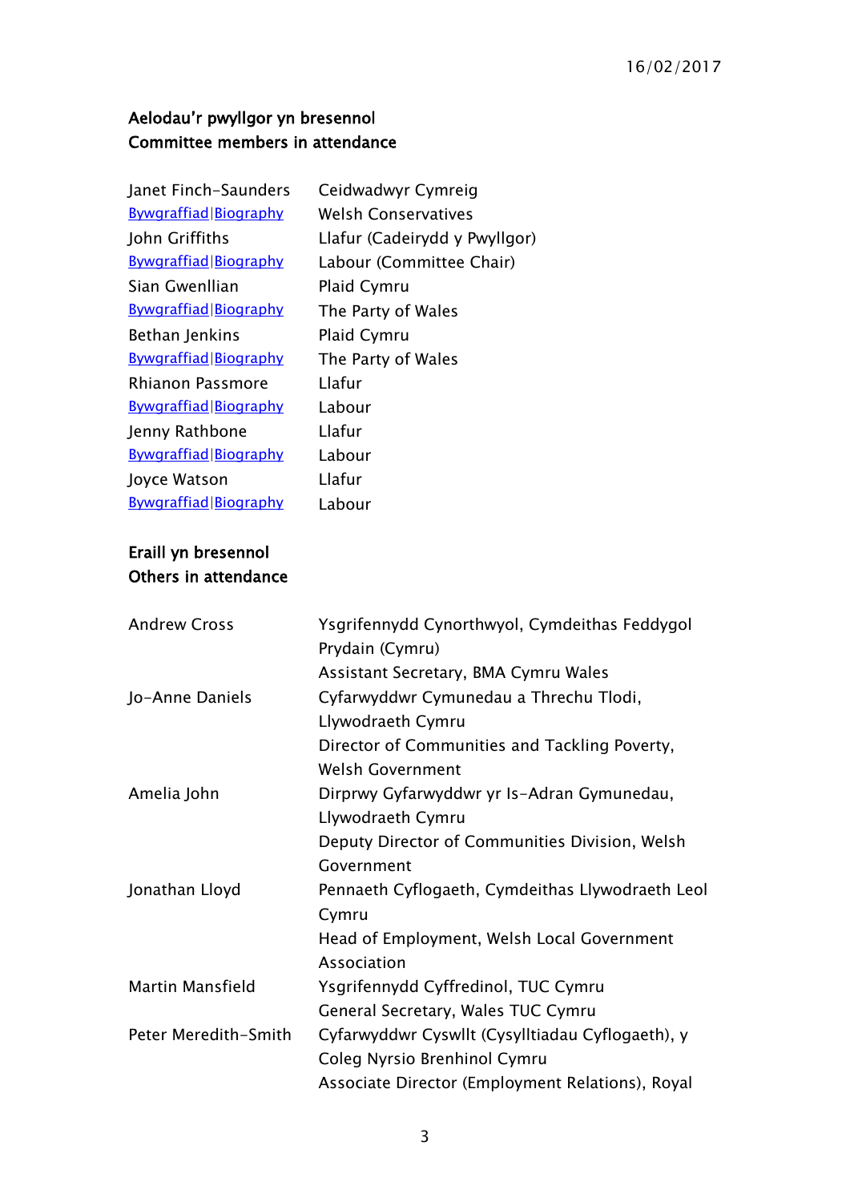16/02/2017

**Aelodau'r pwyllgor yn bresennol**
**Committee members in attendance**

| | |
|---|---|
| Janet Finch-Saunders | Ceidwadwyr Cymreig |
| Bywgraffiad\|Biography | Welsh Conservatives |
| John Griffiths | Llafur (Cadeirydd y Pwyllgor) |
| Bywgraffiad\|Biography | Labour (Committee Chair) |
| Sian Gwenllian | Plaid Cymru |
| Bywgraffiad\|Biography | The Party of Wales |
| Bethan Jenkins | Plaid Cymru |
| Bywgraffiad\|Biography | The Party of Wales |
| Rhianon Passmore | Llafur |
| Bywgraffiad\|Biography | Labour |
| Jenny Rathbone | Llafur |
| Bywgraffiad\|Biography | Labour |
| Joyce Watson | Llafur |
| Bywgraffiad\|Biography | Labour |

**Eraill yn bresennol**
**Others in attendance**

| | |
|---|---|
| Andrew Cross | Ysgrifennydd Cynorthwyol, Cymdeithas Feddygol Prydain (Cymru)<br>Assistant Secretary, BMA Cymru Wales |
| Jo-Anne Daniels | Cyfarwyddwr Cymunedau a Threchu Tlodi, Llywodraeth Cymru<br>Director of Communities and Tackling Poverty, Welsh Government |
| Amelia John | Dirprwy Gyfarwyddwr yr Is-Adran Gymunedau, Llywodraeth Cymru<br>Deputy Director of Communities Division, Welsh Government |
| Jonathan Lloyd | Pennaeth Cyflogaeth, Cymdeithas Llywodraeth Leol Cymru<br>Head of Employment, Welsh Local Government Association |
| Martin Mansfield | Ysgrifennydd Cyffredinol, TUC Cymru<br>General Secretary, Wales TUC Cymru |
| Peter Meredith-Smith | Cyfarwyddwr Cyswllt (Cysylltiadau Cyflogaeth), y Coleg Nyrsio Brenhinol Cymru<br>Associate Director (Employment Relations), Royal |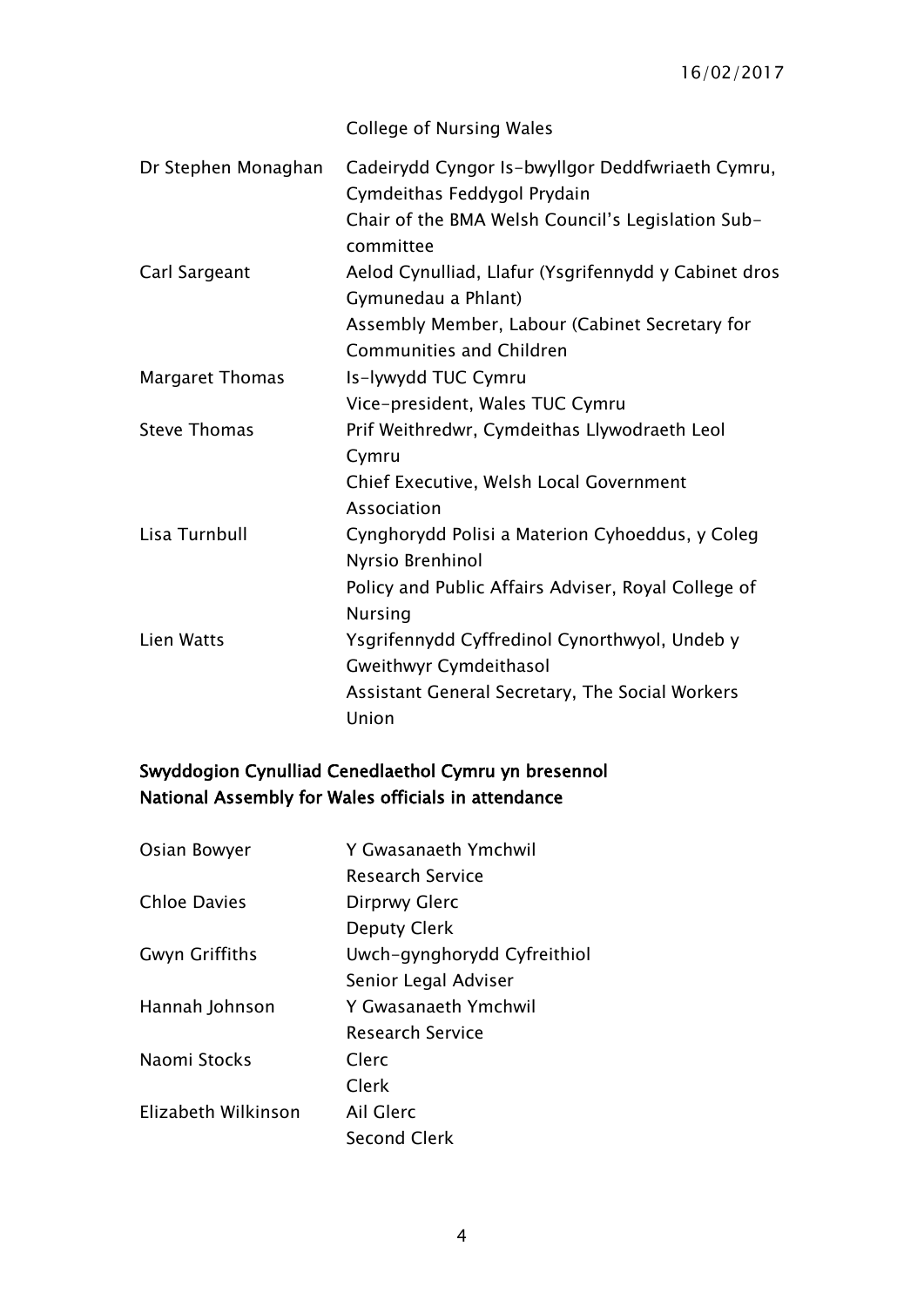| | College of Nursing Wales |
|---|---|
| Dr Stephen Monaghan | Cadeirydd Cyngor Is-bwyllgor Deddfwriaeth Cymru, Cymdeithas Feddygol Prydain<br>Chair of the BMA Welsh Council's Legislation Sub-committee |
| Carl Sargeant | Aelod Cynulliad, Llafur (Ysgrifennydd y Cabinet dros Gymunedau a Phlant)<br>Assembly Member, Labour (Cabinet Secretary for Communities and Children |
| Margaret Thomas | Is-lywydd TUC Cymru<br>Vice-president, Wales TUC Cymru |
| Steve Thomas | Prif Weithredwr, Cymdeithas Llywodraeth Leol Cymru<br>Chief Executive, Welsh Local Government Association |
| Lisa Turnbull | Cynghorydd Polisi a Materion Cyhoeddus, y Coleg Nyrsio Brenhinol<br>Policy and Public Affairs Adviser, Royal College of Nursing |
| Lien Watts | Ysgrifennydd Cyffredinol Cynorthwyol, Undeb y Gweithwyr Cymdeithasol<br>Assistant General Secretary, The Social Workers Union |

**Swyddogion Cynulliad Cenedlaethol Cymru yn bresennol**
**National Assembly for Wales officials in attendance**

| | |
|---|---|
| Osian Bowyer | Y Gwasanaeth Ymchwil<br>Research Service |
| Chloe Davies | Dirprwy Glerc<br>Deputy Clerk |
| Gwyn Griffiths | Uwch-gynghorydd Cyfreithiol<br>Senior Legal Adviser |
| Hannah Johnson | Y Gwasanaeth Ymchwil<br>Research Service |
| Naomi Stocks | Clerc<br>Clerk |
| Elizabeth Wilkinson | Ail Glerc<br>Second Clerk |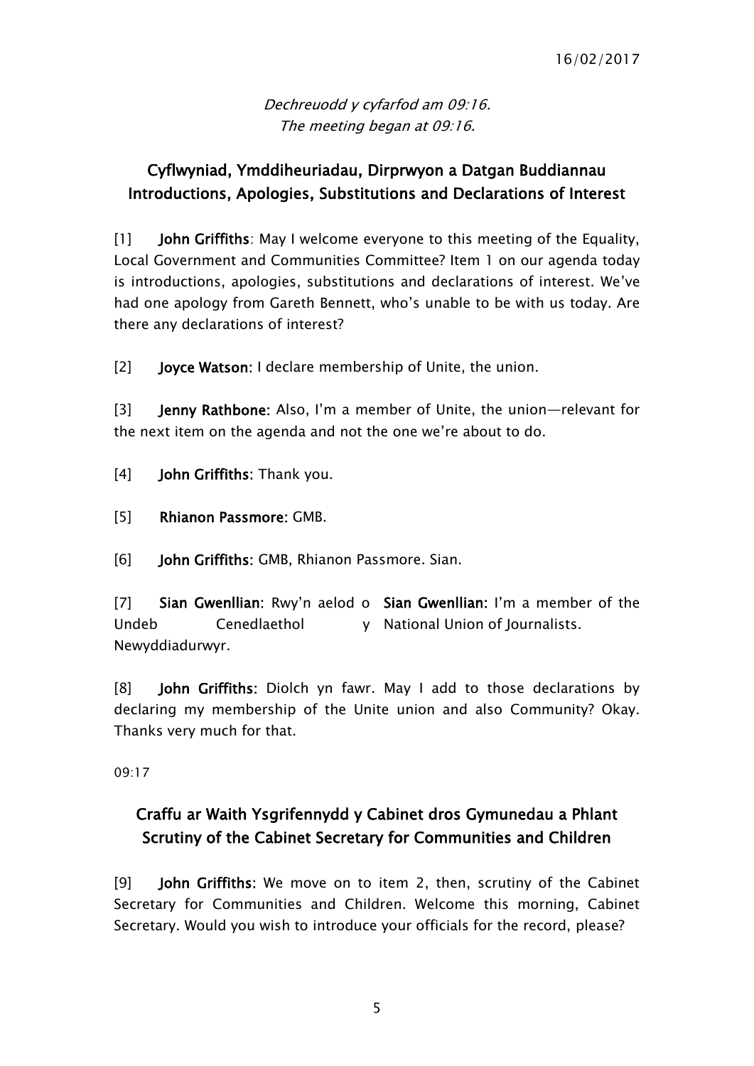*Dechreuodd y cyfarfod am 09:16.*
*The meeting began at 09:16.*

## Cyflwyniad, Ymddiheuriadau, Dirprwyon a Datgan Buddiannau
## Introductions, Apologies, Substitutions and Declarations of Interest

[1] **John Griffiths**: May I welcome everyone to this meeting of the Equality, Local Government and Communities Committee? Item 1 on our agenda today is introductions, apologies, substitutions and declarations of interest. We've had one apology from Gareth Bennett, who's unable to be with us today. Are there any declarations of interest?

[2] **Joyce Watson**: I declare membership of Unite, the union.

[3] **Jenny Rathbone**: Also, I'm a member of Unite, the union—relevant for the next item on the agenda and not the one we're about to do.

[4] **John Griffiths**: Thank you.

[5] **Rhianon Passmore**: GMB.

[6] **John Griffiths**: GMB, Rhianon Passmore. Sian.

[7] **Sian Gwenllian**: Rwy'n aelod o Undeb Cenedlaethol y Newyddiadurwyr.

**Sian Gwenllian**: I'm a member of the National Union of Journalists.

[8] **John Griffiths**: Diolch yn fawr. May I add to those declarations by declaring my membership of the Unite union and also Community? Okay. Thanks very much for that.

09:17

## Craffu ar Waith Ysgrifennydd y Cabinet dros Gymunedau a Phlant
## Scrutiny of the Cabinet Secretary for Communities and Children

[9] **John Griffiths**: We move on to item 2, then, scrutiny of the Cabinet Secretary for Communities and Children. Welcome this morning, Cabinet Secretary. Would you wish to introduce your officials for the record, please?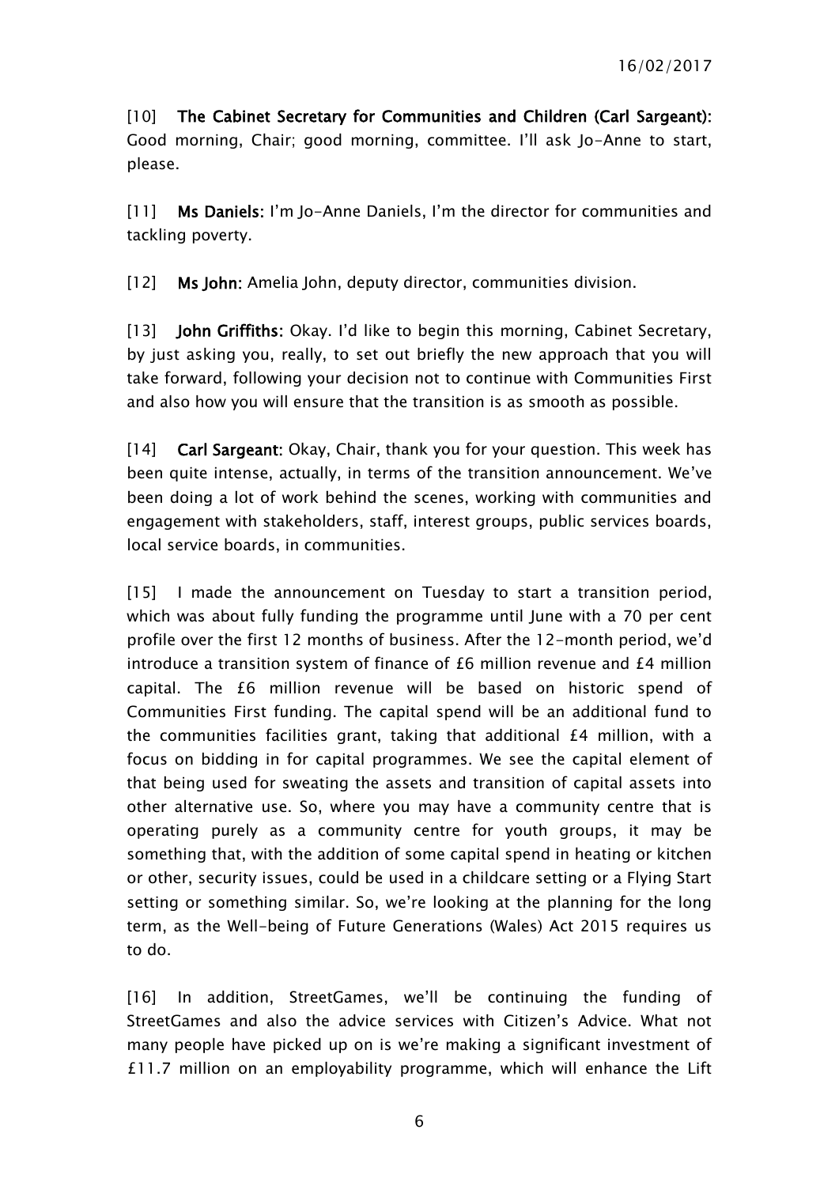[10] **The Cabinet Secretary for Communities and Children (Carl Sargeant):** Good morning, Chair; good morning, committee. I'll ask Jo-Anne to start, please.

[11] **Ms Daniels:** I'm Jo-Anne Daniels, I'm the director for communities and tackling poverty.

[12] **Ms John:** Amelia John, deputy director, communities division.

[13] **John Griffiths:** Okay. I'd like to begin this morning, Cabinet Secretary, by just asking you, really, to set out briefly the new approach that you will take forward, following your decision not to continue with Communities First and also how you will ensure that the transition is as smooth as possible.

[14] **Carl Sargeant:** Okay, Chair, thank you for your question. This week has been quite intense, actually, in terms of the transition announcement. We've been doing a lot of work behind the scenes, working with communities and engagement with stakeholders, staff, interest groups, public services boards, local service boards, in communities.

[15] I made the announcement on Tuesday to start a transition period, which was about fully funding the programme until June with a 70 per cent profile over the first 12 months of business. After the 12-month period, we'd introduce a transition system of finance of £6 million revenue and £4 million capital. The £6 million revenue will be based on historic spend of Communities First funding. The capital spend will be an additional fund to the communities facilities grant, taking that additional £4 million, with a focus on bidding in for capital programmes. We see the capital element of that being used for sweating the assets and transition of capital assets into other alternative use. So, where you may have a community centre that is operating purely as a community centre for youth groups, it may be something that, with the addition of some capital spend in heating or kitchen or other, security issues, could be used in a childcare setting or a Flying Start setting or something similar. So, we're looking at the planning for the long term, as the Well-being of Future Generations (Wales) Act 2015 requires us to do.

[16] In addition, StreetGames, we'll be continuing the funding of StreetGames and also the advice services with Citizen's Advice. What not many people have picked up on is we're making a significant investment of £11.7 million on an employability programme, which will enhance the Lift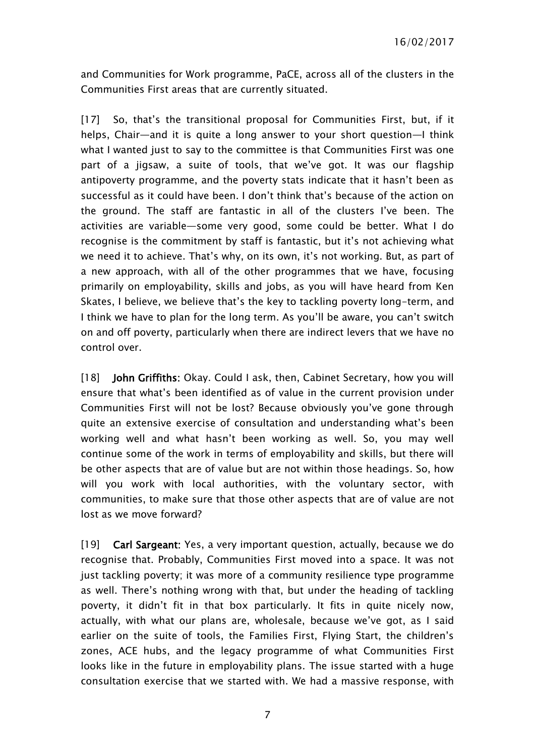and Communities for Work programme, PaCE, across all of the clusters in the Communities First areas that are currently situated.

[17] So, that's the transitional proposal for Communities First, but, if it helps, Chair—and it is quite a long answer to your short question—I think what I wanted just to say to the committee is that Communities First was one part of a jigsaw, a suite of tools, that we've got. It was our flagship antipoverty programme, and the poverty stats indicate that it hasn't been as successful as it could have been. I don't think that's because of the action on the ground. The staff are fantastic in all of the clusters I've been. The activities are variable—some very good, some could be better. What I do recognise is the commitment by staff is fantastic, but it's not achieving what we need it to achieve. That's why, on its own, it's not working. But, as part of a new approach, with all of the other programmes that we have, focusing primarily on employability, skills and jobs, as you will have heard from Ken Skates, I believe, we believe that's the key to tackling poverty long-term, and I think we have to plan for the long term. As you'll be aware, you can't switch on and off poverty, particularly when there are indirect levers that we have no control over.

[18] **John Griffiths:** Okay. Could I ask, then, Cabinet Secretary, how you will ensure that what's been identified as of value in the current provision under Communities First will not be lost? Because obviously you've gone through quite an extensive exercise of consultation and understanding what's been working well and what hasn't been working as well. So, you may well continue some of the work in terms of employability and skills, but there will be other aspects that are of value but are not within those headings. So, how will you work with local authorities, with the voluntary sector, with communities, to make sure that those other aspects that are of value are not lost as we move forward?

[19] **Carl Sargeant:** Yes, a very important question, actually, because we do recognise that. Probably, Communities First moved into a space. It was not just tackling poverty; it was more of a community resilience type programme as well. There's nothing wrong with that, but under the heading of tackling poverty, it didn't fit in that box particularly. It fits in quite nicely now, actually, with what our plans are, wholesale, because we've got, as I said earlier on the suite of tools, the Families First, Flying Start, the children's zones, ACE hubs, and the legacy programme of what Communities First looks like in the future in employability plans. The issue started with a huge consultation exercise that we started with. We had a massive response, with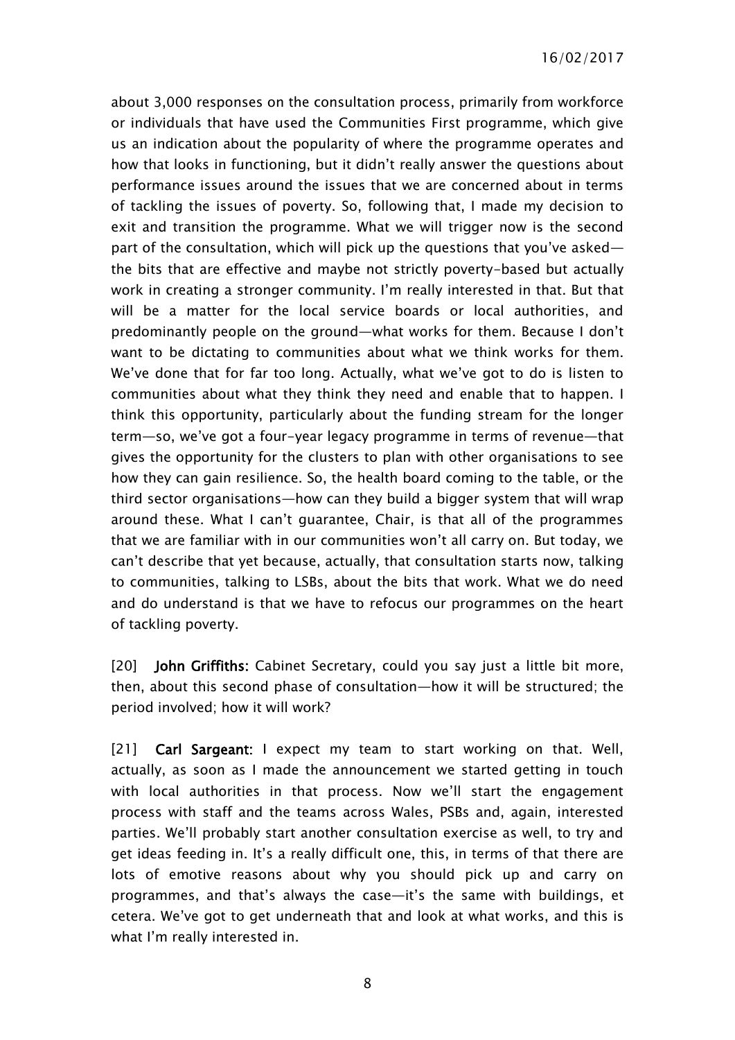about 3,000 responses on the consultation process, primarily from workforce or individuals that have used the Communities First programme, which give us an indication about the popularity of where the programme operates and how that looks in functioning, but it didn't really answer the questions about performance issues around the issues that we are concerned about in terms of tackling the issues of poverty. So, following that, I made my decision to exit and transition the programme. What we will trigger now is the second part of the consultation, which will pick up the questions that you've asked—the bits that are effective and maybe not strictly poverty-based but actually work in creating a stronger community. I'm really interested in that. But that will be a matter for the local service boards or local authorities, and predominantly people on the ground—what works for them. Because I don't want to be dictating to communities about what we think works for them. We've done that for far too long. Actually, what we've got to do is listen to communities about what they think they need and enable that to happen. I think this opportunity, particularly about the funding stream for the longer term—so, we've got a four-year legacy programme in terms of revenue—that gives the opportunity for the clusters to plan with other organisations to see how they can gain resilience. So, the health board coming to the table, or the third sector organisations—how can they build a bigger system that will wrap around these. What I can't guarantee, Chair, is that all of the programmes that we are familiar with in our communities won't all carry on. But today, we can't describe that yet because, actually, that consultation starts now, talking to communities, talking to LSBs, about the bits that work. What we do need and do understand is that we have to refocus our programmes on the heart of tackling poverty.

[20] **John Griffiths:** Cabinet Secretary, could you say just a little bit more, then, about this second phase of consultation—how it will be structured; the period involved; how it will work?

[21] **Carl Sargeant:** I expect my team to start working on that. Well, actually, as soon as I made the announcement we started getting in touch with local authorities in that process. Now we'll start the engagement process with staff and the teams across Wales, PSBs and, again, interested parties. We'll probably start another consultation exercise as well, to try and get ideas feeding in. It's a really difficult one, this, in terms of that there are lots of emotive reasons about why you should pick up and carry on programmes, and that's always the case—it's the same with buildings, et cetera. We've got to get underneath that and look at what works, and this is what I'm really interested in.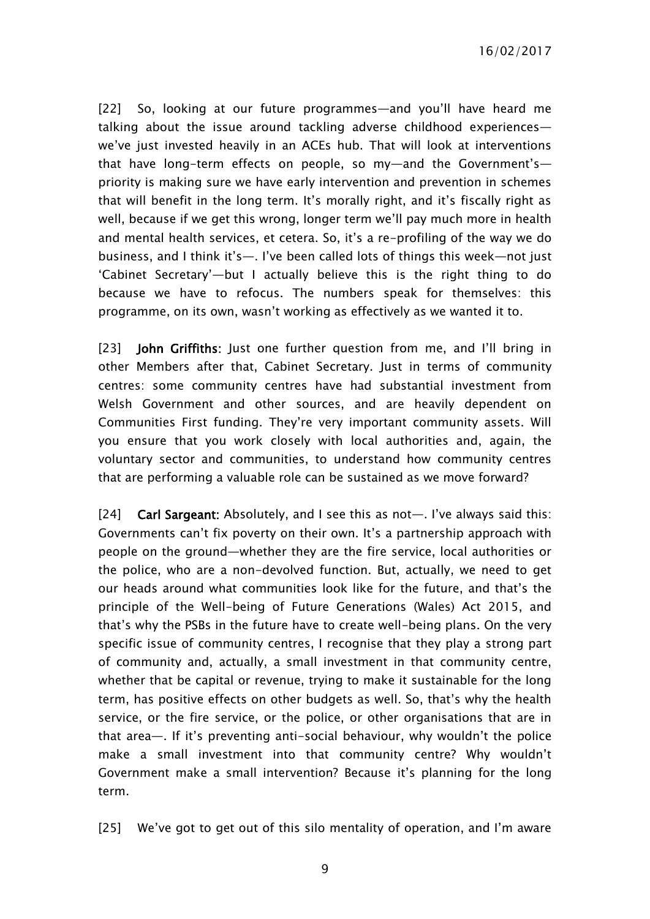[22] So, looking at our future programmes—and you'll have heard me talking about the issue around tackling adverse childhood experiences—we've just invested heavily in an ACEs hub. That will look at interventions that have long-term effects on people, so my—and the Government's—priority is making sure we have early intervention and prevention in schemes that will benefit in the long term. It's morally right, and it's fiscally right as well, because if we get this wrong, longer term we'll pay much more in health and mental health services, et cetera. So, it's a re-profiling of the way we do business, and I think it's—. I've been called lots of things this week—not just 'Cabinet Secretary'—but I actually believe this is the right thing to do because we have to refocus. The numbers speak for themselves: this programme, on its own, wasn't working as effectively as we wanted it to.

[23] **John Griffiths:** Just one further question from me, and I'll bring in other Members after that, Cabinet Secretary. Just in terms of community centres: some community centres have had substantial investment from Welsh Government and other sources, and are heavily dependent on Communities First funding. They're very important community assets. Will you ensure that you work closely with local authorities and, again, the voluntary sector and communities, to understand how community centres that are performing a valuable role can be sustained as we move forward?

[24] **Carl Sargeant:** Absolutely, and I see this as not—. I've always said this: Governments can't fix poverty on their own. It's a partnership approach with people on the ground—whether they are the fire service, local authorities or the police, who are a non-devolved function. But, actually, we need to get our heads around what communities look like for the future, and that's the principle of the Well-being of Future Generations (Wales) Act 2015, and that's why the PSBs in the future have to create well-being plans. On the very specific issue of community centres, I recognise that they play a strong part of community and, actually, a small investment in that community centre, whether that be capital or revenue, trying to make it sustainable for the long term, has positive effects on other budgets as well. So, that's why the health service, or the fire service, or the police, or other organisations that are in that area—. If it's preventing anti-social behaviour, why wouldn't the police make a small investment into that community centre? Why wouldn't Government make a small intervention? Because it's planning for the long term.

[25] We've got to get out of this silo mentality of operation, and I'm aware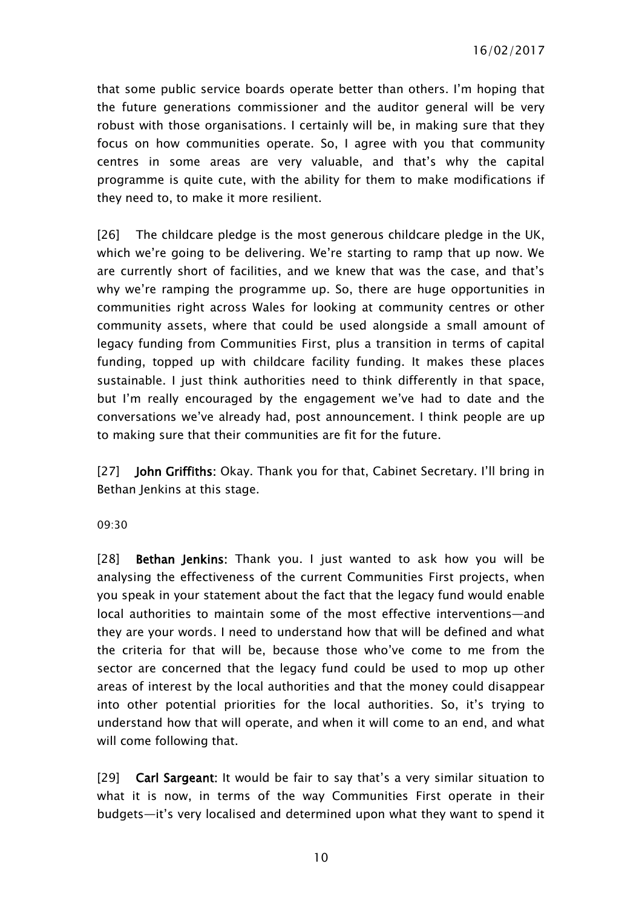that some public service boards operate better than others. I'm hoping that the future generations commissioner and the auditor general will be very robust with those organisations. I certainly will be, in making sure that they focus on how communities operate. So, I agree with you that community centres in some areas are very valuable, and that's why the capital programme is quite cute, with the ability for them to make modifications if they need to, to make it more resilient.

[26] The childcare pledge is the most generous childcare pledge in the UK, which we're going to be delivering. We're starting to ramp that up now. We are currently short of facilities, and we knew that was the case, and that's why we're ramping the programme up. So, there are huge opportunities in communities right across Wales for looking at community centres or other community assets, where that could be used alongside a small amount of legacy funding from Communities First, plus a transition in terms of capital funding, topped up with childcare facility funding. It makes these places sustainable. I just think authorities need to think differently in that space, but I'm really encouraged by the engagement we've had to date and the conversations we've already had, post announcement. I think people are up to making sure that their communities are fit for the future.

[27] **John Griffiths:** Okay. Thank you for that, Cabinet Secretary. I'll bring in Bethan Jenkins at this stage.

09:30

[28] **Bethan Jenkins:** Thank you. I just wanted to ask how you will be analysing the effectiveness of the current Communities First projects, when you speak in your statement about the fact that the legacy fund would enable local authorities to maintain some of the most effective interventions—and they are your words. I need to understand how that will be defined and what the criteria for that will be, because those who've come to me from the sector are concerned that the legacy fund could be used to mop up other areas of interest by the local authorities and that the money could disappear into other potential priorities for the local authorities. So, it's trying to understand how that will operate, and when it will come to an end, and what will come following that.

[29] **Carl Sargeant:** It would be fair to say that's a very similar situation to what it is now, in terms of the way Communities First operate in their budgets—it's very localised and determined upon what they want to spend it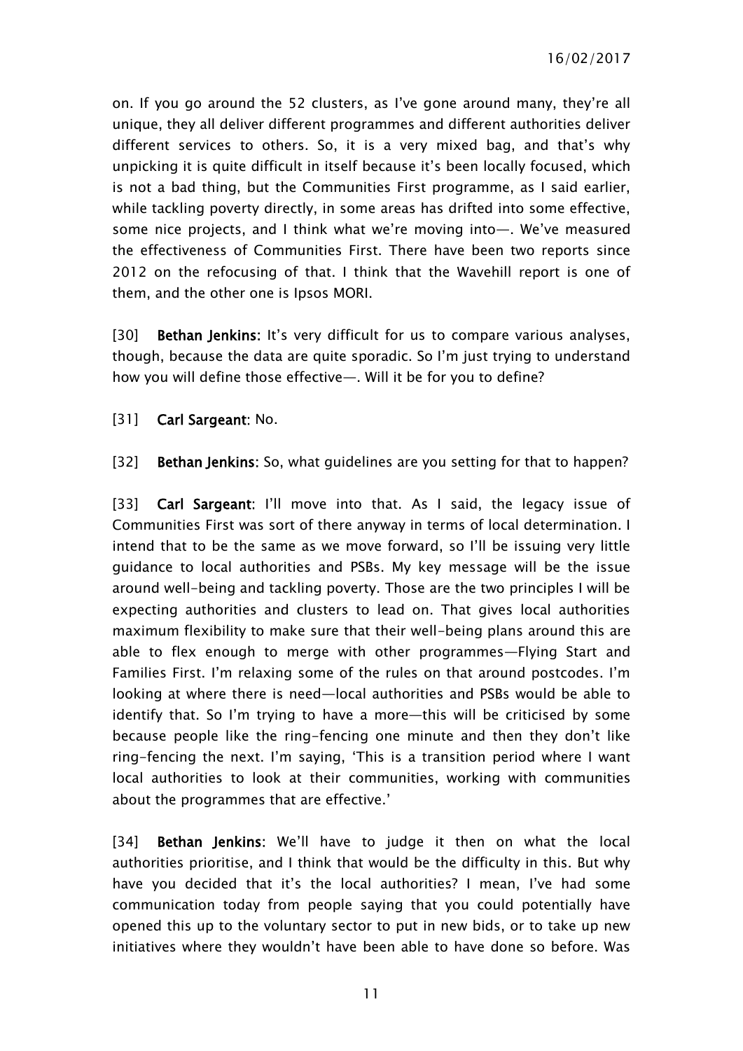on. If you go around the 52 clusters, as I've gone around many, they're all unique, they all deliver different programmes and different authorities deliver different services to others. So, it is a very mixed bag, and that's why unpicking it is quite difficult in itself because it's been locally focused, which is not a bad thing, but the Communities First programme, as I said earlier, while tackling poverty directly, in some areas has drifted into some effective, some nice projects, and I think what we're moving into—. We've measured the effectiveness of Communities First. There have been two reports since 2012 on the refocusing of that. I think that the Wavehill report is one of them, and the other one is Ipsos MORI.

[30] **Bethan Jenkins**: It's very difficult for us to compare various analyses, though, because the data are quite sporadic. So I'm just trying to understand how you will define those effective—. Will it be for you to define?

[31] **Carl Sargeant**: No.

[32] **Bethan Jenkins**: So, what guidelines are you setting for that to happen?

[33] **Carl Sargeant**: I'll move into that. As I said, the legacy issue of Communities First was sort of there anyway in terms of local determination. I intend that to be the same as we move forward, so I'll be issuing very little guidance to local authorities and PSBs. My key message will be the issue around well-being and tackling poverty. Those are the two principles I will be expecting authorities and clusters to lead on. That gives local authorities maximum flexibility to make sure that their well-being plans around this are able to flex enough to merge with other programmes—Flying Start and Families First. I'm relaxing some of the rules on that around postcodes. I'm looking at where there is need—local authorities and PSBs would be able to identify that. So I'm trying to have a more—this will be criticised by some because people like the ring-fencing one minute and then they don't like ring-fencing the next. I'm saying, 'This is a transition period where I want local authorities to look at their communities, working with communities about the programmes that are effective.'

[34] **Bethan Jenkins**: We'll have to judge it then on what the local authorities prioritise, and I think that would be the difficulty in this. But why have you decided that it's the local authorities? I mean, I've had some communication today from people saying that you could potentially have opened this up to the voluntary sector to put in new bids, or to take up new initiatives where they wouldn't have been able to have done so before. Was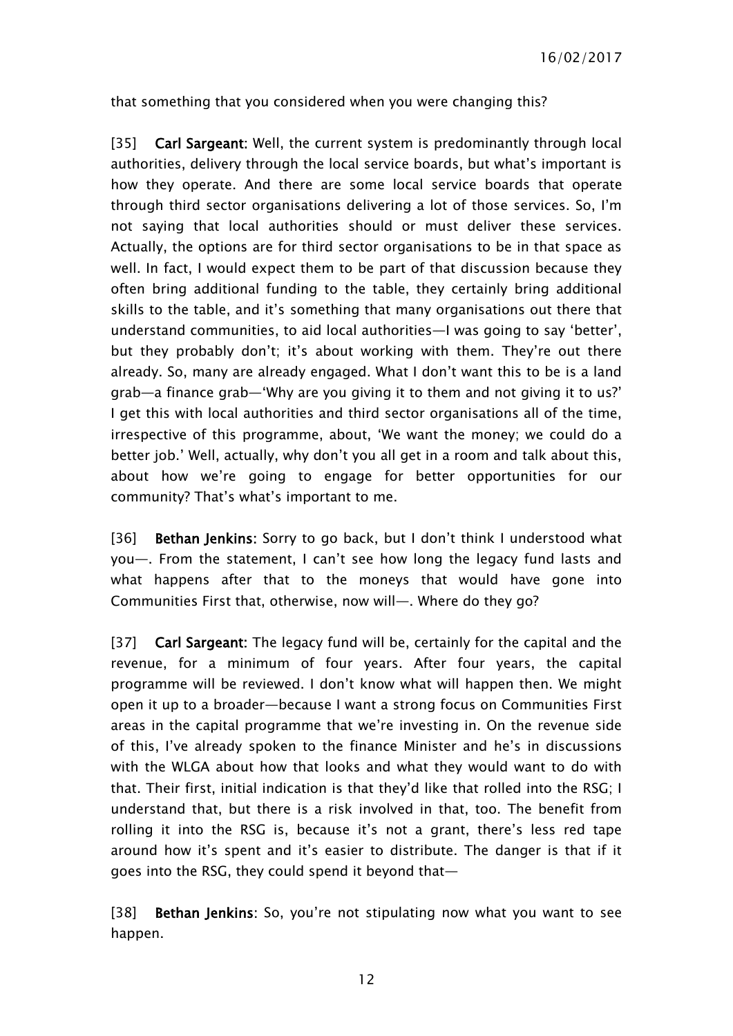that something that you considered when you were changing this?

[35] **Carl Sargeant:** Well, the current system is predominantly through local authorities, delivery through the local service boards, but what's important is how they operate. And there are some local service boards that operate through third sector organisations delivering a lot of those services. So, I'm not saying that local authorities should or must deliver these services. Actually, the options are for third sector organisations to be in that space as well. In fact, I would expect them to be part of that discussion because they often bring additional funding to the table, they certainly bring additional skills to the table, and it's something that many organisations out there that understand communities, to aid local authorities—I was going to say 'better', but they probably don't; it's about working with them. They're out there already. So, many are already engaged. What I don't want this to be is a land grab—a finance grab—'Why are you giving it to them and not giving it to us?' I get this with local authorities and third sector organisations all of the time, irrespective of this programme, about, 'We want the money; we could do a better job.' Well, actually, why don't you all get in a room and talk about this, about how we're going to engage for better opportunities for our community? That's what's important to me.

[36] **Bethan Jenkins:** Sorry to go back, but I don't think I understood what you—. From the statement, I can't see how long the legacy fund lasts and what happens after that to the moneys that would have gone into Communities First that, otherwise, now will—. Where do they go?

[37] **Carl Sargeant:** The legacy fund will be, certainly for the capital and the revenue, for a minimum of four years. After four years, the capital programme will be reviewed. I don't know what will happen then. We might open it up to a broader—because I want a strong focus on Communities First areas in the capital programme that we're investing in. On the revenue side of this, I've already spoken to the finance Minister and he's in discussions with the WLGA about how that looks and what they would want to do with that. Their first, initial indication is that they'd like that rolled into the RSG; I understand that, but there is a risk involved in that, too. The benefit from rolling it into the RSG is, because it's not a grant, there's less red tape around how it's spent and it's easier to distribute. The danger is that if it goes into the RSG, they could spend it beyond that—

[38] **Bethan Jenkins:** So, you're not stipulating now what you want to see happen.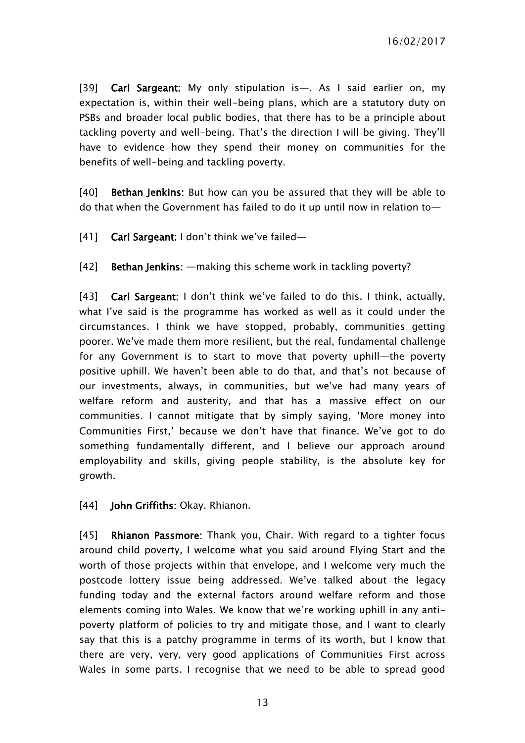[39] **Carl Sargeant:** My only stipulation is—. As I said earlier on, my expectation is, within their well-being plans, which are a statutory duty on PSBs and broader local public bodies, that there has to be a principle about tackling poverty and well-being. That's the direction I will be giving. They'll have to evidence how they spend their money on communities for the benefits of well-being and tackling poverty.

[40] **Bethan Jenkins:** But how can you be assured that they will be able to do that when the Government has failed to do it up until now in relation to—

[41] **Carl Sargeant:** I don't think we've failed—

[42] **Bethan Jenkins:** —making this scheme work in tackling poverty?

[43] **Carl Sargeant:** I don't think we've failed to do this. I think, actually, what I've said is the programme has worked as well as it could under the circumstances. I think we have stopped, probably, communities getting poorer. We've made them more resilient, but the real, fundamental challenge for any Government is to start to move that poverty uphill—the poverty positive uphill. We haven't been able to do that, and that's not because of our investments, always, in communities, but we've had many years of welfare reform and austerity, and that has a massive effect on our communities. I cannot mitigate that by simply saying, 'More money into Communities First,' because we don't have that finance. We've got to do something fundamentally different, and I believe our approach around employability and skills, giving people stability, is the absolute key for growth.

[44] **John Griffiths:** Okay. Rhianon.

[45] **Rhianon Passmore:** Thank you, Chair. With regard to a tighter focus around child poverty, I welcome what you said around Flying Start and the worth of those projects within that envelope, and I welcome very much the postcode lottery issue being addressed. We've talked about the legacy funding today and the external factors around welfare reform and those elements coming into Wales. We know that we're working uphill in any anti-poverty platform of policies to try and mitigate those, and I want to clearly say that this is a patchy programme in terms of its worth, but I know that there are very, very, very good applications of Communities First across Wales in some parts. I recognise that we need to be able to spread good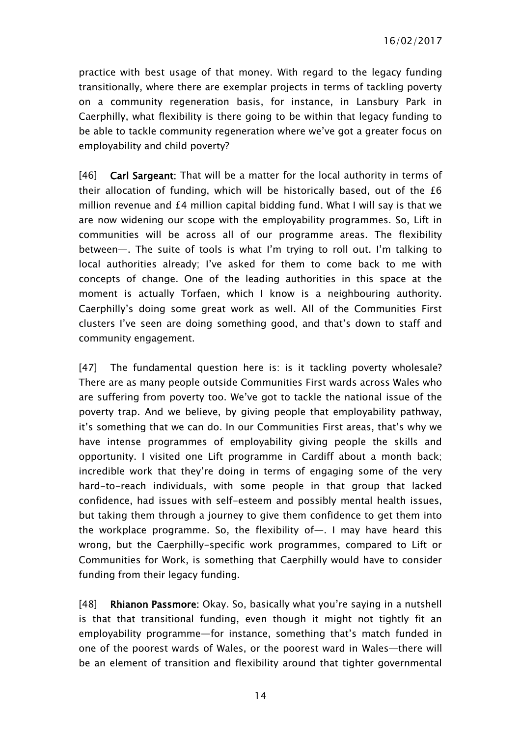practice with best usage of that money. With regard to the legacy funding transitionally, where there are exemplar projects in terms of tackling poverty on a community regeneration basis, for instance, in Lansbury Park in Caerphilly, what flexibility is there going to be within that legacy funding to be able to tackle community regeneration where we've got a greater focus on employability and child poverty?

[46] **Carl Sargeant:** That will be a matter for the local authority in terms of their allocation of funding, which will be historically based, out of the £6 million revenue and £4 million capital bidding fund. What I will say is that we are now widening our scope with the employability programmes. So, Lift in communities will be across all of our programme areas. The flexibility between—. The suite of tools is what I'm trying to roll out. I'm talking to local authorities already; I've asked for them to come back to me with concepts of change. One of the leading authorities in this space at the moment is actually Torfaen, which I know is a neighbouring authority. Caerphilly's doing some great work as well. All of the Communities First clusters I've seen are doing something good, and that's down to staff and community engagement.

[47] The fundamental question here is: is it tackling poverty wholesale? There are as many people outside Communities First wards across Wales who are suffering from poverty too. We've got to tackle the national issue of the poverty trap. And we believe, by giving people that employability pathway, it's something that we can do. In our Communities First areas, that's why we have intense programmes of employability giving people the skills and opportunity. I visited one Lift programme in Cardiff about a month back; incredible work that they're doing in terms of engaging some of the very hard-to-reach individuals, with some people in that group that lacked confidence, had issues with self-esteem and possibly mental health issues, but taking them through a journey to give them confidence to get them into the workplace programme. So, the flexibility of—. I may have heard this wrong, but the Caerphilly-specific work programmes, compared to Lift or Communities for Work, is something that Caerphilly would have to consider funding from their legacy funding.

[48] **Rhianon Passmore:** Okay. So, basically what you're saying in a nutshell is that that transitional funding, even though it might not tightly fit an employability programme—for instance, something that's match funded in one of the poorest wards of Wales, or the poorest ward in Wales—there will be an element of transition and flexibility around that tighter governmental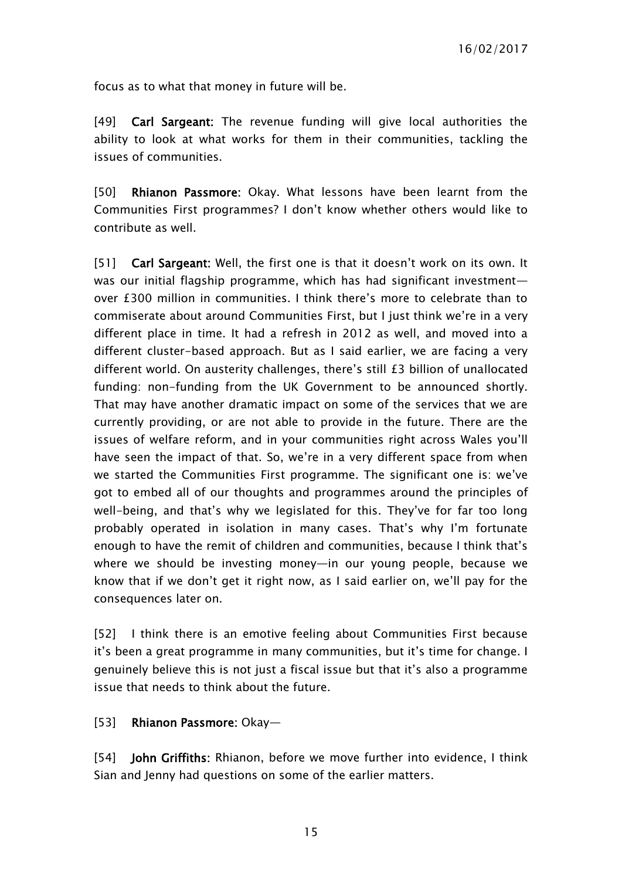focus as to what that money in future will be.

[49] **Carl Sargeant:** The revenue funding will give local authorities the ability to look at what works for them in their communities, tackling the issues of communities.

[50] **Rhianon Passmore:** Okay. What lessons have been learnt from the Communities First programmes? I don't know whether others would like to contribute as well.

[51] **Carl Sargeant:** Well, the first one is that it doesn't work on its own. It was our initial flagship programme, which has had significant investment—over £300 million in communities. I think there's more to celebrate than to commiserate about around Communities First, but I just think we're in a very different place in time. It had a refresh in 2012 as well, and moved into a different cluster-based approach. But as I said earlier, we are facing a very different world. On austerity challenges, there's still £3 billion of unallocated funding: non-funding from the UK Government to be announced shortly. That may have another dramatic impact on some of the services that we are currently providing, or are not able to provide in the future. There are the issues of welfare reform, and in your communities right across Wales you'll have seen the impact of that. So, we're in a very different space from when we started the Communities First programme. The significant one is: we've got to embed all of our thoughts and programmes around the principles of well-being, and that's why we legislated for this. They've for far too long probably operated in isolation in many cases. That's why I'm fortunate enough to have the remit of children and communities, because I think that's where we should be investing money—in our young people, because we know that if we don't get it right now, as I said earlier on, we'll pay for the consequences later on.

[52] I think there is an emotive feeling about Communities First because it's been a great programme in many communities, but it's time for change. I genuinely believe this is not just a fiscal issue but that it's also a programme issue that needs to think about the future.

[53] **Rhianon Passmore:** Okay—

[54] **John Griffiths:** Rhianon, before we move further into evidence, I think Sian and Jenny had questions on some of the earlier matters.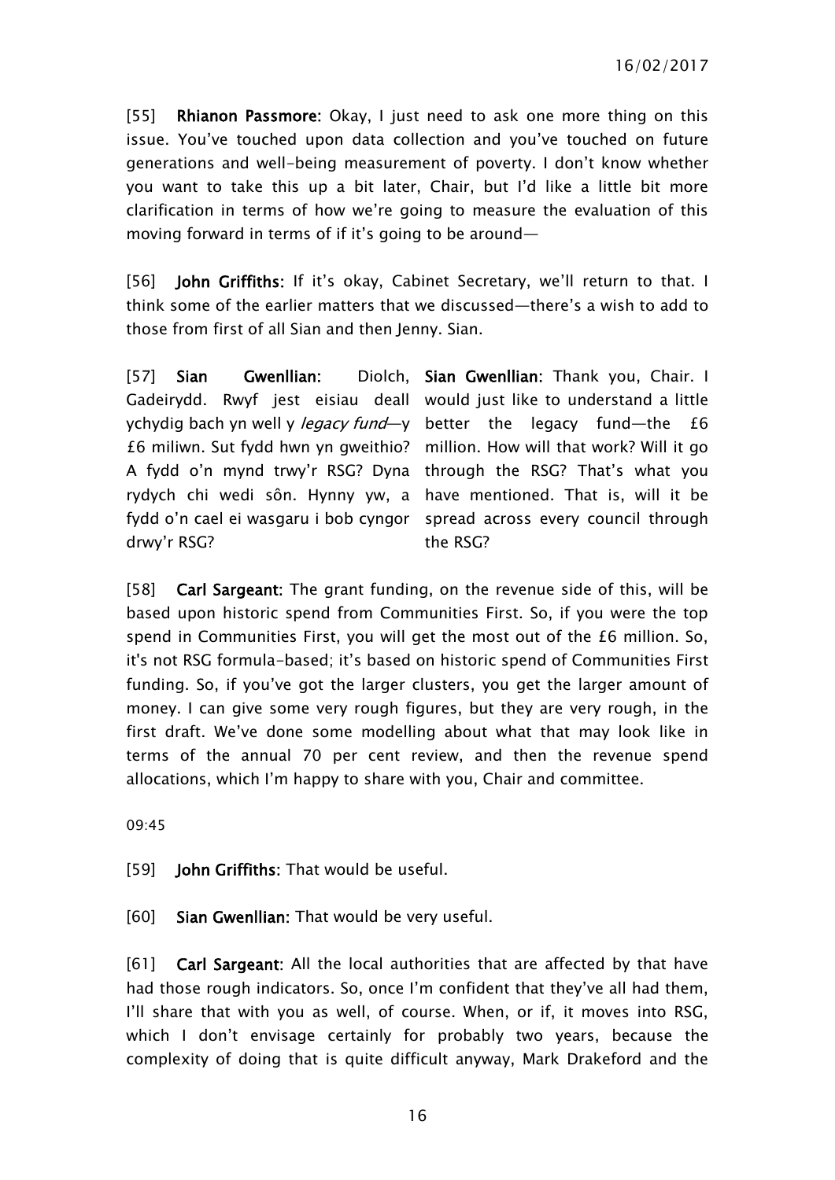[55] **Rhianon Passmore:** Okay, I just need to ask one more thing on this issue. You've touched upon data collection and you've touched on future generations and well-being measurement of poverty. I don't know whether you want to take this up a bit later, Chair, but I'd like a little bit more clarification in terms of how we're going to measure the evaluation of this moving forward in terms of if it's going to be around—

[56] **John Griffiths:** If it's okay, Cabinet Secretary, we'll return to that. I think some of the earlier matters that we discussed—there's a wish to add to those from first of all Sian and then Jenny. Sian.

| | |
|---|---|
| [57] **Sian Gwenllian:** Diolch, Gadeirydd. Rwyf jest eisiau deall ychydig bach yn well y *legacy fund*—y £6 miliwn. Sut fydd hwn yn gweithio? A fydd o'n mynd trwy'r RSG? Dyna rydych chi wedi sôn. Hynny yw, a fydd o'n cael ei wasgaru i bob cyngor drwy'r RSG? | **Sian Gwenllian:** Thank you, Chair. I would just like to understand a little better the legacy fund—the £6 million. How will that work? Will it go through the RSG? That's what you have mentioned. That is, will it be spread across every council through the RSG? |

[58] **Carl Sargeant:** The grant funding, on the revenue side of this, will be based upon historic spend from Communities First. So, if you were the top spend in Communities First, you will get the most out of the £6 million. So, it's not RSG formula-based; it's based on historic spend of Communities First funding. So, if you've got the larger clusters, you get the larger amount of money. I can give some very rough figures, but they are very rough, in the first draft. We've done some modelling about what that may look like in terms of the annual 70 per cent review, and then the revenue spend allocations, which I'm happy to share with you, Chair and committee.

09:45

[59] **John Griffiths:** That would be useful.

[60] **Sian Gwenllian:** That would be very useful.

[61] **Carl Sargeant:** All the local authorities that are affected by that have had those rough indicators. So, once I'm confident that they've all had them, I'll share that with you as well, of course. When, or if, it moves into RSG, which I don't envisage certainly for probably two years, because the complexity of doing that is quite difficult anyway, Mark Drakeford and the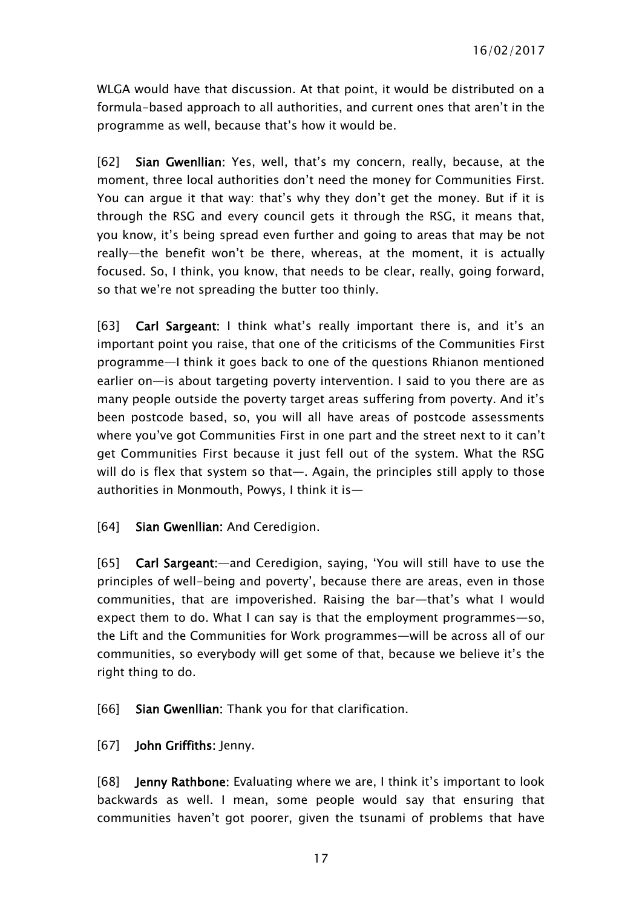WLGA would have that discussion. At that point, it would be distributed on a formula-based approach to all authorities, and current ones that aren't in the programme as well, because that's how it would be.

[62] **Sian Gwenllian:** Yes, well, that's my concern, really, because, at the moment, three local authorities don't need the money for Communities First. You can argue it that way: that's why they don't get the money. But if it is through the RSG and every council gets it through the RSG, it means that, you know, it's being spread even further and going to areas that may be not really—the benefit won't be there, whereas, at the moment, it is actually focused. So, I think, you know, that needs to be clear, really, going forward, so that we're not spreading the butter too thinly.

[63] **Carl Sargeant:** I think what's really important there is, and it's an important point you raise, that one of the criticisms of the Communities First programme—I think it goes back to one of the questions Rhianon mentioned earlier on—is about targeting poverty intervention. I said to you there are as many people outside the poverty target areas suffering from poverty. And it's been postcode based, so, you will all have areas of postcode assessments where you've got Communities First in one part and the street next to it can't get Communities First because it just fell out of the system. What the RSG will do is flex that system so that—. Again, the principles still apply to those authorities in Monmouth, Powys, I think it is—

[64] **Sian Gwenllian:** And Ceredigion.

[65] **Carl Sargeant:**—and Ceredigion, saying, 'You will still have to use the principles of well-being and poverty', because there are areas, even in those communities, that are impoverished. Raising the bar—that's what I would expect them to do. What I can say is that the employment programmes—so, the Lift and the Communities for Work programmes—will be across all of our communities, so everybody will get some of that, because we believe it's the right thing to do.

[66] **Sian Gwenllian:** Thank you for that clarification.

[67] **John Griffiths:** Jenny.

[68] **Jenny Rathbone:** Evaluating where we are, I think it's important to look backwards as well. I mean, some people would say that ensuring that communities haven't got poorer, given the tsunami of problems that have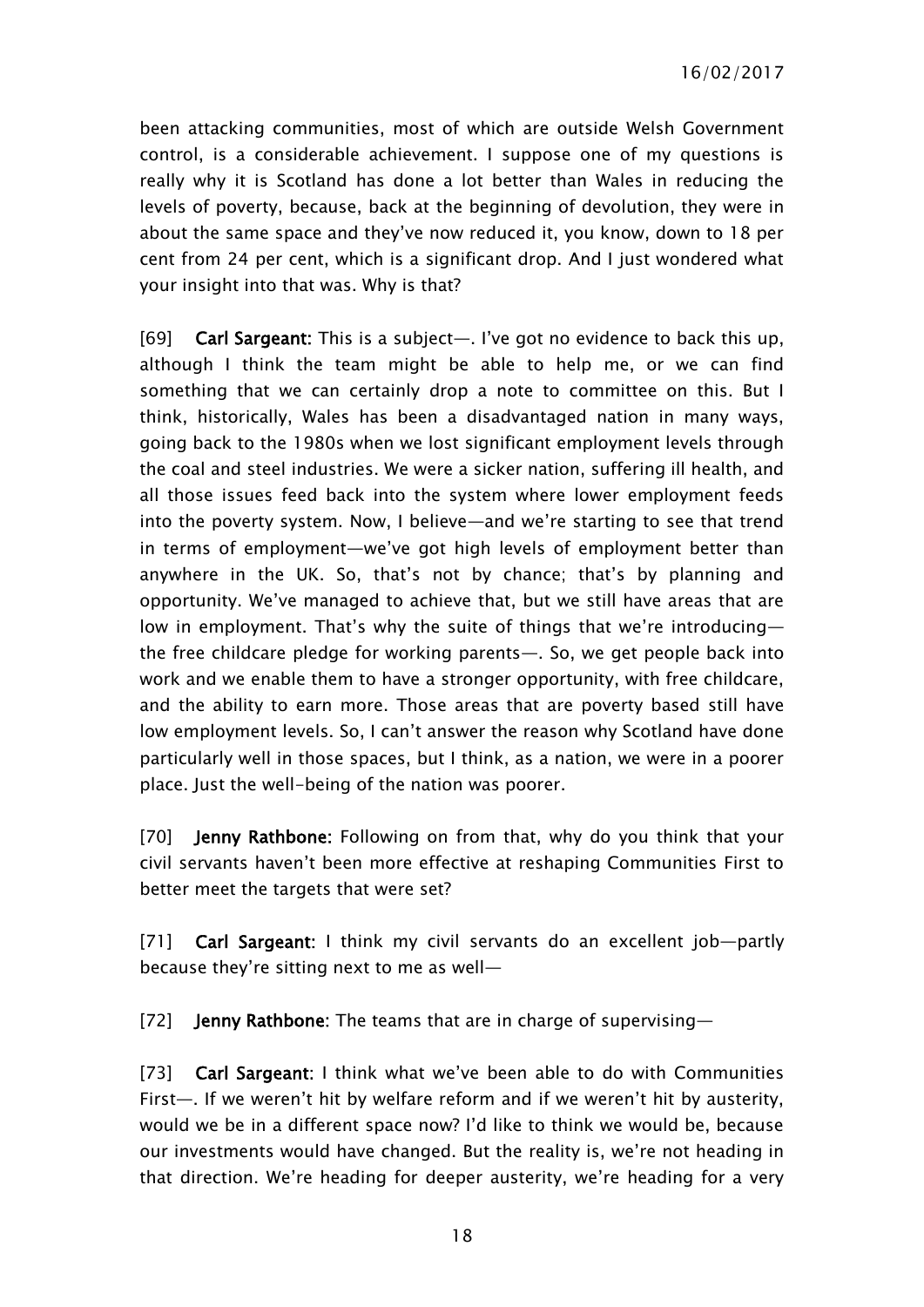been attacking communities, most of which are outside Welsh Government control, is a considerable achievement. I suppose one of my questions is really why it is Scotland has done a lot better than Wales in reducing the levels of poverty, because, back at the beginning of devolution, they were in about the same space and they've now reduced it, you know, down to 18 per cent from 24 per cent, which is a significant drop. And I just wondered what your insight into that was. Why is that?

[69] **Carl Sargeant:** This is a subject—. I've got no evidence to back this up, although I think the team might be able to help me, or we can find something that we can certainly drop a note to committee on this. But I think, historically, Wales has been a disadvantaged nation in many ways, going back to the 1980s when we lost significant employment levels through the coal and steel industries. We were a sicker nation, suffering ill health, and all those issues feed back into the system where lower employment feeds into the poverty system. Now, I believe—and we're starting to see that trend in terms of employment—we've got high levels of employment better than anywhere in the UK. So, that's not by chance; that's by planning and opportunity. We've managed to achieve that, but we still have areas that are low in employment. That's why the suite of things that we're introducing—the free childcare pledge for working parents—. So, we get people back into work and we enable them to have a stronger opportunity, with free childcare, and the ability to earn more. Those areas that are poverty based still have low employment levels. So, I can't answer the reason why Scotland have done particularly well in those spaces, but I think, as a nation, we were in a poorer place. Just the well-being of the nation was poorer.

[70] **Jenny Rathbone:** Following on from that, why do you think that your civil servants haven't been more effective at reshaping Communities First to better meet the targets that were set?

[71] **Carl Sargeant:** I think my civil servants do an excellent job—partly because they're sitting next to me as well—

[72] **Jenny Rathbone:** The teams that are in charge of supervising—

[73] **Carl Sargeant:** I think what we've been able to do with Communities First—. If we weren't hit by welfare reform and if we weren't hit by austerity, would we be in a different space now? I'd like to think we would be, because our investments would have changed. But the reality is, we're not heading in that direction. We're heading for deeper austerity, we're heading for a very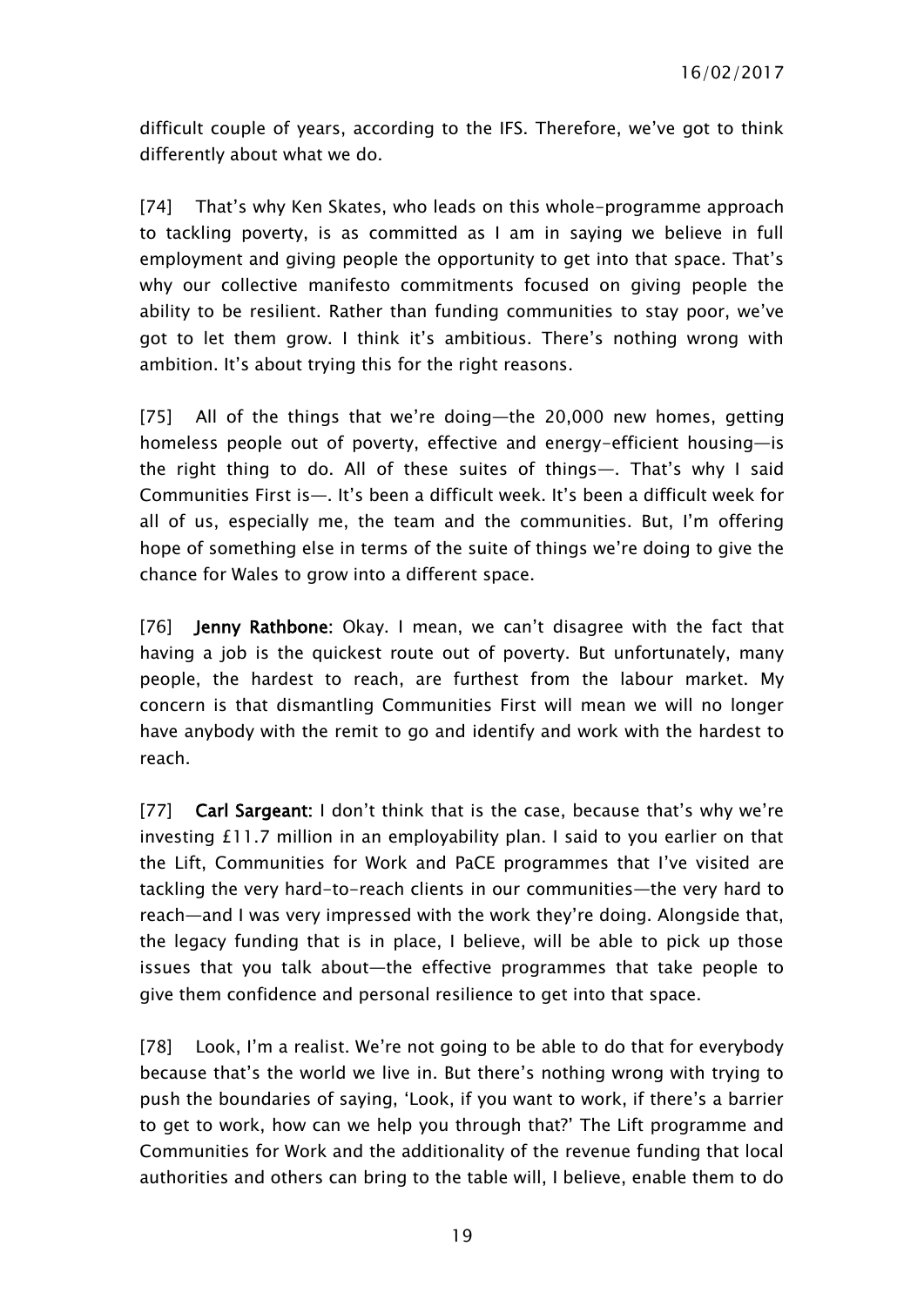difficult couple of years, according to the IFS. Therefore, we've got to think differently about what we do.

[74] That's why Ken Skates, who leads on this whole-programme approach to tackling poverty, is as committed as I am in saying we believe in full employment and giving people the opportunity to get into that space. That's why our collective manifesto commitments focused on giving people the ability to be resilient. Rather than funding communities to stay poor, we've got to let them grow. I think it's ambitious. There's nothing wrong with ambition. It's about trying this for the right reasons.

[75] All of the things that we're doing—the 20,000 new homes, getting homeless people out of poverty, effective and energy-efficient housing—is the right thing to do. All of these suites of things—. That's why I said Communities First is—. It's been a difficult week. It's been a difficult week for all of us, especially me, the team and the communities. But, I'm offering hope of something else in terms of the suite of things we're doing to give the chance for Wales to grow into a different space.

[76] **Jenny Rathbone:** Okay. I mean, we can't disagree with the fact that having a job is the quickest route out of poverty. But unfortunately, many people, the hardest to reach, are furthest from the labour market. My concern is that dismantling Communities First will mean we will no longer have anybody with the remit to go and identify and work with the hardest to reach.

[77] **Carl Sargeant:** I don't think that is the case, because that's why we're investing £11.7 million in an employability plan. I said to you earlier on that the Lift, Communities for Work and PaCE programmes that I've visited are tackling the very hard-to-reach clients in our communities—the very hard to reach—and I was very impressed with the work they're doing. Alongside that, the legacy funding that is in place, I believe, will be able to pick up those issues that you talk about—the effective programmes that take people to give them confidence and personal resilience to get into that space.

[78] Look, I'm a realist. We're not going to be able to do that for everybody because that's the world we live in. But there's nothing wrong with trying to push the boundaries of saying, 'Look, if you want to work, if there's a barrier to get to work, how can we help you through that?' The Lift programme and Communities for Work and the additionality of the revenue funding that local authorities and others can bring to the table will, I believe, enable them to do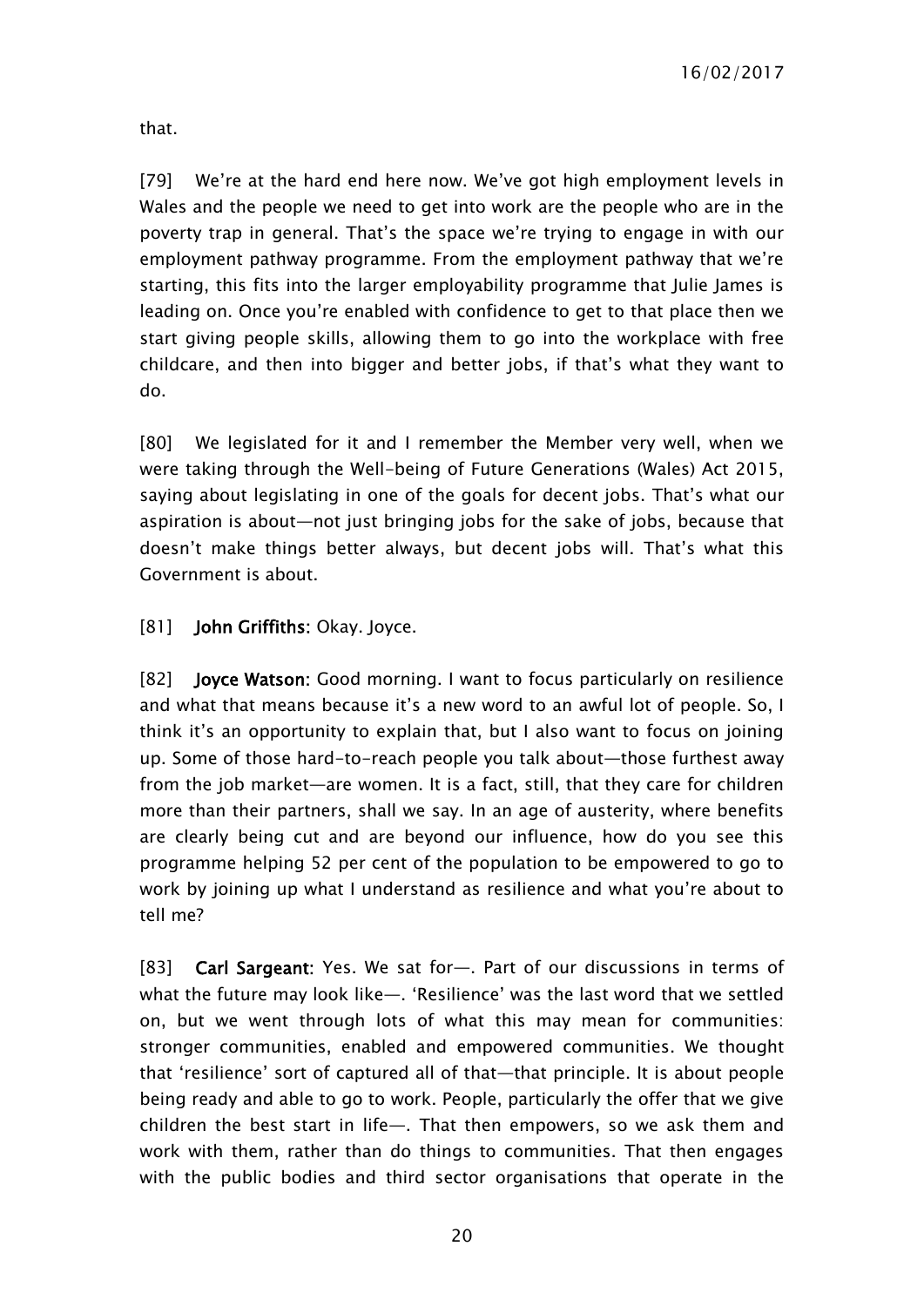that.

[79] We're at the hard end here now. We've got high employment levels in Wales and the people we need to get into work are the people who are in the poverty trap in general. That's the space we're trying to engage in with our employment pathway programme. From the employment pathway that we're starting, this fits into the larger employability programme that Julie James is leading on. Once you're enabled with confidence to get to that place then we start giving people skills, allowing them to go into the workplace with free childcare, and then into bigger and better jobs, if that's what they want to do.

[80] We legislated for it and I remember the Member very well, when we were taking through the Well-being of Future Generations (Wales) Act 2015, saying about legislating in one of the goals for decent jobs. That's what our aspiration is about—not just bringing jobs for the sake of jobs, because that doesn't make things better always, but decent jobs will. That's what this Government is about.

[81] **John Griffiths:** Okay. Joyce.

[82] **Joyce Watson:** Good morning. I want to focus particularly on resilience and what that means because it's a new word to an awful lot of people. So, I think it's an opportunity to explain that, but I also want to focus on joining up. Some of those hard-to-reach people you talk about—those furthest away from the job market—are women. It is a fact, still, that they care for children more than their partners, shall we say. In an age of austerity, where benefits are clearly being cut and are beyond our influence, how do you see this programme helping 52 per cent of the population to be empowered to go to work by joining up what I understand as resilience and what you're about to tell me?

[83] **Carl Sargeant:** Yes. We sat for—. Part of our discussions in terms of what the future may look like—. 'Resilience' was the last word that we settled on, but we went through lots of what this may mean for communities: stronger communities, enabled and empowered communities. We thought that 'resilience' sort of captured all of that—that principle. It is about people being ready and able to go to work. People, particularly the offer that we give children the best start in life—. That then empowers, so we ask them and work with them, rather than do things to communities. That then engages with the public bodies and third sector organisations that operate in the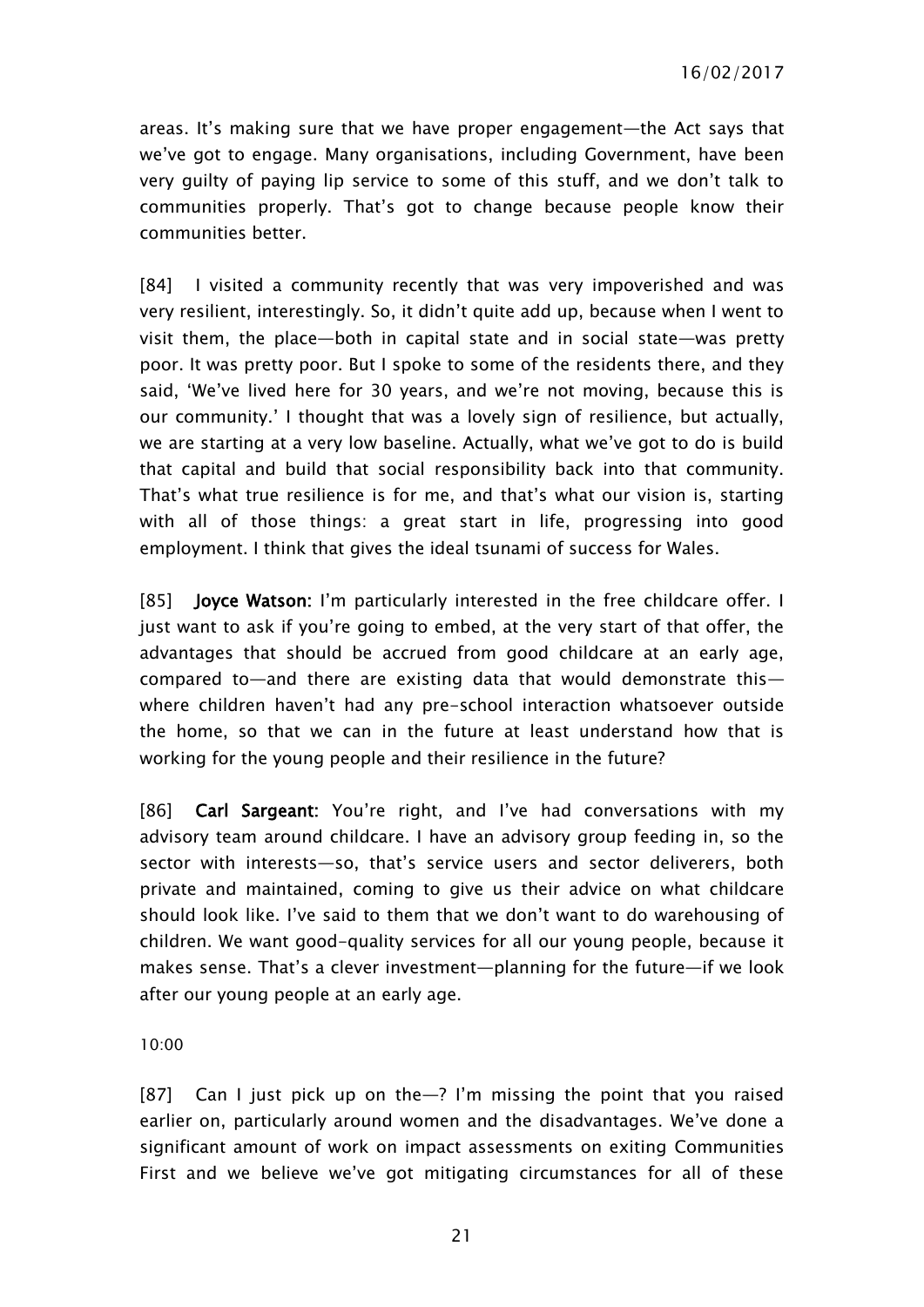areas. It's making sure that we have proper engagement—the Act says that we've got to engage. Many organisations, including Government, have been very guilty of paying lip service to some of this stuff, and we don't talk to communities properly. That's got to change because people know their communities better.

[84] I visited a community recently that was very impoverished and was very resilient, interestingly. So, it didn't quite add up, because when I went to visit them, the place—both in capital state and in social state—was pretty poor. It was pretty poor. But I spoke to some of the residents there, and they said, 'We've lived here for 30 years, and we're not moving, because this is our community.' I thought that was a lovely sign of resilience, but actually, we are starting at a very low baseline. Actually, what we've got to do is build that capital and build that social responsibility back into that community. That's what true resilience is for me, and that's what our vision is, starting with all of those things: a great start in life, progressing into good employment. I think that gives the ideal tsunami of success for Wales.

[85] **Joyce Watson:** I'm particularly interested in the free childcare offer. I just want to ask if you're going to embed, at the very start of that offer, the advantages that should be accrued from good childcare at an early age, compared to—and there are existing data that would demonstrate this—where children haven't had any pre-school interaction whatsoever outside the home, so that we can in the future at least understand how that is working for the young people and their resilience in the future?

[86] **Carl Sargeant:** You're right, and I've had conversations with my advisory team around childcare. I have an advisory group feeding in, so the sector with interests—so, that's service users and sector deliverers, both private and maintained, coming to give us their advice on what childcare should look like. I've said to them that we don't want to do warehousing of children. We want good-quality services for all our young people, because it makes sense. That's a clever investment—planning for the future—if we look after our young people at an early age.

10:00

[87] Can I just pick up on the—? I'm missing the point that you raised earlier on, particularly around women and the disadvantages. We've done a significant amount of work on impact assessments on exiting Communities First and we believe we've got mitigating circumstances for all of these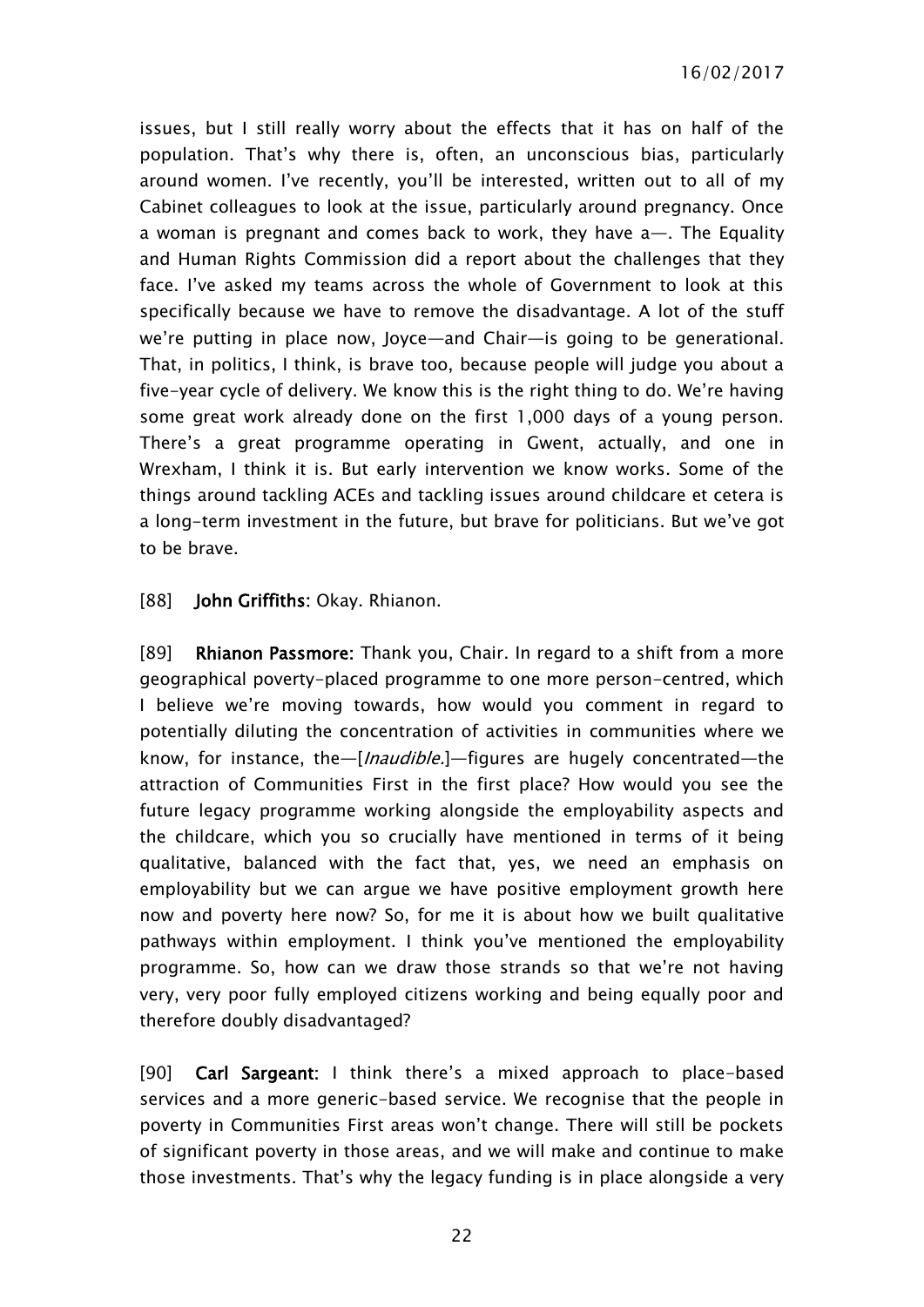issues, but I still really worry about the effects that it has on half of the population. That's why there is, often, an unconscious bias, particularly around women. I've recently, you'll be interested, written out to all of my Cabinet colleagues to look at the issue, particularly around pregnancy. Once a woman is pregnant and comes back to work, they have a—. The Equality and Human Rights Commission did a report about the challenges that they face. I've asked my teams across the whole of Government to look at this specifically because we have to remove the disadvantage. A lot of the stuff we're putting in place now, Joyce—and Chair—is going to be generational. That, in politics, I think, is brave too, because people will judge you about a five-year cycle of delivery. We know this is the right thing to do. We're having some great work already done on the first 1,000 days of a young person. There's a great programme operating in Gwent, actually, and one in Wrexham, I think it is. But early intervention we know works. Some of the things around tackling ACEs and tackling issues around childcare et cetera is a long-term investment in the future, but brave for politicians. But we've got to be brave.

[88] **John Griffiths**: Okay. Rhianon.

[89] **Rhianon Passmore**: Thank you, Chair. In regard to a shift from a more geographical poverty-placed programme to one more person-centred, which I believe we're moving towards, how would you comment in regard to potentially diluting the concentration of activities in communities where we know, for instance, the—[*Inaudible.*]—figures are hugely concentrated—the attraction of Communities First in the first place? How would you see the future legacy programme working alongside the employability aspects and the childcare, which you so crucially have mentioned in terms of it being qualitative, balanced with the fact that, yes, we need an emphasis on employability but we can argue we have positive employment growth here now and poverty here now? So, for me it is about how we built qualitative pathways within employment. I think you've mentioned the employability programme. So, how can we draw those strands so that we're not having very, very poor fully employed citizens working and being equally poor and therefore doubly disadvantaged?

[90] **Carl Sargeant**: I think there's a mixed approach to place-based services and a more generic-based service. We recognise that the people in poverty in Communities First areas won't change. There will still be pockets of significant poverty in those areas, and we will make and continue to make those investments. That's why the legacy funding is in place alongside a very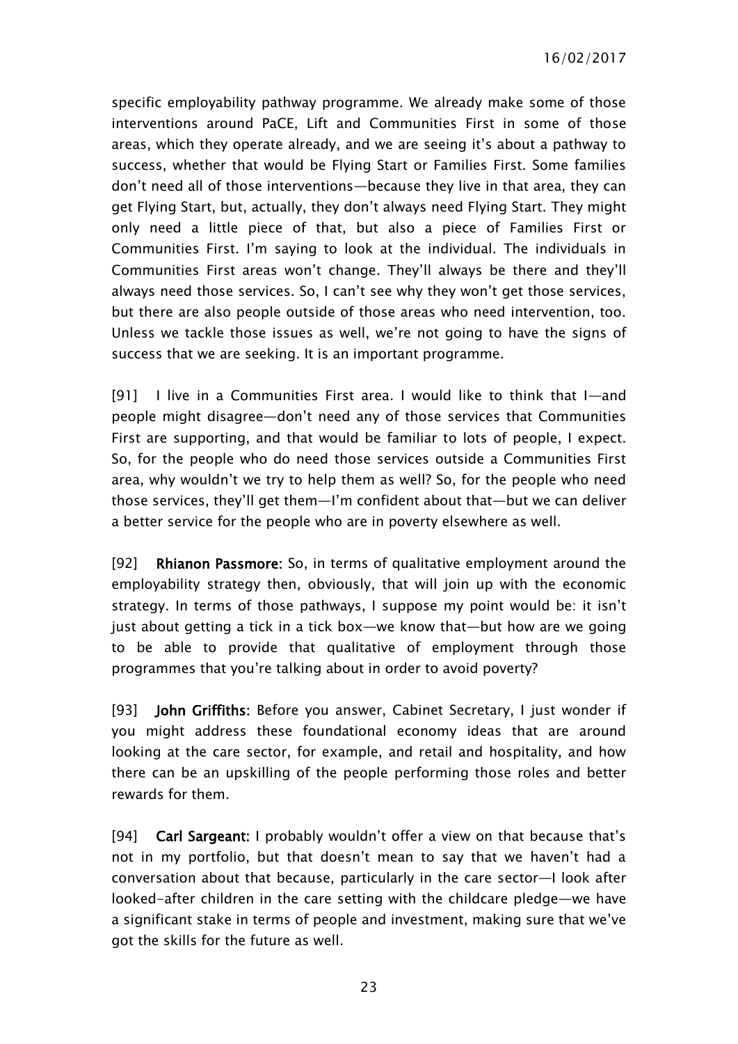specific employability pathway programme. We already make some of those interventions around PaCE, Lift and Communities First in some of those areas, which they operate already, and we are seeing it's about a pathway to success, whether that would be Flying Start or Families First. Some families don't need all of those interventions—because they live in that area, they can get Flying Start, but, actually, they don't always need Flying Start. They might only need a little piece of that, but also a piece of Families First or Communities First. I'm saying to look at the individual. The individuals in Communities First areas won't change. They'll always be there and they'll always need those services. So, I can't see why they won't get those services, but there are also people outside of those areas who need intervention, too. Unless we tackle those issues as well, we're not going to have the signs of success that we are seeking. It is an important programme.

[91] I live in a Communities First area. I would like to think that I—and people might disagree—don't need any of those services that Communities First are supporting, and that would be familiar to lots of people, I expect. So, for the people who do need those services outside a Communities First area, why wouldn't we try to help them as well? So, for the people who need those services, they'll get them—I'm confident about that—but we can deliver a better service for the people who are in poverty elsewhere as well.

[92] **Rhianon Passmore:** So, in terms of qualitative employment around the employability strategy then, obviously, that will join up with the economic strategy. In terms of those pathways, I suppose my point would be: it isn't just about getting a tick in a tick box—we know that—but how are we going to be able to provide that qualitative of employment through those programmes that you're talking about in order to avoid poverty?

[93] **John Griffiths:** Before you answer, Cabinet Secretary, I just wonder if you might address these foundational economy ideas that are around looking at the care sector, for example, and retail and hospitality, and how there can be an upskilling of the people performing those roles and better rewards for them.

[94] **Carl Sargeant:** I probably wouldn't offer a view on that because that's not in my portfolio, but that doesn't mean to say that we haven't had a conversation about that because, particularly in the care sector—I look after looked-after children in the care setting with the childcare pledge—we have a significant stake in terms of people and investment, making sure that we've got the skills for the future as well.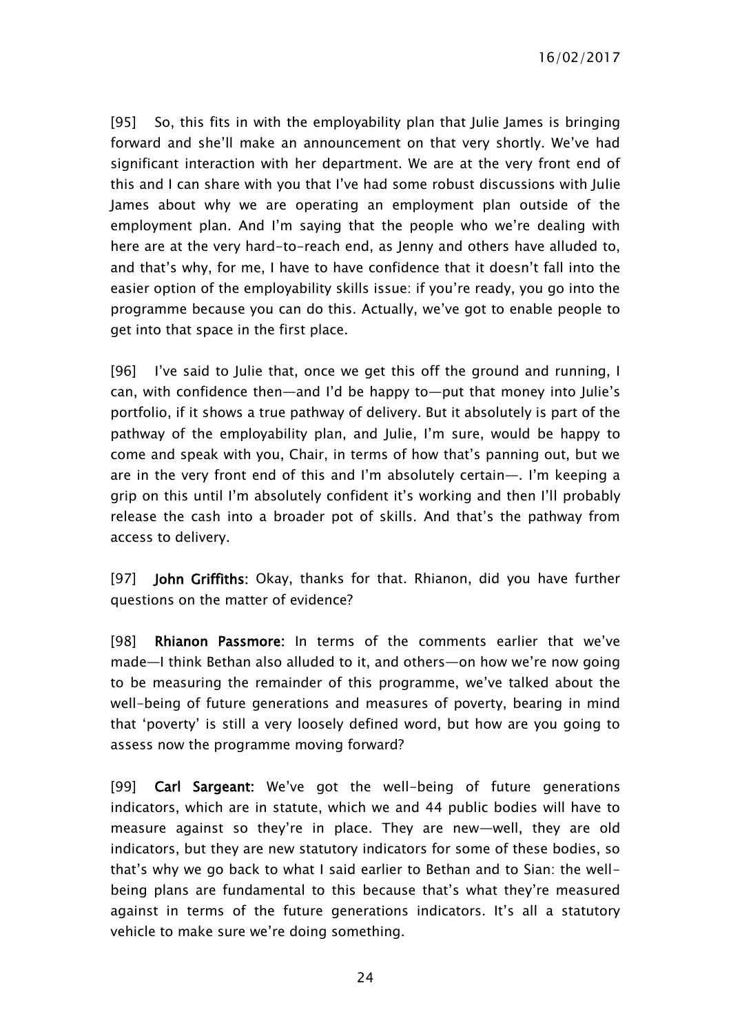[95] So, this fits in with the employability plan that Julie James is bringing forward and she'll make an announcement on that very shortly. We've had significant interaction with her department. We are at the very front end of this and I can share with you that I've had some robust discussions with Julie James about why we are operating an employment plan outside of the employment plan. And I'm saying that the people who we're dealing with here are at the very hard-to-reach end, as Jenny and others have alluded to, and that's why, for me, I have to have confidence that it doesn't fall into the easier option of the employability skills issue: if you're ready, you go into the programme because you can do this. Actually, we've got to enable people to get into that space in the first place.

[96] I've said to Julie that, once we get this off the ground and running, I can, with confidence then—and I'd be happy to—put that money into Julie's portfolio, if it shows a true pathway of delivery. But it absolutely is part of the pathway of the employability plan, and Julie, I'm sure, would be happy to come and speak with you, Chair, in terms of how that's panning out, but we are in the very front end of this and I'm absolutely certain—. I'm keeping a grip on this until I'm absolutely confident it's working and then I'll probably release the cash into a broader pot of skills. And that's the pathway from access to delivery.

[97] **John Griffiths:** Okay, thanks for that. Rhianon, did you have further questions on the matter of evidence?

[98] **Rhianon Passmore:** In terms of the comments earlier that we've made—I think Bethan also alluded to it, and others—on how we're now going to be measuring the remainder of this programme, we've talked about the well-being of future generations and measures of poverty, bearing in mind that 'poverty' is still a very loosely defined word, but how are you going to assess now the programme moving forward?

[99] **Carl Sargeant:** We've got the well-being of future generations indicators, which are in statute, which we and 44 public bodies will have to measure against so they're in place. They are new—well, they are old indicators, but they are new statutory indicators for some of these bodies, so that's why we go back to what I said earlier to Bethan and to Sian: the well-being plans are fundamental to this because that's what they're measured against in terms of the future generations indicators. It's all a statutory vehicle to make sure we're doing something.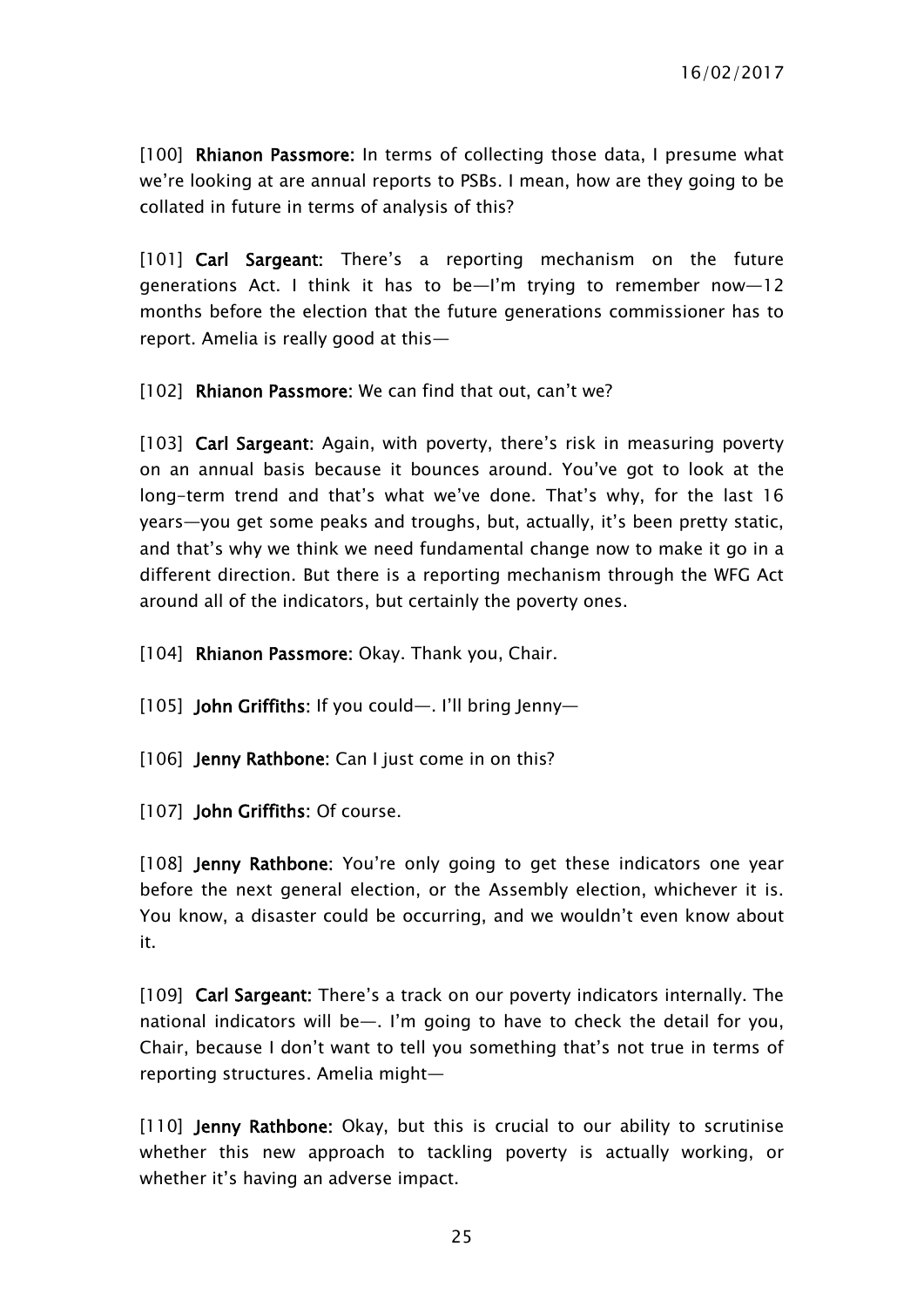[100] **Rhianon Passmore:** In terms of collecting those data, I presume what we're looking at are annual reports to PSBs. I mean, how are they going to be collated in future in terms of analysis of this?

[101] **Carl Sargeant:** There's a reporting mechanism on the future generations Act. I think it has to be—I'm trying to remember now—12 months before the election that the future generations commissioner has to report. Amelia is really good at this—

[102] **Rhianon Passmore:** We can find that out, can't we?

[103] **Carl Sargeant:** Again, with poverty, there's risk in measuring poverty on an annual basis because it bounces around. You've got to look at the long-term trend and that's what we've done. That's why, for the last 16 years—you get some peaks and troughs, but, actually, it's been pretty static, and that's why we think we need fundamental change now to make it go in a different direction. But there is a reporting mechanism through the WFG Act around all of the indicators, but certainly the poverty ones.

[104] **Rhianon Passmore:** Okay. Thank you, Chair.

[105] **John Griffiths:** If you could—. I'll bring Jenny—

[106] **Jenny Rathbone:** Can I just come in on this?

[107] **John Griffiths:** Of course.

[108] **Jenny Rathbone:** You're only going to get these indicators one year before the next general election, or the Assembly election, whichever it is. You know, a disaster could be occurring, and we wouldn't even know about it.

[109] **Carl Sargeant:** There's a track on our poverty indicators internally. The national indicators will be—. I'm going to have to check the detail for you, Chair, because I don't want to tell you something that's not true in terms of reporting structures. Amelia might—

[110] **Jenny Rathbone:** Okay, but this is crucial to our ability to scrutinise whether this new approach to tackling poverty is actually working, or whether it's having an adverse impact.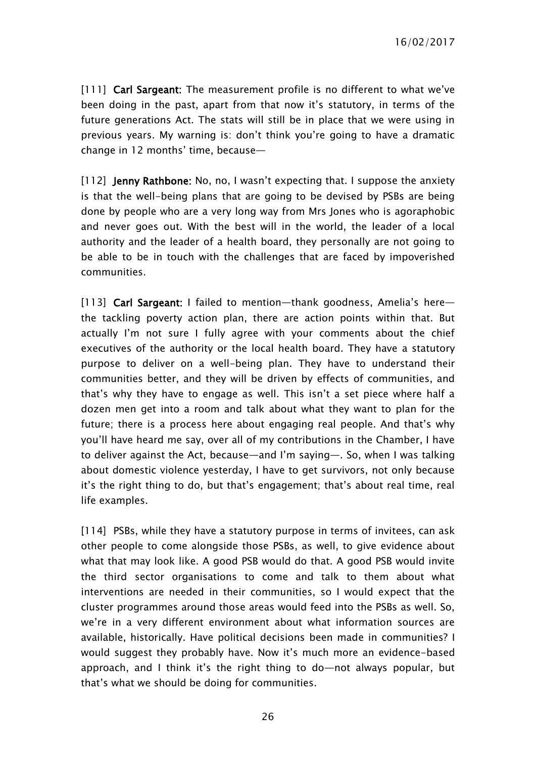[111] **Carl Sargeant:** The measurement profile is no different to what we've been doing in the past, apart from that now it's statutory, in terms of the future generations Act. The stats will still be in place that we were using in previous years. My warning is: don't think you're going to have a dramatic change in 12 months' time, because—

[112] **Jenny Rathbone:** No, no, I wasn't expecting that. I suppose the anxiety is that the well-being plans that are going to be devised by PSBs are being done by people who are a very long way from Mrs Jones who is agoraphobic and never goes out. With the best will in the world, the leader of a local authority and the leader of a health board, they personally are not going to be able to be in touch with the challenges that are faced by impoverished communities.

[113] **Carl Sargeant:** I failed to mention—thank goodness, Amelia's here—the tackling poverty action plan, there are action points within that. But actually I'm not sure I fully agree with your comments about the chief executives of the authority or the local health board. They have a statutory purpose to deliver on a well-being plan. They have to understand their communities better, and they will be driven by effects of communities, and that's why they have to engage as well. This isn't a set piece where half a dozen men get into a room and talk about what they want to plan for the future; there is a process here about engaging real people. And that's why you'll have heard me say, over all of my contributions in the Chamber, I have to deliver against the Act, because—and I'm saying—. So, when I was talking about domestic violence yesterday, I have to get survivors, not only because it's the right thing to do, but that's engagement; that's about real time, real life examples.

[114] PSBs, while they have a statutory purpose in terms of invitees, can ask other people to come alongside those PSBs, as well, to give evidence about what that may look like. A good PSB would do that. A good PSB would invite the third sector organisations to come and talk to them about what interventions are needed in their communities, so I would expect that the cluster programmes around those areas would feed into the PSBs as well. So, we're in a very different environment about what information sources are available, historically. Have political decisions been made in communities? I would suggest they probably have. Now it's much more an evidence-based approach, and I think it's the right thing to do—not always popular, but that's what we should be doing for communities.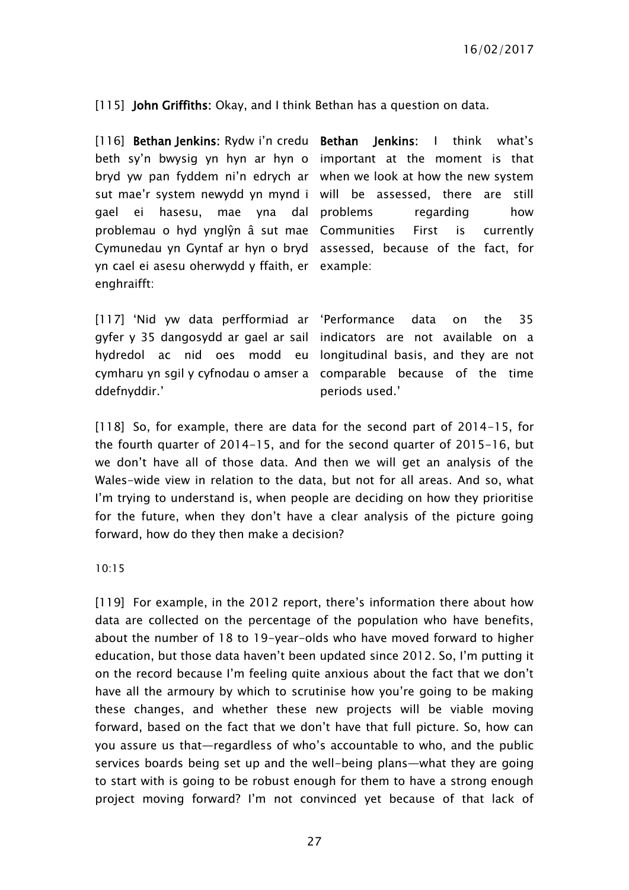[115] **John Griffiths:** Okay, and I think Bethan has a question on data.

[116] **Bethan Jenkins:** Rydw i'n credu beth sy'n bwysig yn hyn ar hyn o bryd yw pan fyddem ni'n edrych ar sut mae'r system newydd yn mynd i gael ei hasesu, mae yna dal problemau o hyd ynglŷn â sut mae Cymunedau yn Gyntaf ar hyn o bryd yn cael ei asesu oherwydd y ffaith, er enghraifft:

**Bethan Jenkins:** I think what's important at the moment is that when we look at how the new system will be assessed, there are still problems regarding how Communities First is currently assessed, because of the fact, for example:

[117] 'Nid yw data perfformiad ar gyfer y 35 dangosydd ar gael ar sail hydredol ac nid oes modd eu cymharu yn sgil y cyfnodau o amser a ddefnyddir.'

'Performance data on the 35 indicators are not available on a longitudinal basis, and they are not comparable because of the time periods used.'

[118] So, for example, there are data for the second part of 2014-15, for the fourth quarter of 2014-15, and for the second quarter of 2015-16, but we don't have all of those data. And then we will get an analysis of the Wales-wide view in relation to the data, but not for all areas. And so, what I'm trying to understand is, when people are deciding on how they prioritise for the future, when they don't have a clear analysis of the picture going forward, how do they then make a decision?

10:15

[119] For example, in the 2012 report, there's information there about how data are collected on the percentage of the population who have benefits, about the number of 18 to 19-year-olds who have moved forward to higher education, but those data haven't been updated since 2012. So, I'm putting it on the record because I'm feeling quite anxious about the fact that we don't have all the armoury by which to scrutinise how you're going to be making these changes, and whether these new projects will be viable moving forward, based on the fact that we don't have that full picture. So, how can you assure us that—regardless of who's accountable to who, and the public services boards being set up and the well-being plans—what they are going to start with is going to be robust enough for them to have a strong enough project moving forward? I'm not convinced yet because of that lack of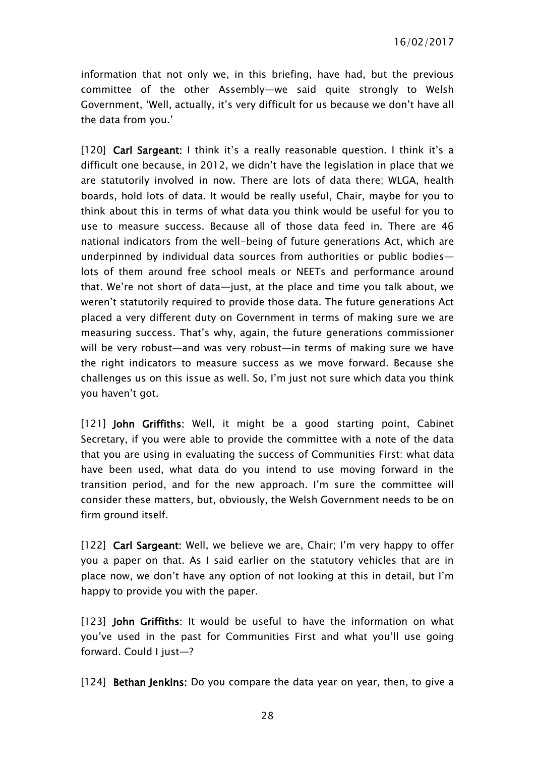information that not only we, in this briefing, have had, but the previous committee of the other Assembly—we said quite strongly to Welsh Government, 'Well, actually, it's very difficult for us because we don't have all the data from you.'

[120] **Carl Sargeant**: I think it's a really reasonable question. I think it's a difficult one because, in 2012, we didn't have the legislation in place that we are statutorily involved in now. There are lots of data there; WLGA, health boards, hold lots of data. It would be really useful, Chair, maybe for you to think about this in terms of what data you think would be useful for you to use to measure success. Because all of those data feed in. There are 46 national indicators from the well-being of future generations Act, which are underpinned by individual data sources from authorities or public bodies—lots of them around free school meals or NEETs and performance around that. We're not short of data—just, at the place and time you talk about, we weren't statutorily required to provide those data. The future generations Act placed a very different duty on Government in terms of making sure we are measuring success. That's why, again, the future generations commissioner will be very robust—and was very robust—in terms of making sure we have the right indicators to measure success as we move forward. Because she challenges us on this issue as well. So, I'm just not sure which data you think you haven't got.

[121] **John Griffiths**: Well, it might be a good starting point, Cabinet Secretary, if you were able to provide the committee with a note of the data that you are using in evaluating the success of Communities First: what data have been used, what data do you intend to use moving forward in the transition period, and for the new approach. I'm sure the committee will consider these matters, but, obviously, the Welsh Government needs to be on firm ground itself.

[122] **Carl Sargeant**: Well, we believe we are, Chair; I'm very happy to offer you a paper on that. As I said earlier on the statutory vehicles that are in place now, we don't have any option of not looking at this in detail, but I'm happy to provide you with the paper.

[123] **John Griffiths**: It would be useful to have the information on what you've used in the past for Communities First and what you'll use going forward. Could I just—?

[124] **Bethan Jenkins**: Do you compare the data year on year, then, to give a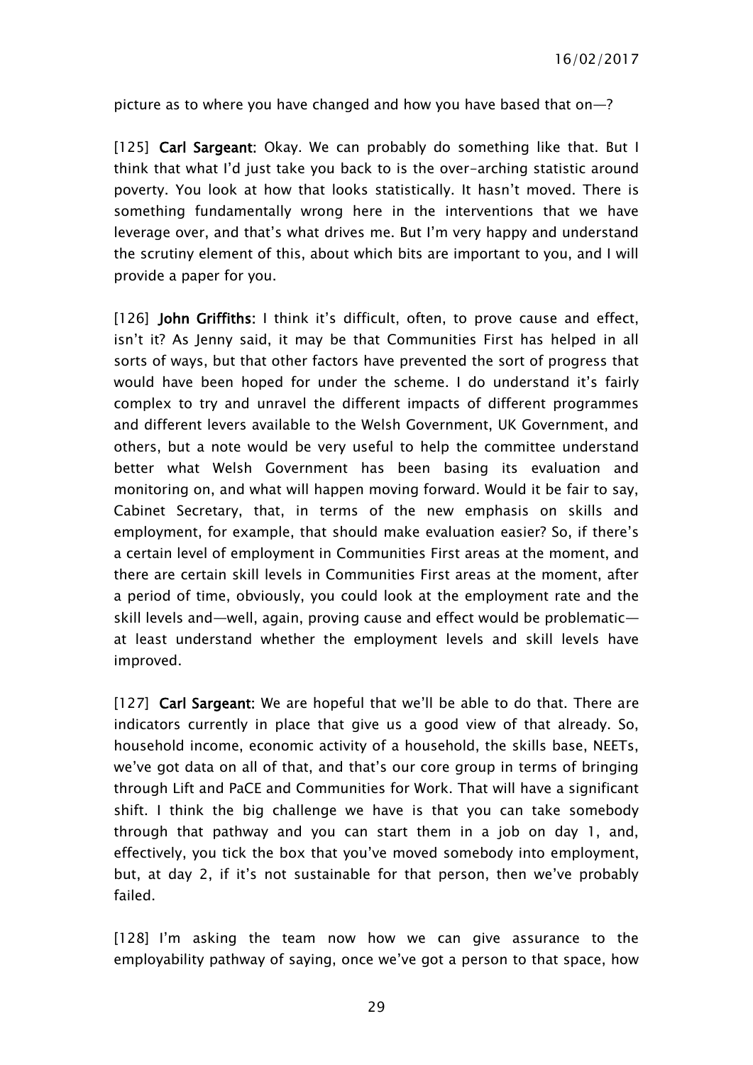picture as to where you have changed and how you have based that on—?

[125] **Carl Sargeant:** Okay. We can probably do something like that. But I think that what I'd just take you back to is the over-arching statistic around poverty. You look at how that looks statistically. It hasn't moved. There is something fundamentally wrong here in the interventions that we have leverage over, and that's what drives me. But I'm very happy and understand the scrutiny element of this, about which bits are important to you, and I will provide a paper for you.

[126] **John Griffiths:** I think it's difficult, often, to prove cause and effect, isn't it? As Jenny said, it may be that Communities First has helped in all sorts of ways, but that other factors have prevented the sort of progress that would have been hoped for under the scheme. I do understand it's fairly complex to try and unravel the different impacts of different programmes and different levers available to the Welsh Government, UK Government, and others, but a note would be very useful to help the committee understand better what Welsh Government has been basing its evaluation and monitoring on, and what will happen moving forward. Would it be fair to say, Cabinet Secretary, that, in terms of the new emphasis on skills and employment, for example, that should make evaluation easier? So, if there's a certain level of employment in Communities First areas at the moment, and there are certain skill levels in Communities First areas at the moment, after a period of time, obviously, you could look at the employment rate and the skill levels and—well, again, proving cause and effect would be problematic—at least understand whether the employment levels and skill levels have improved.

[127] **Carl Sargeant:** We are hopeful that we'll be able to do that. There are indicators currently in place that give us a good view of that already. So, household income, economic activity of a household, the skills base, NEETs, we've got data on all of that, and that's our core group in terms of bringing through Lift and PaCE and Communities for Work. That will have a significant shift. I think the big challenge we have is that you can take somebody through that pathway and you can start them in a job on day 1, and, effectively, you tick the box that you've moved somebody into employment, but, at day 2, if it's not sustainable for that person, then we've probably failed.

[128] I'm asking the team now how we can give assurance to the employability pathway of saying, once we've got a person to that space, how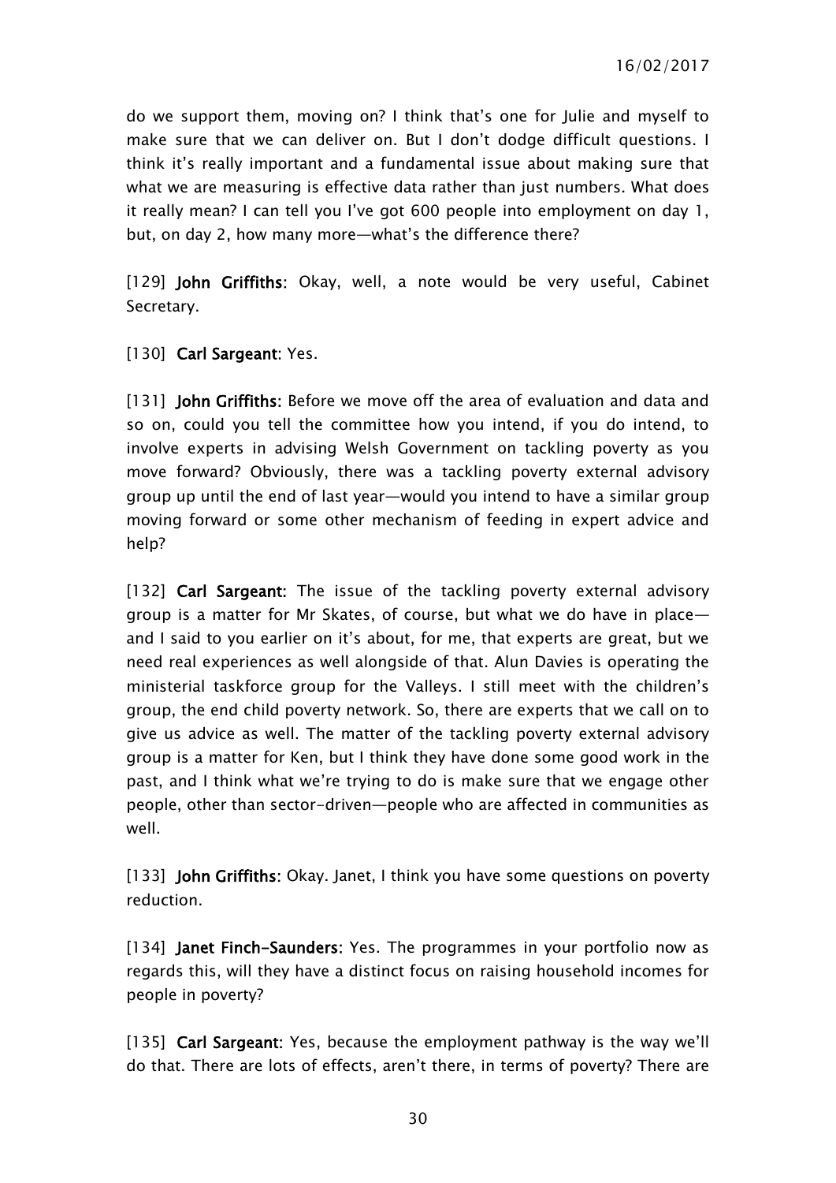do we support them, moving on? I think that's one for Julie and myself to make sure that we can deliver on. But I don't dodge difficult questions. I think it's really important and a fundamental issue about making sure that what we are measuring is effective data rather than just numbers. What does it really mean? I can tell you I've got 600 people into employment on day 1, but, on day 2, how many more—what's the difference there?

[129] **John Griffiths**: Okay, well, a note would be very useful, Cabinet Secretary.

[130] **Carl Sargeant**: Yes.

[131] **John Griffiths**: Before we move off the area of evaluation and data and so on, could you tell the committee how you intend, if you do intend, to involve experts in advising Welsh Government on tackling poverty as you move forward? Obviously, there was a tackling poverty external advisory group up until the end of last year—would you intend to have a similar group moving forward or some other mechanism of feeding in expert advice and help?

[132] **Carl Sargeant**: The issue of the tackling poverty external advisory group is a matter for Mr Skates, of course, but what we do have in place—and I said to you earlier on it's about, for me, that experts are great, but we need real experiences as well alongside of that. Alun Davies is operating the ministerial taskforce group for the Valleys. I still meet with the children's group, the end child poverty network. So, there are experts that we call on to give us advice as well. The matter of the tackling poverty external advisory group is a matter for Ken, but I think they have done some good work in the past, and I think what we're trying to do is make sure that we engage other people, other than sector-driven—people who are affected in communities as well.

[133] **John Griffiths**: Okay. Janet, I think you have some questions on poverty reduction.

[134] **Janet Finch-Saunders**: Yes. The programmes in your portfolio now as regards this, will they have a distinct focus on raising household incomes for people in poverty?

[135] **Carl Sargeant**: Yes, because the employment pathway is the way we'll do that. There are lots of effects, aren't there, in terms of poverty? There are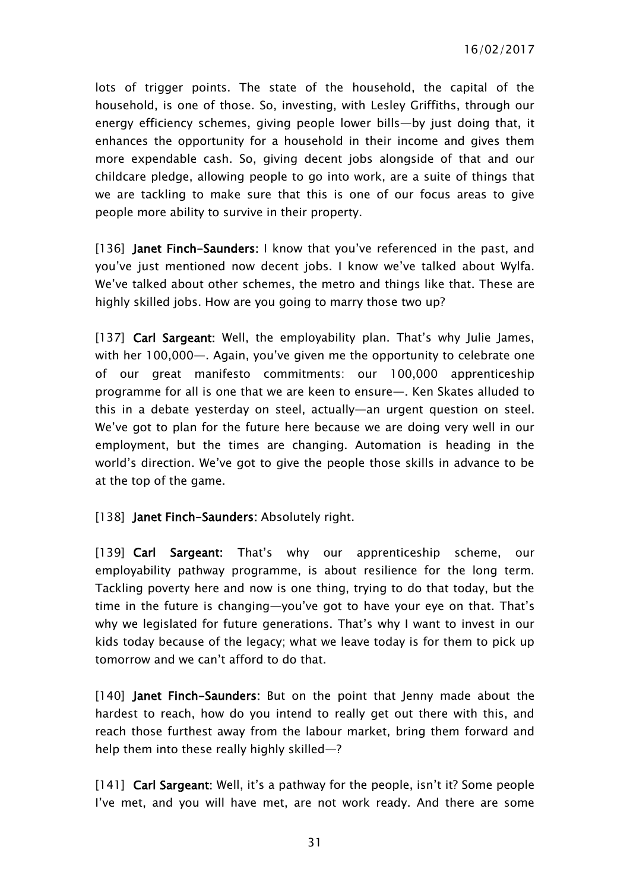lots of trigger points. The state of the household, the capital of the household, is one of those. So, investing, with Lesley Griffiths, through our energy efficiency schemes, giving people lower bills—by just doing that, it enhances the opportunity for a household in their income and gives them more expendable cash. So, giving decent jobs alongside of that and our childcare pledge, allowing people to go into work, are a suite of things that we are tackling to make sure that this is one of our focus areas to give people more ability to survive in their property.

[136] **Janet Finch-Saunders:** I know that you've referenced in the past, and you've just mentioned now decent jobs. I know we've talked about Wylfa. We've talked about other schemes, the metro and things like that. These are highly skilled jobs. How are you going to marry those two up?

[137] **Carl Sargeant:** Well, the employability plan. That's why Julie James, with her 100,000—. Again, you've given me the opportunity to celebrate one of our great manifesto commitments: our 100,000 apprenticeship programme for all is one that we are keen to ensure—. Ken Skates alluded to this in a debate yesterday on steel, actually—an urgent question on steel. We've got to plan for the future here because we are doing very well in our employment, but the times are changing. Automation is heading in the world's direction. We've got to give the people those skills in advance to be at the top of the game.

[138] **Janet Finch-Saunders:** Absolutely right.

[139] **Carl Sargeant:** That's why our apprenticeship scheme, our employability pathway programme, is about resilience for the long term. Tackling poverty here and now is one thing, trying to do that today, but the time in the future is changing—you've got to have your eye on that. That's why we legislated for future generations. That's why I want to invest in our kids today because of the legacy; what we leave today is for them to pick up tomorrow and we can't afford to do that.

[140] **Janet Finch-Saunders:** But on the point that Jenny made about the hardest to reach, how do you intend to really get out there with this, and reach those furthest away from the labour market, bring them forward and help them into these really highly skilled—?

[141] **Carl Sargeant:** Well, it's a pathway for the people, isn't it? Some people I've met, and you will have met, are not work ready. And there are some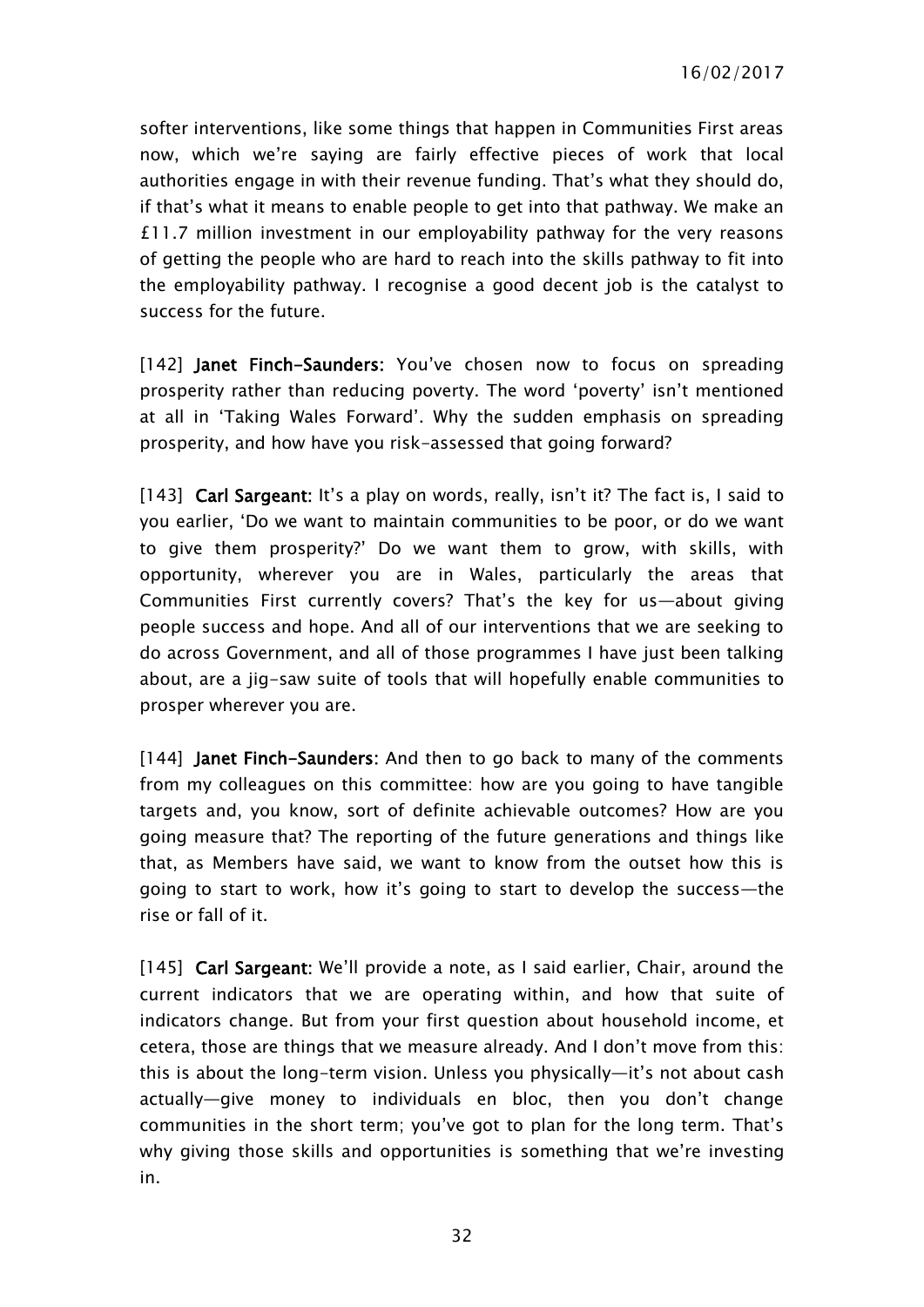softer interventions, like some things that happen in Communities First areas now, which we're saying are fairly effective pieces of work that local authorities engage in with their revenue funding. That's what they should do, if that's what it means to enable people to get into that pathway. We make an £11.7 million investment in our employability pathway for the very reasons of getting the people who are hard to reach into the skills pathway to fit into the employability pathway. I recognise a good decent job is the catalyst to success for the future.

[142] **Janet Finch-Saunders:** You've chosen now to focus on spreading prosperity rather than reducing poverty. The word 'poverty' isn't mentioned at all in 'Taking Wales Forward'. Why the sudden emphasis on spreading prosperity, and how have you risk-assessed that going forward?

[143] **Carl Sargeant:** It's a play on words, really, isn't it? The fact is, I said to you earlier, 'Do we want to maintain communities to be poor, or do we want to give them prosperity?' Do we want them to grow, with skills, with opportunity, wherever you are in Wales, particularly the areas that Communities First currently covers? That's the key for us—about giving people success and hope. And all of our interventions that we are seeking to do across Government, and all of those programmes I have just been talking about, are a jig-saw suite of tools that will hopefully enable communities to prosper wherever you are.

[144] **Janet Finch-Saunders:** And then to go back to many of the comments from my colleagues on this committee: how are you going to have tangible targets and, you know, sort of definite achievable outcomes? How are you going measure that? The reporting of the future generations and things like that, as Members have said, we want to know from the outset how this is going to start to work, how it's going to start to develop the success—the rise or fall of it.

[145] **Carl Sargeant:** We'll provide a note, as I said earlier, Chair, around the current indicators that we are operating within, and how that suite of indicators change. But from your first question about household income, et cetera, those are things that we measure already. And I don't move from this: this is about the long-term vision. Unless you physically—it's not about cash actually—give money to individuals en bloc, then you don't change communities in the short term; you've got to plan for the long term. That's why giving those skills and opportunities is something that we're investing in.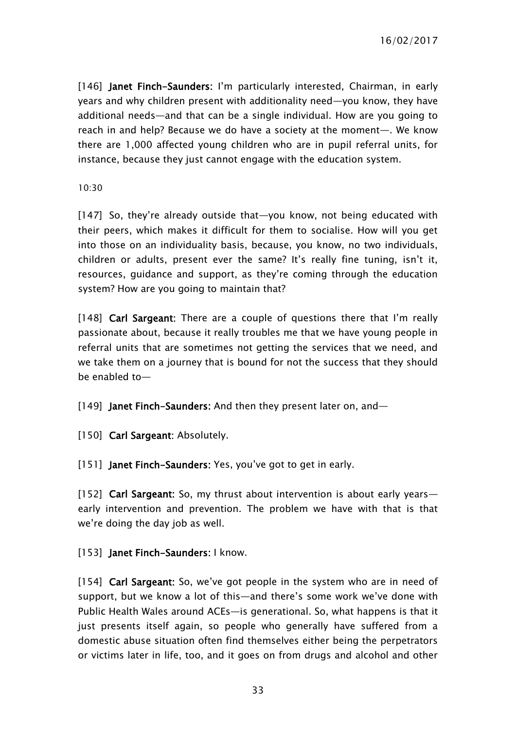[146] **Janet Finch-Saunders:** I'm particularly interested, Chairman, in early years and why children present with additionality need—you know, they have additional needs—and that can be a single individual. How are you going to reach in and help? Because we do have a society at the moment—. We know there are 1,000 affected young children who are in pupil referral units, for instance, because they just cannot engage with the education system.

10:30

[147] So, they're already outside that—you know, not being educated with their peers, which makes it difficult for them to socialise. How will you get into those on an individuality basis, because, you know, no two individuals, children or adults, present ever the same? It's really fine tuning, isn't it, resources, guidance and support, as they're coming through the education system? How are you going to maintain that?

[148] **Carl Sargeant:** There are a couple of questions there that I'm really passionate about, because it really troubles me that we have young people in referral units that are sometimes not getting the services that we need, and we take them on a journey that is bound for not the success that they should be enabled to—

[149] **Janet Finch-Saunders:** And then they present later on, and—

[150] **Carl Sargeant:** Absolutely.

[151] **Janet Finch-Saunders:** Yes, you've got to get in early.

[152] **Carl Sargeant:** So, my thrust about intervention is about early years—early intervention and prevention. The problem we have with that is that we're doing the day job as well.

[153] **Janet Finch-Saunders:** I know.

[154] **Carl Sargeant:** So, we've got people in the system who are in need of support, but we know a lot of this—and there's some work we've done with Public Health Wales around ACEs—is generational. So, what happens is that it just presents itself again, so people who generally have suffered from a domestic abuse situation often find themselves either being the perpetrators or victims later in life, too, and it goes on from drugs and alcohol and other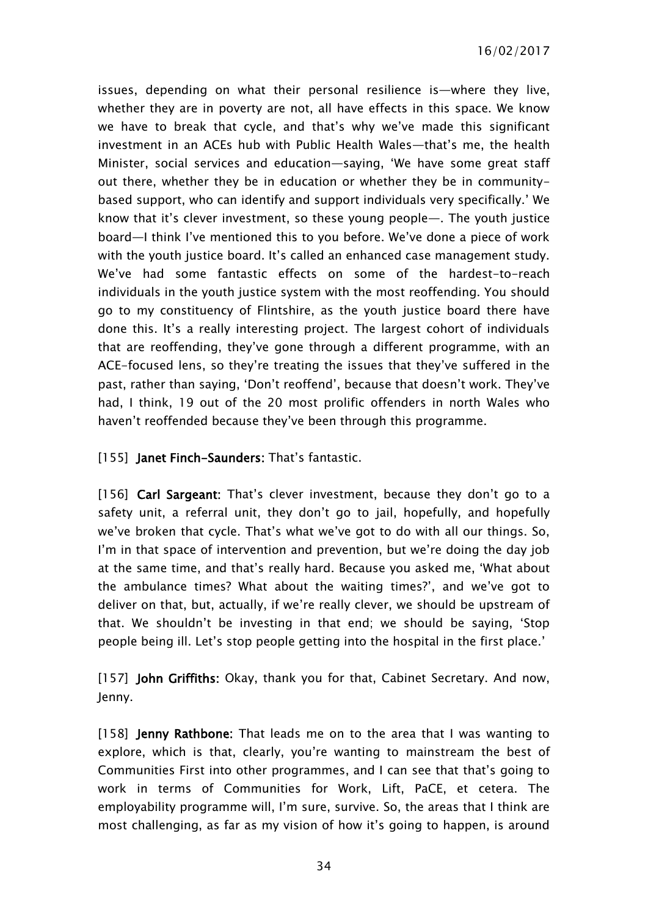issues, depending on what their personal resilience is—where they live, whether they are in poverty are not, all have effects in this space. We know we have to break that cycle, and that's why we've made this significant investment in an ACEs hub with Public Health Wales—that's me, the health Minister, social services and education—saying, 'We have some great staff out there, whether they be in education or whether they be in community-based support, who can identify and support individuals very specifically.' We know that it's clever investment, so these young people—. The youth justice board—I think I've mentioned this to you before. We've done a piece of work with the youth justice board. It's called an enhanced case management study. We've had some fantastic effects on some of the hardest-to-reach individuals in the youth justice system with the most reoffending. You should go to my constituency of Flintshire, as the youth justice board there have done this. It's a really interesting project. The largest cohort of individuals that are reoffending, they've gone through a different programme, with an ACE-focused lens, so they're treating the issues that they've suffered in the past, rather than saying, 'Don't reoffend', because that doesn't work. They've had, I think, 19 out of the 20 most prolific offenders in north Wales who haven't reoffended because they've been through this programme.

[155] **Janet Finch-Saunders:** That's fantastic.

[156] **Carl Sargeant:** That's clever investment, because they don't go to a safety unit, a referral unit, they don't go to jail, hopefully, and hopefully we've broken that cycle. That's what we've got to do with all our things. So, I'm in that space of intervention and prevention, but we're doing the day job at the same time, and that's really hard. Because you asked me, 'What about the ambulance times? What about the waiting times?', and we've got to deliver on that, but, actually, if we're really clever, we should be upstream of that. We shouldn't be investing in that end; we should be saying, 'Stop people being ill. Let's stop people getting into the hospital in the first place.'

[157] **John Griffiths:** Okay, thank you for that, Cabinet Secretary. And now, Jenny.

[158] **Jenny Rathbone:** That leads me on to the area that I was wanting to explore, which is that, clearly, you're wanting to mainstream the best of Communities First into other programmes, and I can see that that's going to work in terms of Communities for Work, Lift, PaCE, et cetera. The employability programme will, I'm sure, survive. So, the areas that I think are most challenging, as far as my vision of how it's going to happen, is around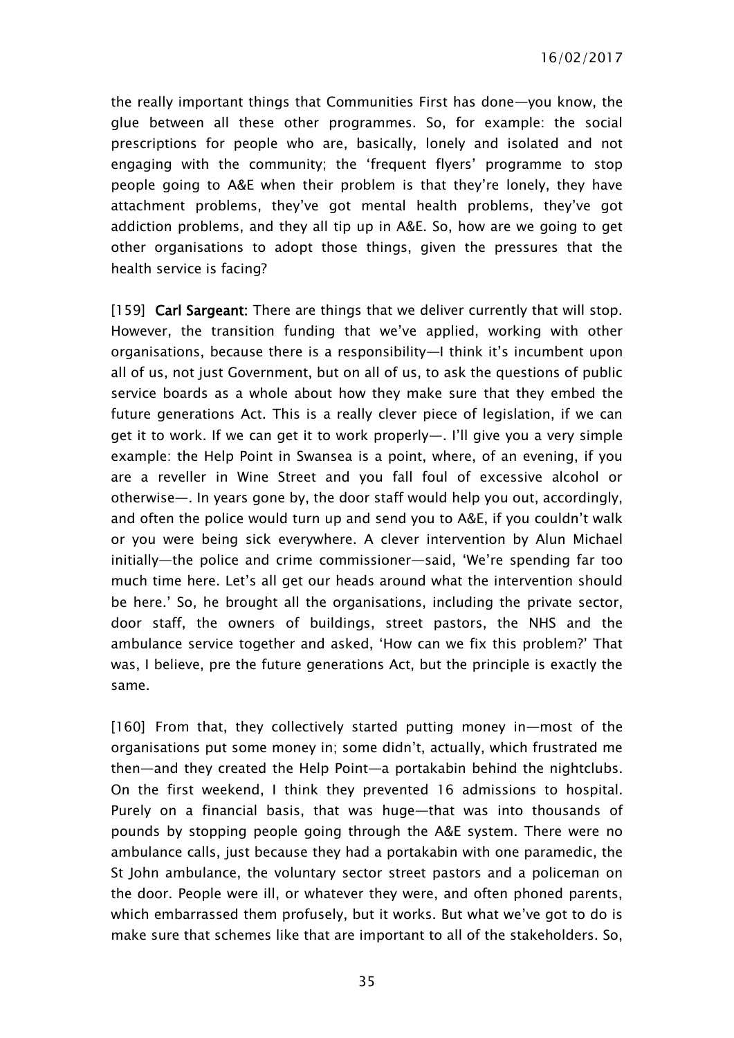the really important things that Communities First has done—you know, the glue between all these other programmes. So, for example: the social prescriptions for people who are, basically, lonely and isolated and not engaging with the community; the 'frequent flyers' programme to stop people going to A&E when their problem is that they're lonely, they have attachment problems, they've got mental health problems, they've got addiction problems, and they all tip up in A&E. So, how are we going to get other organisations to adopt those things, given the pressures that the health service is facing?

[159] **Carl Sargeant:** There are things that we deliver currently that will stop. However, the transition funding that we've applied, working with other organisations, because there is a responsibility—I think it's incumbent upon all of us, not just Government, but on all of us, to ask the questions of public service boards as a whole about how they make sure that they embed the future generations Act. This is a really clever piece of legislation, if we can get it to work. If we can get it to work properly—. I'll give you a very simple example: the Help Point in Swansea is a point, where, of an evening, if you are a reveller in Wine Street and you fall foul of excessive alcohol or otherwise—. In years gone by, the door staff would help you out, accordingly, and often the police would turn up and send you to A&E, if you couldn't walk or you were being sick everywhere. A clever intervention by Alun Michael initially—the police and crime commissioner—said, 'We're spending far too much time here. Let's all get our heads around what the intervention should be here.' So, he brought all the organisations, including the private sector, door staff, the owners of buildings, street pastors, the NHS and the ambulance service together and asked, 'How can we fix this problem?' That was, I believe, pre the future generations Act, but the principle is exactly the same.

[160] From that, they collectively started putting money in—most of the organisations put some money in; some didn't, actually, which frustrated me then—and they created the Help Point—a portakabin behind the nightclubs. On the first weekend, I think they prevented 16 admissions to hospital. Purely on a financial basis, that was huge—that was into thousands of pounds by stopping people going through the A&E system. There were no ambulance calls, just because they had a portakabin with one paramedic, the St John ambulance, the voluntary sector street pastors and a policeman on the door. People were ill, or whatever they were, and often phoned parents, which embarrassed them profusely, but it works. But what we've got to do is make sure that schemes like that are important to all of the stakeholders. So,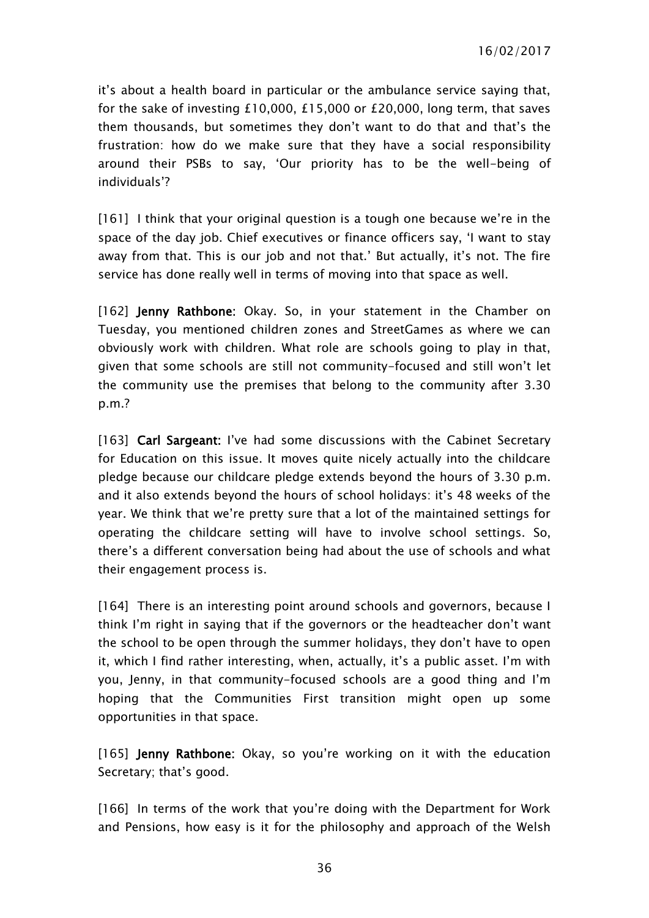it's about a health board in particular or the ambulance service saying that, for the sake of investing £10,000, £15,000 or £20,000, long term, that saves them thousands, but sometimes they don't want to do that and that's the frustration: how do we make sure that they have a social responsibility around their PSBs to say, 'Our priority has to be the well-being of individuals'?

[161] I think that your original question is a tough one because we're in the space of the day job. Chief executives or finance officers say, 'I want to stay away from that. This is our job and not that.' But actually, it's not. The fire service has done really well in terms of moving into that space as well.

[162] **Jenny Rathbone:** Okay. So, in your statement in the Chamber on Tuesday, you mentioned children zones and StreetGames as where we can obviously work with children. What role are schools going to play in that, given that some schools are still not community-focused and still won't let the community use the premises that belong to the community after 3.30 p.m.?

[163] **Carl Sargeant:** I've had some discussions with the Cabinet Secretary for Education on this issue. It moves quite nicely actually into the childcare pledge because our childcare pledge extends beyond the hours of 3.30 p.m. and it also extends beyond the hours of school holidays: it's 48 weeks of the year. We think that we're pretty sure that a lot of the maintained settings for operating the childcare setting will have to involve school settings. So, there's a different conversation being had about the use of schools and what their engagement process is.

[164] There is an interesting point around schools and governors, because I think I'm right in saying that if the governors or the headteacher don't want the school to be open through the summer holidays, they don't have to open it, which I find rather interesting, when, actually, it's a public asset. I'm with you, Jenny, in that community-focused schools are a good thing and I'm hoping that the Communities First transition might open up some opportunities in that space.

[165] **Jenny Rathbone:** Okay, so you're working on it with the education Secretary; that's good.

[166] In terms of the work that you're doing with the Department for Work and Pensions, how easy is it for the philosophy and approach of the Welsh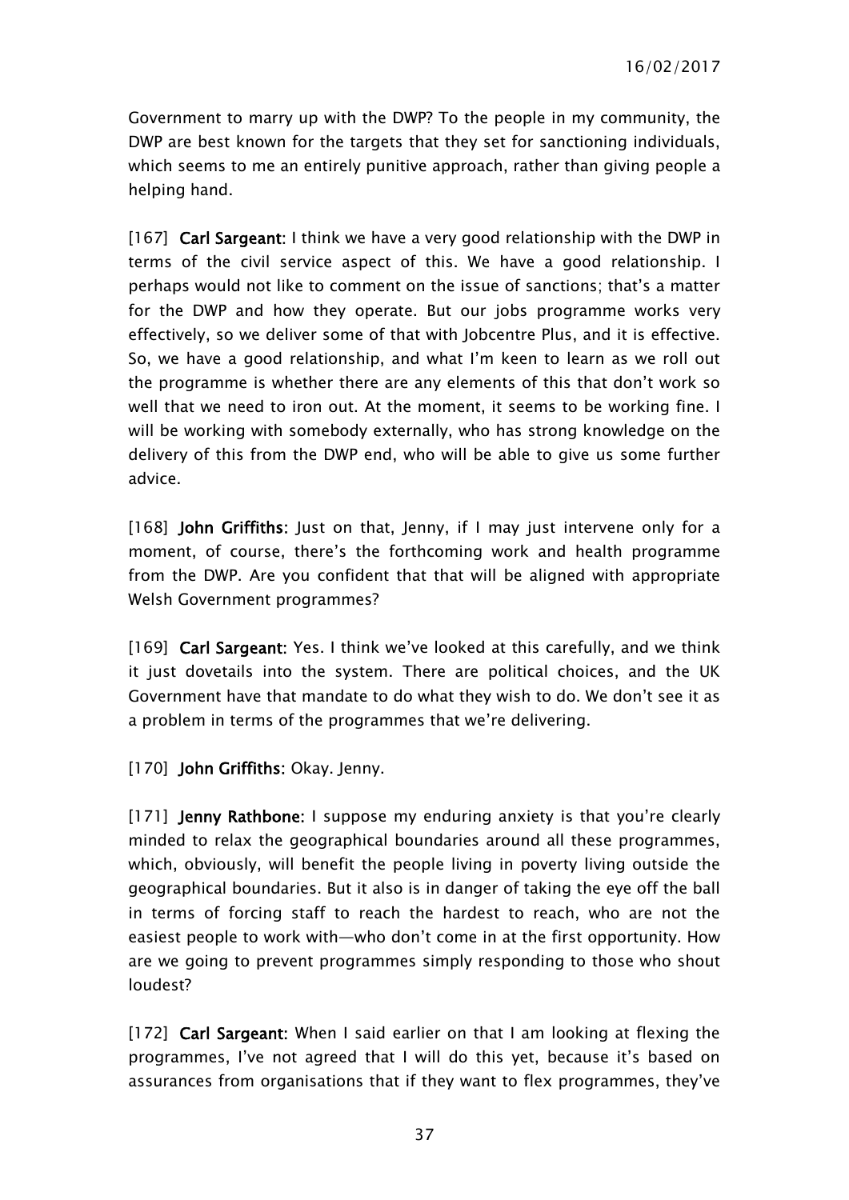Government to marry up with the DWP? To the people in my community, the DWP are best known for the targets that they set for sanctioning individuals, which seems to me an entirely punitive approach, rather than giving people a helping hand.

[167] **Carl Sargeant:** I think we have a very good relationship with the DWP in terms of the civil service aspect of this. We have a good relationship. I perhaps would not like to comment on the issue of sanctions; that's a matter for the DWP and how they operate. But our jobs programme works very effectively, so we deliver some of that with Jobcentre Plus, and it is effective. So, we have a good relationship, and what I'm keen to learn as we roll out the programme is whether there are any elements of this that don't work so well that we need to iron out. At the moment, it seems to be working fine. I will be working with somebody externally, who has strong knowledge on the delivery of this from the DWP end, who will be able to give us some further advice.

[168] **John Griffiths:** Just on that, Jenny, if I may just intervene only for a moment, of course, there's the forthcoming work and health programme from the DWP. Are you confident that that will be aligned with appropriate Welsh Government programmes?

[169] **Carl Sargeant:** Yes. I think we've looked at this carefully, and we think it just dovetails into the system. There are political choices, and the UK Government have that mandate to do what they wish to do. We don't see it as a problem in terms of the programmes that we're delivering.

[170] **John Griffiths:** Okay. Jenny.

[171] **Jenny Rathbone:** I suppose my enduring anxiety is that you're clearly minded to relax the geographical boundaries around all these programmes, which, obviously, will benefit the people living in poverty living outside the geographical boundaries. But it also is in danger of taking the eye off the ball in terms of forcing staff to reach the hardest to reach, who are not the easiest people to work with—who don't come in at the first opportunity. How are we going to prevent programmes simply responding to those who shout loudest?

[172] **Carl Sargeant:** When I said earlier on that I am looking at flexing the programmes, I've not agreed that I will do this yet, because it's based on assurances from organisations that if they want to flex programmes, they've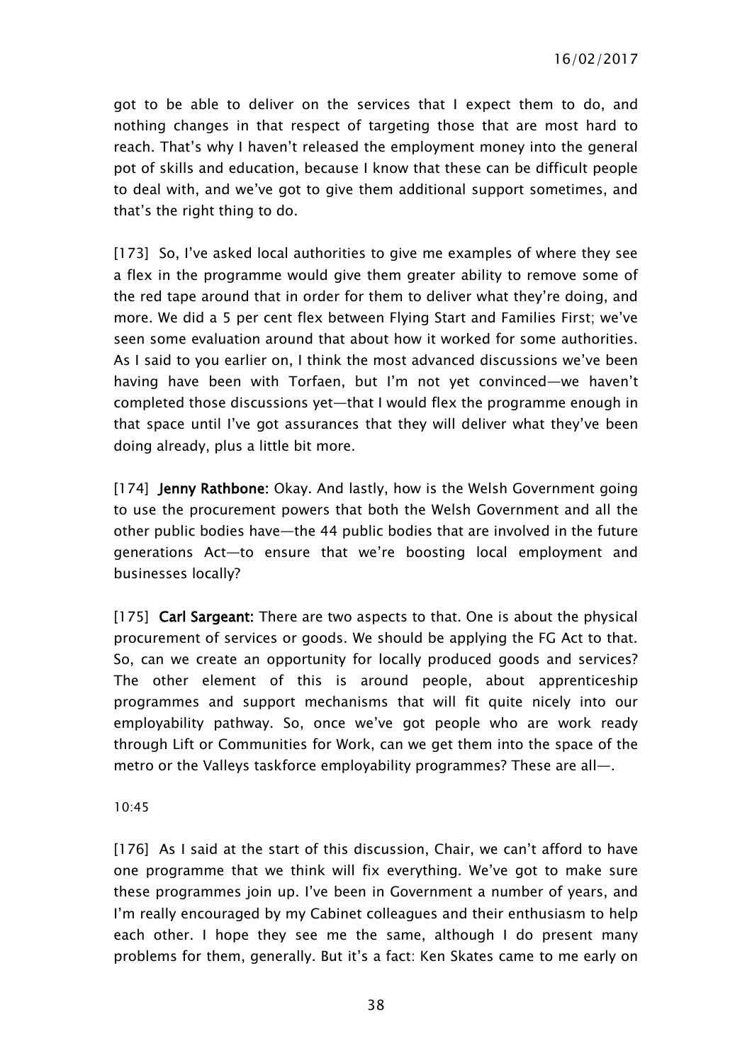got to be able to deliver on the services that I expect them to do, and nothing changes in that respect of targeting those that are most hard to reach. That's why I haven't released the employment money into the general pot of skills and education, because I know that these can be difficult people to deal with, and we've got to give them additional support sometimes, and that's the right thing to do.

[173] So, I've asked local authorities to give me examples of where they see a flex in the programme would give them greater ability to remove some of the red tape around that in order for them to deliver what they're doing, and more. We did a 5 per cent flex between Flying Start and Families First; we've seen some evaluation around that about how it worked for some authorities. As I said to you earlier on, I think the most advanced discussions we've been having have been with Torfaen, but I'm not yet convinced—we haven't completed those discussions yet—that I would flex the programme enough in that space until I've got assurances that they will deliver what they've been doing already, plus a little bit more.

[174] **Jenny Rathbone:** Okay. And lastly, how is the Welsh Government going to use the procurement powers that both the Welsh Government and all the other public bodies have—the 44 public bodies that are involved in the future generations Act—to ensure that we're boosting local employment and businesses locally?

[175] **Carl Sargeant:** There are two aspects to that. One is about the physical procurement of services or goods. We should be applying the FG Act to that. So, can we create an opportunity for locally produced goods and services? The other element of this is around people, about apprenticeship programmes and support mechanisms that will fit quite nicely into our employability pathway. So, once we've got people who are work ready through Lift or Communities for Work, can we get them into the space of the metro or the Valleys taskforce employability programmes? These are all—.

10:45

[176] As I said at the start of this discussion, Chair, we can't afford to have one programme that we think will fix everything. We've got to make sure these programmes join up. I've been in Government a number of years, and I'm really encouraged by my Cabinet colleagues and their enthusiasm to help each other. I hope they see me the same, although I do present many problems for them, generally. But it's a fact: Ken Skates came to me early on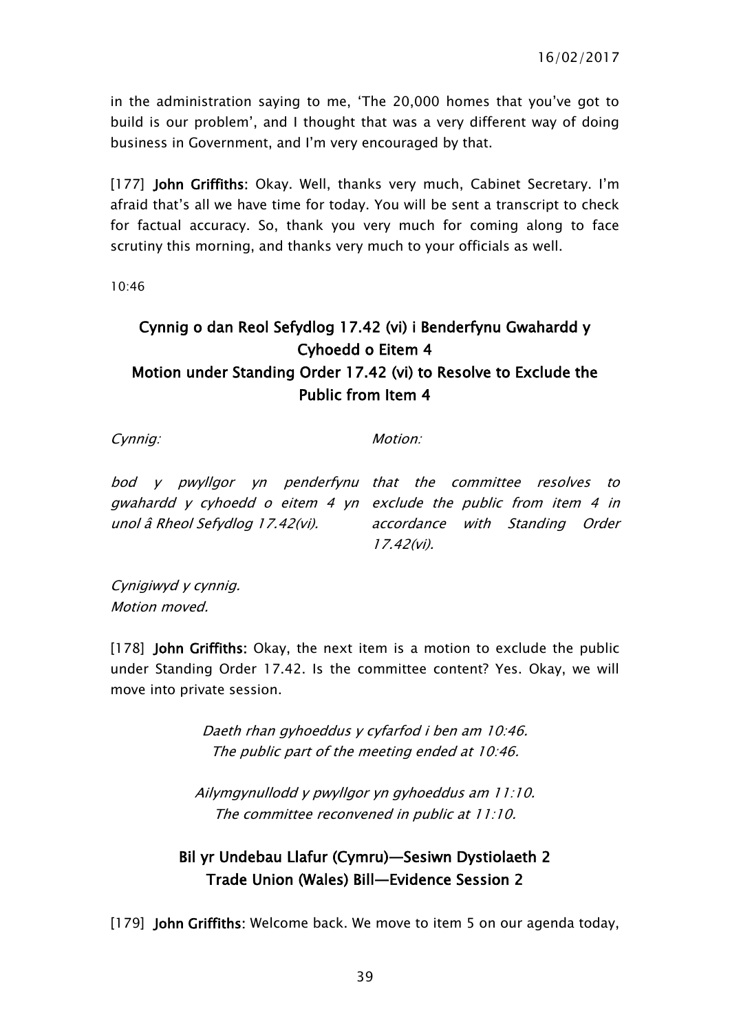in the administration saying to me, 'The 20,000 homes that you've got to build is our problem', and I thought that was a very different way of doing business in Government, and I'm very encouraged by that.

[177] **John Griffiths:** Okay. Well, thanks very much, Cabinet Secretary. I'm afraid that's all we have time for today. You will be sent a transcript to check for factual accuracy. So, thank you very much for coming along to face scrutiny this morning, and thanks very much to your officials as well.

10:46

## Cynnig o dan Reol Sefydlog 17.42 (vi) i Benderfynu Gwahardd y Cyhoedd o Eitem 4
## Motion under Standing Order 17.42 (vi) to Resolve to Exclude the Public from Item 4

*Cynnig:*

*bod y pwyllgor yn penderfynu gwahardd y cyhoedd o eitem 4 yn unol â Rheol Sefydlog 17.42(vi).*

*Motion:*

*that the committee resolves to exclude the public from item 4 in accordance with Standing Order 17.42(vi).*

*Cynigiwyd y cynnig.*
*Motion moved.*

[178] **John Griffiths:** Okay, the next item is a motion to exclude the public under Standing Order 17.42. Is the committee content? Yes. Okay, we will move into private session.

*Daeth rhan gyhoeddus y cyfarfod i ben am 10:46.*
*The public part of the meeting ended at 10:46.*

*Ailymgynullodd y pwyllgor yn gyhoeddus am 11:10.*
*The committee reconvened in public at 11:10.*

## Bil yr Undebau Llafur (Cymru)—Sesiwn Dystiolaeth 2
## Trade Union (Wales) Bill—Evidence Session 2

[179] **John Griffiths:** Welcome back. We move to item 5 on our agenda today,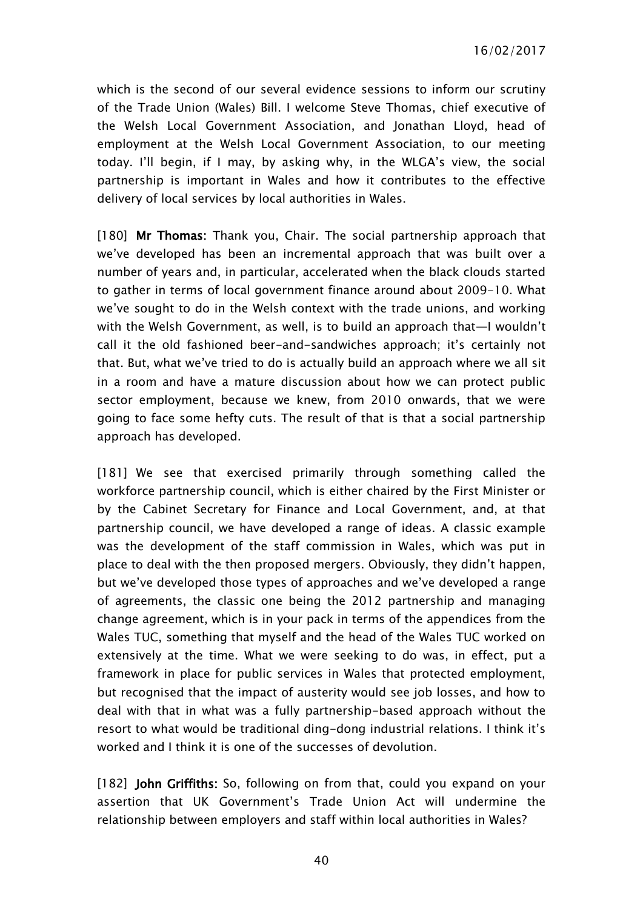which is the second of our several evidence sessions to inform our scrutiny of the Trade Union (Wales) Bill. I welcome Steve Thomas, chief executive of the Welsh Local Government Association, and Jonathan Lloyd, head of employment at the Welsh Local Government Association, to our meeting today. I'll begin, if I may, by asking why, in the WLGA's view, the social partnership is important in Wales and how it contributes to the effective delivery of local services by local authorities in Wales.

[180] **Mr Thomas:** Thank you, Chair. The social partnership approach that we've developed has been an incremental approach that was built over a number of years and, in particular, accelerated when the black clouds started to gather in terms of local government finance around about 2009-10. What we've sought to do in the Welsh context with the trade unions, and working with the Welsh Government, as well, is to build an approach that—I wouldn't call it the old fashioned beer-and-sandwiches approach; it's certainly not that. But, what we've tried to do is actually build an approach where we all sit in a room and have a mature discussion about how we can protect public sector employment, because we knew, from 2010 onwards, that we were going to face some hefty cuts. The result of that is that a social partnership approach has developed.

[181] We see that exercised primarily through something called the workforce partnership council, which is either chaired by the First Minister or by the Cabinet Secretary for Finance and Local Government, and, at that partnership council, we have developed a range of ideas. A classic example was the development of the staff commission in Wales, which was put in place to deal with the then proposed mergers. Obviously, they didn't happen, but we've developed those types of approaches and we've developed a range of agreements, the classic one being the 2012 partnership and managing change agreement, which is in your pack in terms of the appendices from the Wales TUC, something that myself and the head of the Wales TUC worked on extensively at the time. What we were seeking to do was, in effect, put a framework in place for public services in Wales that protected employment, but recognised that the impact of austerity would see job losses, and how to deal with that in what was a fully partnership-based approach without the resort to what would be traditional ding-dong industrial relations. I think it's worked and I think it is one of the successes of devolution.

[182] **John Griffiths:** So, following on from that, could you expand on your assertion that UK Government's Trade Union Act will undermine the relationship between employers and staff within local authorities in Wales?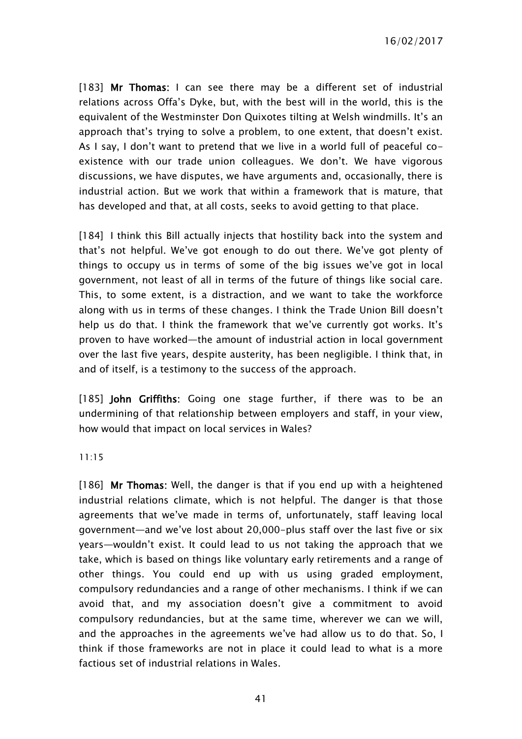[183] **Mr Thomas**: I can see there may be a different set of industrial relations across Offa's Dyke, but, with the best will in the world, this is the equivalent of the Westminster Don Quixotes tilting at Welsh windmills. It's an approach that's trying to solve a problem, to one extent, that doesn't exist. As I say, I don't want to pretend that we live in a world full of peaceful co-existence with our trade union colleagues. We don't. We have vigorous discussions, we have disputes, we have arguments and, occasionally, there is industrial action. But we work that within a framework that is mature, that has developed and that, at all costs, seeks to avoid getting to that place.

[184] I think this Bill actually injects that hostility back into the system and that's not helpful. We've got enough to do out there. We've got plenty of things to occupy us in terms of some of the big issues we've got in local government, not least of all in terms of the future of things like social care. This, to some extent, is a distraction, and we want to take the workforce along with us in terms of these changes. I think the Trade Union Bill doesn't help us do that. I think the framework that we've currently got works. It's proven to have worked—the amount of industrial action in local government over the last five years, despite austerity, has been negligible. I think that, in and of itself, is a testimony to the success of the approach.

[185] **John Griffiths**: Going one stage further, if there was to be an undermining of that relationship between employers and staff, in your view, how would that impact on local services in Wales?

11:15

[186] **Mr Thomas**: Well, the danger is that if you end up with a heightened industrial relations climate, which is not helpful. The danger is that those agreements that we've made in terms of, unfortunately, staff leaving local government—and we've lost about 20,000-plus staff over the last five or six years—wouldn't exist. It could lead to us not taking the approach that we take, which is based on things like voluntary early retirements and a range of other things. You could end up with us using graded employment, compulsory redundancies and a range of other mechanisms. I think if we can avoid that, and my association doesn't give a commitment to avoid compulsory redundancies, but at the same time, wherever we can we will, and the approaches in the agreements we've had allow us to do that. So, I think if those frameworks are not in place it could lead to what is a more factious set of industrial relations in Wales.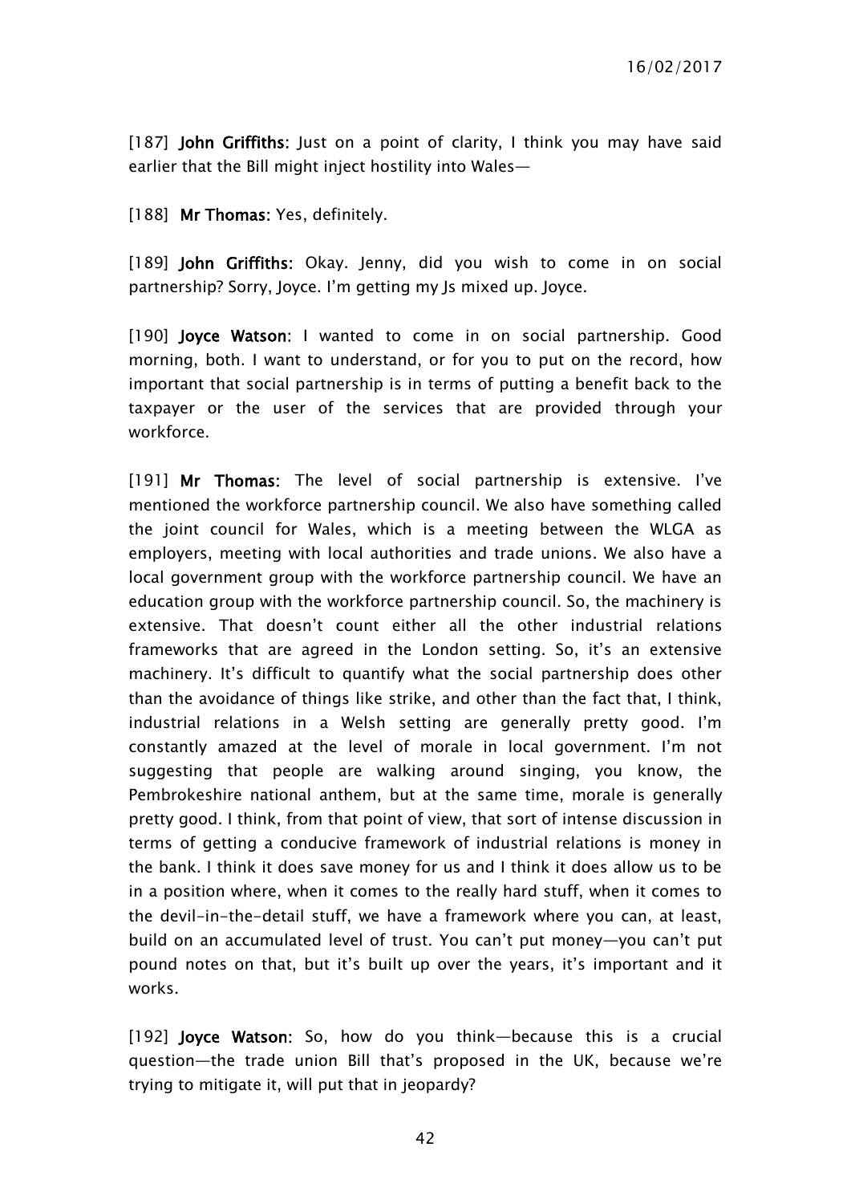[187] **John Griffiths**: Just on a point of clarity, I think you may have said earlier that the Bill might inject hostility into Wales—

[188] **Mr Thomas**: Yes, definitely.

[189] **John Griffiths**: Okay. Jenny, did you wish to come in on social partnership? Sorry, Joyce. I'm getting my Js mixed up. Joyce.

[190] **Joyce Watson**: I wanted to come in on social partnership. Good morning, both. I want to understand, or for you to put on the record, how important that social partnership is in terms of putting a benefit back to the taxpayer or the user of the services that are provided through your workforce.

[191] **Mr Thomas**: The level of social partnership is extensive. I've mentioned the workforce partnership council. We also have something called the joint council for Wales, which is a meeting between the WLGA as employers, meeting with local authorities and trade unions. We also have a local government group with the workforce partnership council. We have an education group with the workforce partnership council. So, the machinery is extensive. That doesn't count either all the other industrial relations frameworks that are agreed in the London setting. So, it's an extensive machinery. It's difficult to quantify what the social partnership does other than the avoidance of things like strike, and other than the fact that, I think, industrial relations in a Welsh setting are generally pretty good. I'm constantly amazed at the level of morale in local government. I'm not suggesting that people are walking around singing, you know, the Pembrokeshire national anthem, but at the same time, morale is generally pretty good. I think, from that point of view, that sort of intense discussion in terms of getting a conducive framework of industrial relations is money in the bank. I think it does save money for us and I think it does allow us to be in a position where, when it comes to the really hard stuff, when it comes to the devil-in-the-detail stuff, we have a framework where you can, at least, build on an accumulated level of trust. You can't put money—you can't put pound notes on that, but it's built up over the years, it's important and it works.

[192] **Joyce Watson**: So, how do you think—because this is a crucial question—the trade union Bill that's proposed in the UK, because we're trying to mitigate it, will put that in jeopardy?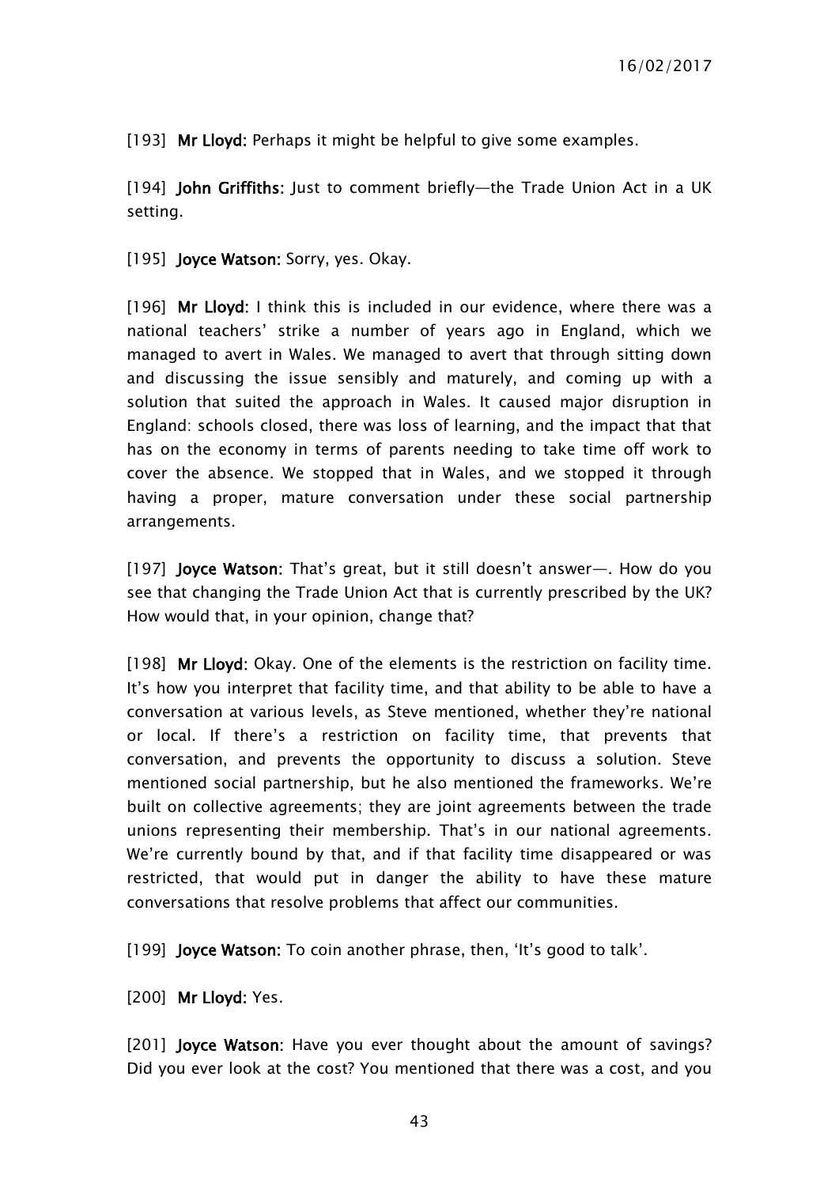[193] **Mr Lloyd:** Perhaps it might be helpful to give some examples.

[194] **John Griffiths:** Just to comment briefly—the Trade Union Act in a UK setting.

[195] **Joyce Watson:** Sorry, yes. Okay.

[196] **Mr Lloyd:** I think this is included in our evidence, where there was a national teachers' strike a number of years ago in England, which we managed to avert in Wales. We managed to avert that through sitting down and discussing the issue sensibly and maturely, and coming up with a solution that suited the approach in Wales. It caused major disruption in England: schools closed, there was loss of learning, and the impact that that has on the economy in terms of parents needing to take time off work to cover the absence. We stopped that in Wales, and we stopped it through having a proper, mature conversation under these social partnership arrangements.

[197] **Joyce Watson:** That's great, but it still doesn't answer—. How do you see that changing the Trade Union Act that is currently prescribed by the UK? How would that, in your opinion, change that?

[198] **Mr Lloyd:** Okay. One of the elements is the restriction on facility time. It's how you interpret that facility time, and that ability to be able to have a conversation at various levels, as Steve mentioned, whether they're national or local. If there's a restriction on facility time, that prevents that conversation, and prevents the opportunity to discuss a solution. Steve mentioned social partnership, but he also mentioned the frameworks. We're built on collective agreements; they are joint agreements between the trade unions representing their membership. That's in our national agreements. We're currently bound by that, and if that facility time disappeared or was restricted, that would put in danger the ability to have these mature conversations that resolve problems that affect our communities.

[199] **Joyce Watson:** To coin another phrase, then, 'It's good to talk'.

[200] **Mr Lloyd:** Yes.

[201] **Joyce Watson:** Have you ever thought about the amount of savings? Did you ever look at the cost? You mentioned that there was a cost, and you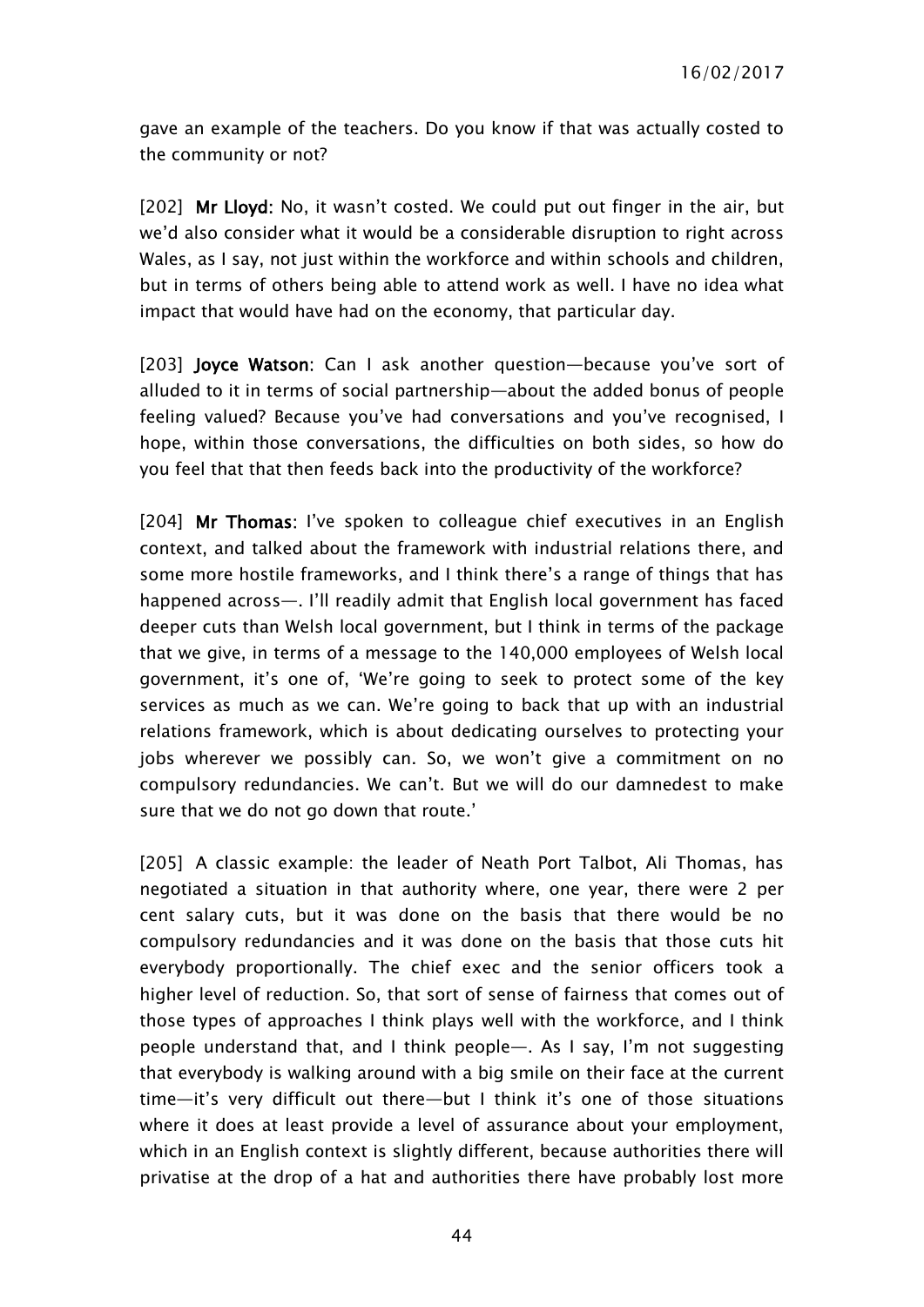gave an example of the teachers. Do you know if that was actually costed to the community or not?

[202] **Mr Lloyd:** No, it wasn't costed. We could put out finger in the air, but we'd also consider what it would be a considerable disruption to right across Wales, as I say, not just within the workforce and within schools and children, but in terms of others being able to attend work as well. I have no idea what impact that would have had on the economy, that particular day.

[203] **Joyce Watson:** Can I ask another question—because you've sort of alluded to it in terms of social partnership—about the added bonus of people feeling valued? Because you've had conversations and you've recognised, I hope, within those conversations, the difficulties on both sides, so how do you feel that that then feeds back into the productivity of the workforce?

[204] **Mr Thomas:** I've spoken to colleague chief executives in an English context, and talked about the framework with industrial relations there, and some more hostile frameworks, and I think there's a range of things that has happened across—. I'll readily admit that English local government has faced deeper cuts than Welsh local government, but I think in terms of the package that we give, in terms of a message to the 140,000 employees of Welsh local government, it's one of, 'We're going to seek to protect some of the key services as much as we can. We're going to back that up with an industrial relations framework, which is about dedicating ourselves to protecting your jobs wherever we possibly can. So, we won't give a commitment on no compulsory redundancies. We can't. But we will do our damnedest to make sure that we do not go down that route.'

[205] A classic example: the leader of Neath Port Talbot, Ali Thomas, has negotiated a situation in that authority where, one year, there were 2 per cent salary cuts, but it was done on the basis that there would be no compulsory redundancies and it was done on the basis that those cuts hit everybody proportionally. The chief exec and the senior officers took a higher level of reduction. So, that sort of sense of fairness that comes out of those types of approaches I think plays well with the workforce, and I think people understand that, and I think people—. As I say, I'm not suggesting that everybody is walking around with a big smile on their face at the current time—it's very difficult out there—but I think it's one of those situations where it does at least provide a level of assurance about your employment, which in an English context is slightly different, because authorities there will privatise at the drop of a hat and authorities there have probably lost more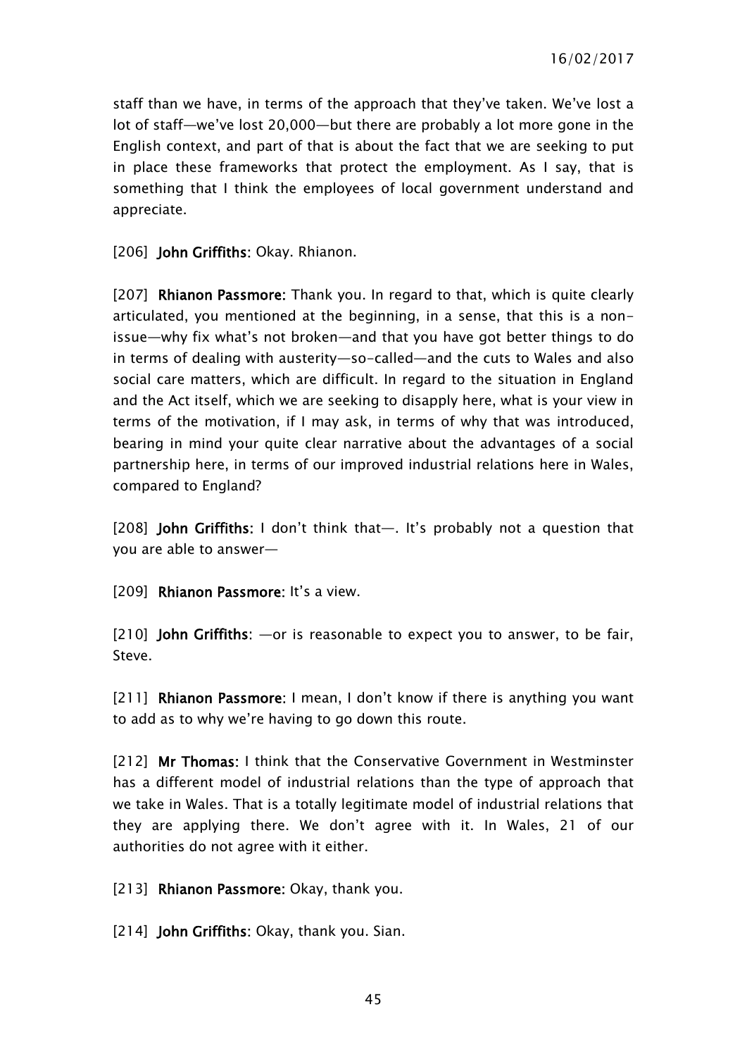staff than we have, in terms of the approach that they've taken. We've lost a lot of staff—we've lost 20,000—but there are probably a lot more gone in the English context, and part of that is about the fact that we are seeking to put in place these frameworks that protect the employment. As I say, that is something that I think the employees of local government understand and appreciate.

[206] **John Griffiths**: Okay. Rhianon.

[207] **Rhianon Passmore**: Thank you. In regard to that, which is quite clearly articulated, you mentioned at the beginning, in a sense, that this is a non-issue—why fix what's not broken—and that you have got better things to do in terms of dealing with austerity—so-called—and the cuts to Wales and also social care matters, which are difficult. In regard to the situation in England and the Act itself, which we are seeking to disapply here, what is your view in terms of the motivation, if I may ask, in terms of why that was introduced, bearing in mind your quite clear narrative about the advantages of a social partnership here, in terms of our improved industrial relations here in Wales, compared to England?

[208] **John Griffiths**: I don't think that—. It's probably not a question that you are able to answer—

[209] **Rhianon Passmore**: It's a view.

[210] **John Griffiths**: —or is reasonable to expect you to answer, to be fair, Steve.

[211] **Rhianon Passmore**: I mean, I don't know if there is anything you want to add as to why we're having to go down this route.

[212] **Mr Thomas**: I think that the Conservative Government in Westminster has a different model of industrial relations than the type of approach that we take in Wales. That is a totally legitimate model of industrial relations that they are applying there. We don't agree with it. In Wales, 21 of our authorities do not agree with it either.

[213] **Rhianon Passmore**: Okay, thank you.

[214] **John Griffiths**: Okay, thank you. Sian.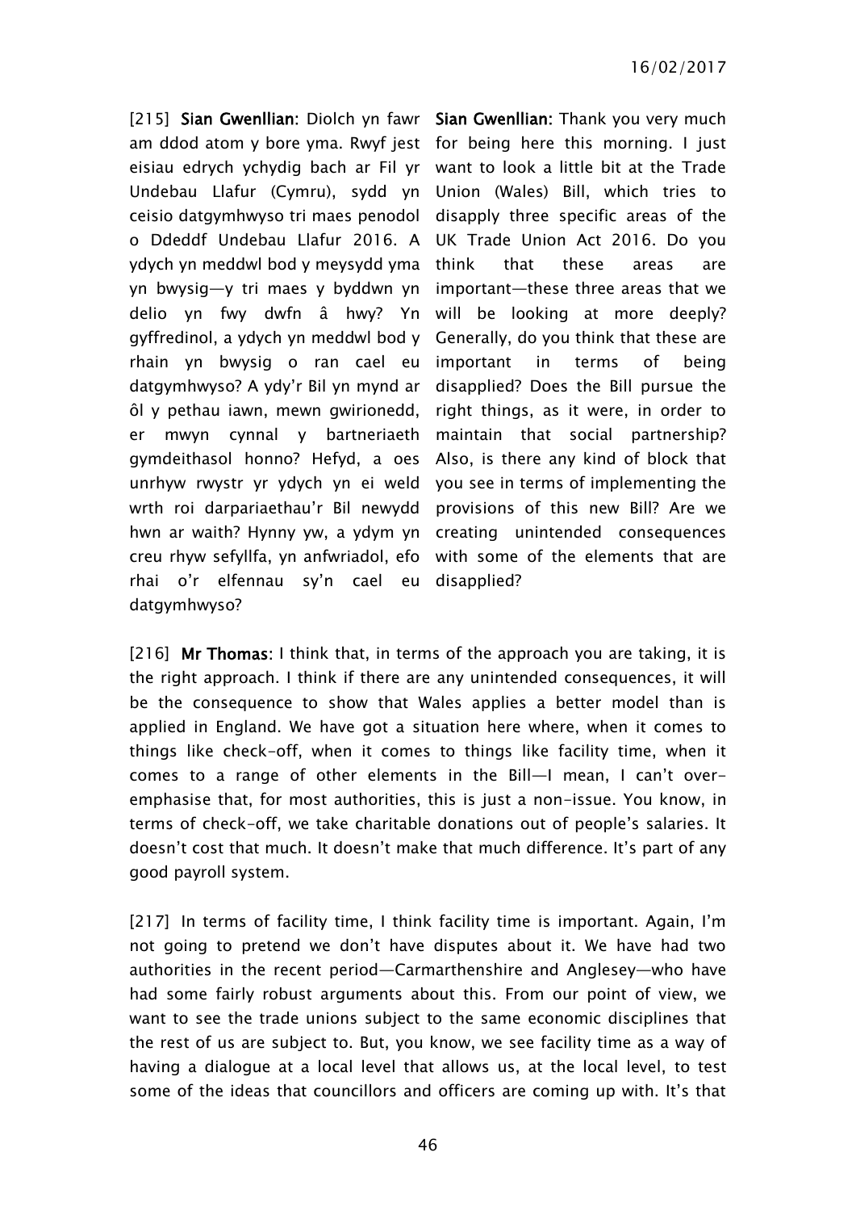[215] **Sian Gwenllian:** Diolch yn fawr am ddod atom y bore yma. Rwyf jest eisiau edrych ychydig bach ar Fil yr Undebau Llafur (Cymru), sydd yn ceisio datgymhwyso tri maes penodol o Ddeddf Undebau Llafur 2016. A ydych yn meddwl bod y meysydd yma yn bwysig—y tri maes y byddwn yn delio yn fwy dwfn â hwy? Yn gyffredinol, a ydych yn meddwl bod y rhain yn bwysig o ran cael eu datgymhwyso? A ydy'r Bil yn mynd ar ôl y pethau iawn, mewn gwirionedd, er mwyn cynnal y bartneriaeth gymdeithasol honno? Hefyd, a oes unrhyw rwystr yr ydych yn ei weld wrth roi darpariaethau'r Bil newydd hwn ar waith? Hynny yw, a ydym yn creu rhyw sefyllfa, yn anfwriadol, efo rhai o'r elfennau sy'n cael eu datgymhwyso?

**Sian Gwenllian:** Thank you very much for being here this morning. I just want to look a little bit at the Trade Union (Wales) Bill, which tries to disapply three specific areas of the UK Trade Union Act 2016. Do you think that these areas are important—these three areas that we will be looking at more deeply? Generally, do you think that these are important in terms of being disapplied? Does the Bill pursue the right things, as it were, in order to maintain that social partnership? Also, is there any kind of block that you see in terms of implementing the provisions of this new Bill? Are we creating unintended consequences with some of the elements that are disapplied?

[216] **Mr Thomas:** I think that, in terms of the approach you are taking, it is the right approach. I think if there are any unintended consequences, it will be the consequence to show that Wales applies a better model than is applied in England. We have got a situation here where, when it comes to things like check-off, when it comes to things like facility time, when it comes to a range of other elements in the Bill—I mean, I can't over-emphasise that, for most authorities, this is just a non-issue. You know, in terms of check-off, we take charitable donations out of people's salaries. It doesn't cost that much. It doesn't make that much difference. It's part of any good payroll system.

[217] In terms of facility time, I think facility time is important. Again, I'm not going to pretend we don't have disputes about it. We have had two authorities in the recent period—Carmarthenshire and Anglesey—who have had some fairly robust arguments about this. From our point of view, we want to see the trade unions subject to the same economic disciplines that the rest of us are subject to. But, you know, we see facility time as a way of having a dialogue at a local level that allows us, at the local level, to test some of the ideas that councillors and officers are coming up with. It's that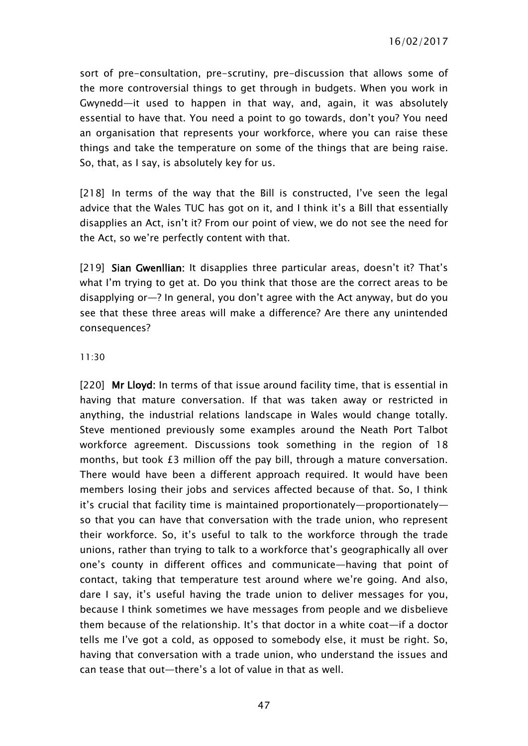sort of pre-consultation, pre-scrutiny, pre-discussion that allows some of the more controversial things to get through in budgets. When you work in Gwynedd—it used to happen in that way, and, again, it was absolutely essential to have that. You need a point to go towards, don't you? You need an organisation that represents your workforce, where you can raise these things and take the temperature on some of the things that are being raise. So, that, as I say, is absolutely key for us.

[218] In terms of the way that the Bill is constructed, I've seen the legal advice that the Wales TUC has got on it, and I think it's a Bill that essentially disapplies an Act, isn't it? From our point of view, we do not see the need for the Act, so we're perfectly content with that.

[219] **Sian Gwenllian:** It disapplies three particular areas, doesn't it? That's what I'm trying to get at. Do you think that those are the correct areas to be disapplying or—? In general, you don't agree with the Act anyway, but do you see that these three areas will make a difference? Are there any unintended consequences?

11:30

[220] **Mr Lloyd:** In terms of that issue around facility time, that is essential in having that mature conversation. If that was taken away or restricted in anything, the industrial relations landscape in Wales would change totally. Steve mentioned previously some examples around the Neath Port Talbot workforce agreement. Discussions took something in the region of 18 months, but took £3 million off the pay bill, through a mature conversation. There would have been a different approach required. It would have been members losing their jobs and services affected because of that. So, I think it's crucial that facility time is maintained proportionately—proportionately—so that you can have that conversation with the trade union, who represent their workforce. So, it's useful to talk to the workforce through the trade unions, rather than trying to talk to a workforce that's geographically all over one's county in different offices and communicate—having that point of contact, taking that temperature test around where we're going. And also, dare I say, it's useful having the trade union to deliver messages for you, because I think sometimes we have messages from people and we disbelieve them because of the relationship. It's that doctor in a white coat—if a doctor tells me I've got a cold, as opposed to somebody else, it must be right. So, having that conversation with a trade union, who understand the issues and can tease that out—there's a lot of value in that as well.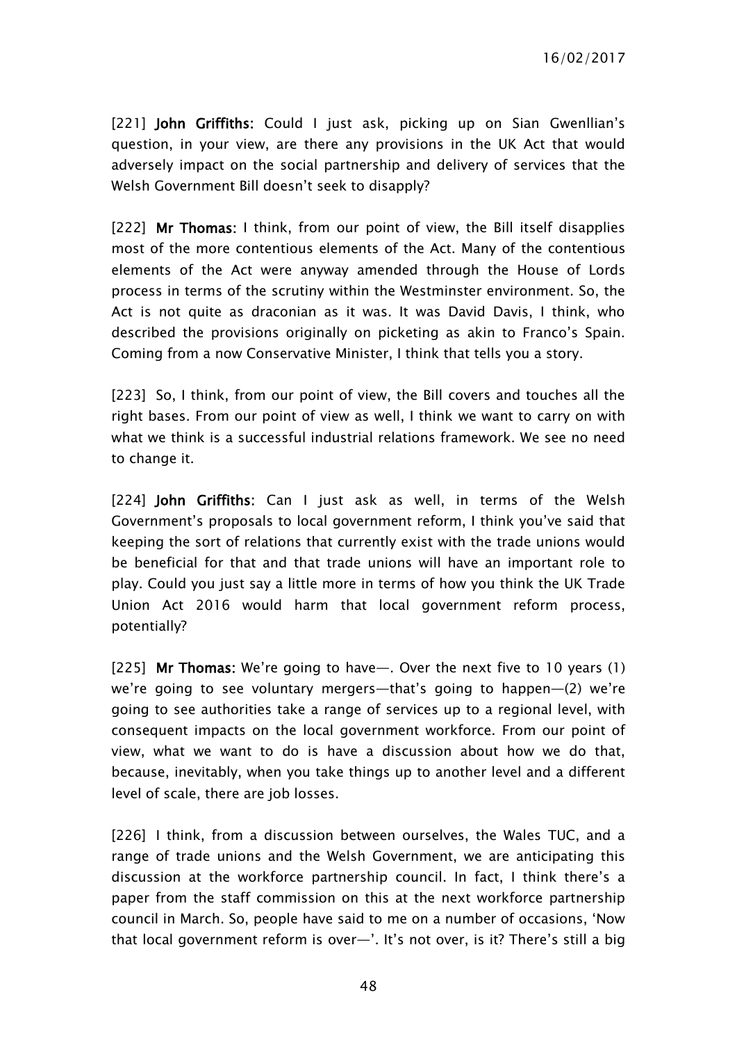[221] **John Griffiths:** Could I just ask, picking up on Sian Gwenllian's question, in your view, are there any provisions in the UK Act that would adversely impact on the social partnership and delivery of services that the Welsh Government Bill doesn't seek to disapply?

[222] **Mr Thomas:** I think, from our point of view, the Bill itself disapplies most of the more contentious elements of the Act. Many of the contentious elements of the Act were anyway amended through the House of Lords process in terms of the scrutiny within the Westminster environment. So, the Act is not quite as draconian as it was. It was David Davis, I think, who described the provisions originally on picketing as akin to Franco's Spain. Coming from a now Conservative Minister, I think that tells you a story.

[223] So, I think, from our point of view, the Bill covers and touches all the right bases. From our point of view as well, I think we want to carry on with what we think is a successful industrial relations framework. We see no need to change it.

[224] **John Griffiths:** Can I just ask as well, in terms of the Welsh Government's proposals to local government reform, I think you've said that keeping the sort of relations that currently exist with the trade unions would be beneficial for that and that trade unions will have an important role to play. Could you just say a little more in terms of how you think the UK Trade Union Act 2016 would harm that local government reform process, potentially?

[225] **Mr Thomas:** We're going to have—. Over the next five to 10 years (1) we're going to see voluntary mergers—that's going to happen—(2) we're going to see authorities take a range of services up to a regional level, with consequent impacts on the local government workforce. From our point of view, what we want to do is have a discussion about how we do that, because, inevitably, when you take things up to another level and a different level of scale, there are job losses.

[226] I think, from a discussion between ourselves, the Wales TUC, and a range of trade unions and the Welsh Government, we are anticipating this discussion at the workforce partnership council. In fact, I think there's a paper from the staff commission on this at the next workforce partnership council in March. So, people have said to me on a number of occasions, 'Now that local government reform is over—'. It's not over, is it? There's still a big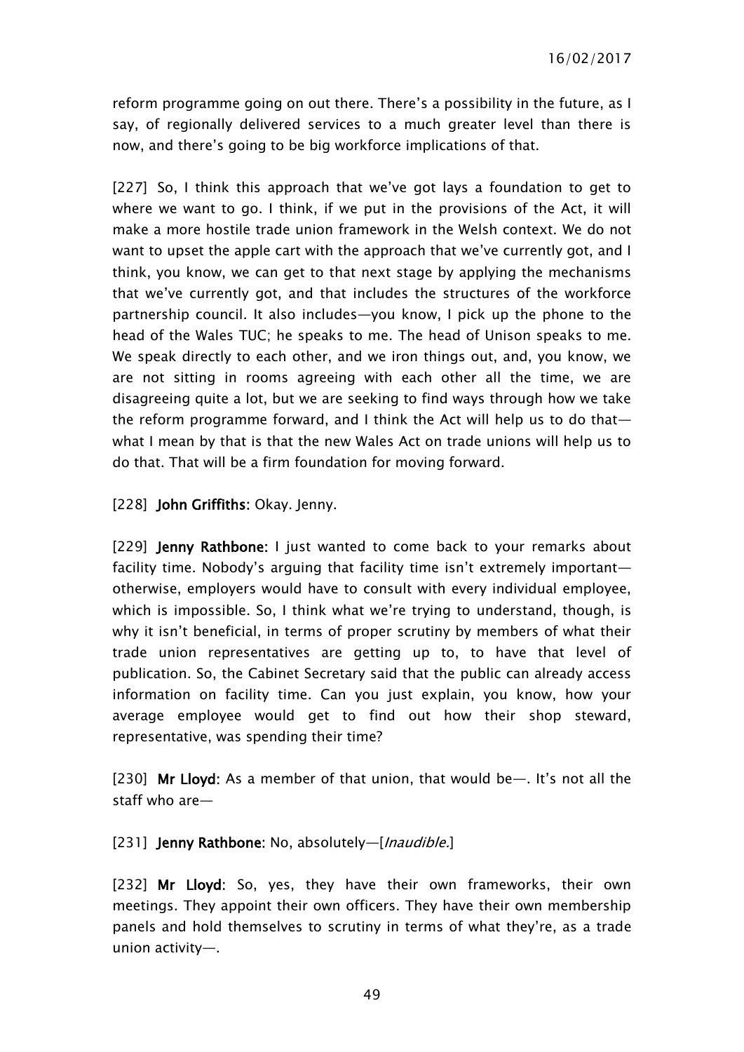reform programme going on out there. There's a possibility in the future, as I say, of regionally delivered services to a much greater level than there is now, and there's going to be big workforce implications of that.

[227] So, I think this approach that we've got lays a foundation to get to where we want to go. I think, if we put in the provisions of the Act, it will make a more hostile trade union framework in the Welsh context. We do not want to upset the apple cart with the approach that we've currently got, and I think, you know, we can get to that next stage by applying the mechanisms that we've currently got, and that includes the structures of the workforce partnership council. It also includes—you know, I pick up the phone to the head of the Wales TUC; he speaks to me. The head of Unison speaks to me. We speak directly to each other, and we iron things out, and, you know, we are not sitting in rooms agreeing with each other all the time, we are disagreeing quite a lot, but we are seeking to find ways through how we take the reform programme forward, and I think the Act will help us to do that—what I mean by that is that the new Wales Act on trade unions will help us to do that. That will be a firm foundation for moving forward.

[228] **John Griffiths:** Okay. Jenny.

[229] **Jenny Rathbone:** I just wanted to come back to your remarks about facility time. Nobody's arguing that facility time isn't extremely important—otherwise, employers would have to consult with every individual employee, which is impossible. So, I think what we're trying to understand, though, is why it isn't beneficial, in terms of proper scrutiny by members of what their trade union representatives are getting up to, to have that level of publication. So, the Cabinet Secretary said that the public can already access information on facility time. Can you just explain, you know, how your average employee would get to find out how their shop steward, representative, was spending their time?

[230] **Mr Lloyd:** As a member of that union, that would be—. It's not all the staff who are—

[231] **Jenny Rathbone:** No, absolutely—[*Inaudible.*]

[232] **Mr Lloyd:** So, yes, they have their own frameworks, their own meetings. They appoint their own officers. They have their own membership panels and hold themselves to scrutiny in terms of what they're, as a trade union activity—.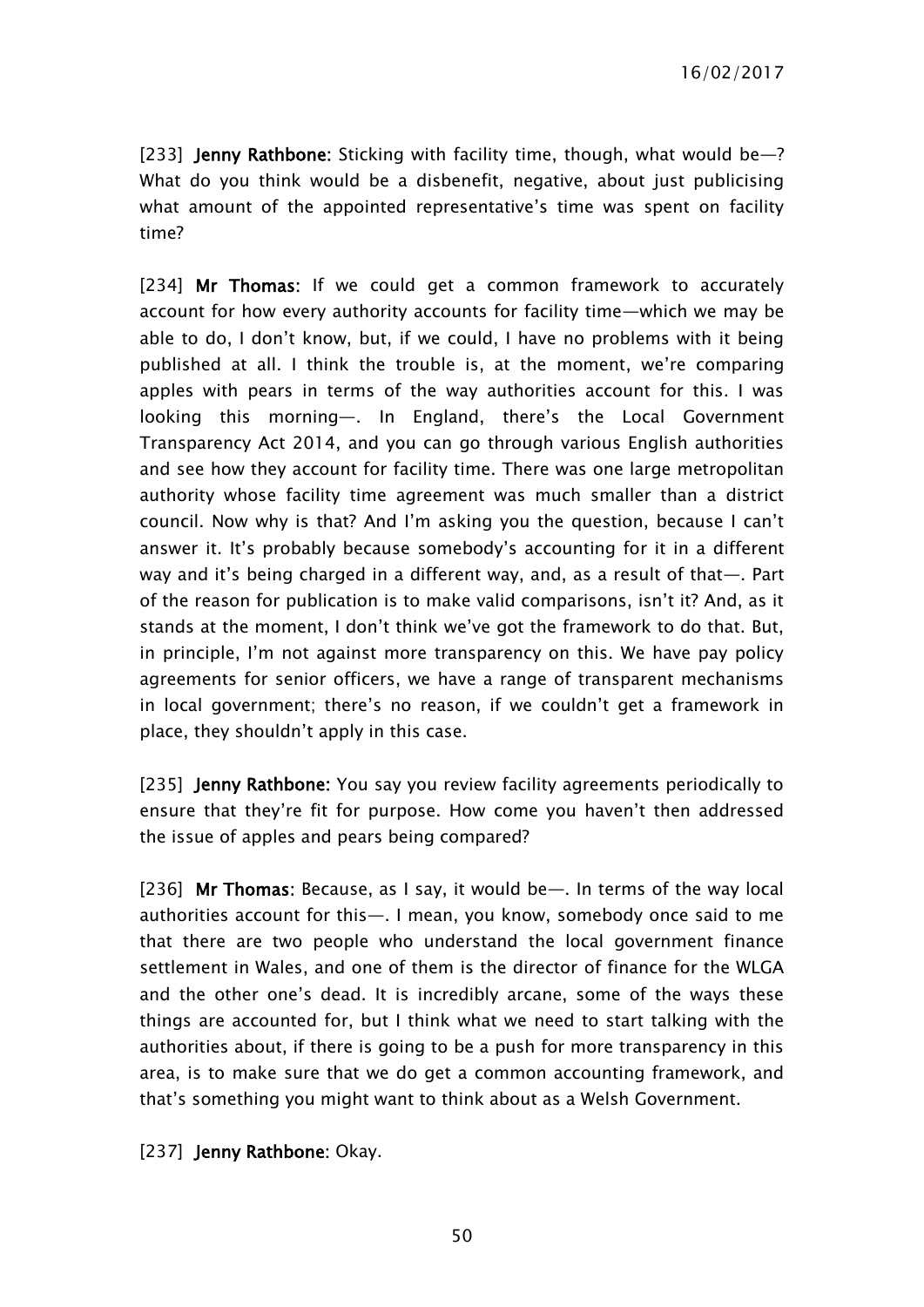[233] **Jenny Rathbone:** Sticking with facility time, though, what would be—? What do you think would be a disbenefit, negative, about just publicising what amount of the appointed representative's time was spent on facility time?

[234] **Mr Thomas:** If we could get a common framework to accurately account for how every authority accounts for facility time—which we may be able to do, I don't know, but, if we could, I have no problems with it being published at all. I think the trouble is, at the moment, we're comparing apples with pears in terms of the way authorities account for this. I was looking this morning—. In England, there's the Local Government Transparency Act 2014, and you can go through various English authorities and see how they account for facility time. There was one large metropolitan authority whose facility time agreement was much smaller than a district council. Now why is that? And I'm asking you the question, because I can't answer it. It's probably because somebody's accounting for it in a different way and it's being charged in a different way, and, as a result of that—. Part of the reason for publication is to make valid comparisons, isn't it? And, as it stands at the moment, I don't think we've got the framework to do that. But, in principle, I'm not against more transparency on this. We have pay policy agreements for senior officers, we have a range of transparent mechanisms in local government; there's no reason, if we couldn't get a framework in place, they shouldn't apply in this case.

[235] **Jenny Rathbone:** You say you review facility agreements periodically to ensure that they're fit for purpose. How come you haven't then addressed the issue of apples and pears being compared?

[236] **Mr Thomas:** Because, as I say, it would be—. In terms of the way local authorities account for this—. I mean, you know, somebody once said to me that there are two people who understand the local government finance settlement in Wales, and one of them is the director of finance for the WLGA and the other one's dead. It is incredibly arcane, some of the ways these things are accounted for, but I think what we need to start talking with the authorities about, if there is going to be a push for more transparency in this area, is to make sure that we do get a common accounting framework, and that's something you might want to think about as a Welsh Government.

[237] **Jenny Rathbone:** Okay.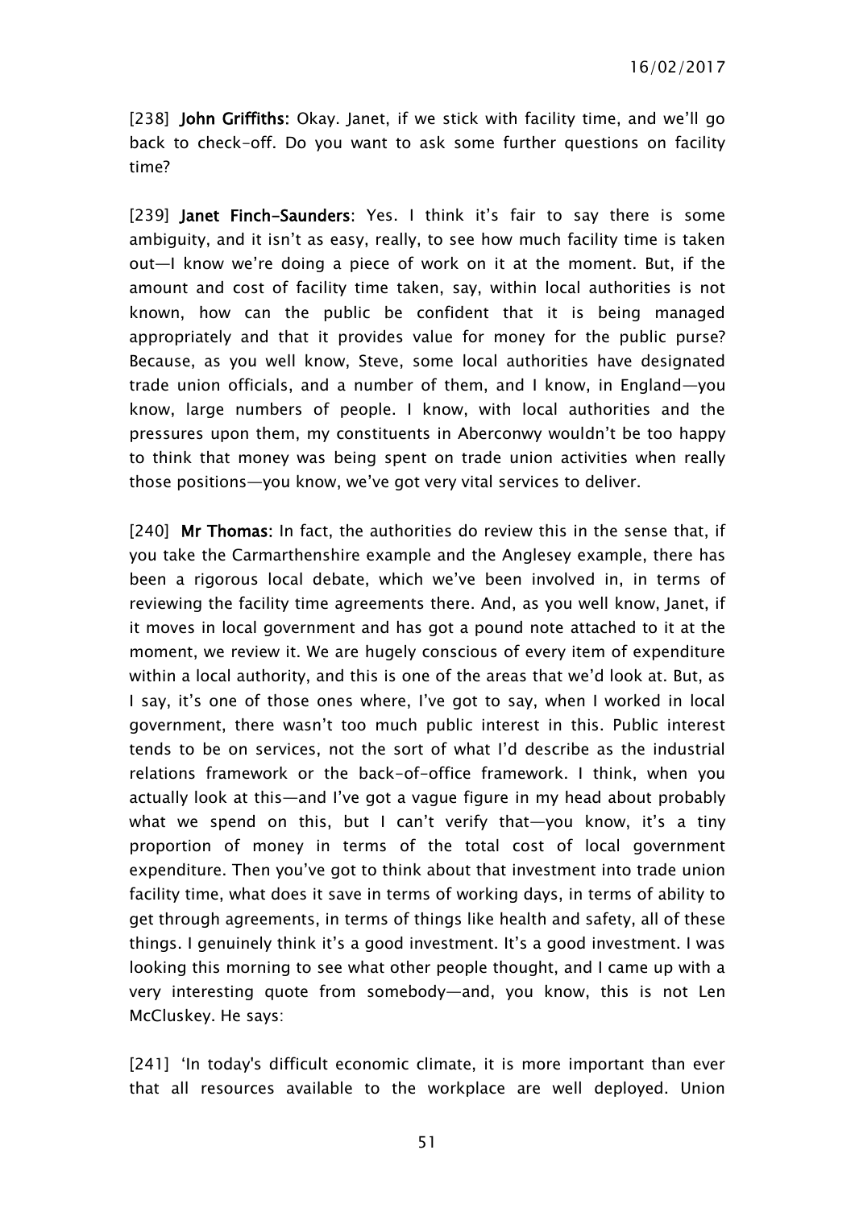[238] **John Griffiths:** Okay. Janet, if we stick with facility time, and we'll go back to check-off. Do you want to ask some further questions on facility time?

[239] **Janet Finch-Saunders**: Yes. I think it's fair to say there is some ambiguity, and it isn't as easy, really, to see how much facility time is taken out—I know we're doing a piece of work on it at the moment. But, if the amount and cost of facility time taken, say, within local authorities is not known, how can the public be confident that it is being managed appropriately and that it provides value for money for the public purse? Because, as you well know, Steve, some local authorities have designated trade union officials, and a number of them, and I know, in England—you know, large numbers of people. I know, with local authorities and the pressures upon them, my constituents in Aberconwy wouldn't be too happy to think that money was being spent on trade union activities when really those positions—you know, we've got very vital services to deliver.

[240] **Mr Thomas**: In fact, the authorities do review this in the sense that, if you take the Carmarthenshire example and the Anglesey example, there has been a rigorous local debate, which we've been involved in, in terms of reviewing the facility time agreements there. And, as you well know, Janet, if it moves in local government and has got a pound note attached to it at the moment, we review it. We are hugely conscious of every item of expenditure within a local authority, and this is one of the areas that we'd look at. But, as I say, it's one of those ones where, I've got to say, when I worked in local government, there wasn't too much public interest in this. Public interest tends to be on services, not the sort of what I'd describe as the industrial relations framework or the back-of-office framework. I think, when you actually look at this—and I've got a vague figure in my head about probably what we spend on this, but I can't verify that—you know, it's a tiny proportion of money in terms of the total cost of local government expenditure. Then you've got to think about that investment into trade union facility time, what does it save in terms of working days, in terms of ability to get through agreements, in terms of things like health and safety, all of these things. I genuinely think it's a good investment. It's a good investment. I was looking this morning to see what other people thought, and I came up with a very interesting quote from somebody—and, you know, this is not Len McCluskey. He says:

[241] 'In today's difficult economic climate, it is more important than ever that all resources available to the workplace are well deployed. Union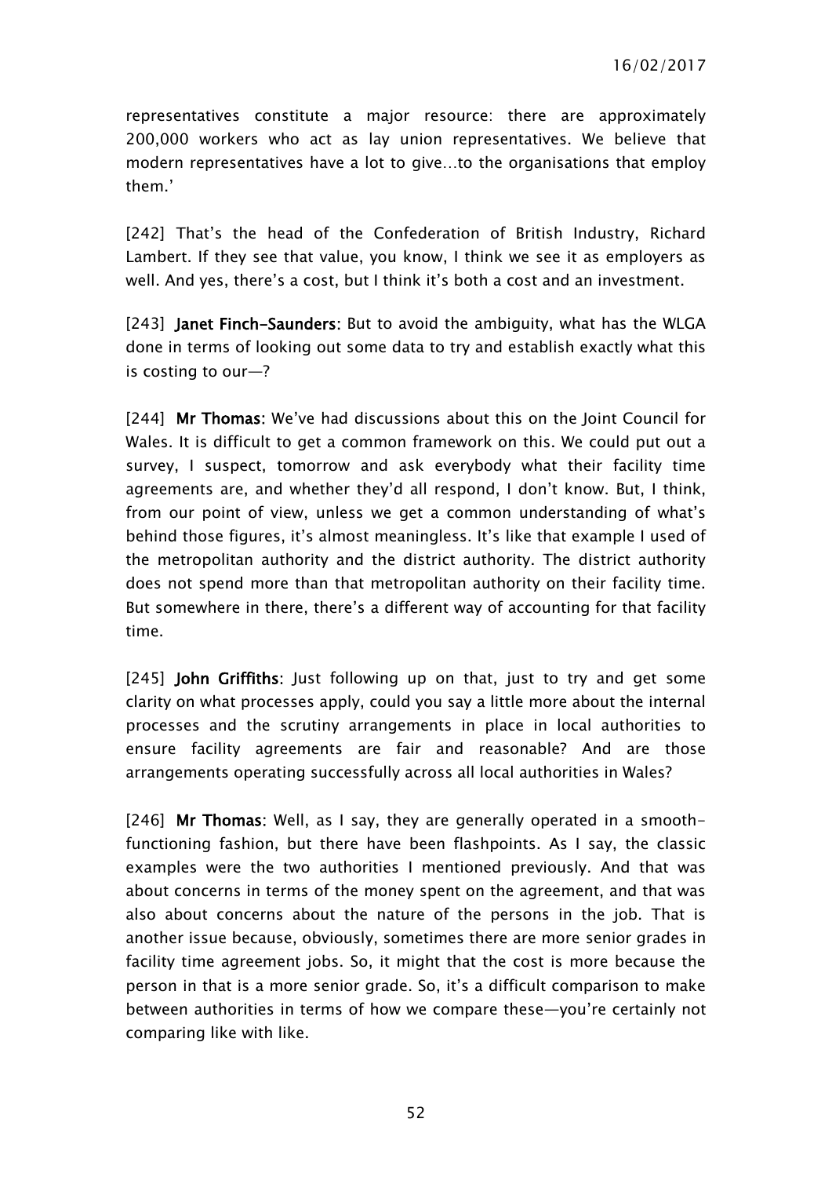representatives constitute a major resource: there are approximately 200,000 workers who act as lay union representatives. We believe that modern representatives have a lot to give…to the organisations that employ them.'

[242] That's the head of the Confederation of British Industry, Richard Lambert. If they see that value, you know, I think we see it as employers as well. And yes, there's a cost, but I think it's both a cost and an investment.

[243] **Janet Finch-Saunders:** But to avoid the ambiguity, what has the WLGA done in terms of looking out some data to try and establish exactly what this is costing to our—?

[244] **Mr Thomas:** We've had discussions about this on the Joint Council for Wales. It is difficult to get a common framework on this. We could put out a survey, I suspect, tomorrow and ask everybody what their facility time agreements are, and whether they'd all respond, I don't know. But, I think, from our point of view, unless we get a common understanding of what's behind those figures, it's almost meaningless. It's like that example I used of the metropolitan authority and the district authority. The district authority does not spend more than that metropolitan authority on their facility time. But somewhere in there, there's a different way of accounting for that facility time.

[245] **John Griffiths:** Just following up on that, just to try and get some clarity on what processes apply, could you say a little more about the internal processes and the scrutiny arrangements in place in local authorities to ensure facility agreements are fair and reasonable? And are those arrangements operating successfully across all local authorities in Wales?

[246] **Mr Thomas:** Well, as I say, they are generally operated in a smooth-functioning fashion, but there have been flashpoints. As I say, the classic examples were the two authorities I mentioned previously. And that was about concerns in terms of the money spent on the agreement, and that was also about concerns about the nature of the persons in the job. That is another issue because, obviously, sometimes there are more senior grades in facility time agreement jobs. So, it might that the cost is more because the person in that is a more senior grade. So, it's a difficult comparison to make between authorities in terms of how we compare these—you're certainly not comparing like with like.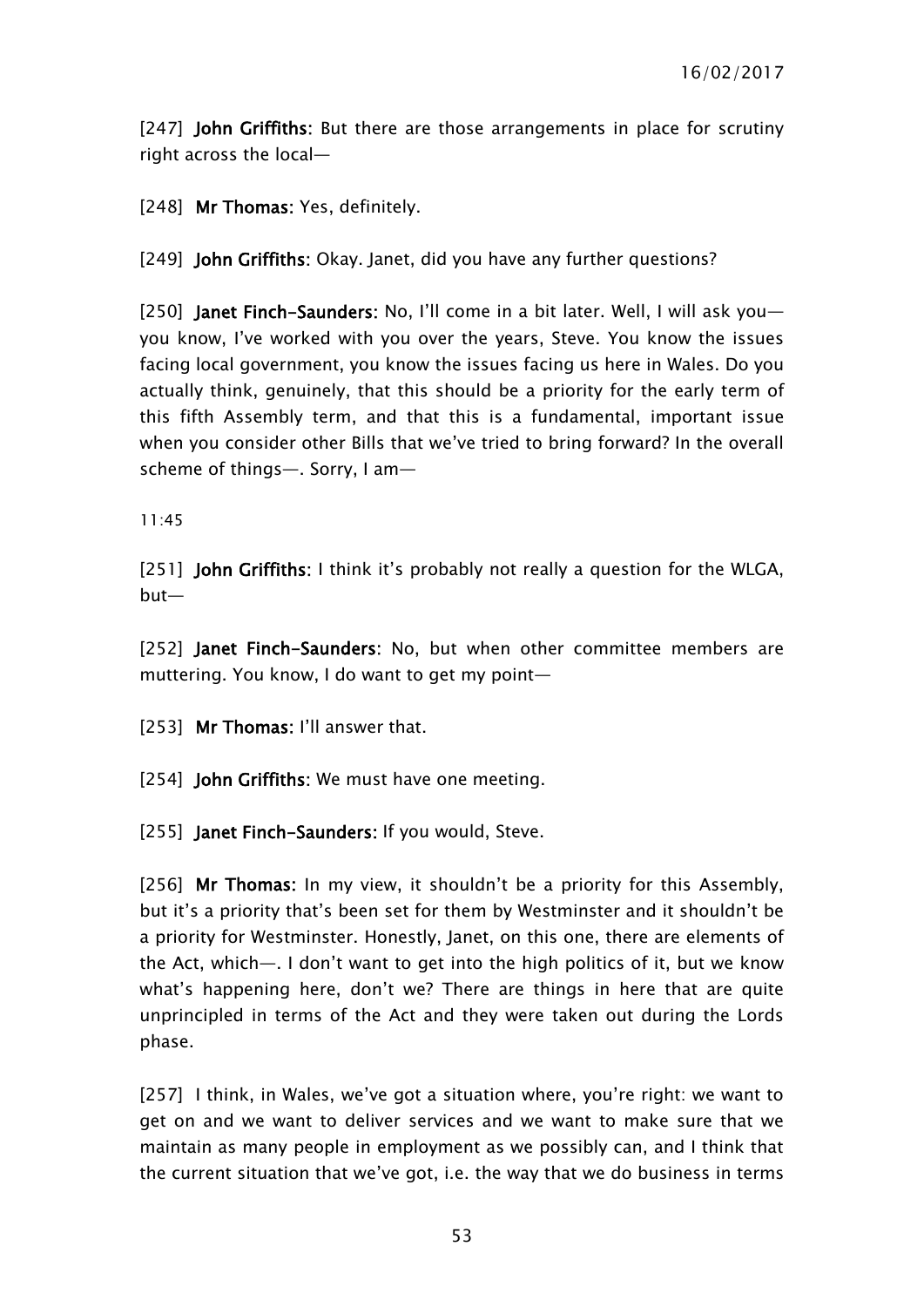[247] **John Griffiths**: But there are those arrangements in place for scrutiny right across the local—

[248] **Mr Thomas**: Yes, definitely.

[249] **John Griffiths**: Okay. Janet, did you have any further questions?

[250] **Janet Finch-Saunders**: No, I'll come in a bit later. Well, I will ask you—you know, I've worked with you over the years, Steve. You know the issues facing local government, you know the issues facing us here in Wales. Do you actually think, genuinely, that this should be a priority for the early term of this fifth Assembly term, and that this is a fundamental, important issue when you consider other Bills that we've tried to bring forward? In the overall scheme of things—. Sorry, I am—

11:45

[251] **John Griffiths**: I think it's probably not really a question for the WLGA, but—

[252] **Janet Finch-Saunders**: No, but when other committee members are muttering. You know, I do want to get my point—

[253] **Mr Thomas**: I'll answer that.

[254] **John Griffiths**: We must have one meeting.

[255] **Janet Finch-Saunders**: If you would, Steve.

[256] **Mr Thomas**: In my view, it shouldn't be a priority for this Assembly, but it's a priority that's been set for them by Westminster and it shouldn't be a priority for Westminster. Honestly, Janet, on this one, there are elements of the Act, which—. I don't want to get into the high politics of it, but we know what's happening here, don't we? There are things in here that are quite unprincipled in terms of the Act and they were taken out during the Lords phase.

[257] I think, in Wales, we've got a situation where, you're right: we want to get on and we want to deliver services and we want to make sure that we maintain as many people in employment as we possibly can, and I think that the current situation that we've got, i.e. the way that we do business in terms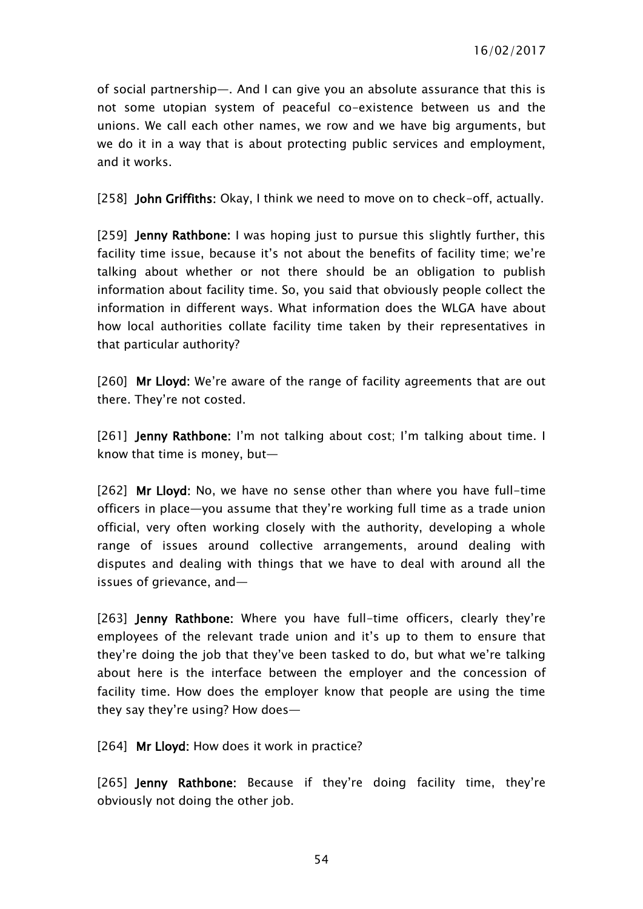of social partnership—. And I can give you an absolute assurance that this is not some utopian system of peaceful co-existence between us and the unions. We call each other names, we row and we have big arguments, but we do it in a way that is about protecting public services and employment, and it works.

[258] **John Griffiths:** Okay, I think we need to move on to check-off, actually.

[259] **Jenny Rathbone:** I was hoping just to pursue this slightly further, this facility time issue, because it's not about the benefits of facility time; we're talking about whether or not there should be an obligation to publish information about facility time. So, you said that obviously people collect the information in different ways. What information does the WLGA have about how local authorities collate facility time taken by their representatives in that particular authority?

[260] **Mr Lloyd:** We're aware of the range of facility agreements that are out there. They're not costed.

[261] **Jenny Rathbone:** I'm not talking about cost; I'm talking about time. I know that time is money, but—

[262] **Mr Lloyd:** No, we have no sense other than where you have full-time officers in place—you assume that they're working full time as a trade union official, very often working closely with the authority, developing a whole range of issues around collective arrangements, around dealing with disputes and dealing with things that we have to deal with around all the issues of grievance, and—

[263] **Jenny Rathbone:** Where you have full-time officers, clearly they're employees of the relevant trade union and it's up to them to ensure that they're doing the job that they've been tasked to do, but what we're talking about here is the interface between the employer and the concession of facility time. How does the employer know that people are using the time they say they're using? How does—

[264] **Mr Lloyd:** How does it work in practice?

[265] **Jenny Rathbone:** Because if they're doing facility time, they're obviously not doing the other job.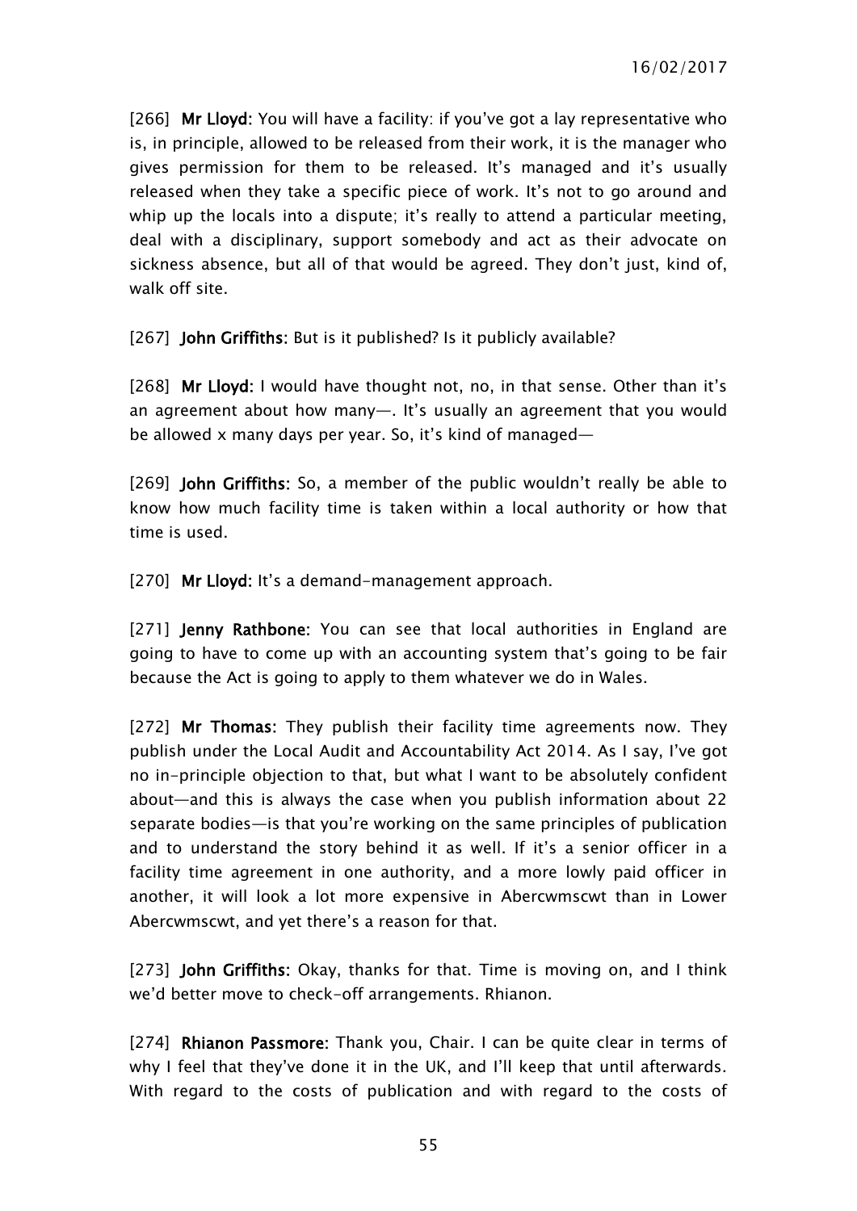[266] **Mr Lloyd:** You will have a facility: if you've got a lay representative who is, in principle, allowed to be released from their work, it is the manager who gives permission for them to be released. It's managed and it's usually released when they take a specific piece of work. It's not to go around and whip up the locals into a dispute; it's really to attend a particular meeting, deal with a disciplinary, support somebody and act as their advocate on sickness absence, but all of that would be agreed. They don't just, kind of, walk off site.

[267] **John Griffiths:** But is it published? Is it publicly available?

[268] **Mr Lloyd:** I would have thought not, no, in that sense. Other than it's an agreement about how many—. It's usually an agreement that you would be allowed x many days per year. So, it's kind of managed—

[269] **John Griffiths:** So, a member of the public wouldn't really be able to know how much facility time is taken within a local authority or how that time is used.

[270] **Mr Lloyd:** It's a demand-management approach.

[271] **Jenny Rathbone:** You can see that local authorities in England are going to have to come up with an accounting system that's going to be fair because the Act is going to apply to them whatever we do in Wales.

[272] **Mr Thomas:** They publish their facility time agreements now. They publish under the Local Audit and Accountability Act 2014. As I say, I've got no in-principle objection to that, but what I want to be absolutely confident about—and this is always the case when you publish information about 22 separate bodies—is that you're working on the same principles of publication and to understand the story behind it as well. If it's a senior officer in a facility time agreement in one authority, and a more lowly paid officer in another, it will look a lot more expensive in Abercwmscwt than in Lower Abercwmscwt, and yet there's a reason for that.

[273] **John Griffiths:** Okay, thanks for that. Time is moving on, and I think we'd better move to check-off arrangements. Rhianon.

[274] **Rhianon Passmore:** Thank you, Chair. I can be quite clear in terms of why I feel that they've done it in the UK, and I'll keep that until afterwards. With regard to the costs of publication and with regard to the costs of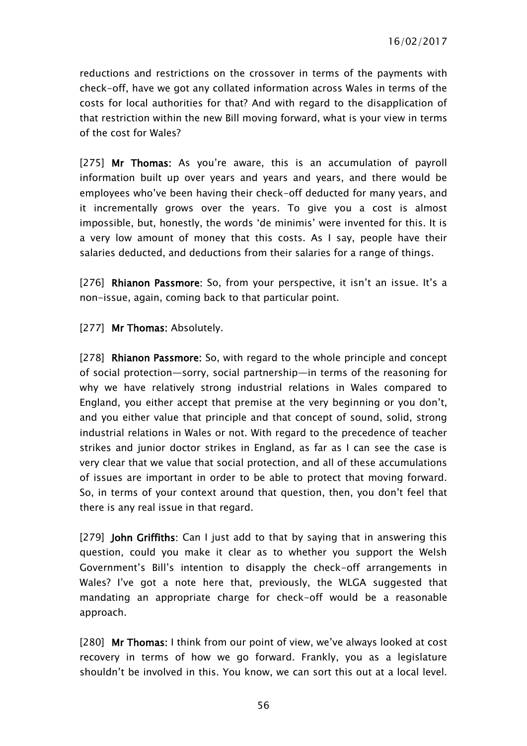reductions and restrictions on the crossover in terms of the payments with check-off, have we got any collated information across Wales in terms of the costs for local authorities for that? And with regard to the disapplication of that restriction within the new Bill moving forward, what is your view in terms of the cost for Wales?

[275] **Mr Thomas:** As you're aware, this is an accumulation of payroll information built up over years and years and years, and there would be employees who've been having their check-off deducted for many years, and it incrementally grows over the years. To give you a cost is almost impossible, but, honestly, the words 'de minimis' were invented for this. It is a very low amount of money that this costs. As I say, people have their salaries deducted, and deductions from their salaries for a range of things.

[276] **Rhianon Passmore:** So, from your perspective, it isn't an issue. It's a non-issue, again, coming back to that particular point.

[277] **Mr Thomas:** Absolutely.

[278] **Rhianon Passmore:** So, with regard to the whole principle and concept of social protection—sorry, social partnership—in terms of the reasoning for why we have relatively strong industrial relations in Wales compared to England, you either accept that premise at the very beginning or you don't, and you either value that principle and that concept of sound, solid, strong industrial relations in Wales or not. With regard to the precedence of teacher strikes and junior doctor strikes in England, as far as I can see the case is very clear that we value that social protection, and all of these accumulations of issues are important in order to be able to protect that moving forward. So, in terms of your context around that question, then, you don't feel that there is any real issue in that regard.

[279] **John Griffiths:** Can I just add to that by saying that in answering this question, could you make it clear as to whether you support the Welsh Government's Bill's intention to disapply the check-off arrangements in Wales? I've got a note here that, previously, the WLGA suggested that mandating an appropriate charge for check-off would be a reasonable approach.

[280] **Mr Thomas:** I think from our point of view, we've always looked at cost recovery in terms of how we go forward. Frankly, you as a legislature shouldn't be involved in this. You know, we can sort this out at a local level.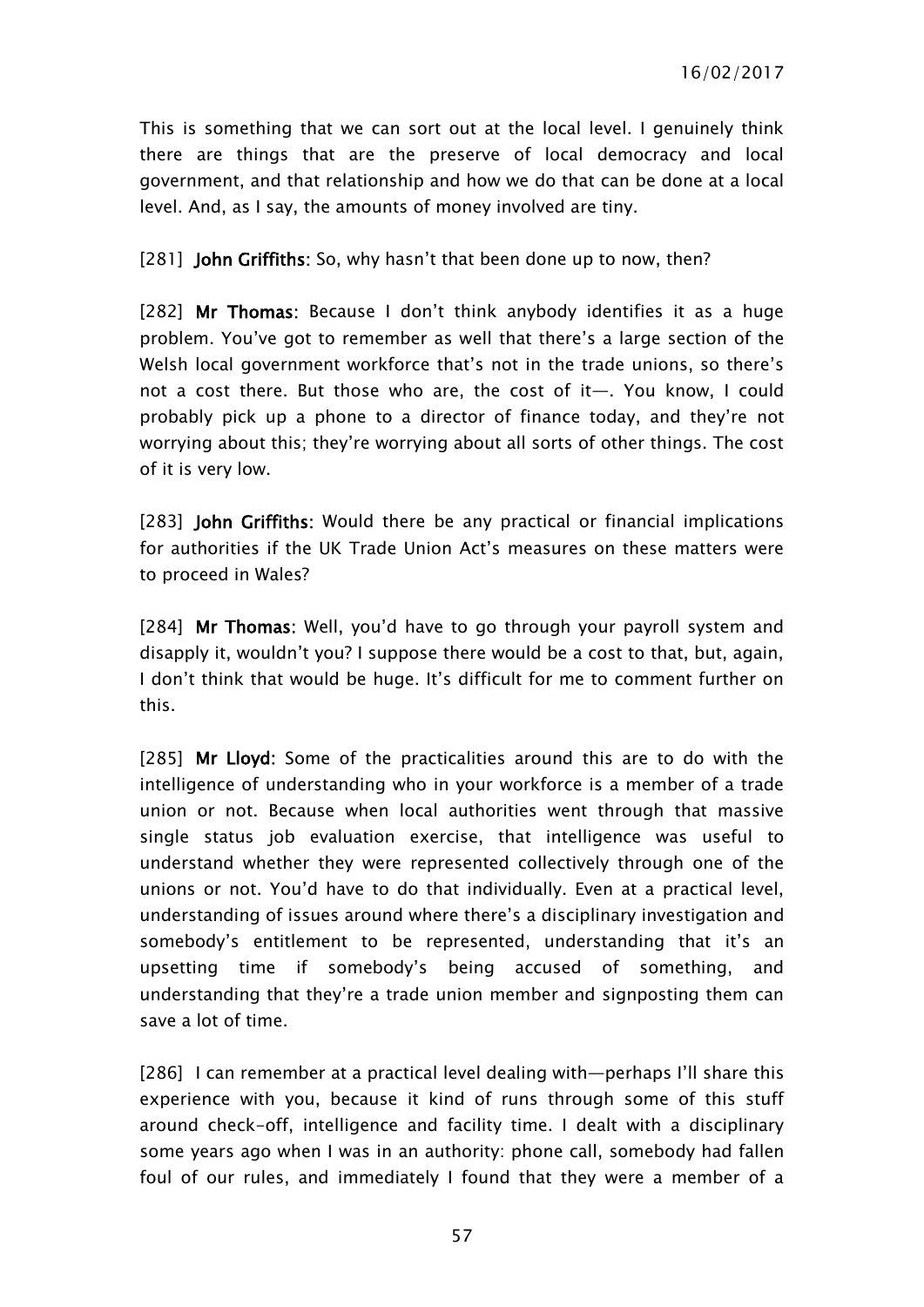This is something that we can sort out at the local level. I genuinely think there are things that are the preserve of local democracy and local government, and that relationship and how we do that can be done at a local level. And, as I say, the amounts of money involved are tiny.

[281] **John Griffiths**: So, why hasn't that been done up to now, then?

[282] **Mr Thomas**: Because I don't think anybody identifies it as a huge problem. You've got to remember as well that there's a large section of the Welsh local government workforce that's not in the trade unions, so there's not a cost there. But those who are, the cost of it—. You know, I could probably pick up a phone to a director of finance today, and they're not worrying about this; they're worrying about all sorts of other things. The cost of it is very low.

[283] **John Griffiths**: Would there be any practical or financial implications for authorities if the UK Trade Union Act's measures on these matters were to proceed in Wales?

[284] **Mr Thomas**: Well, you'd have to go through your payroll system and disapply it, wouldn't you? I suppose there would be a cost to that, but, again, I don't think that would be huge. It's difficult for me to comment further on this.

[285] **Mr Lloyd**: Some of the practicalities around this are to do with the intelligence of understanding who in your workforce is a member of a trade union or not. Because when local authorities went through that massive single status job evaluation exercise, that intelligence was useful to understand whether they were represented collectively through one of the unions or not. You'd have to do that individually. Even at a practical level, understanding of issues around where there's a disciplinary investigation and somebody's entitlement to be represented, understanding that it's an upsetting time if somebody's being accused of something, and understanding that they're a trade union member and signposting them can save a lot of time.

[286] I can remember at a practical level dealing with—perhaps I'll share this experience with you, because it kind of runs through some of this stuff around check-off, intelligence and facility time. I dealt with a disciplinary some years ago when I was in an authority: phone call, somebody had fallen foul of our rules, and immediately I found that they were a member of a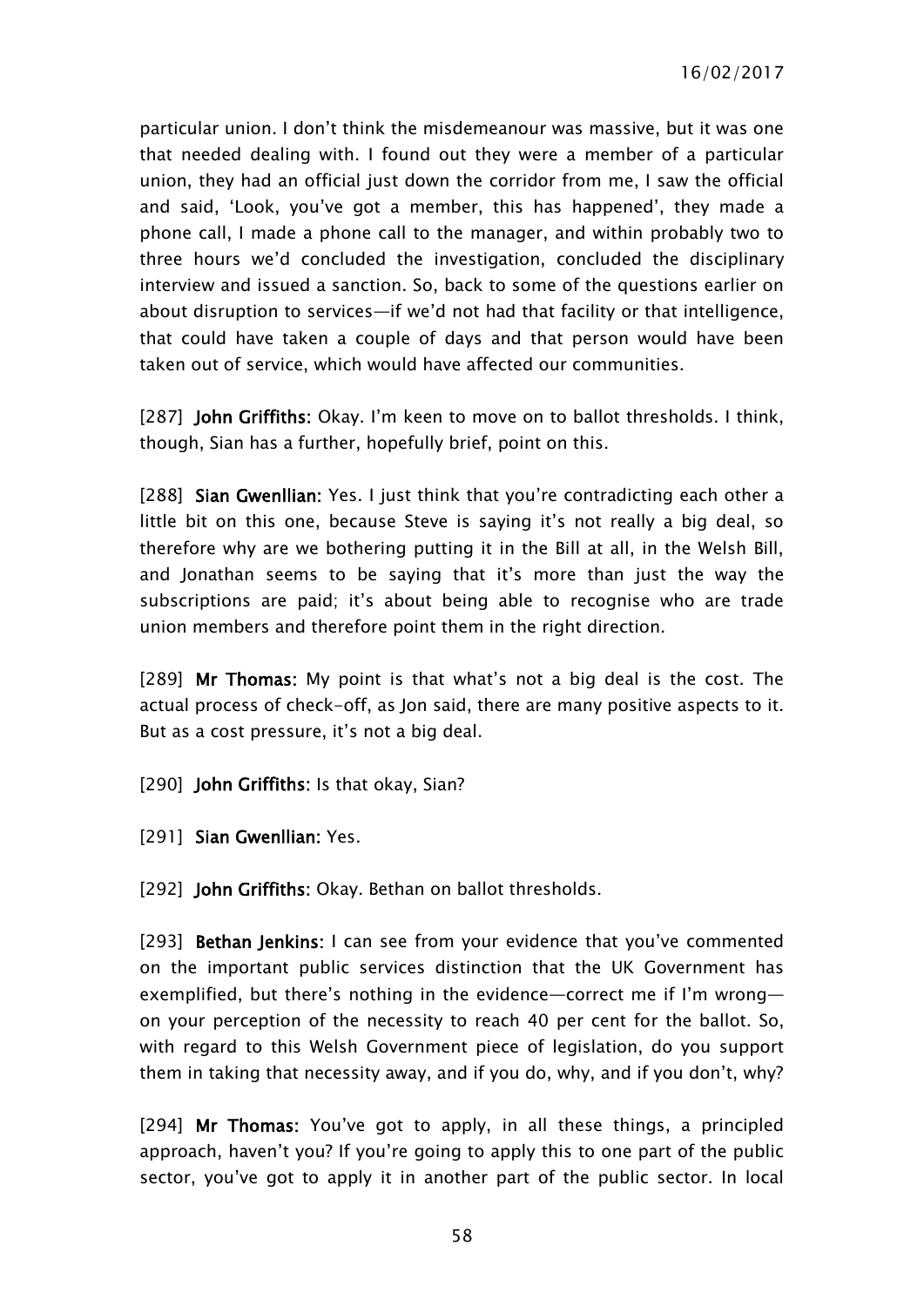particular union. I don't think the misdemeanour was massive, but it was one that needed dealing with. I found out they were a member of a particular union, they had an official just down the corridor from me, I saw the official and said, 'Look, you've got a member, this has happened', they made a phone call, I made a phone call to the manager, and within probably two to three hours we'd concluded the investigation, concluded the disciplinary interview and issued a sanction. So, back to some of the questions earlier on about disruption to services—if we'd not had that facility or that intelligence, that could have taken a couple of days and that person would have been taken out of service, which would have affected our communities.

[287] **John Griffiths:** Okay. I'm keen to move on to ballot thresholds. I think, though, Sian has a further, hopefully brief, point on this.

[288] **Sian Gwenllian:** Yes. I just think that you're contradicting each other a little bit on this one, because Steve is saying it's not really a big deal, so therefore why are we bothering putting it in the Bill at all, in the Welsh Bill, and Jonathan seems to be saying that it's more than just the way the subscriptions are paid; it's about being able to recognise who are trade union members and therefore point them in the right direction.

[289] **Mr Thomas:** My point is that what's not a big deal is the cost. The actual process of check-off, as Jon said, there are many positive aspects to it. But as a cost pressure, it's not a big deal.

[290] **John Griffiths:** Is that okay, Sian?

[291] **Sian Gwenllian:** Yes.

[292] **John Griffiths:** Okay. Bethan on ballot thresholds.

[293] **Bethan Jenkins:** I can see from your evidence that you've commented on the important public services distinction that the UK Government has exemplified, but there's nothing in the evidence—correct me if I'm wrong—on your perception of the necessity to reach 40 per cent for the ballot. So, with regard to this Welsh Government piece of legislation, do you support them in taking that necessity away, and if you do, why, and if you don't, why?

[294] **Mr Thomas:** You've got to apply, in all these things, a principled approach, haven't you? If you're going to apply this to one part of the public sector, you've got to apply it in another part of the public sector. In local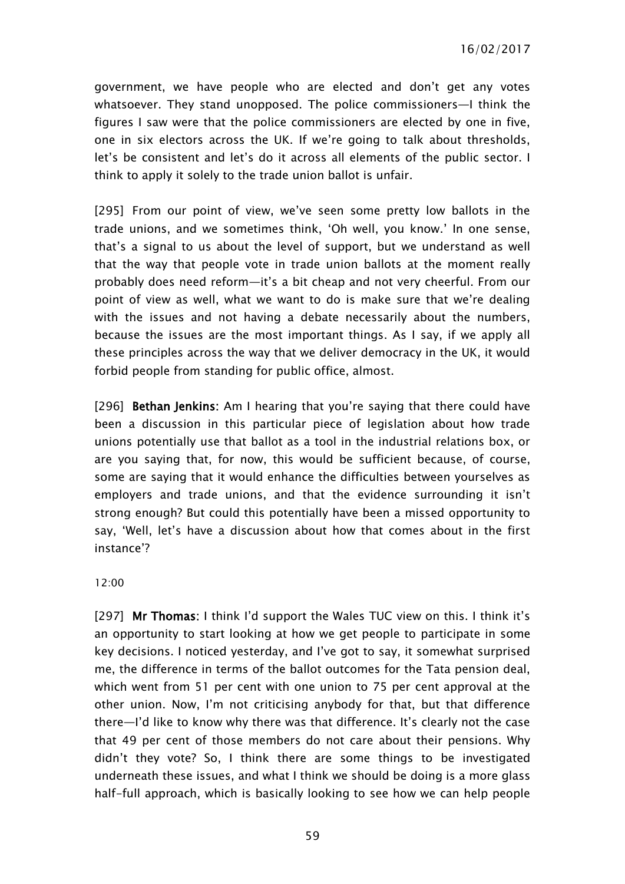government, we have people who are elected and don't get any votes whatsoever. They stand unopposed. The police commissioners—I think the figures I saw were that the police commissioners are elected by one in five, one in six electors across the UK. If we're going to talk about thresholds, let's be consistent and let's do it across all elements of the public sector. I think to apply it solely to the trade union ballot is unfair.

[295] From our point of view, we've seen some pretty low ballots in the trade unions, and we sometimes think, 'Oh well, you know.' In one sense, that's a signal to us about the level of support, but we understand as well that the way that people vote in trade union ballots at the moment really probably does need reform—it's a bit cheap and not very cheerful. From our point of view as well, what we want to do is make sure that we're dealing with the issues and not having a debate necessarily about the numbers, because the issues are the most important things. As I say, if we apply all these principles across the way that we deliver democracy in the UK, it would forbid people from standing for public office, almost.

[296] **Bethan Jenkins**: Am I hearing that you're saying that there could have been a discussion in this particular piece of legislation about how trade unions potentially use that ballot as a tool in the industrial relations box, or are you saying that, for now, this would be sufficient because, of course, some are saying that it would enhance the difficulties between yourselves as employers and trade unions, and that the evidence surrounding it isn't strong enough? But could this potentially have been a missed opportunity to say, 'Well, let's have a discussion about how that comes about in the first instance'?

12:00

[297] **Mr Thomas**: I think I'd support the Wales TUC view on this. I think it's an opportunity to start looking at how we get people to participate in some key decisions. I noticed yesterday, and I've got to say, it somewhat surprised me, the difference in terms of the ballot outcomes for the Tata pension deal, which went from 51 per cent with one union to 75 per cent approval at the other union. Now, I'm not criticising anybody for that, but that difference there—I'd like to know why there was that difference. It's clearly not the case that 49 per cent of those members do not care about their pensions. Why didn't they vote? So, I think there are some things to be investigated underneath these issues, and what I think we should be doing is a more glass half-full approach, which is basically looking to see how we can help people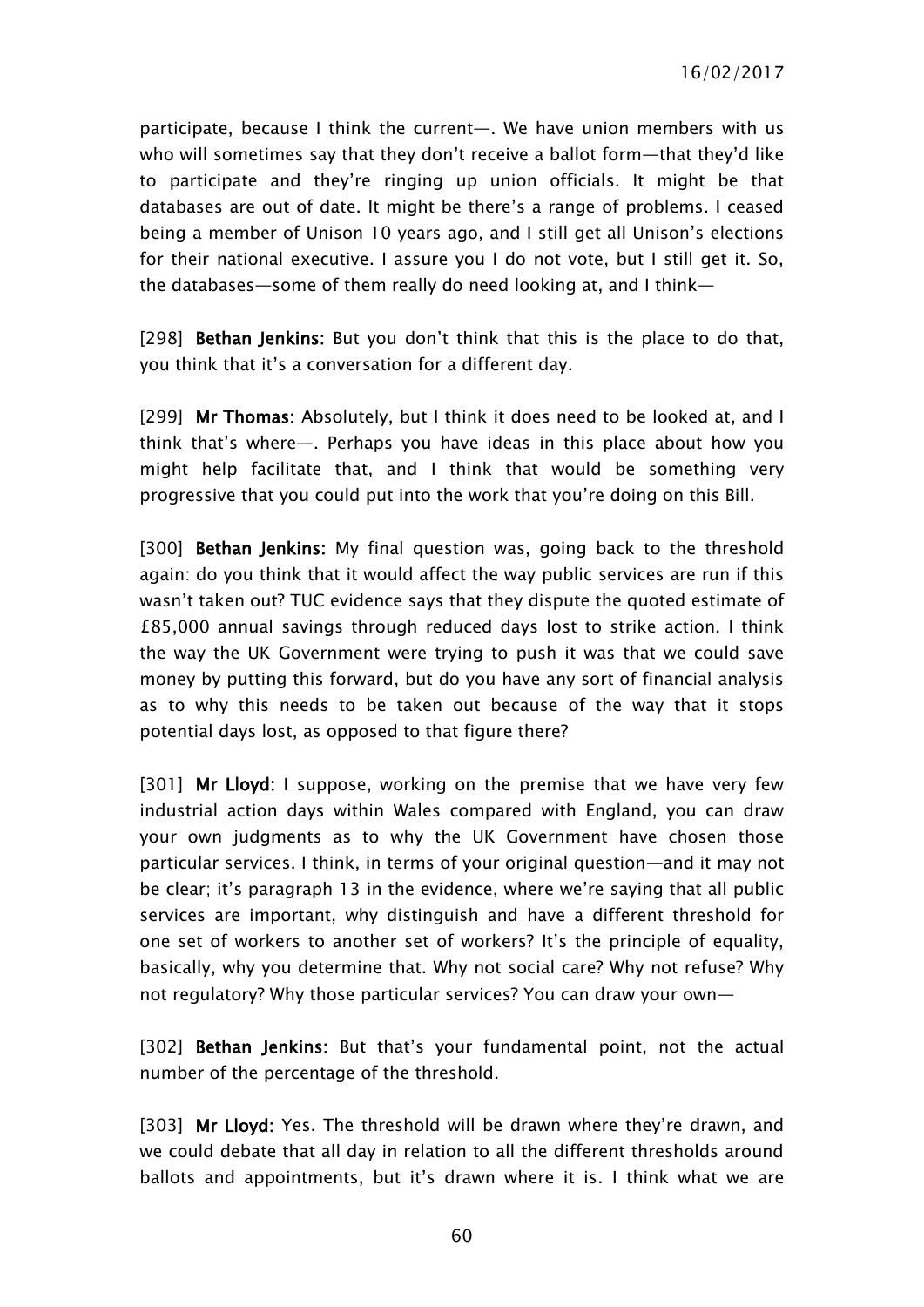participate, because I think the current—. We have union members with us who will sometimes say that they don't receive a ballot form—that they'd like to participate and they're ringing up union officials. It might be that databases are out of date. It might be there's a range of problems. I ceased being a member of Unison 10 years ago, and I still get all Unison's elections for their national executive. I assure you I do not vote, but I still get it. So, the databases—some of them really do need looking at, and I think—

[298] **Bethan Jenkins:** But you don't think that this is the place to do that, you think that it's a conversation for a different day.

[299] **Mr Thomas:** Absolutely, but I think it does need to be looked at, and I think that's where—. Perhaps you have ideas in this place about how you might help facilitate that, and I think that would be something very progressive that you could put into the work that you're doing on this Bill.

[300] **Bethan Jenkins:** My final question was, going back to the threshold again: do you think that it would affect the way public services are run if this wasn't taken out? TUC evidence says that they dispute the quoted estimate of £85,000 annual savings through reduced days lost to strike action. I think the way the UK Government were trying to push it was that we could save money by putting this forward, but do you have any sort of financial analysis as to why this needs to be taken out because of the way that it stops potential days lost, as opposed to that figure there?

[301] **Mr Lloyd:** I suppose, working on the premise that we have very few industrial action days within Wales compared with England, you can draw your own judgments as to why the UK Government have chosen those particular services. I think, in terms of your original question—and it may not be clear; it's paragraph 13 in the evidence, where we're saying that all public services are important, why distinguish and have a different threshold for one set of workers to another set of workers? It's the principle of equality, basically, why you determine that. Why not social care? Why not refuse? Why not regulatory? Why those particular services? You can draw your own—

[302] **Bethan Jenkins:** But that's your fundamental point, not the actual number of the percentage of the threshold.

[303] **Mr Lloyd:** Yes. The threshold will be drawn where they're drawn, and we could debate that all day in relation to all the different thresholds around ballots and appointments, but it's drawn where it is. I think what we are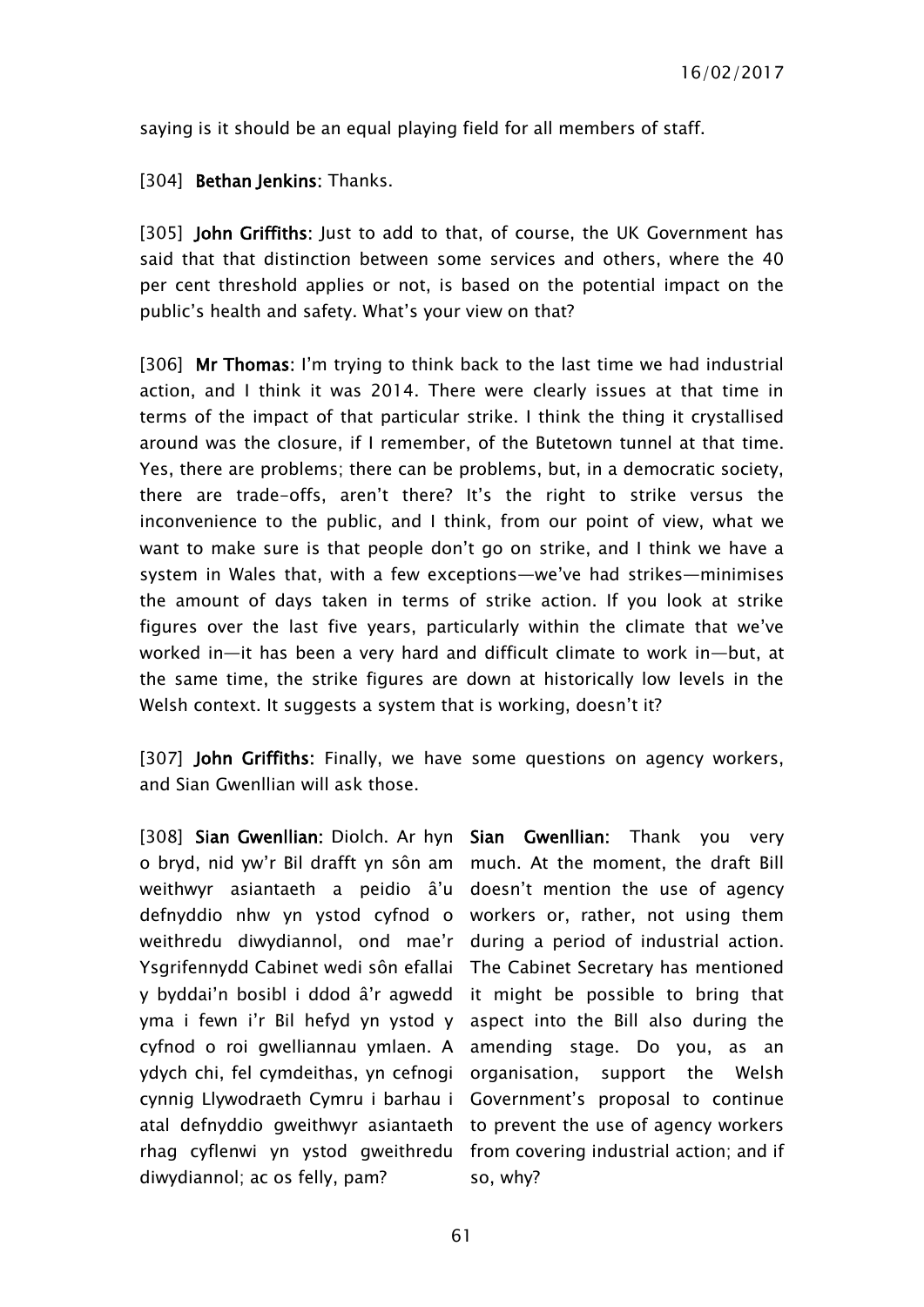saying is it should be an equal playing field for all members of staff.

[304] **Bethan Jenkins**: Thanks.

[305] **John Griffiths**: Just to add to that, of course, the UK Government has said that that distinction between some services and others, where the 40 per cent threshold applies or not, is based on the potential impact on the public's health and safety. What's your view on that?

[306] **Mr Thomas**: I'm trying to think back to the last time we had industrial action, and I think it was 2014. There were clearly issues at that time in terms of the impact of that particular strike. I think the thing it crystallised around was the closure, if I remember, of the Butetown tunnel at that time. Yes, there are problems; there can be problems, but, in a democratic society, there are trade-offs, aren't there? It's the right to strike versus the inconvenience to the public, and I think, from our point of view, what we want to make sure is that people don't go on strike, and I think we have a system in Wales that, with a few exceptions—we've had strikes—minimises the amount of days taken in terms of strike action. If you look at strike figures over the last five years, particularly within the climate that we've worked in—it has been a very hard and difficult climate to work in—but, at the same time, the strike figures are down at historically low levels in the Welsh context. It suggests a system that is working, doesn't it?

[307] **John Griffiths**: Finally, we have some questions on agency workers, and Sian Gwenllian will ask those.

[308] **Sian Gwenllian**: Diolch. Ar hyn o bryd, nid yw'r Bil drafft yn sôn am weithwyr asiantaeth a peidio â'u defnyddio nhw yn ystod cyfnod o weithredu diwydiannol, ond mae'r Ysgrifennydd Cabinet wedi sôn efallai y byddai'n bosibl i ddod â'r agwedd yma i fewn i'r Bil hefyd yn ystod y cyfnod o roi gwelliannau ymlaen. A ydych chi, fel cymdeithas, yn cefnogi cynnig Llywodraeth Cymru i barhau i atal defnyddio gweithwyr asiantaeth rhag cyflenwi yn ystod gweithredu diwydiannol; ac os felly, pam?

**Sian Gwenllian**: Thank you very much. At the moment, the draft Bill doesn't mention the use of agency workers or, rather, not using them during a period of industrial action. The Cabinet Secretary has mentioned it might be possible to bring that aspect into the Bill also during the amending stage. Do you, as an organisation, support the Welsh Government's proposal to continue to prevent the use of agency workers from covering industrial action; and if so, why?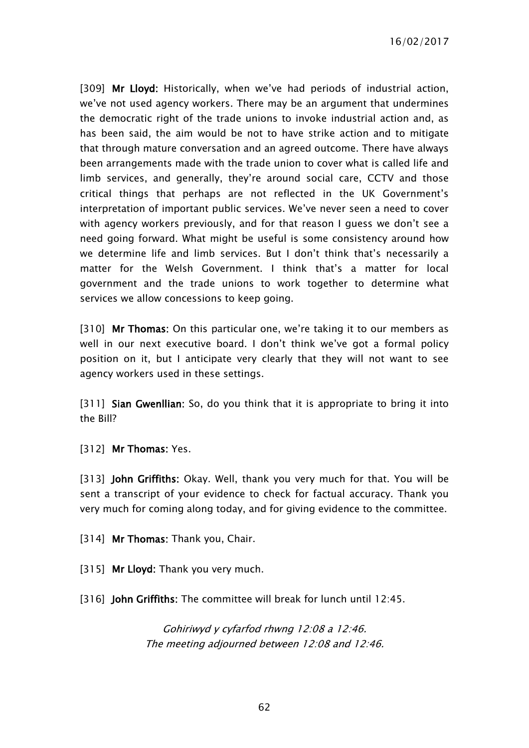[309] **Mr Lloyd:** Historically, when we've had periods of industrial action, we've not used agency workers. There may be an argument that undermines the democratic right of the trade unions to invoke industrial action and, as has been said, the aim would be not to have strike action and to mitigate that through mature conversation and an agreed outcome. There have always been arrangements made with the trade union to cover what is called life and limb services, and generally, they're around social care, CCTV and those critical things that perhaps are not reflected in the UK Government's interpretation of important public services. We've never seen a need to cover with agency workers previously, and for that reason I guess we don't see a need going forward. What might be useful is some consistency around how we determine life and limb services. But I don't think that's necessarily a matter for the Welsh Government. I think that's a matter for local government and the trade unions to work together to determine what services we allow concessions to keep going.

[310] **Mr Thomas:** On this particular one, we're taking it to our members as well in our next executive board. I don't think we've got a formal policy position on it, but I anticipate very clearly that they will not want to see agency workers used in these settings.

[311] **Sian Gwenllian:** So, do you think that it is appropriate to bring it into the Bill?

[312] **Mr Thomas:** Yes.

[313] **John Griffiths:** Okay. Well, thank you very much for that. You will be sent a transcript of your evidence to check for factual accuracy. Thank you very much for coming along today, and for giving evidence to the committee.

[314] **Mr Thomas:** Thank you, Chair.

[315] **Mr Lloyd:** Thank you very much.

[316] **John Griffiths:** The committee will break for lunch until 12:45.

*Gohiriwyd y cyfarfod rhwng 12:08 a 12:46.*
*The meeting adjourned between 12:08 and 12:46.*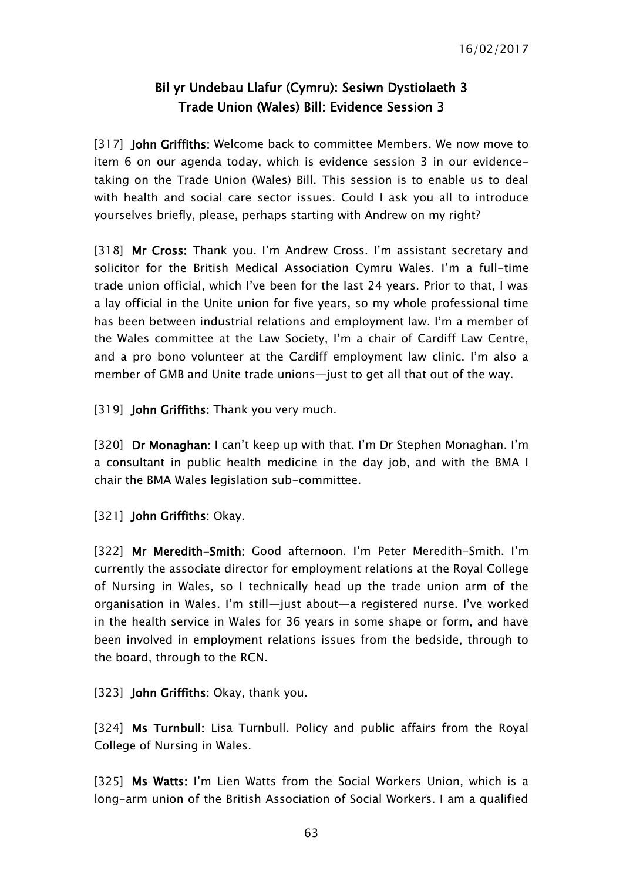## Bil yr Undebau Llafur (Cymru): Sesiwn Dystiolaeth 3
## Trade Union (Wales) Bill: Evidence Session 3

[317] **John Griffiths:** Welcome back to committee Members. We now move to item 6 on our agenda today, which is evidence session 3 in our evidence-taking on the Trade Union (Wales) Bill. This session is to enable us to deal with health and social care sector issues. Could I ask you all to introduce yourselves briefly, please, perhaps starting with Andrew on my right?

[318] **Mr Cross:** Thank you. I'm Andrew Cross. I'm assistant secretary and solicitor for the British Medical Association Cymru Wales. I'm a full-time trade union official, which I've been for the last 24 years. Prior to that, I was a lay official in the Unite union for five years, so my whole professional time has been between industrial relations and employment law. I'm a member of the Wales committee at the Law Society, I'm a chair of Cardiff Law Centre, and a pro bono volunteer at the Cardiff employment law clinic. I'm also a member of GMB and Unite trade unions—just to get all that out of the way.

[319] **John Griffiths:** Thank you very much.

[320] **Dr Monaghan:** I can't keep up with that. I'm Dr Stephen Monaghan. I'm a consultant in public health medicine in the day job, and with the BMA I chair the BMA Wales legislation sub-committee.

[321] **John Griffiths:** Okay.

[322] **Mr Meredith-Smith:** Good afternoon. I'm Peter Meredith-Smith. I'm currently the associate director for employment relations at the Royal College of Nursing in Wales, so I technically head up the trade union arm of the organisation in Wales. I'm still—just about—a registered nurse. I've worked in the health service in Wales for 36 years in some shape or form, and have been involved in employment relations issues from the bedside, through to the board, through to the RCN.

[323] **John Griffiths:** Okay, thank you.

[324] **Ms Turnbull:** Lisa Turnbull. Policy and public affairs from the Royal College of Nursing in Wales.

[325] **Ms Watts:** I'm Lien Watts from the Social Workers Union, which is a long-arm union of the British Association of Social Workers. I am a qualified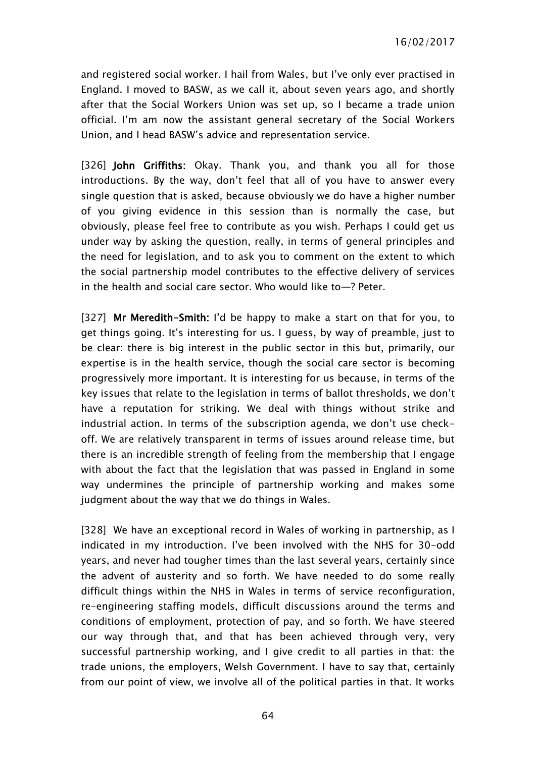and registered social worker. I hail from Wales, but I've only ever practised in England. I moved to BASW, as we call it, about seven years ago, and shortly after that the Social Workers Union was set up, so I became a trade union official. I'm am now the assistant general secretary of the Social Workers Union, and I head BASW's advice and representation service.

[326] **John Griffiths:** Okay. Thank you, and thank you all for those introductions. By the way, don't feel that all of you have to answer every single question that is asked, because obviously we do have a higher number of you giving evidence in this session than is normally the case, but obviously, please feel free to contribute as you wish. Perhaps I could get us under way by asking the question, really, in terms of general principles and the need for legislation, and to ask you to comment on the extent to which the social partnership model contributes to the effective delivery of services in the health and social care sector. Who would like to—? Peter.

[327] **Mr Meredith-Smith:** I'd be happy to make a start on that for you, to get things going. It's interesting for us. I guess, by way of preamble, just to be clear: there is big interest in the public sector in this but, primarily, our expertise is in the health service, though the social care sector is becoming progressively more important. It is interesting for us because, in terms of the key issues that relate to the legislation in terms of ballot thresholds, we don't have a reputation for striking. We deal with things without strike and industrial action. In terms of the subscription agenda, we don't use check-off. We are relatively transparent in terms of issues around release time, but there is an incredible strength of feeling from the membership that I engage with about the fact that the legislation that was passed in England in some way undermines the principle of partnership working and makes some judgment about the way that we do things in Wales.

[328] We have an exceptional record in Wales of working in partnership, as I indicated in my introduction. I've been involved with the NHS for 30-odd years, and never had tougher times than the last several years, certainly since the advent of austerity and so forth. We have needed to do some really difficult things within the NHS in Wales in terms of service reconfiguration, re-engineering staffing models, difficult discussions around the terms and conditions of employment, protection of pay, and so forth. We have steered our way through that, and that has been achieved through very, very successful partnership working, and I give credit to all parties in that: the trade unions, the employers, Welsh Government. I have to say that, certainly from our point of view, we involve all of the political parties in that. It works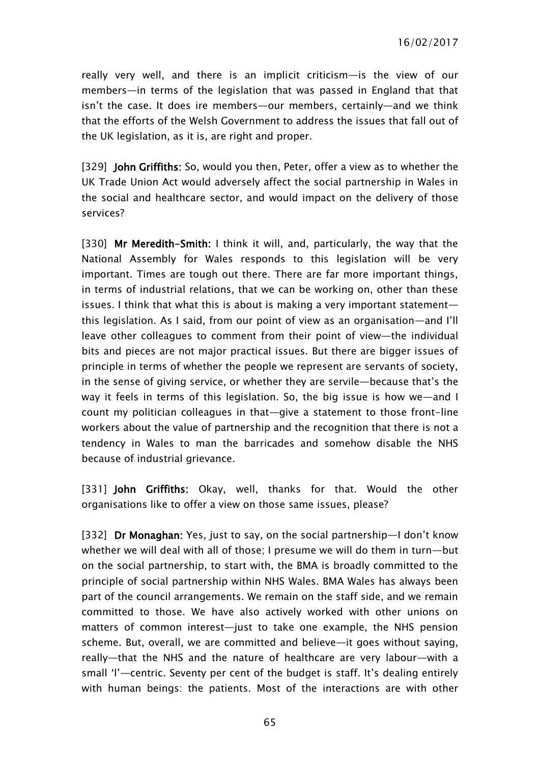really very well, and there is an implicit criticism—is the view of our members—in terms of the legislation that was passed in England that that isn't the case. It does ire members—our members, certainly—and we think that the efforts of the Welsh Government to address the issues that fall out of the UK legislation, as it is, are right and proper.

[329] **John Griffiths:** So, would you then, Peter, offer a view as to whether the UK Trade Union Act would adversely affect the social partnership in Wales in the social and healthcare sector, and would impact on the delivery of those services?

[330] **Mr Meredith-Smith:** I think it will, and, particularly, the way that the National Assembly for Wales responds to this legislation will be very important. Times are tough out there. There are far more important things, in terms of industrial relations, that we can be working on, other than these issues. I think that what this is about is making a very important statement—this legislation. As I said, from our point of view as an organisation—and I'll leave other colleagues to comment from their point of view—the individual bits and pieces are not major practical issues. But there are bigger issues of principle in terms of whether the people we represent are servants of society, in the sense of giving service, or whether they are servile—because that's the way it feels in terms of this legislation. So, the big issue is how we—and I count my politician colleagues in that—give a statement to those front-line workers about the value of partnership and the recognition that there is not a tendency in Wales to man the barricades and somehow disable the NHS because of industrial grievance.

[331] **John Griffiths:** Okay, well, thanks for that. Would the other organisations like to offer a view on those same issues, please?

[332] **Dr Monaghan:** Yes, just to say, on the social partnership—I don't know whether we will deal with all of those; I presume we will do them in turn—but on the social partnership, to start with, the BMA is broadly committed to the principle of social partnership within NHS Wales. BMA Wales has always been part of the council arrangements. We remain on the staff side, and we remain committed to those. We have also actively worked with other unions on matters of common interest—just to take one example, the NHS pension scheme. But, overall, we are committed and believe—it goes without saying, really—that the NHS and the nature of healthcare are very labour—with a small 'l'—centric. Seventy per cent of the budget is staff. It's dealing entirely with human beings: the patients. Most of the interactions are with other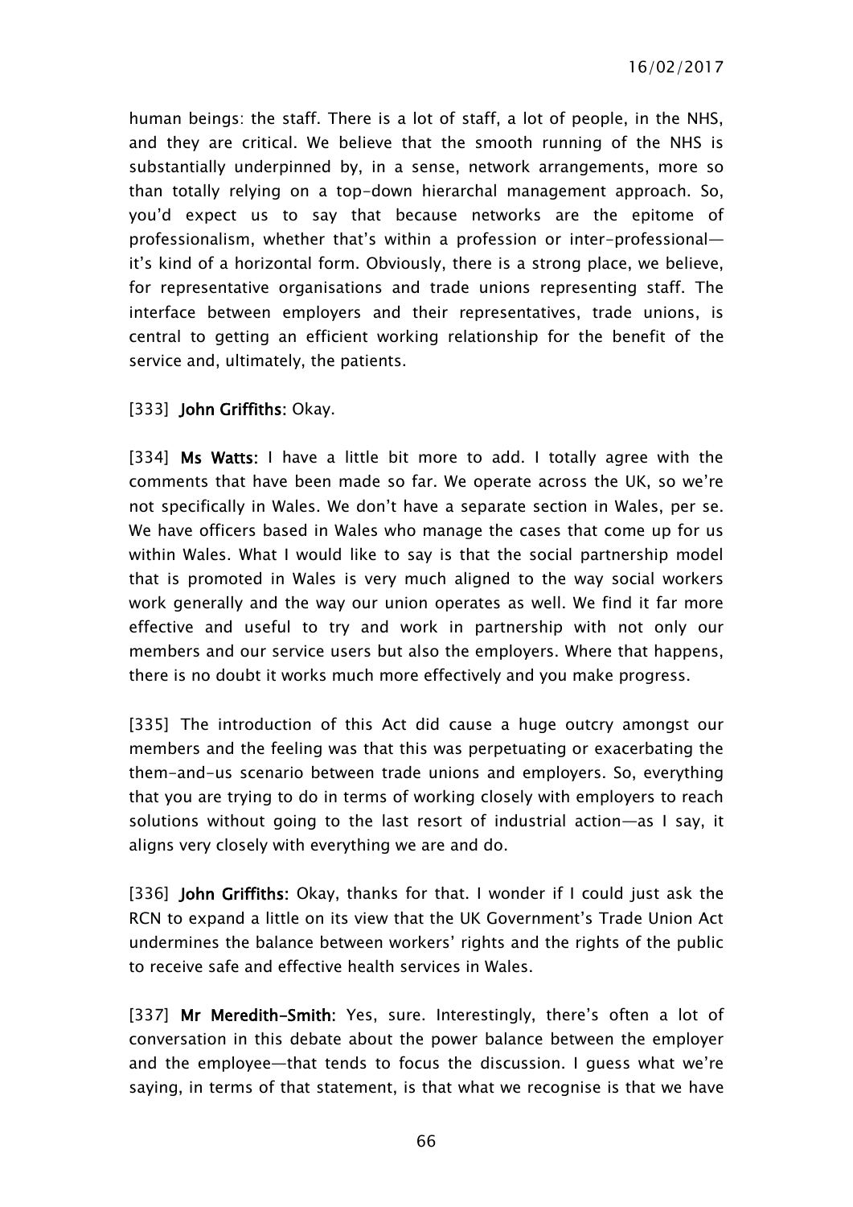human beings: the staff. There is a lot of staff, a lot of people, in the NHS, and they are critical. We believe that the smooth running of the NHS is substantially underpinned by, in a sense, network arrangements, more so than totally relying on a top-down hierarchal management approach. So, you'd expect us to say that because networks are the epitome of professionalism, whether that's within a profession or inter-professional—it's kind of a horizontal form. Obviously, there is a strong place, we believe, for representative organisations and trade unions representing staff. The interface between employers and their representatives, trade unions, is central to getting an efficient working relationship for the benefit of the service and, ultimately, the patients.

[333] **John Griffiths:** Okay.

[334] **Ms Watts:** I have a little bit more to add. I totally agree with the comments that have been made so far. We operate across the UK, so we're not specifically in Wales. We don't have a separate section in Wales, per se. We have officers based in Wales who manage the cases that come up for us within Wales. What I would like to say is that the social partnership model that is promoted in Wales is very much aligned to the way social workers work generally and the way our union operates as well. We find it far more effective and useful to try and work in partnership with not only our members and our service users but also the employers. Where that happens, there is no doubt it works much more effectively and you make progress.

[335] The introduction of this Act did cause a huge outcry amongst our members and the feeling was that this was perpetuating or exacerbating the them-and-us scenario between trade unions and employers. So, everything that you are trying to do in terms of working closely with employers to reach solutions without going to the last resort of industrial action—as I say, it aligns very closely with everything we are and do.

[336] **John Griffiths:** Okay, thanks for that. I wonder if I could just ask the RCN to expand a little on its view that the UK Government's Trade Union Act undermines the balance between workers' rights and the rights of the public to receive safe and effective health services in Wales.

[337] **Mr Meredith-Smith:** Yes, sure. Interestingly, there's often a lot of conversation in this debate about the power balance between the employer and the employee—that tends to focus the discussion. I guess what we're saying, in terms of that statement, is that what we recognise is that we have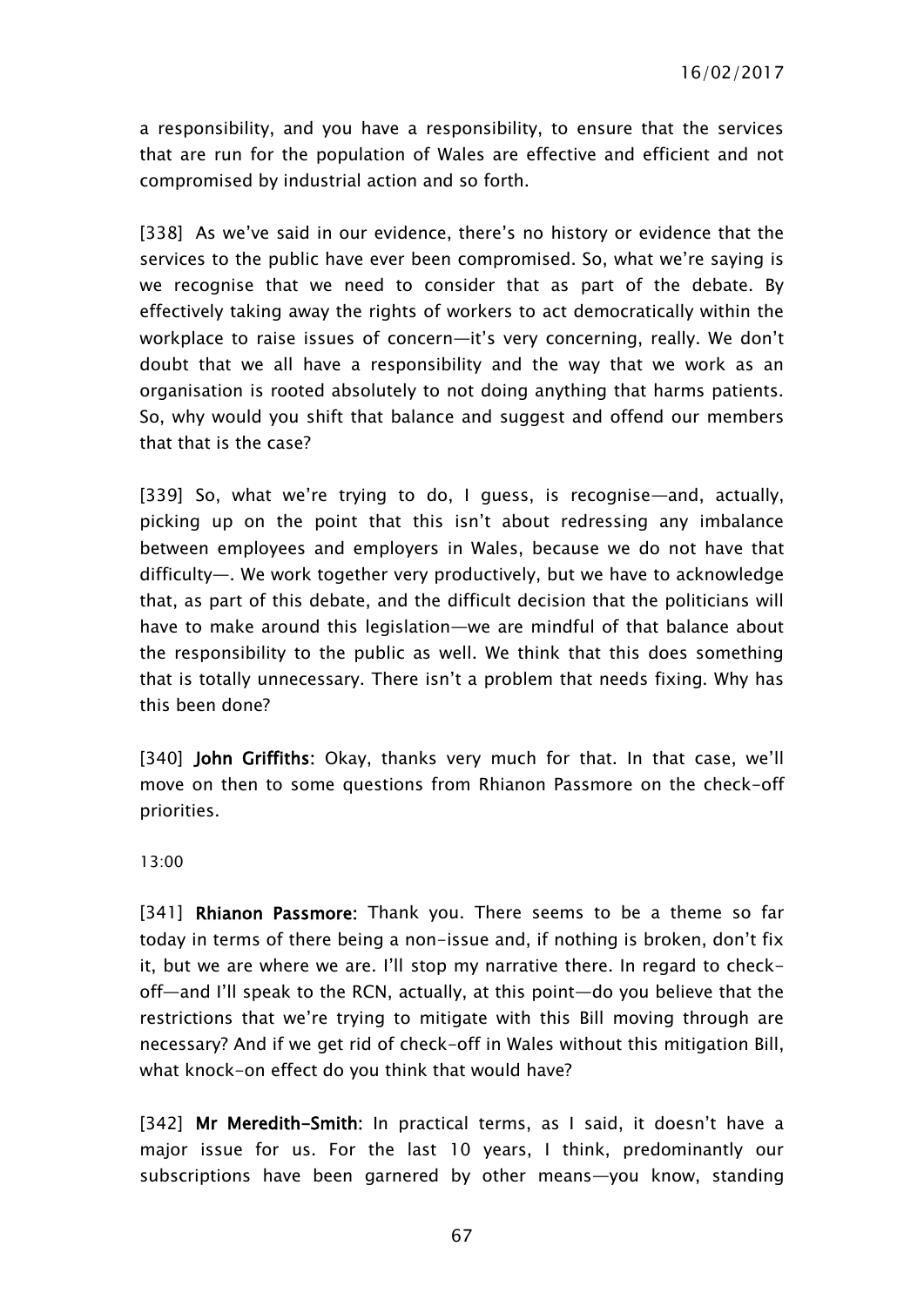a responsibility, and you have a responsibility, to ensure that the services that are run for the population of Wales are effective and efficient and not compromised by industrial action and so forth.

[338] As we've said in our evidence, there's no history or evidence that the services to the public have ever been compromised. So, what we're saying is we recognise that we need to consider that as part of the debate. By effectively taking away the rights of workers to act democratically within the workplace to raise issues of concern—it's very concerning, really. We don't doubt that we all have a responsibility and the way that we work as an organisation is rooted absolutely to not doing anything that harms patients. So, why would you shift that balance and suggest and offend our members that that is the case?

[339] So, what we're trying to do, I guess, is recognise—and, actually, picking up on the point that this isn't about redressing any imbalance between employees and employers in Wales, because we do not have that difficulty—. We work together very productively, but we have to acknowledge that, as part of this debate, and the difficult decision that the politicians will have to make around this legislation—we are mindful of that balance about the responsibility to the public as well. We think that this does something that is totally unnecessary. There isn't a problem that needs fixing. Why has this been done?

[340] **John Griffiths**: Okay, thanks very much for that. In that case, we'll move on then to some questions from Rhianon Passmore on the check-off priorities.

13:00

[341] **Rhianon Passmore**: Thank you. There seems to be a theme so far today in terms of there being a non-issue and, if nothing is broken, don't fix it, but we are where we are. I'll stop my narrative there. In regard to check-off—and I'll speak to the RCN, actually, at this point—do you believe that the restrictions that we're trying to mitigate with this Bill moving through are necessary? And if we get rid of check-off in Wales without this mitigation Bill, what knock-on effect do you think that would have?

[342] **Mr Meredith-Smith**: In practical terms, as I said, it doesn't have a major issue for us. For the last 10 years, I think, predominantly our subscriptions have been garnered by other means—you know, standing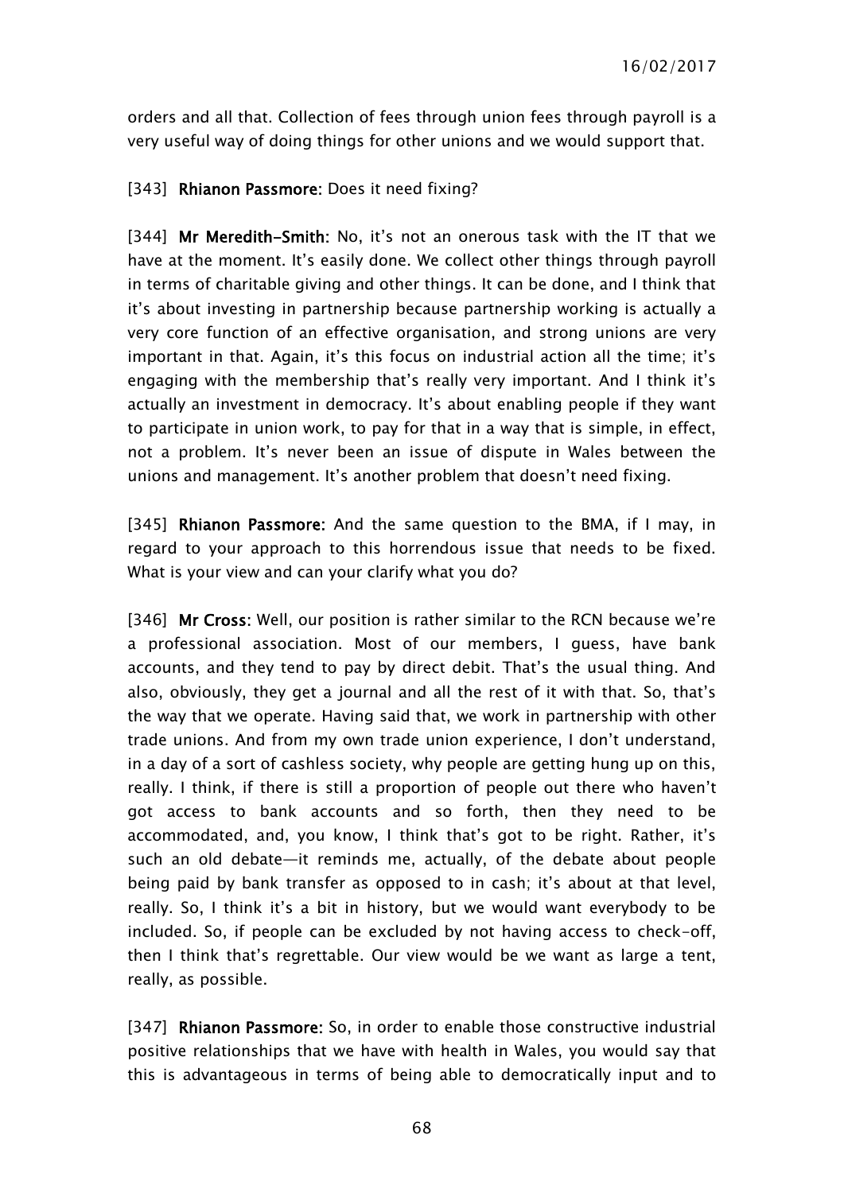orders and all that. Collection of fees through union fees through payroll is a very useful way of doing things for other unions and we would support that.

[343] **Rhianon Passmore:** Does it need fixing?

[344] **Mr Meredith-Smith:** No, it's not an onerous task with the IT that we have at the moment. It's easily done. We collect other things through payroll in terms of charitable giving and other things. It can be done, and I think that it's about investing in partnership because partnership working is actually a very core function of an effective organisation, and strong unions are very important in that. Again, it's this focus on industrial action all the time; it's engaging with the membership that's really very important. And I think it's actually an investment in democracy. It's about enabling people if they want to participate in union work, to pay for that in a way that is simple, in effect, not a problem. It's never been an issue of dispute in Wales between the unions and management. It's another problem that doesn't need fixing.

[345] **Rhianon Passmore:** And the same question to the BMA, if I may, in regard to your approach to this horrendous issue that needs to be fixed. What is your view and can your clarify what you do?

[346] **Mr Cross:** Well, our position is rather similar to the RCN because we're a professional association. Most of our members, I guess, have bank accounts, and they tend to pay by direct debit. That's the usual thing. And also, obviously, they get a journal and all the rest of it with that. So, that's the way that we operate. Having said that, we work in partnership with other trade unions. And from my own trade union experience, I don't understand, in a day of a sort of cashless society, why people are getting hung up on this, really. I think, if there is still a proportion of people out there who haven't got access to bank accounts and so forth, then they need to be accommodated, and, you know, I think that's got to be right. Rather, it's such an old debate—it reminds me, actually, of the debate about people being paid by bank transfer as opposed to in cash; it's about at that level, really. So, I think it's a bit in history, but we would want everybody to be included. So, if people can be excluded by not having access to check-off, then I think that's regrettable. Our view would be we want as large a tent, really, as possible.

[347] **Rhianon Passmore:** So, in order to enable those constructive industrial positive relationships that we have with health in Wales, you would say that this is advantageous in terms of being able to democratically input and to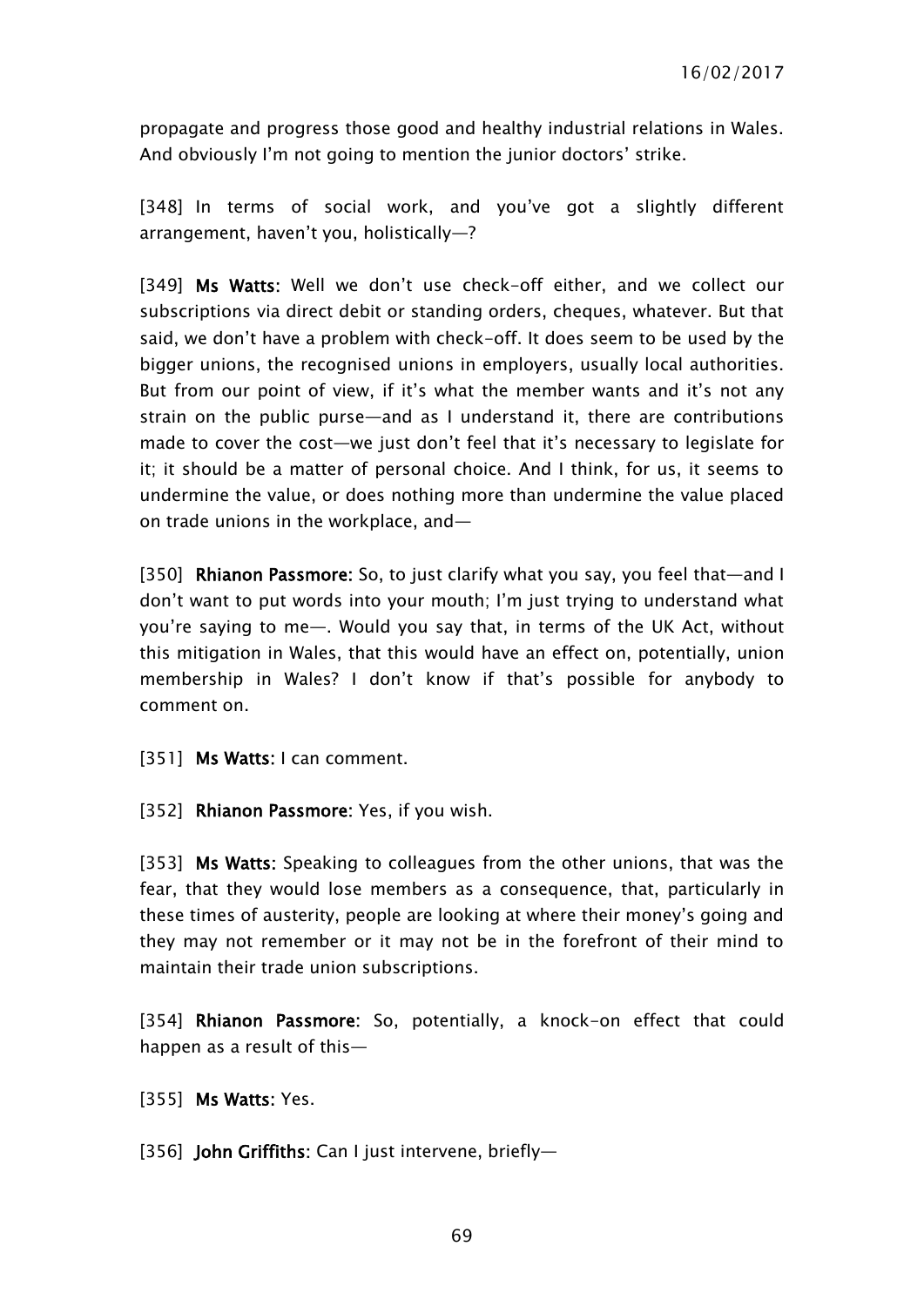propagate and progress those good and healthy industrial relations in Wales. And obviously I'm not going to mention the junior doctors' strike.

[348] In terms of social work, and you've got a slightly different arrangement, haven't you, holistically—?

[349] **Ms Watts:** Well we don't use check-off either, and we collect our subscriptions via direct debit or standing orders, cheques, whatever. But that said, we don't have a problem with check-off. It does seem to be used by the bigger unions, the recognised unions in employers, usually local authorities. But from our point of view, if it's what the member wants and it's not any strain on the public purse—and as I understand it, there are contributions made to cover the cost—we just don't feel that it's necessary to legislate for it; it should be a matter of personal choice. And I think, for us, it seems to undermine the value, or does nothing more than undermine the value placed on trade unions in the workplace, and—

[350] **Rhianon Passmore:** So, to just clarify what you say, you feel that—and I don't want to put words into your mouth; I'm just trying to understand what you're saying to me—. Would you say that, in terms of the UK Act, without this mitigation in Wales, that this would have an effect on, potentially, union membership in Wales? I don't know if that's possible for anybody to comment on.

[351] **Ms Watts:** I can comment.

[352] **Rhianon Passmore:** Yes, if you wish.

[353] **Ms Watts:** Speaking to colleagues from the other unions, that was the fear, that they would lose members as a consequence, that, particularly in these times of austerity, people are looking at where their money's going and they may not remember or it may not be in the forefront of their mind to maintain their trade union subscriptions.

[354] **Rhianon Passmore:** So, potentially, a knock-on effect that could happen as a result of this—

[355] **Ms Watts:** Yes.

[356] **John Griffiths:** Can I just intervene, briefly—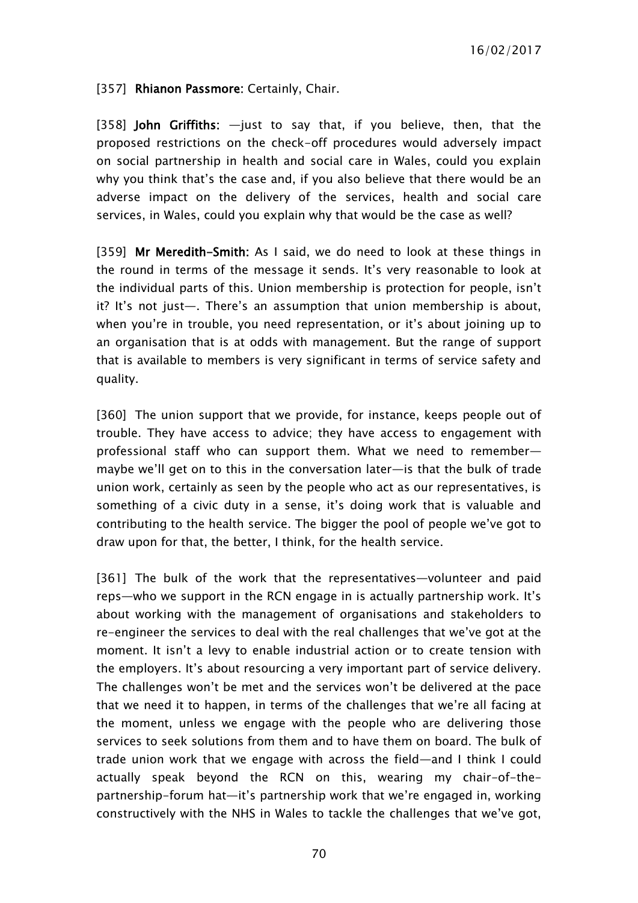[357] **Rhianon Passmore**: Certainly, Chair.

[358] **John Griffiths**: —just to say that, if you believe, then, that the proposed restrictions on the check-off procedures would adversely impact on social partnership in health and social care in Wales, could you explain why you think that's the case and, if you also believe that there would be an adverse impact on the delivery of the services, health and social care services, in Wales, could you explain why that would be the case as well?

[359] **Mr Meredith-Smith**: As I said, we do need to look at these things in the round in terms of the message it sends. It's very reasonable to look at the individual parts of this. Union membership is protection for people, isn't it? It's not just—. There's an assumption that union membership is about, when you're in trouble, you need representation, or it's about joining up to an organisation that is at odds with management. But the range of support that is available to members is very significant in terms of service safety and quality.

[360] The union support that we provide, for instance, keeps people out of trouble. They have access to advice; they have access to engagement with professional staff who can support them. What we need to remember—maybe we'll get on to this in the conversation later—is that the bulk of trade union work, certainly as seen by the people who act as our representatives, is something of a civic duty in a sense, it's doing work that is valuable and contributing to the health service. The bigger the pool of people we've got to draw upon for that, the better, I think, for the health service.

[361] The bulk of the work that the representatives—volunteer and paid reps—who we support in the RCN engage in is actually partnership work. It's about working with the management of organisations and stakeholders to re-engineer the services to deal with the real challenges that we've got at the moment. It isn't a levy to enable industrial action or to create tension with the employers. It's about resourcing a very important part of service delivery. The challenges won't be met and the services won't be delivered at the pace that we need it to happen, in terms of the challenges that we're all facing at the moment, unless we engage with the people who are delivering those services to seek solutions from them and to have them on board. The bulk of trade union work that we engage with across the field—and I think I could actually speak beyond the RCN on this, wearing my chair-of-the-partnership-forum hat—it's partnership work that we're engaged in, working constructively with the NHS in Wales to tackle the challenges that we've got,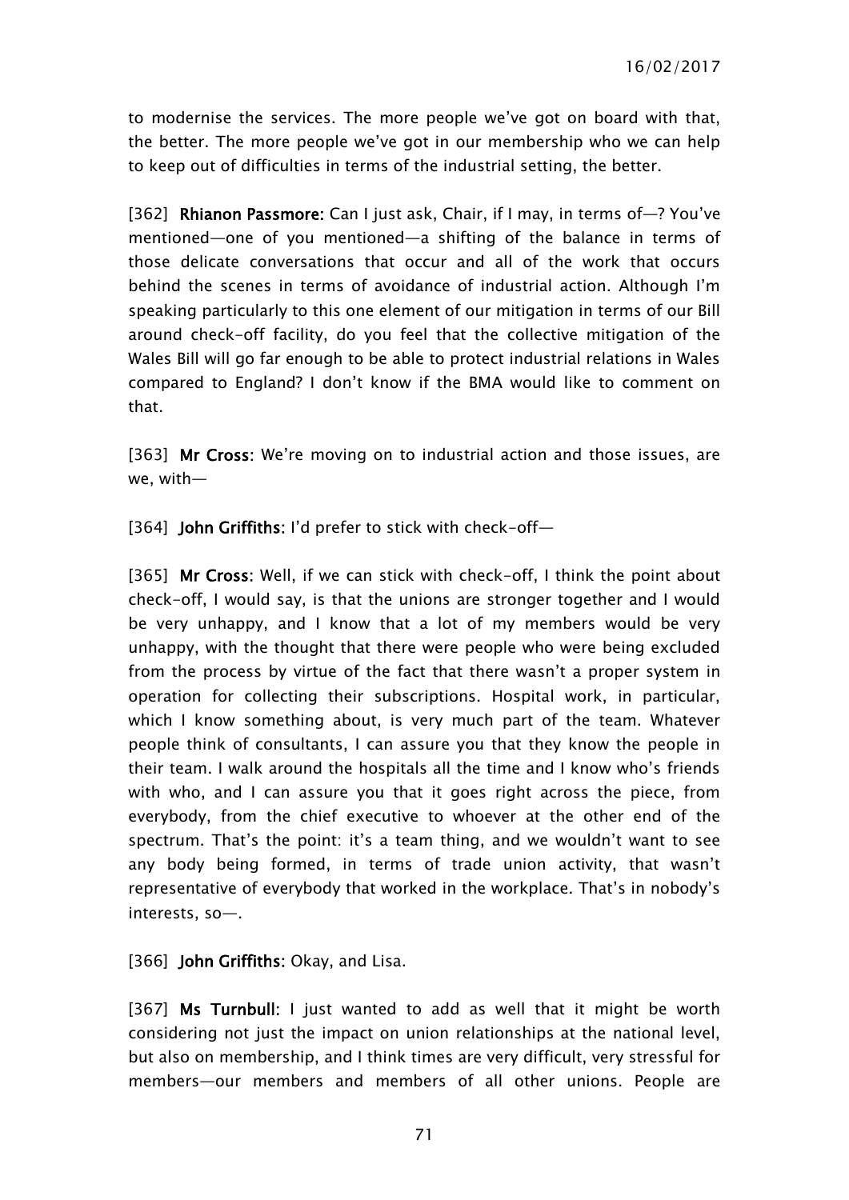to modernise the services. The more people we've got on board with that, the better. The more people we've got in our membership who we can help to keep out of difficulties in terms of the industrial setting, the better.

[362] **Rhianon Passmore:** Can I just ask, Chair, if I may, in terms of—? You've mentioned—one of you mentioned—a shifting of the balance in terms of those delicate conversations that occur and all of the work that occurs behind the scenes in terms of avoidance of industrial action. Although I'm speaking particularly to this one element of our mitigation in terms of our Bill around check-off facility, do you feel that the collective mitigation of the Wales Bill will go far enough to be able to protect industrial relations in Wales compared to England? I don't know if the BMA would like to comment on that.

[363] **Mr Cross:** We're moving on to industrial action and those issues, are we, with—

[364] **John Griffiths:** I'd prefer to stick with check-off—

[365] **Mr Cross:** Well, if we can stick with check-off, I think the point about check-off, I would say, is that the unions are stronger together and I would be very unhappy, and I know that a lot of my members would be very unhappy, with the thought that there were people who were being excluded from the process by virtue of the fact that there wasn't a proper system in operation for collecting their subscriptions. Hospital work, in particular, which I know something about, is very much part of the team. Whatever people think of consultants, I can assure you that they know the people in their team. I walk around the hospitals all the time and I know who's friends with who, and I can assure you that it goes right across the piece, from everybody, from the chief executive to whoever at the other end of the spectrum. That's the point: it's a team thing, and we wouldn't want to see any body being formed, in terms of trade union activity, that wasn't representative of everybody that worked in the workplace. That's in nobody's interests, so—.

[366] **John Griffiths:** Okay, and Lisa.

[367] **Ms Turnbull:** I just wanted to add as well that it might be worth considering not just the impact on union relationships at the national level, but also on membership, and I think times are very difficult, very stressful for members—our members and members of all other unions. People are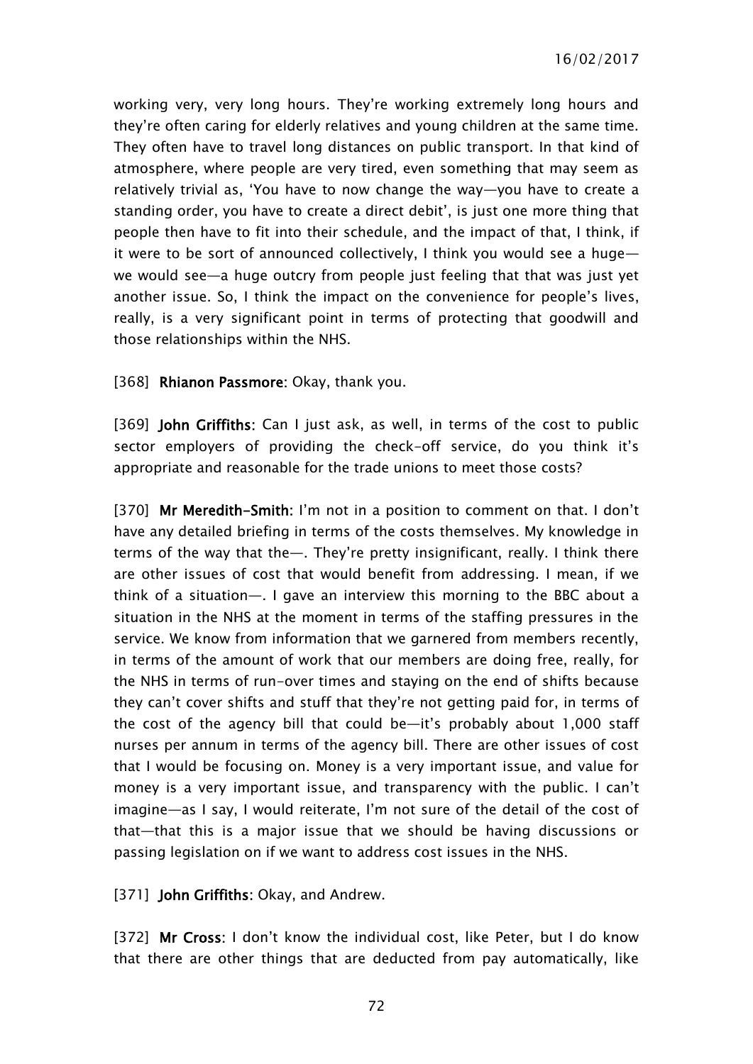working very, very long hours. They're working extremely long hours and they're often caring for elderly relatives and young children at the same time. They often have to travel long distances on public transport. In that kind of atmosphere, where people are very tired, even something that may seem as relatively trivial as, 'You have to now change the way—you have to create a standing order, you have to create a direct debit', is just one more thing that people then have to fit into their schedule, and the impact of that, I think, if it were to be sort of announced collectively, I think you would see a huge—we would see—a huge outcry from people just feeling that that was just yet another issue. So, I think the impact on the convenience for people's lives, really, is a very significant point in terms of protecting that goodwill and those relationships within the NHS.

[368] **Rhianon Passmore**: Okay, thank you.

[369] **John Griffiths**: Can I just ask, as well, in terms of the cost to public sector employers of providing the check-off service, do you think it's appropriate and reasonable for the trade unions to meet those costs?

[370] **Mr Meredith-Smith**: I'm not in a position to comment on that. I don't have any detailed briefing in terms of the costs themselves. My knowledge in terms of the way that the—. They're pretty insignificant, really. I think there are other issues of cost that would benefit from addressing. I mean, if we think of a situation—. I gave an interview this morning to the BBC about a situation in the NHS at the moment in terms of the staffing pressures in the service. We know from information that we garnered from members recently, in terms of the amount of work that our members are doing free, really, for the NHS in terms of run-over times and staying on the end of shifts because they can't cover shifts and stuff that they're not getting paid for, in terms of the cost of the agency bill that could be—it's probably about 1,000 staff nurses per annum in terms of the agency bill. There are other issues of cost that I would be focusing on. Money is a very important issue, and value for money is a very important issue, and transparency with the public. I can't imagine—as I say, I would reiterate, I'm not sure of the detail of the cost of that—that this is a major issue that we should be having discussions or passing legislation on if we want to address cost issues in the NHS.

[371] **John Griffiths**: Okay, and Andrew.

[372] **Mr Cross**: I don't know the individual cost, like Peter, but I do know that there are other things that are deducted from pay automatically, like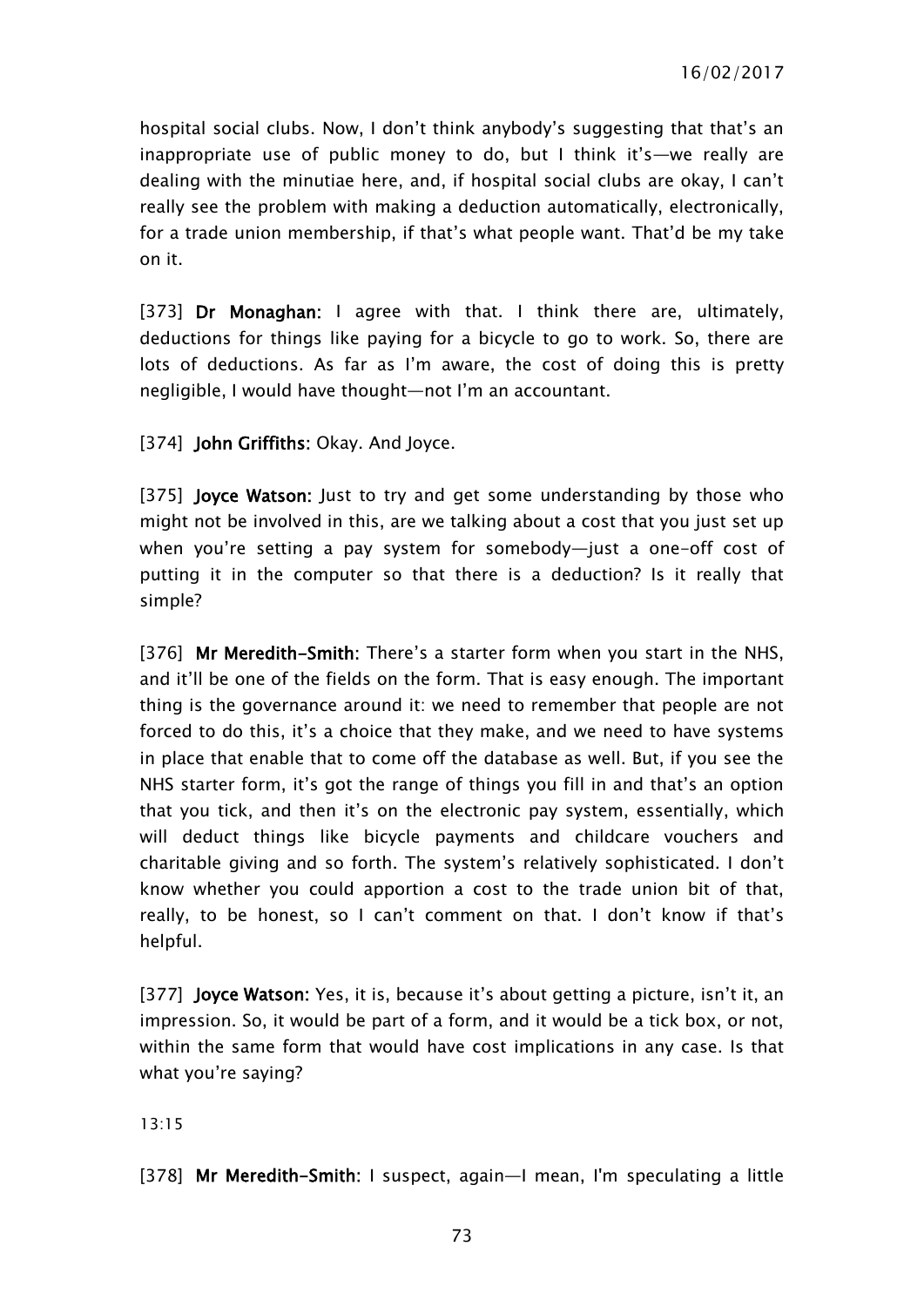hospital social clubs. Now, I don't think anybody's suggesting that that's an inappropriate use of public money to do, but I think it's—we really are dealing with the minutiae here, and, if hospital social clubs are okay, I can't really see the problem with making a deduction automatically, electronically, for a trade union membership, if that's what people want. That'd be my take on it.

[373] **Dr Monaghan:** I agree with that. I think there are, ultimately, deductions for things like paying for a bicycle to go to work. So, there are lots of deductions. As far as I'm aware, the cost of doing this is pretty negligible, I would have thought—not I'm an accountant.

[374] **John Griffiths:** Okay. And Joyce.

[375] **Joyce Watson:** Just to try and get some understanding by those who might not be involved in this, are we talking about a cost that you just set up when you're setting a pay system for somebody—just a one-off cost of putting it in the computer so that there is a deduction? Is it really that simple?

[376] **Mr Meredith-Smith:** There's a starter form when you start in the NHS, and it'll be one of the fields on the form. That is easy enough. The important thing is the governance around it: we need to remember that people are not forced to do this, it's a choice that they make, and we need to have systems in place that enable that to come off the database as well. But, if you see the NHS starter form, it's got the range of things you fill in and that's an option that you tick, and then it's on the electronic pay system, essentially, which will deduct things like bicycle payments and childcare vouchers and charitable giving and so forth. The system's relatively sophisticated. I don't know whether you could apportion a cost to the trade union bit of that, really, to be honest, so I can't comment on that. I don't know if that's helpful.

[377] **Joyce Watson:** Yes, it is, because it's about getting a picture, isn't it, an impression. So, it would be part of a form, and it would be a tick box, or not, within the same form that would have cost implications in any case. Is that what you're saying?

13:15

[378] **Mr Meredith-Smith:** I suspect, again—I mean, I'm speculating a little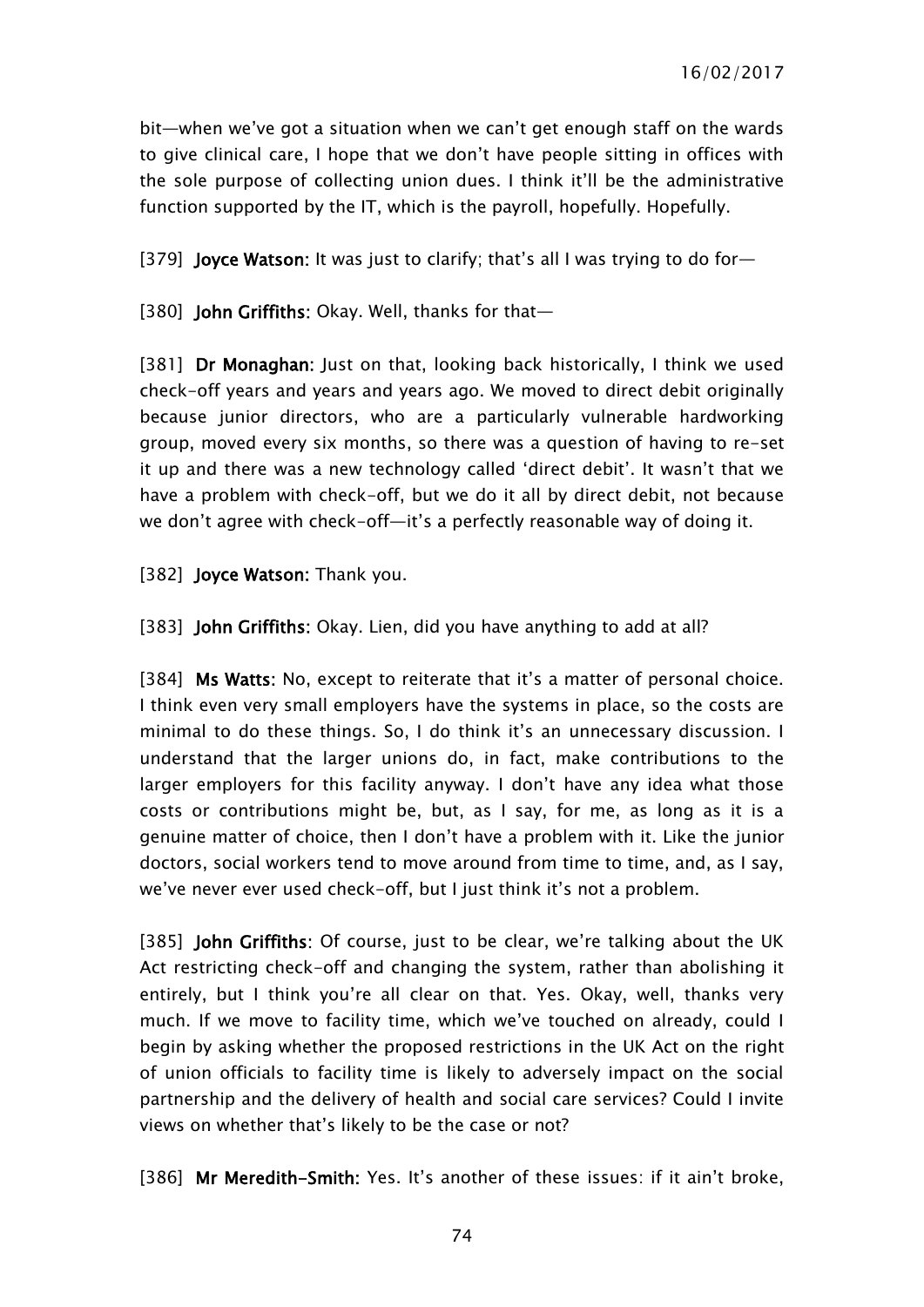bit—when we've got a situation when we can't get enough staff on the wards to give clinical care, I hope that we don't have people sitting in offices with the sole purpose of collecting union dues. I think it'll be the administrative function supported by the IT, which is the payroll, hopefully. Hopefully.

[379] **Joyce Watson:** It was just to clarify; that's all I was trying to do for—

[380] **John Griffiths:** Okay. Well, thanks for that—

[381] **Dr Monaghan:** Just on that, looking back historically, I think we used check-off years and years and years ago. We moved to direct debit originally because junior directors, who are a particularly vulnerable hardworking group, moved every six months, so there was a question of having to re-set it up and there was a new technology called 'direct debit'. It wasn't that we have a problem with check-off, but we do it all by direct debit, not because we don't agree with check-off—it's a perfectly reasonable way of doing it.

[382] **Joyce Watson:** Thank you.

[383] **John Griffiths:** Okay. Lien, did you have anything to add at all?

[384] **Ms Watts:** No, except to reiterate that it's a matter of personal choice. I think even very small employers have the systems in place, so the costs are minimal to do these things. So, I do think it's an unnecessary discussion. I understand that the larger unions do, in fact, make contributions to the larger employers for this facility anyway. I don't have any idea what those costs or contributions might be, but, as I say, for me, as long as it is a genuine matter of choice, then I don't have a problem with it. Like the junior doctors, social workers tend to move around from time to time, and, as I say, we've never ever used check-off, but I just think it's not a problem.

[385] **John Griffiths:** Of course, just to be clear, we're talking about the UK Act restricting check-off and changing the system, rather than abolishing it entirely, but I think you're all clear on that. Yes. Okay, well, thanks very much. If we move to facility time, which we've touched on already, could I begin by asking whether the proposed restrictions in the UK Act on the right of union officials to facility time is likely to adversely impact on the social partnership and the delivery of health and social care services? Could I invite views on whether that's likely to be the case or not?

[386] **Mr Meredith-Smith:** Yes. It's another of these issues: if it ain't broke,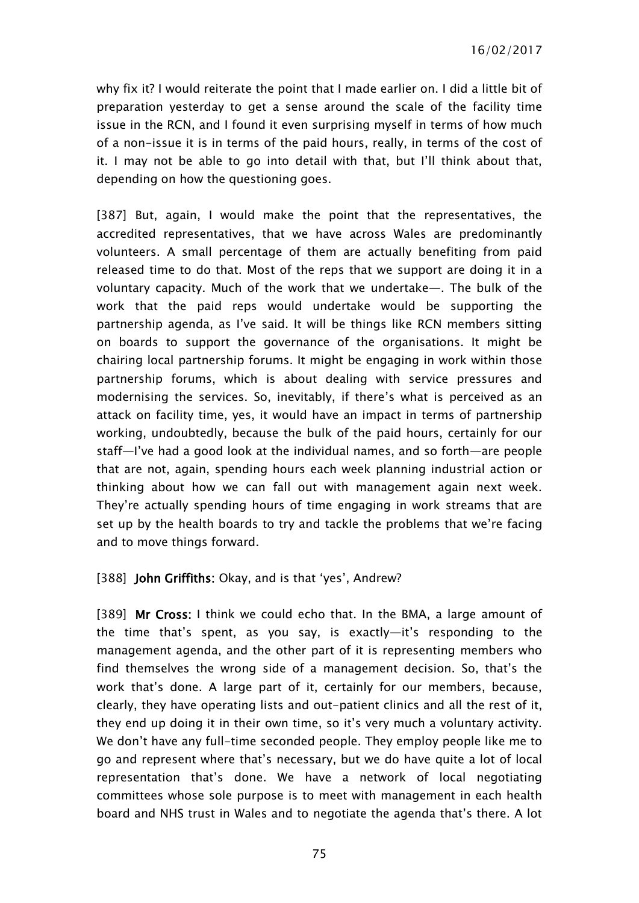why fix it? I would reiterate the point that I made earlier on. I did a little bit of preparation yesterday to get a sense around the scale of the facility time issue in the RCN, and I found it even surprising myself in terms of how much of a non-issue it is in terms of the paid hours, really, in terms of the cost of it. I may not be able to go into detail with that, but I'll think about that, depending on how the questioning goes.

[387] But, again, I would make the point that the representatives, the accredited representatives, that we have across Wales are predominantly volunteers. A small percentage of them are actually benefiting from paid released time to do that. Most of the reps that we support are doing it in a voluntary capacity. Much of the work that we undertake—. The bulk of the work that the paid reps would undertake would be supporting the partnership agenda, as I've said. It will be things like RCN members sitting on boards to support the governance of the organisations. It might be chairing local partnership forums. It might be engaging in work within those partnership forums, which is about dealing with service pressures and modernising the services. So, inevitably, if there's what is perceived as an attack on facility time, yes, it would have an impact in terms of partnership working, undoubtedly, because the bulk of the paid hours, certainly for our staff—I've had a good look at the individual names, and so forth—are people that are not, again, spending hours each week planning industrial action or thinking about how we can fall out with management again next week. They're actually spending hours of time engaging in work streams that are set up by the health boards to try and tackle the problems that we're facing and to move things forward.

[388] **John Griffiths:** Okay, and is that 'yes', Andrew?

[389] **Mr Cross:** I think we could echo that. In the BMA, a large amount of the time that's spent, as you say, is exactly—it's responding to the management agenda, and the other part of it is representing members who find themselves the wrong side of a management decision. So, that's the work that's done. A large part of it, certainly for our members, because, clearly, they have operating lists and out-patient clinics and all the rest of it, they end up doing it in their own time, so it's very much a voluntary activity. We don't have any full-time seconded people. They employ people like me to go and represent where that's necessary, but we do have quite a lot of local representation that's done. We have a network of local negotiating committees whose sole purpose is to meet with management in each health board and NHS trust in Wales and to negotiate the agenda that's there. A lot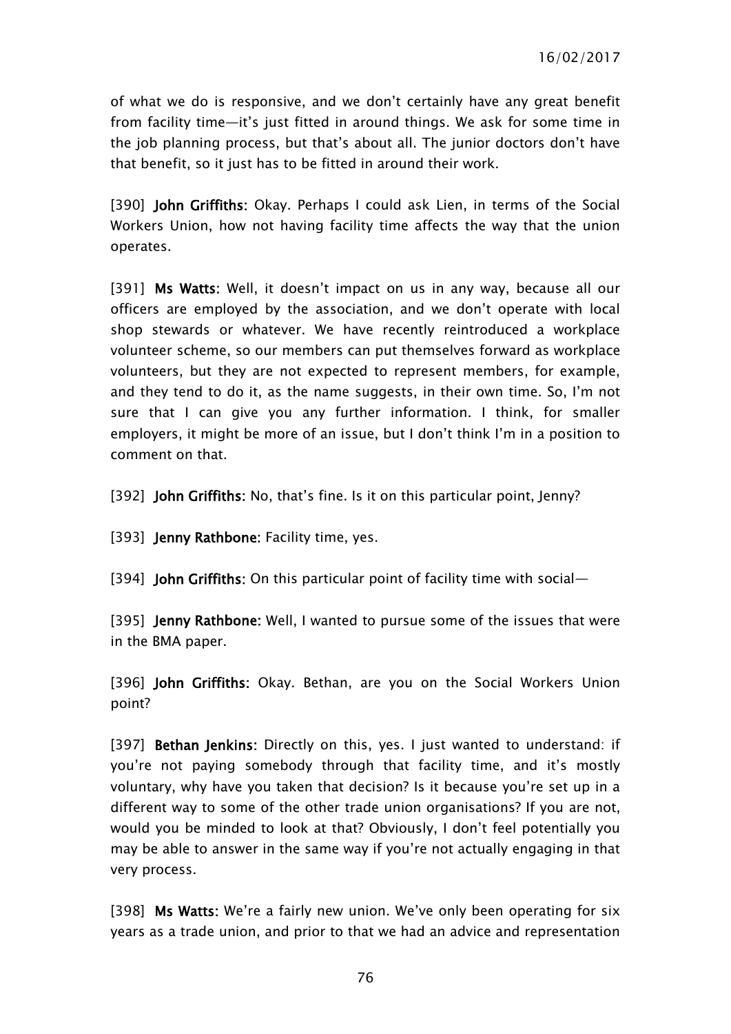of what we do is responsive, and we don't certainly have any great benefit from facility time—it's just fitted in around things. We ask for some time in the job planning process, but that's about all. The junior doctors don't have that benefit, so it just has to be fitted in around their work.

[390] **John Griffiths:** Okay. Perhaps I could ask Lien, in terms of the Social Workers Union, how not having facility time affects the way that the union operates.

[391] **Ms Watts:** Well, it doesn't impact on us in any way, because all our officers are employed by the association, and we don't operate with local shop stewards or whatever. We have recently reintroduced a workplace volunteer scheme, so our members can put themselves forward as workplace volunteers, but they are not expected to represent members, for example, and they tend to do it, as the name suggests, in their own time. So, I'm not sure that I can give you any further information. I think, for smaller employers, it might be more of an issue, but I don't think I'm in a position to comment on that.

[392] **John Griffiths:** No, that's fine. Is it on this particular point, Jenny?

[393] **Jenny Rathbone:** Facility time, yes.

[394] **John Griffiths:** On this particular point of facility time with social—

[395] **Jenny Rathbone:** Well, I wanted to pursue some of the issues that were in the BMA paper.

[396] **John Griffiths:** Okay. Bethan, are you on the Social Workers Union point?

[397] **Bethan Jenkins:** Directly on this, yes. I just wanted to understand: if you're not paying somebody through that facility time, and it's mostly voluntary, why have you taken that decision? Is it because you're set up in a different way to some of the other trade union organisations? If you are not, would you be minded to look at that? Obviously, I don't feel potentially you may be able to answer in the same way if you're not actually engaging in that very process.

[398] **Ms Watts:** We're a fairly new union. We've only been operating for six years as a trade union, and prior to that we had an advice and representation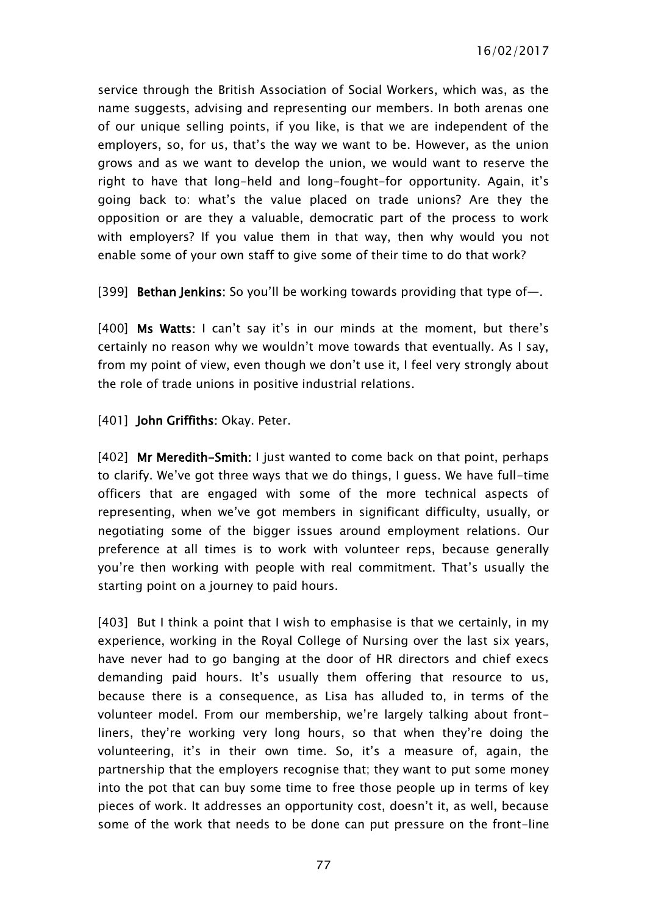service through the British Association of Social Workers, which was, as the name suggests, advising and representing our members. In both arenas one of our unique selling points, if you like, is that we are independent of the employers, so, for us, that's the way we want to be. However, as the union grows and as we want to develop the union, we would want to reserve the right to have that long-held and long-fought-for opportunity. Again, it's going back to: what's the value placed on trade unions? Are they the opposition or are they a valuable, democratic part of the process to work with employers? If you value them in that way, then why would you not enable some of your own staff to give some of their time to do that work?

[399] **Bethan Jenkins:** So you'll be working towards providing that type of—.

[400] **Ms Watts:** I can't say it's in our minds at the moment, but there's certainly no reason why we wouldn't move towards that eventually. As I say, from my point of view, even though we don't use it, I feel very strongly about the role of trade unions in positive industrial relations.

[401] **John Griffiths:** Okay. Peter.

[402] **Mr Meredith-Smith:** I just wanted to come back on that point, perhaps to clarify. We've got three ways that we do things, I guess. We have full-time officers that are engaged with some of the more technical aspects of representing, when we've got members in significant difficulty, usually, or negotiating some of the bigger issues around employment relations. Our preference at all times is to work with volunteer reps, because generally you're then working with people with real commitment. That's usually the starting point on a journey to paid hours.

[403] But I think a point that I wish to emphasise is that we certainly, in my experience, working in the Royal College of Nursing over the last six years, have never had to go banging at the door of HR directors and chief execs demanding paid hours. It's usually them offering that resource to us, because there is a consequence, as Lisa has alluded to, in terms of the volunteer model. From our membership, we're largely talking about front-liners, they're working very long hours, so that when they're doing the volunteering, it's in their own time. So, it's a measure of, again, the partnership that the employers recognise that; they want to put some money into the pot that can buy some time to free those people up in terms of key pieces of work. It addresses an opportunity cost, doesn't it, as well, because some of the work that needs to be done can put pressure on the front-line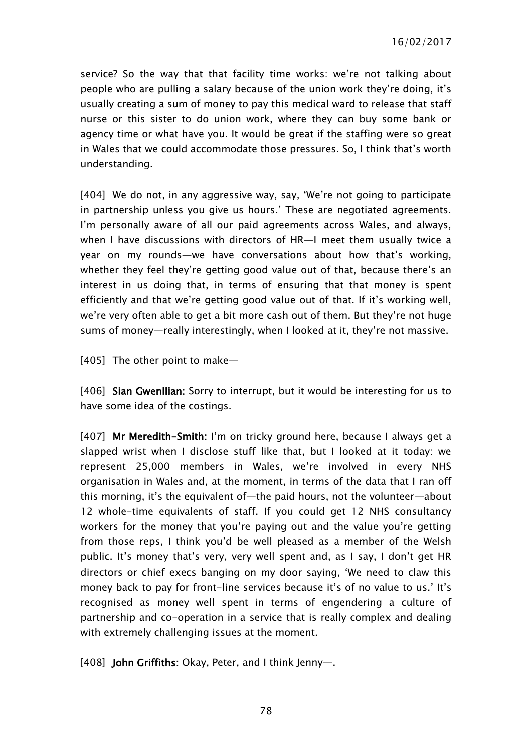service? So the way that that facility time works: we're not talking about people who are pulling a salary because of the union work they're doing, it's usually creating a sum of money to pay this medical ward to release that staff nurse or this sister to do union work, where they can buy some bank or agency time or what have you. It would be great if the staffing were so great in Wales that we could accommodate those pressures. So, I think that's worth understanding.

[404] We do not, in any aggressive way, say, 'We're not going to participate in partnership unless you give us hours.' These are negotiated agreements. I'm personally aware of all our paid agreements across Wales, and always, when I have discussions with directors of HR—I meet them usually twice a year on my rounds—we have conversations about how that's working, whether they feel they're getting good value out of that, because there's an interest in us doing that, in terms of ensuring that that money is spent efficiently and that we're getting good value out of that. If it's working well, we're very often able to get a bit more cash out of them. But they're not huge sums of money—really interestingly, when I looked at it, they're not massive.

[405] The other point to make—

[406] **Sian Gwenllian:** Sorry to interrupt, but it would be interesting for us to have some idea of the costings.

[407] **Mr Meredith-Smith:** I'm on tricky ground here, because I always get a slapped wrist when I disclose stuff like that, but I looked at it today: we represent 25,000 members in Wales, we're involved in every NHS organisation in Wales and, at the moment, in terms of the data that I ran off this morning, it's the equivalent of—the paid hours, not the volunteer—about 12 whole-time equivalents of staff. If you could get 12 NHS consultancy workers for the money that you're paying out and the value you're getting from those reps, I think you'd be well pleased as a member of the Welsh public. It's money that's very, very well spent and, as I say, I don't get HR directors or chief execs banging on my door saying, 'We need to claw this money back to pay for front-line services because it's of no value to us.' It's recognised as money well spent in terms of engendering a culture of partnership and co-operation in a service that is really complex and dealing with extremely challenging issues at the moment.

[408] **John Griffiths:** Okay, Peter, and I think Jenny—.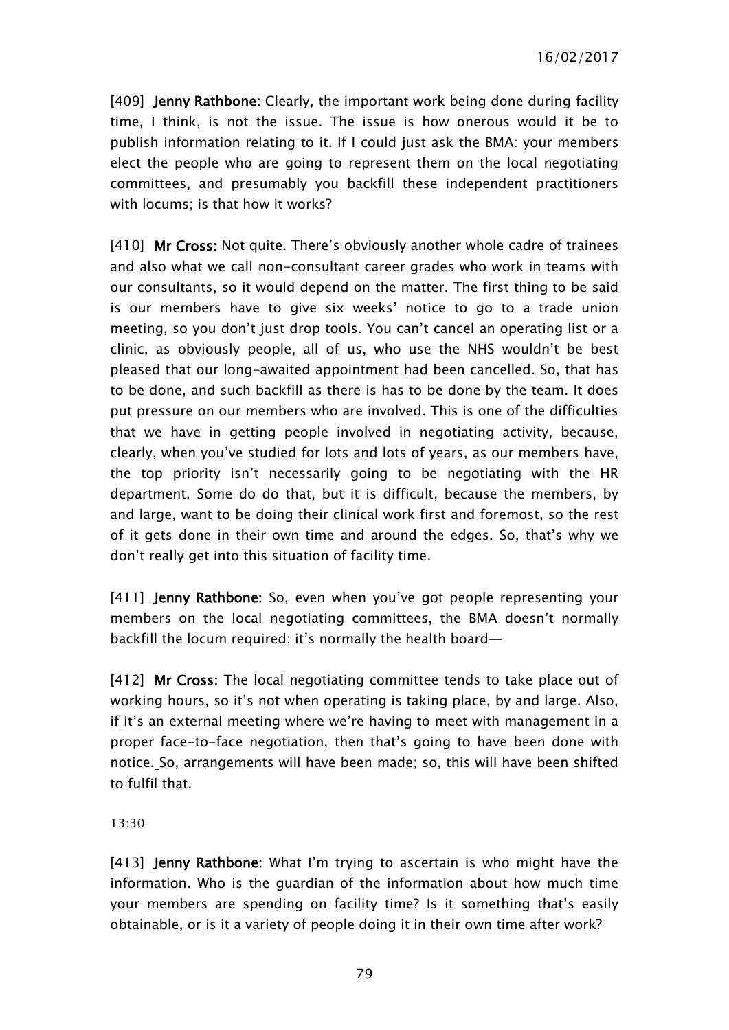[409] **Jenny Rathbone:** Clearly, the important work being done during facility time, I think, is not the issue. The issue is how onerous would it be to publish information relating to it. If I could just ask the BMA: your members elect the people who are going to represent them on the local negotiating committees, and presumably you backfill these independent practitioners with locums; is that how it works?

[410] **Mr Cross:** Not quite. There's obviously another whole cadre of trainees and also what we call non-consultant career grades who work in teams with our consultants, so it would depend on the matter. The first thing to be said is our members have to give six weeks' notice to go to a trade union meeting, so you don't just drop tools. You can't cancel an operating list or a clinic, as obviously people, all of us, who use the NHS wouldn't be best pleased that our long-awaited appointment had been cancelled. So, that has to be done, and such backfill as there is has to be done by the team. It does put pressure on our members who are involved. This is one of the difficulties that we have in getting people involved in negotiating activity, because, clearly, when you've studied for lots and lots of years, as our members have, the top priority isn't necessarily going to be negotiating with the HR department. Some do do that, but it is difficult, because the members, by and large, want to be doing their clinical work first and foremost, so the rest of it gets done in their own time and around the edges. So, that's why we don't really get into this situation of facility time.

[411] **Jenny Rathbone:** So, even when you've got people representing your members on the local negotiating committees, the BMA doesn't normally backfill the locum required; it's normally the health board—

[412] **Mr Cross:** The local negotiating committee tends to take place out of working hours, so it's not when operating is taking place, by and large. Also, if it's an external meeting where we're having to meet with management in a proper face-to-face negotiation, then that's going to have been done with notice. So, arrangements will have been made; so, this will have been shifted to fulfil that.

13:30

[413] **Jenny Rathbone:** What I'm trying to ascertain is who might have the information. Who is the guardian of the information about how much time your members are spending on facility time? Is it something that's easily obtainable, or is it a variety of people doing it in their own time after work?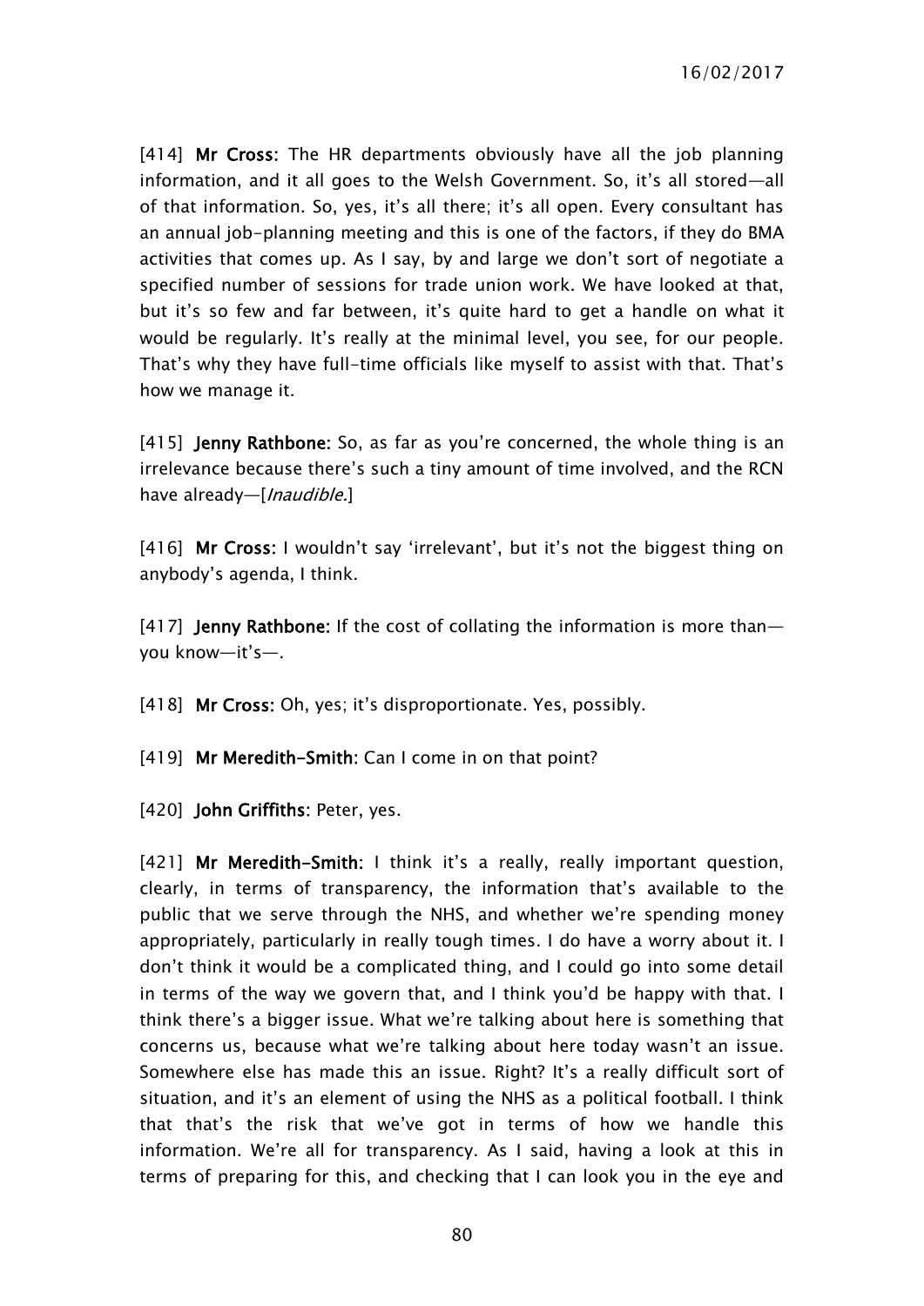[414] **Mr Cross**: The HR departments obviously have all the job planning information, and it all goes to the Welsh Government. So, it's all stored—all of that information. So, yes, it's all there; it's all open. Every consultant has an annual job-planning meeting and this is one of the factors, if they do BMA activities that comes up. As I say, by and large we don't sort of negotiate a specified number of sessions for trade union work. We have looked at that, but it's so few and far between, it's quite hard to get a handle on what it would be regularly. It's really at the minimal level, you see, for our people. That's why they have full-time officials like myself to assist with that. That's how we manage it.

[415] **Jenny Rathbone**: So, as far as you're concerned, the whole thing is an irrelevance because there's such a tiny amount of time involved, and the RCN have already—[*Inaudible*.]

[416] **Mr Cross**: I wouldn't say 'irrelevant', but it's not the biggest thing on anybody's agenda, I think.

[417] **Jenny Rathbone**: If the cost of collating the information is more than—you know—it's—.

[418] **Mr Cross**: Oh, yes; it's disproportionate. Yes, possibly.

[419] **Mr Meredith-Smith**: Can I come in on that point?

[420] **John Griffiths**: Peter, yes.

[421] **Mr Meredith-Smith**: I think it's a really, really important question, clearly, in terms of transparency, the information that's available to the public that we serve through the NHS, and whether we're spending money appropriately, particularly in really tough times. I do have a worry about it. I don't think it would be a complicated thing, and I could go into some detail in terms of the way we govern that, and I think you'd be happy with that. I think there's a bigger issue. What we're talking about here is something that concerns us, because what we're talking about here today wasn't an issue. Somewhere else has made this an issue. Right? It's a really difficult sort of situation, and it's an element of using the NHS as a political football. I think that that's the risk that we've got in terms of how we handle this information. We're all for transparency. As I said, having a look at this in terms of preparing for this, and checking that I can look you in the eye and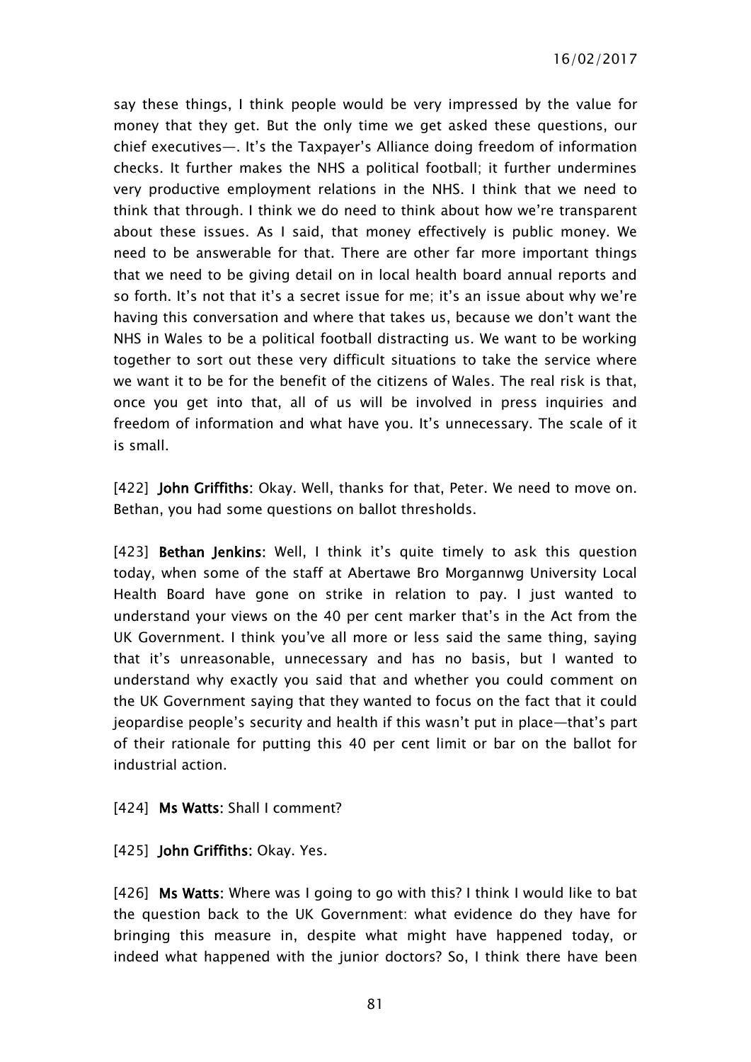say these things, I think people would be very impressed by the value for money that they get. But the only time we get asked these questions, our chief executives—. It's the Taxpayer's Alliance doing freedom of information checks. It further makes the NHS a political football; it further undermines very productive employment relations in the NHS. I think that we need to think that through. I think we do need to think about how we're transparent about these issues. As I said, that money effectively is public money. We need to be answerable for that. There are other far more important things that we need to be giving detail on in local health board annual reports and so forth. It's not that it's a secret issue for me; it's an issue about why we're having this conversation and where that takes us, because we don't want the NHS in Wales to be a political football distracting us. We want to be working together to sort out these very difficult situations to take the service where we want it to be for the benefit of the citizens of Wales. The real risk is that, once you get into that, all of us will be involved in press inquiries and freedom of information and what have you. It's unnecessary. The scale of it is small.

[422] **John Griffiths:** Okay. Well, thanks for that, Peter. We need to move on. Bethan, you had some questions on ballot thresholds.

[423] **Bethan Jenkins:** Well, I think it's quite timely to ask this question today, when some of the staff at Abertawe Bro Morgannwg University Local Health Board have gone on strike in relation to pay. I just wanted to understand your views on the 40 per cent marker that's in the Act from the UK Government. I think you've all more or less said the same thing, saying that it's unreasonable, unnecessary and has no basis, but I wanted to understand why exactly you said that and whether you could comment on the UK Government saying that they wanted to focus on the fact that it could jeopardise people's security and health if this wasn't put in place—that's part of their rationale for putting this 40 per cent limit or bar on the ballot for industrial action.

[424] **Ms Watts:** Shall I comment?

[425] **John Griffiths:** Okay. Yes.

[426] **Ms Watts:** Where was I going to go with this? I think I would like to bat the question back to the UK Government: what evidence do they have for bringing this measure in, despite what might have happened today, or indeed what happened with the junior doctors? So, I think there have been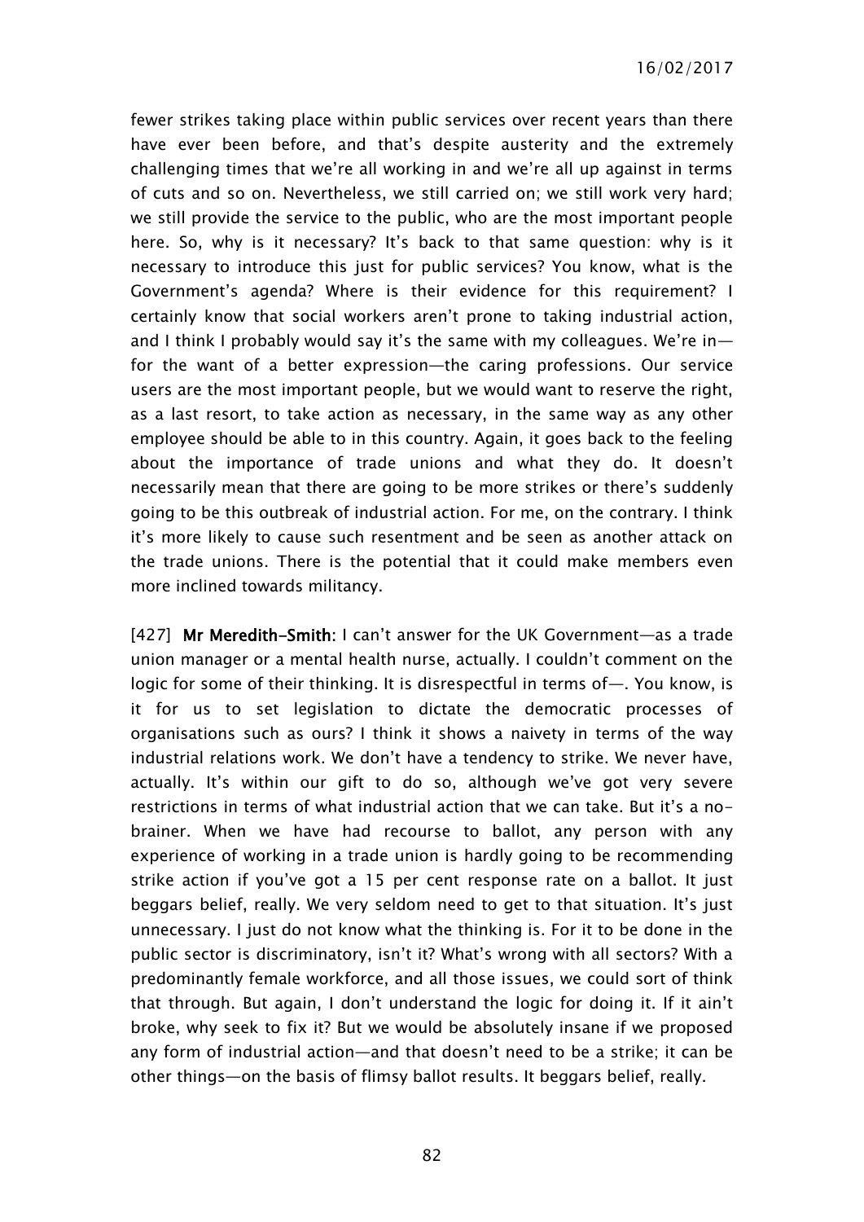fewer strikes taking place within public services over recent years than there have ever been before, and that's despite austerity and the extremely challenging times that we're all working in and we're all up against in terms of cuts and so on. Nevertheless, we still carried on; we still work very hard; we still provide the service to the public, who are the most important people here. So, why is it necessary? It's back to that same question: why is it necessary to introduce this just for public services? You know, what is the Government's agenda? Where is their evidence for this requirement? I certainly know that social workers aren't prone to taking industrial action, and I think I probably would say it's the same with my colleagues. We're in—for the want of a better expression—the caring professions. Our service users are the most important people, but we would want to reserve the right, as a last resort, to take action as necessary, in the same way as any other employee should be able to in this country. Again, it goes back to the feeling about the importance of trade unions and what they do. It doesn't necessarily mean that there are going to be more strikes or there's suddenly going to be this outbreak of industrial action. For me, on the contrary. I think it's more likely to cause such resentment and be seen as another attack on the trade unions. There is the potential that it could make members even more inclined towards militancy.

[427] **Mr Meredith-Smith:** I can't answer for the UK Government—as a trade union manager or a mental health nurse, actually. I couldn't comment on the logic for some of their thinking. It is disrespectful in terms of—. You know, is it for us to set legislation to dictate the democratic processes of organisations such as ours? I think it shows a naivety in terms of the way industrial relations work. We don't have a tendency to strike. We never have, actually. It's within our gift to do so, although we've got very severe restrictions in terms of what industrial action that we can take. But it's a no-brainer. When we have had recourse to ballot, any person with any experience of working in a trade union is hardly going to be recommending strike action if you've got a 15 per cent response rate on a ballot. It just beggars belief, really. We very seldom need to get to that situation. It's just unnecessary. I just do not know what the thinking is. For it to be done in the public sector is discriminatory, isn't it? What's wrong with all sectors? With a predominantly female workforce, and all those issues, we could sort of think that through. But again, I don't understand the logic for doing it. If it ain't broke, why seek to fix it? But we would be absolutely insane if we proposed any form of industrial action—and that doesn't need to be a strike; it can be other things—on the basis of flimsy ballot results. It beggars belief, really.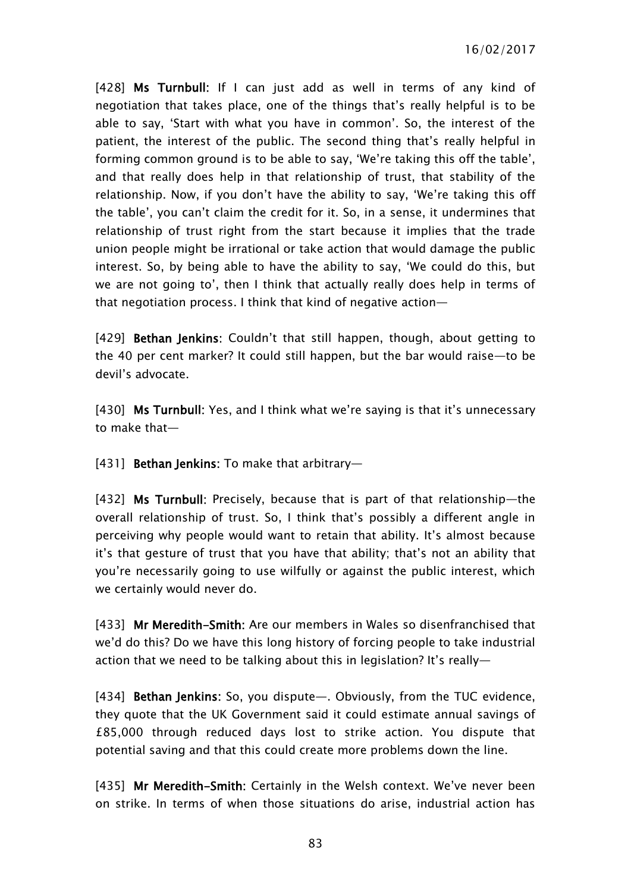[428] **Ms Turnbull**: If I can just add as well in terms of any kind of negotiation that takes place, one of the things that's really helpful is to be able to say, 'Start with what you have in common'. So, the interest of the patient, the interest of the public. The second thing that's really helpful in forming common ground is to be able to say, 'We're taking this off the table', and that really does help in that relationship of trust, that stability of the relationship. Now, if you don't have the ability to say, 'We're taking this off the table', you can't claim the credit for it. So, in a sense, it undermines that relationship of trust right from the start because it implies that the trade union people might be irrational or take action that would damage the public interest. So, by being able to have the ability to say, 'We could do this, but we are not going to', then I think that actually really does help in terms of that negotiation process. I think that kind of negative action—

[429] **Bethan Jenkins**: Couldn't that still happen, though, about getting to the 40 per cent marker? It could still happen, but the bar would raise—to be devil's advocate.

[430] **Ms Turnbull**: Yes, and I think what we're saying is that it's unnecessary to make that—

[431] **Bethan Jenkins**: To make that arbitrary—

[432] **Ms Turnbull**: Precisely, because that is part of that relationship—the overall relationship of trust. So, I think that's possibly a different angle in perceiving why people would want to retain that ability. It's almost because it's that gesture of trust that you have that ability; that's not an ability that you're necessarily going to use wilfully or against the public interest, which we certainly would never do.

[433] **Mr Meredith-Smith**: Are our members in Wales so disenfranchised that we'd do this? Do we have this long history of forcing people to take industrial action that we need to be talking about this in legislation? It's really—

[434] **Bethan Jenkins**: So, you dispute—. Obviously, from the TUC evidence, they quote that the UK Government said it could estimate annual savings of £85,000 through reduced days lost to strike action. You dispute that potential saving and that this could create more problems down the line.

[435] **Mr Meredith-Smith**: Certainly in the Welsh context. We've never been on strike. In terms of when those situations do arise, industrial action has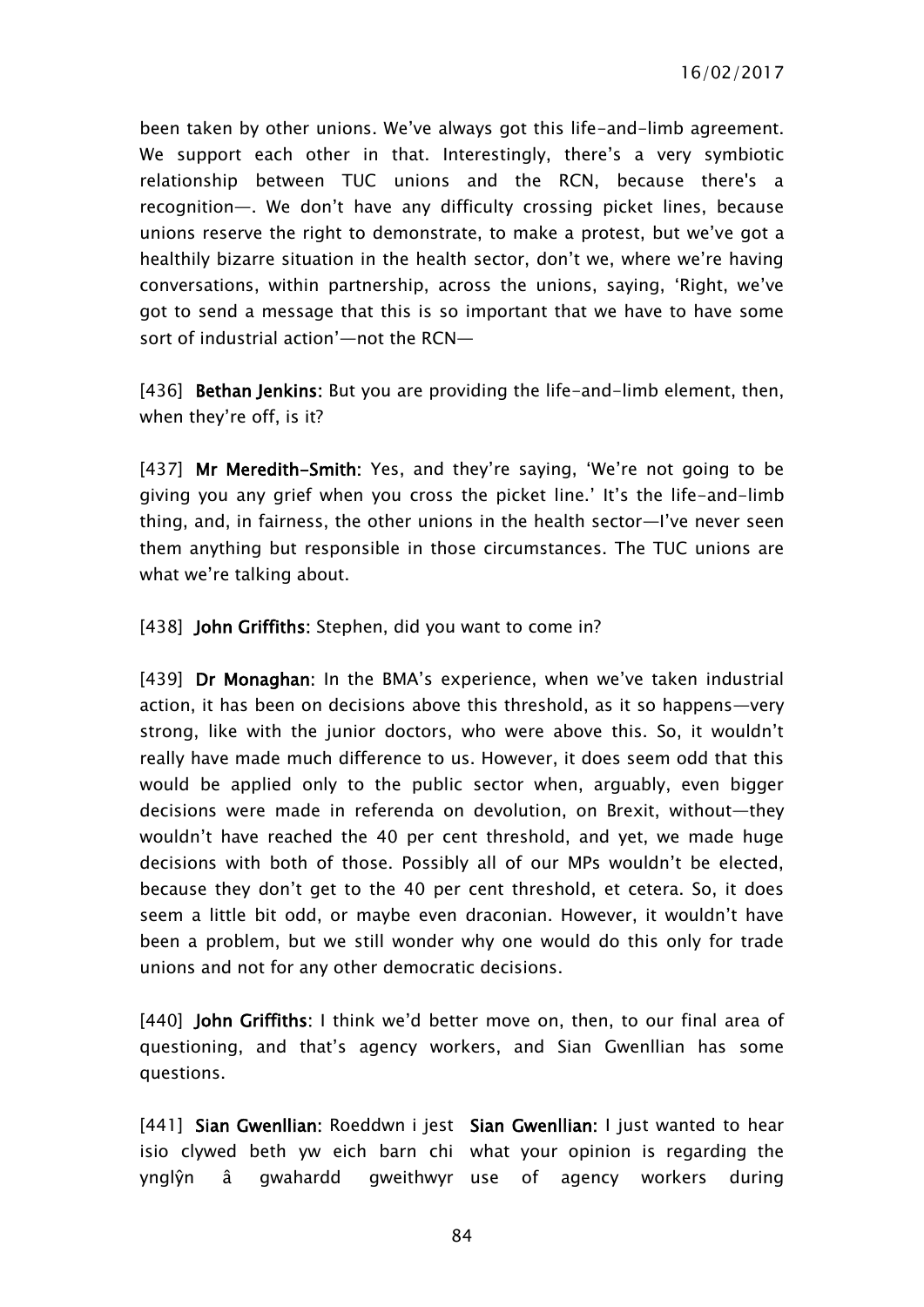been taken by other unions. We've always got this life-and-limb agreement. We support each other in that. Interestingly, there's a very symbiotic relationship between TUC unions and the RCN, because there's a recognition—. We don't have any difficulty crossing picket lines, because unions reserve the right to demonstrate, to make a protest, but we've got a healthily bizarre situation in the health sector, don't we, where we're having conversations, within partnership, across the unions, saying, 'Right, we've got to send a message that this is so important that we have to have some sort of industrial action'—not the RCN—

[436] **Bethan Jenkins:** But you are providing the life-and-limb element, then, when they're off, is it?

[437] **Mr Meredith-Smith:** Yes, and they're saying, 'We're not going to be giving you any grief when you cross the picket line.' It's the life-and-limb thing, and, in fairness, the other unions in the health sector—I've never seen them anything but responsible in those circumstances. The TUC unions are what we're talking about.

[438] **John Griffiths:** Stephen, did you want to come in?

[439] **Dr Monaghan:** In the BMA's experience, when we've taken industrial action, it has been on decisions above this threshold, as it so happens—very strong, like with the junior doctors, who were above this. So, it wouldn't really have made much difference to us. However, it does seem odd that this would be applied only to the public sector when, arguably, even bigger decisions were made in referenda on devolution, on Brexit, without—they wouldn't have reached the 40 per cent threshold, and yet, we made huge decisions with both of those. Possibly all of our MPs wouldn't be elected, because they don't get to the 40 per cent threshold, et cetera. So, it does seem a little bit odd, or maybe even draconian. However, it wouldn't have been a problem, but we still wonder why one would do this only for trade unions and not for any other democratic decisions.

[440] **John Griffiths:** I think we'd better move on, then, to our final area of questioning, and that's agency workers, and Sian Gwenllian has some questions.

[441] **Sian Gwenllian:** Roeddwn i jest isio clywed beth yw eich barn chi ynglŷn â gwahardd gweithwyr

**Sian Gwenllian:** I just wanted to hear what your opinion is regarding the use of agency workers during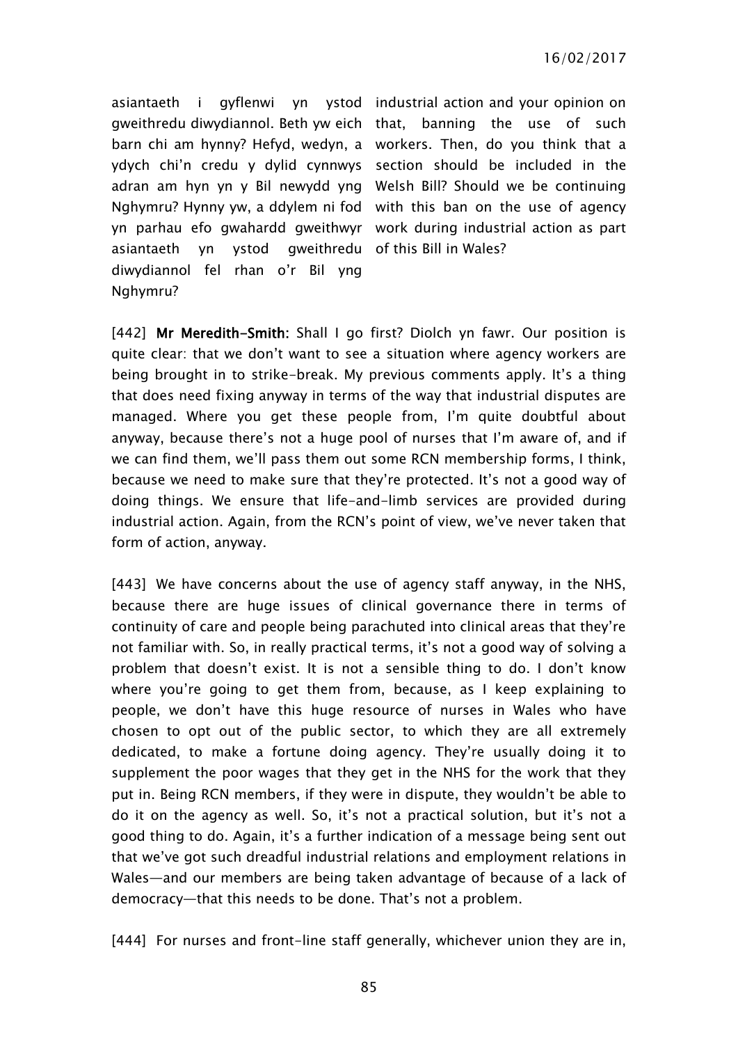| | |
|---|---|
| asiantaeth i gyflenwi yn ystod gweithredu diwydiannol. Beth yw eich barn chi am hynny? Hefyd, wedyn, a ydych chi'n credu y dylid cynnwys adran am hyn yn y Bil newydd yng Nghymru? Hynny yw, a ddylem ni fod yn parhau efo gwahardd gweithwyr asiantaeth yn ystod gweithredu diwydiannol fel rhan o'r Bil yng Nghymru? | industrial action and your opinion on that, banning the use of such workers. Then, do you think that a section should be included in the Welsh Bill? Should we be continuing with this ban on the use of agency work during industrial action as part of this Bill in Wales? |

[442] **Mr Meredith-Smith:** Shall I go first? Diolch yn fawr. Our position is quite clear: that we don't want to see a situation where agency workers are being brought in to strike-break. My previous comments apply. It's a thing that does need fixing anyway in terms of the way that industrial disputes are managed. Where you get these people from, I'm quite doubtful about anyway, because there's not a huge pool of nurses that I'm aware of, and if we can find them, we'll pass them out some RCN membership forms, I think, because we need to make sure that they're protected. It's not a good way of doing things. We ensure that life-and-limb services are provided during industrial action. Again, from the RCN's point of view, we've never taken that form of action, anyway.

[443] We have concerns about the use of agency staff anyway, in the NHS, because there are huge issues of clinical governance there in terms of continuity of care and people being parachuted into clinical areas that they're not familiar with. So, in really practical terms, it's not a good way of solving a problem that doesn't exist. It is not a sensible thing to do. I don't know where you're going to get them from, because, as I keep explaining to people, we don't have this huge resource of nurses in Wales who have chosen to opt out of the public sector, to which they are all extremely dedicated, to make a fortune doing agency. They're usually doing it to supplement the poor wages that they get in the NHS for the work that they put in. Being RCN members, if they were in dispute, they wouldn't be able to do it on the agency as well. So, it's not a practical solution, but it's not a good thing to do. Again, it's a further indication of a message being sent out that we've got such dreadful industrial relations and employment relations in Wales—and our members are being taken advantage of because of a lack of democracy—that this needs to be done. That's not a problem.

[444] For nurses and front-line staff generally, whichever union they are in,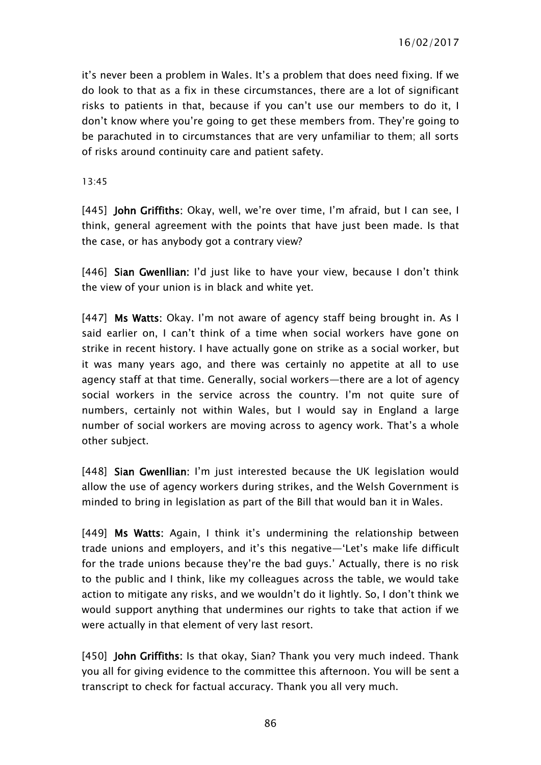it's never been a problem in Wales. It's a problem that does need fixing. If we do look to that as a fix in these circumstances, there are a lot of significant risks to patients in that, because if you can't use our members to do it, I don't know where you're going to get these members from. They're going to be parachuted in to circumstances that are very unfamiliar to them; all sorts of risks around continuity care and patient safety.

13:45

[445] **John Griffiths**: Okay, well, we're over time, I'm afraid, but I can see, I think, general agreement with the points that have just been made. Is that the case, or has anybody got a contrary view?

[446] **Sian Gwenllian:** I'd just like to have your view, because I don't think the view of your union is in black and white yet.

[447] **Ms Watts**: Okay. I'm not aware of agency staff being brought in. As I said earlier on, I can't think of a time when social workers have gone on strike in recent history. I have actually gone on strike as a social worker, but it was many years ago, and there was certainly no appetite at all to use agency staff at that time. Generally, social workers—there are a lot of agency social workers in the service across the country. I'm not quite sure of numbers, certainly not within Wales, but I would say in England a large number of social workers are moving across to agency work. That's a whole other subject.

[448] **Sian Gwenllian**: I'm just interested because the UK legislation would allow the use of agency workers during strikes, and the Welsh Government is minded to bring in legislation as part of the Bill that would ban it in Wales.

[449] **Ms Watts**: Again, I think it's undermining the relationship between trade unions and employers, and it's this negative—'Let's make life difficult for the trade unions because they're the bad guys.' Actually, there is no risk to the public and I think, like my colleagues across the table, we would take action to mitigate any risks, and we wouldn't do it lightly. So, I don't think we would support anything that undermines our rights to take that action if we were actually in that element of very last resort.

[450] **John Griffiths**: Is that okay, Sian? Thank you very much indeed. Thank you all for giving evidence to the committee this afternoon. You will be sent a transcript to check for factual accuracy. Thank you all very much.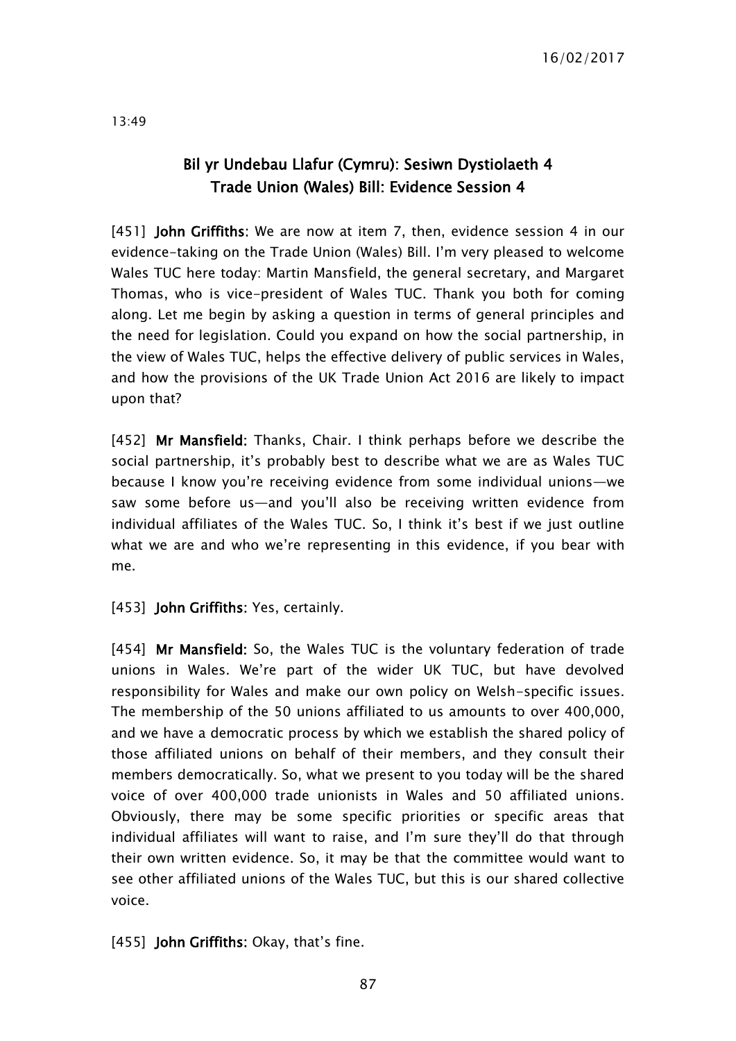13:49

## Bil yr Undebau Llafur (Cymru): Sesiwn Dystiolaeth 4
## Trade Union (Wales) Bill: Evidence Session 4

[451] **John Griffiths**: We are now at item 7, then, evidence session 4 in our evidence-taking on the Trade Union (Wales) Bill. I'm very pleased to welcome Wales TUC here today: Martin Mansfield, the general secretary, and Margaret Thomas, who is vice-president of Wales TUC. Thank you both for coming along. Let me begin by asking a question in terms of general principles and the need for legislation. Could you expand on how the social partnership, in the view of Wales TUC, helps the effective delivery of public services in Wales, and how the provisions of the UK Trade Union Act 2016 are likely to impact upon that?

[452] **Mr Mansfield**: Thanks, Chair. I think perhaps before we describe the social partnership, it's probably best to describe what we are as Wales TUC because I know you're receiving evidence from some individual unions—we saw some before us—and you'll also be receiving written evidence from individual affiliates of the Wales TUC. So, I think it's best if we just outline what we are and who we're representing in this evidence, if you bear with me.

[453] **John Griffiths**: Yes, certainly.

[454] **Mr Mansfield**: So, the Wales TUC is the voluntary federation of trade unions in Wales. We're part of the wider UK TUC, but have devolved responsibility for Wales and make our own policy on Welsh-specific issues. The membership of the 50 unions affiliated to us amounts to over 400,000, and we have a democratic process by which we establish the shared policy of those affiliated unions on behalf of their members, and they consult their members democratically. So, what we present to you today will be the shared voice of over 400,000 trade unionists in Wales and 50 affiliated unions. Obviously, there may be some specific priorities or specific areas that individual affiliates will want to raise, and I'm sure they'll do that through their own written evidence. So, it may be that the committee would want to see other affiliated unions of the Wales TUC, but this is our shared collective voice.

[455] **John Griffiths**: Okay, that's fine.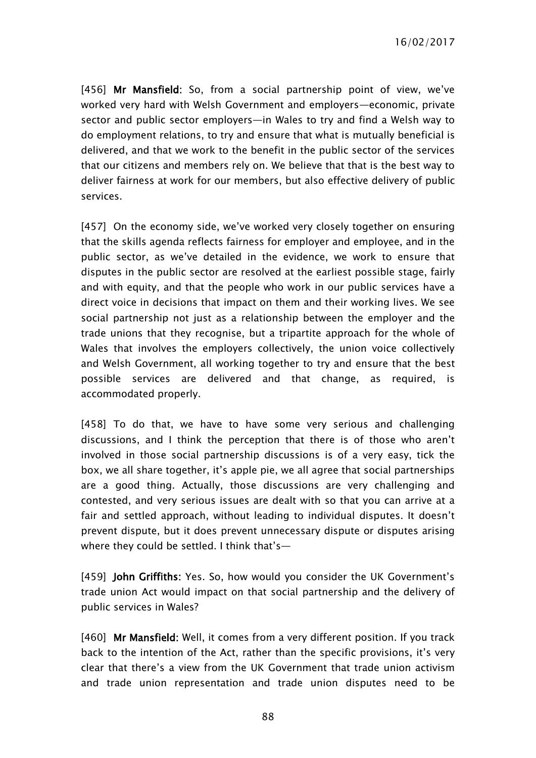[456] **Mr Mansfield:** So, from a social partnership point of view, we've worked very hard with Welsh Government and employers—economic, private sector and public sector employers—in Wales to try and find a Welsh way to do employment relations, to try and ensure that what is mutually beneficial is delivered, and that we work to the benefit in the public sector of the services that our citizens and members rely on. We believe that that is the best way to deliver fairness at work for our members, but also effective delivery of public services.

[457] On the economy side, we've worked very closely together on ensuring that the skills agenda reflects fairness for employer and employee, and in the public sector, as we've detailed in the evidence, we work to ensure that disputes in the public sector are resolved at the earliest possible stage, fairly and with equity, and that the people who work in our public services have a direct voice in decisions that impact on them and their working lives. We see social partnership not just as a relationship between the employer and the trade unions that they recognise, but a tripartite approach for the whole of Wales that involves the employers collectively, the union voice collectively and Welsh Government, all working together to try and ensure that the best possible services are delivered and that change, as required, is accommodated properly.

[458] To do that, we have to have some very serious and challenging discussions, and I think the perception that there is of those who aren't involved in those social partnership discussions is of a very easy, tick the box, we all share together, it's apple pie, we all agree that social partnerships are a good thing. Actually, those discussions are very challenging and contested, and very serious issues are dealt with so that you can arrive at a fair and settled approach, without leading to individual disputes. It doesn't prevent dispute, but it does prevent unnecessary dispute or disputes arising where they could be settled. I think that's—

[459] **John Griffiths:** Yes. So, how would you consider the UK Government's trade union Act would impact on that social partnership and the delivery of public services in Wales?

[460] **Mr Mansfield:** Well, it comes from a very different position. If you track back to the intention of the Act, rather than the specific provisions, it's very clear that there's a view from the UK Government that trade union activism and trade union representation and trade union disputes need to be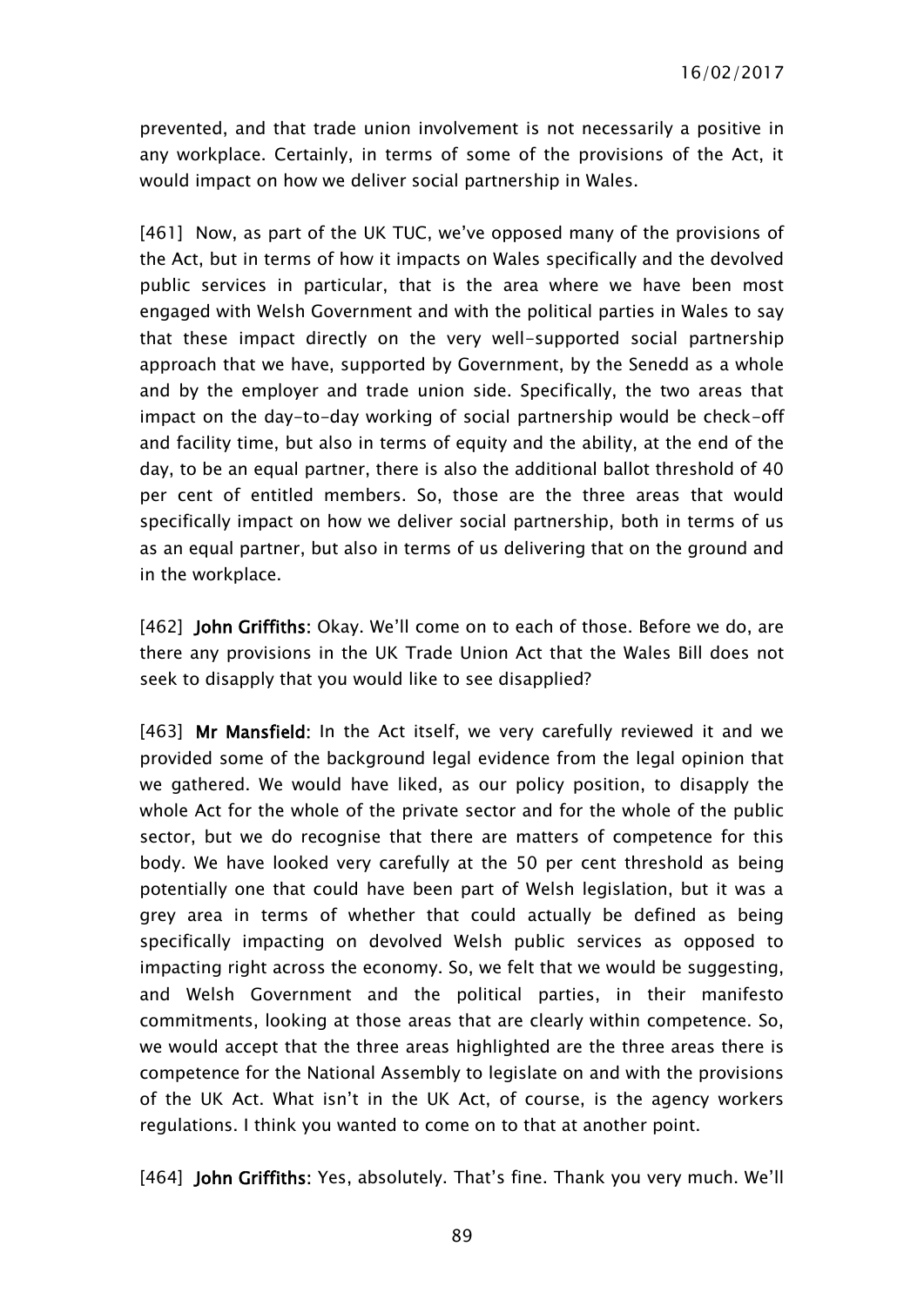prevented, and that trade union involvement is not necessarily a positive in any workplace. Certainly, in terms of some of the provisions of the Act, it would impact on how we deliver social partnership in Wales.

[461] Now, as part of the UK TUC, we've opposed many of the provisions of the Act, but in terms of how it impacts on Wales specifically and the devolved public services in particular, that is the area where we have been most engaged with Welsh Government and with the political parties in Wales to say that these impact directly on the very well-supported social partnership approach that we have, supported by Government, by the Senedd as a whole and by the employer and trade union side. Specifically, the two areas that impact on the day-to-day working of social partnership would be check-off and facility time, but also in terms of equity and the ability, at the end of the day, to be an equal partner, there is also the additional ballot threshold of 40 per cent of entitled members. So, those are the three areas that would specifically impact on how we deliver social partnership, both in terms of us as an equal partner, but also in terms of us delivering that on the ground and in the workplace.

[462] **John Griffiths**: Okay. We'll come on to each of those. Before we do, are there any provisions in the UK Trade Union Act that the Wales Bill does not seek to disapply that you would like to see disapplied?

[463] **Mr Mansfield**: In the Act itself, we very carefully reviewed it and we provided some of the background legal evidence from the legal opinion that we gathered. We would have liked, as our policy position, to disapply the whole Act for the whole of the private sector and for the whole of the public sector, but we do recognise that there are matters of competence for this body. We have looked very carefully at the 50 per cent threshold as being potentially one that could have been part of Welsh legislation, but it was a grey area in terms of whether that could actually be defined as being specifically impacting on devolved Welsh public services as opposed to impacting right across the economy. So, we felt that we would be suggesting, and Welsh Government and the political parties, in their manifesto commitments, looking at those areas that are clearly within competence. So, we would accept that the three areas highlighted are the three areas there is competence for the National Assembly to legislate on and with the provisions of the UK Act. What isn't in the UK Act, of course, is the agency workers regulations. I think you wanted to come on to that at another point.

[464] **John Griffiths**: Yes, absolutely. That's fine. Thank you very much. We'll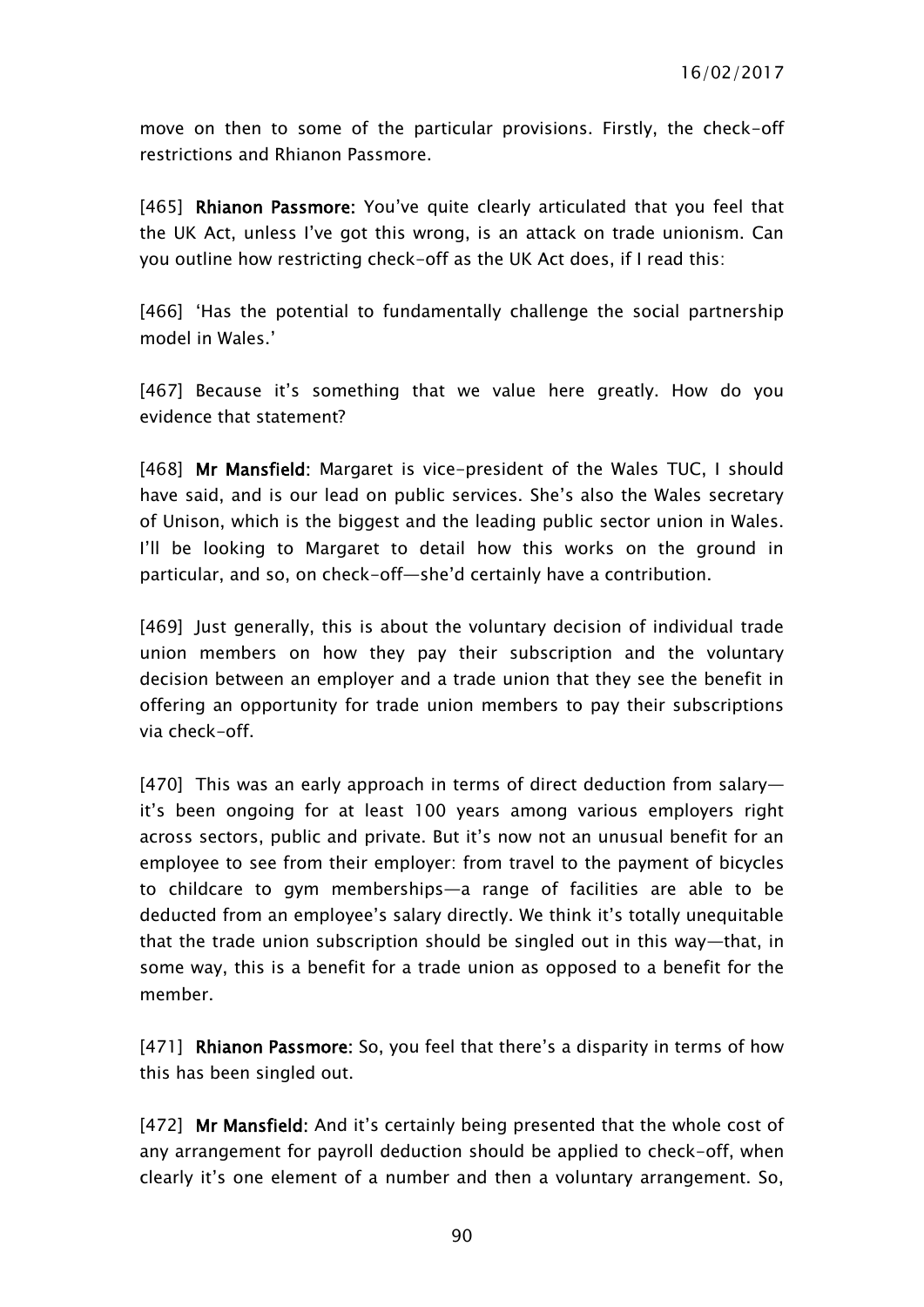move on then to some of the particular provisions. Firstly, the check-off restrictions and Rhianon Passmore.

[465] **Rhianon Passmore:** You've quite clearly articulated that you feel that the UK Act, unless I've got this wrong, is an attack on trade unionism. Can you outline how restricting check-off as the UK Act does, if I read this:

[466] 'Has the potential to fundamentally challenge the social partnership model in Wales.'

[467] Because it's something that we value here greatly. How do you evidence that statement?

[468] **Mr Mansfield:** Margaret is vice-president of the Wales TUC, I should have said, and is our lead on public services. She's also the Wales secretary of Unison, which is the biggest and the leading public sector union in Wales. I'll be looking to Margaret to detail how this works on the ground in particular, and so, on check-off—she'd certainly have a contribution.

[469] Just generally, this is about the voluntary decision of individual trade union members on how they pay their subscription and the voluntary decision between an employer and a trade union that they see the benefit in offering an opportunity for trade union members to pay their subscriptions via check-off.

[470] This was an early approach in terms of direct deduction from salary—it's been ongoing for at least 100 years among various employers right across sectors, public and private. But it's now not an unusual benefit for an employee to see from their employer: from travel to the payment of bicycles to childcare to gym memberships—a range of facilities are able to be deducted from an employee's salary directly. We think it's totally unequitable that the trade union subscription should be singled out in this way—that, in some way, this is a benefit for a trade union as opposed to a benefit for the member.

[471] **Rhianon Passmore:** So, you feel that there's a disparity in terms of how this has been singled out.

[472] **Mr Mansfield:** And it's certainly being presented that the whole cost of any arrangement for payroll deduction should be applied to check-off, when clearly it's one element of a number and then a voluntary arrangement. So,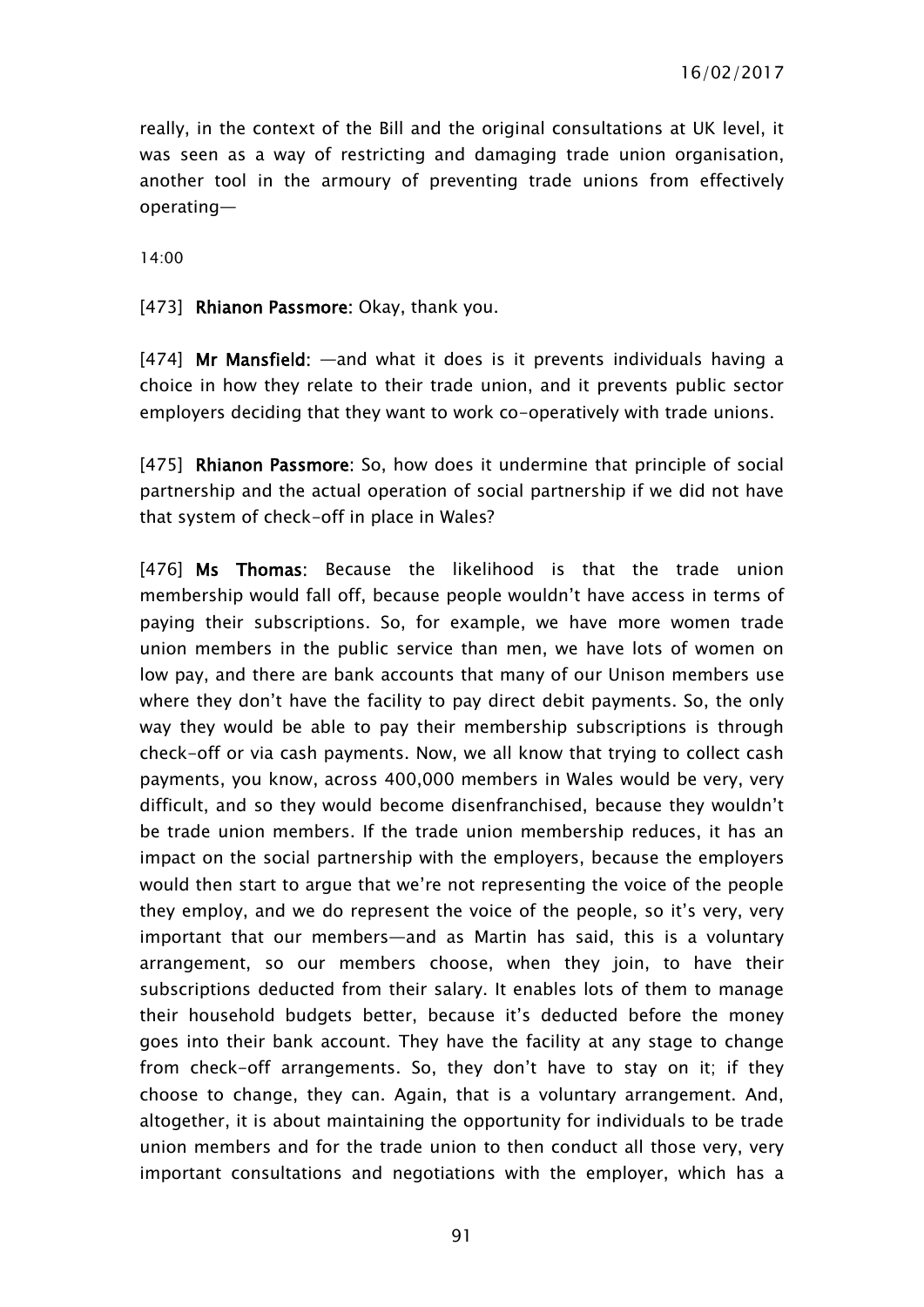really, in the context of the Bill and the original consultations at UK level, it was seen as a way of restricting and damaging trade union organisation, another tool in the armoury of preventing trade unions from effectively operating—

14:00

[473] **Rhianon Passmore**: Okay, thank you.

[474] **Mr Mansfield**: —and what it does is it prevents individuals having a choice in how they relate to their trade union, and it prevents public sector employers deciding that they want to work co-operatively with trade unions.

[475] **Rhianon Passmore**: So, how does it undermine that principle of social partnership and the actual operation of social partnership if we did not have that system of check-off in place in Wales?

[476] **Ms Thomas**: Because the likelihood is that the trade union membership would fall off, because people wouldn't have access in terms of paying their subscriptions. So, for example, we have more women trade union members in the public service than men, we have lots of women on low pay, and there are bank accounts that many of our Unison members use where they don't have the facility to pay direct debit payments. So, the only way they would be able to pay their membership subscriptions is through check-off or via cash payments. Now, we all know that trying to collect cash payments, you know, across 400,000 members in Wales would be very, very difficult, and so they would become disenfranchised, because they wouldn't be trade union members. If the trade union membership reduces, it has an impact on the social partnership with the employers, because the employers would then start to argue that we're not representing the voice of the people they employ, and we do represent the voice of the people, so it's very, very important that our members—and as Martin has said, this is a voluntary arrangement, so our members choose, when they join, to have their subscriptions deducted from their salary. It enables lots of them to manage their household budgets better, because it's deducted before the money goes into their bank account. They have the facility at any stage to change from check-off arrangements. So, they don't have to stay on it; if they choose to change, they can. Again, that is a voluntary arrangement. And, altogether, it is about maintaining the opportunity for individuals to be trade union members and for the trade union to then conduct all those very, very important consultations and negotiations with the employer, which has a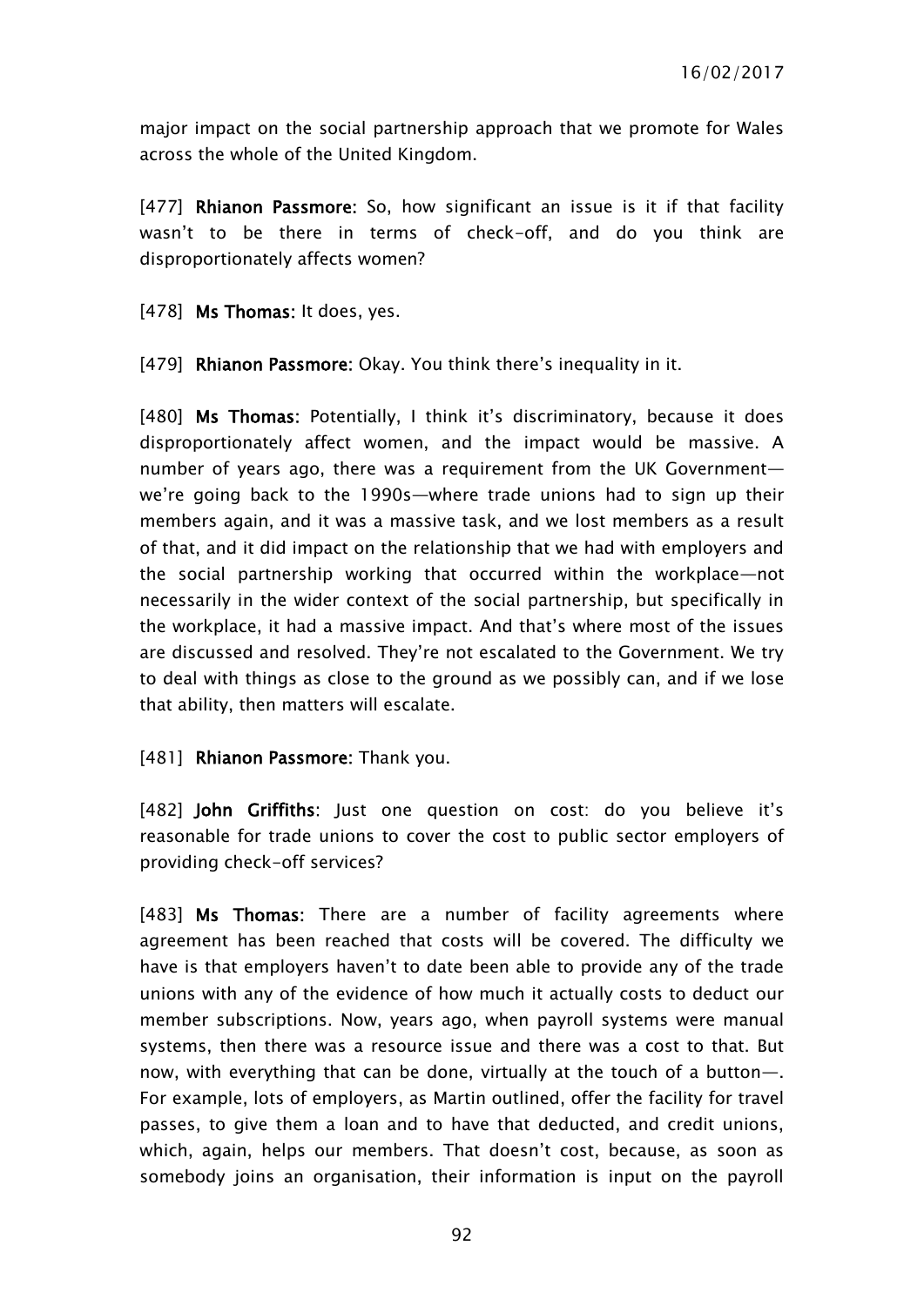major impact on the social partnership approach that we promote for Wales across the whole of the United Kingdom.

[477] **Rhianon Passmore:** So, how significant an issue is it if that facility wasn't to be there in terms of check-off, and do you think are disproportionately affects women?

[478] **Ms Thomas:** It does, yes.

[479] **Rhianon Passmore:** Okay. You think there's inequality in it.

[480] **Ms Thomas:** Potentially, I think it's discriminatory, because it does disproportionately affect women, and the impact would be massive. A number of years ago, there was a requirement from the UK Government—we're going back to the 1990s—where trade unions had to sign up their members again, and it was a massive task, and we lost members as a result of that, and it did impact on the relationship that we had with employers and the social partnership working that occurred within the workplace—not necessarily in the wider context of the social partnership, but specifically in the workplace, it had a massive impact. And that's where most of the issues are discussed and resolved. They're not escalated to the Government. We try to deal with things as close to the ground as we possibly can, and if we lose that ability, then matters will escalate.

[481] **Rhianon Passmore:** Thank you.

[482] **John Griffiths**: Just one question on cost: do you believe it's reasonable for trade unions to cover the cost to public sector employers of providing check-off services?

[483] **Ms Thomas**: There are a number of facility agreements where agreement has been reached that costs will be covered. The difficulty we have is that employers haven't to date been able to provide any of the trade unions with any of the evidence of how much it actually costs to deduct our member subscriptions. Now, years ago, when payroll systems were manual systems, then there was a resource issue and there was a cost to that. But now, with everything that can be done, virtually at the touch of a button—. For example, lots of employers, as Martin outlined, offer the facility for travel passes, to give them a loan and to have that deducted, and credit unions, which, again, helps our members. That doesn't cost, because, as soon as somebody joins an organisation, their information is input on the payroll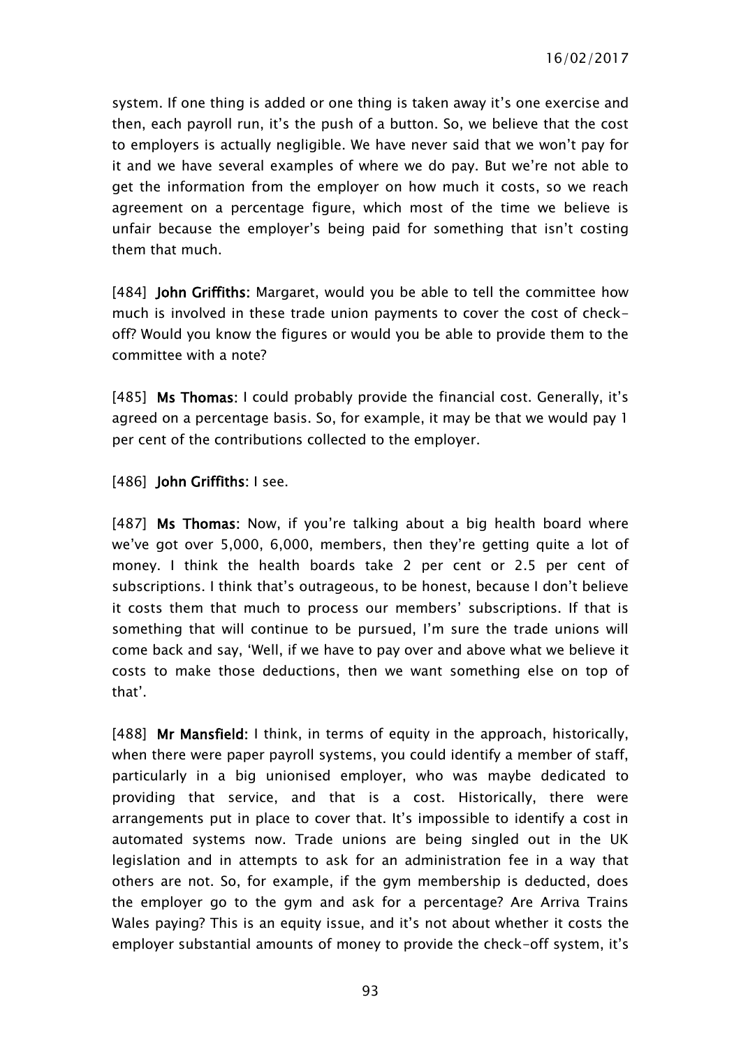system. If one thing is added or one thing is taken away it's one exercise and then, each payroll run, it's the push of a button. So, we believe that the cost to employers is actually negligible. We have never said that we won't pay for it and we have several examples of where we do pay. But we're not able to get the information from the employer on how much it costs, so we reach agreement on a percentage figure, which most of the time we believe is unfair because the employer's being paid for something that isn't costing them that much.

[484] **John Griffiths:** Margaret, would you be able to tell the committee how much is involved in these trade union payments to cover the cost of check-off? Would you know the figures or would you be able to provide them to the committee with a note?

[485] **Ms Thomas:** I could probably provide the financial cost. Generally, it's agreed on a percentage basis. So, for example, it may be that we would pay 1 per cent of the contributions collected to the employer.

[486] **John Griffiths:** I see.

[487] **Ms Thomas:** Now, if you're talking about a big health board where we've got over 5,000, 6,000, members, then they're getting quite a lot of money. I think the health boards take 2 per cent or 2.5 per cent of subscriptions. I think that's outrageous, to be honest, because I don't believe it costs them that much to process our members' subscriptions. If that is something that will continue to be pursued, I'm sure the trade unions will come back and say, 'Well, if we have to pay over and above what we believe it costs to make those deductions, then we want something else on top of that'.

[488] **Mr Mansfield:** I think, in terms of equity in the approach, historically, when there were paper payroll systems, you could identify a member of staff, particularly in a big unionised employer, who was maybe dedicated to providing that service, and that is a cost. Historically, there were arrangements put in place to cover that. It's impossible to identify a cost in automated systems now. Trade unions are being singled out in the UK legislation and in attempts to ask for an administration fee in a way that others are not. So, for example, if the gym membership is deducted, does the employer go to the gym and ask for a percentage? Are Arriva Trains Wales paying? This is an equity issue, and it's not about whether it costs the employer substantial amounts of money to provide the check-off system, it's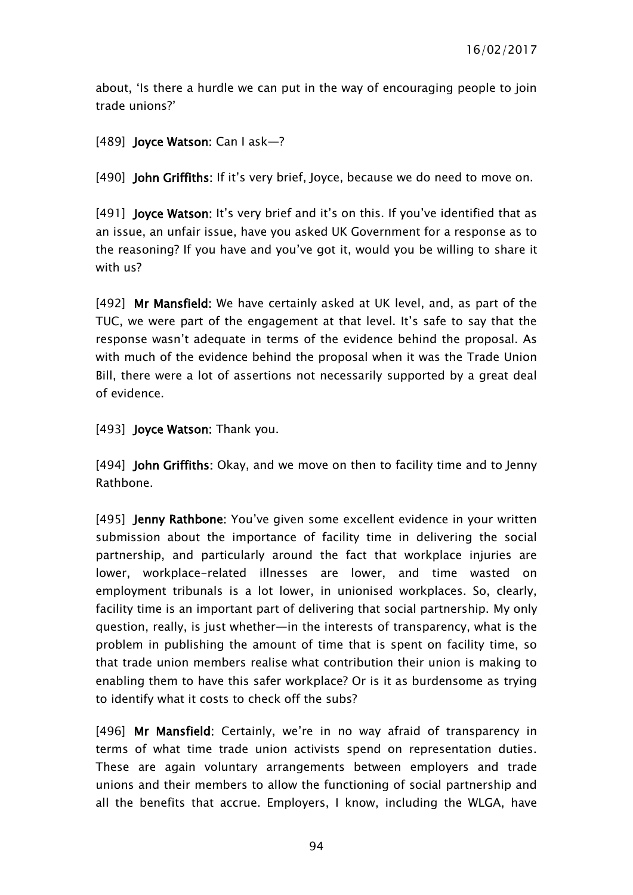about, 'Is there a hurdle we can put in the way of encouraging people to join trade unions?'

[489] **Joyce Watson:** Can I ask—?

[490] **John Griffiths:** If it's very brief, Joyce, because we do need to move on.

[491] **Joyce Watson:** It's very brief and it's on this. If you've identified that as an issue, an unfair issue, have you asked UK Government for a response as to the reasoning? If you have and you've got it, would you be willing to share it with us?

[492] **Mr Mansfield:** We have certainly asked at UK level, and, as part of the TUC, we were part of the engagement at that level. It's safe to say that the response wasn't adequate in terms of the evidence behind the proposal. As with much of the evidence behind the proposal when it was the Trade Union Bill, there were a lot of assertions not necessarily supported by a great deal of evidence.

[493] **Joyce Watson:** Thank you.

[494] **John Griffiths:** Okay, and we move on then to facility time and to Jenny Rathbone.

[495] **Jenny Rathbone:** You've given some excellent evidence in your written submission about the importance of facility time in delivering the social partnership, and particularly around the fact that workplace injuries are lower, workplace-related illnesses are lower, and time wasted on employment tribunals is a lot lower, in unionised workplaces. So, clearly, facility time is an important part of delivering that social partnership. My only question, really, is just whether—in the interests of transparency, what is the problem in publishing the amount of time that is spent on facility time, so that trade union members realise what contribution their union is making to enabling them to have this safer workplace? Or is it as burdensome as trying to identify what it costs to check off the subs?

[496] **Mr Mansfield:** Certainly, we're in no way afraid of transparency in terms of what time trade union activists spend on representation duties. These are again voluntary arrangements between employers and trade unions and their members to allow the functioning of social partnership and all the benefits that accrue. Employers, I know, including the WLGA, have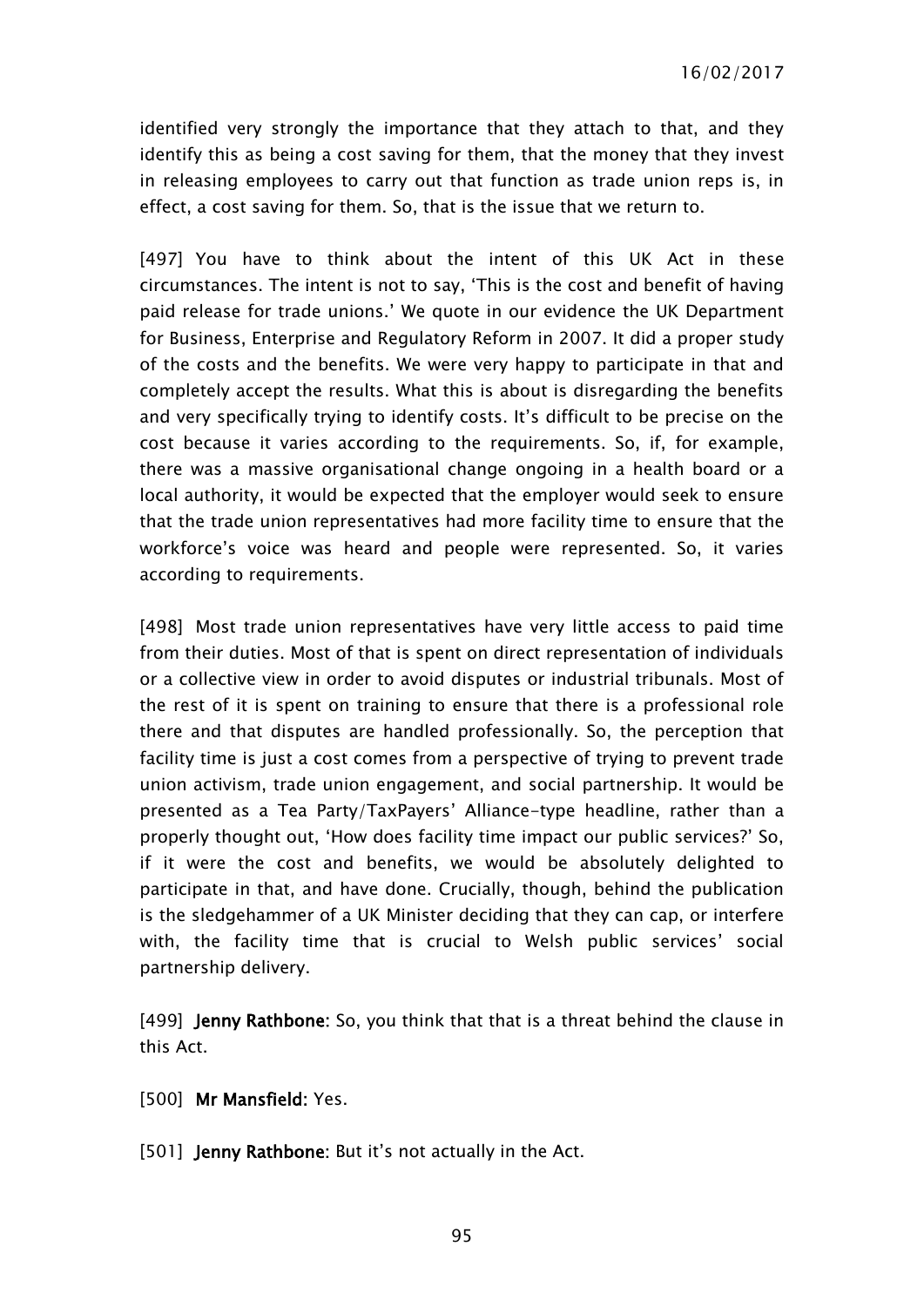identified very strongly the importance that they attach to that, and they identify this as being a cost saving for them, that the money that they invest in releasing employees to carry out that function as trade union reps is, in effect, a cost saving for them. So, that is the issue that we return to.

[497] You have to think about the intent of this UK Act in these circumstances. The intent is not to say, 'This is the cost and benefit of having paid release for trade unions.' We quote in our evidence the UK Department for Business, Enterprise and Regulatory Reform in 2007. It did a proper study of the costs and the benefits. We were very happy to participate in that and completely accept the results. What this is about is disregarding the benefits and very specifically trying to identify costs. It's difficult to be precise on the cost because it varies according to the requirements. So, if, for example, there was a massive organisational change ongoing in a health board or a local authority, it would be expected that the employer would seek to ensure that the trade union representatives had more facility time to ensure that the workforce's voice was heard and people were represented. So, it varies according to requirements.

[498] Most trade union representatives have very little access to paid time from their duties. Most of that is spent on direct representation of individuals or a collective view in order to avoid disputes or industrial tribunals. Most of the rest of it is spent on training to ensure that there is a professional role there and that disputes are handled professionally. So, the perception that facility time is just a cost comes from a perspective of trying to prevent trade union activism, trade union engagement, and social partnership. It would be presented as a Tea Party/TaxPayers' Alliance-type headline, rather than a properly thought out, 'How does facility time impact our public services?' So, if it were the cost and benefits, we would be absolutely delighted to participate in that, and have done. Crucially, though, behind the publication is the sledgehammer of a UK Minister deciding that they can cap, or interfere with, the facility time that is crucial to Welsh public services' social partnership delivery.

[499] **Jenny Rathbone:** So, you think that that is a threat behind the clause in this Act.

[500] **Mr Mansfield:** Yes.

[501] **Jenny Rathbone:** But it's not actually in the Act.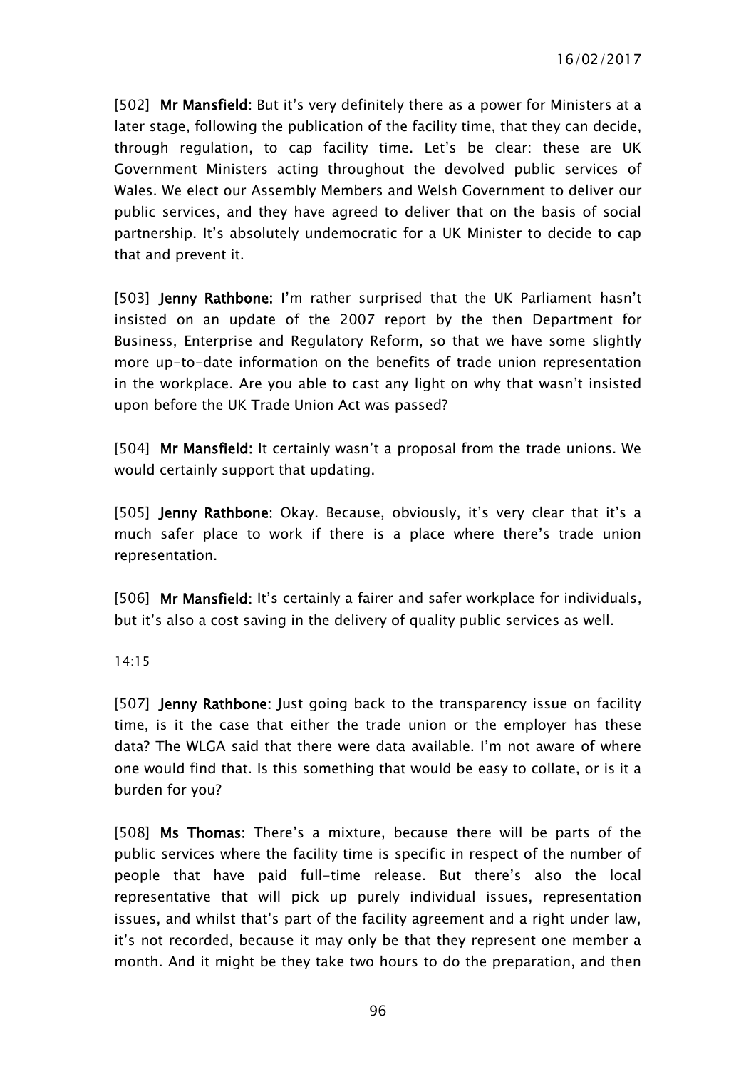[502] **Mr Mansfield:** But it's very definitely there as a power for Ministers at a later stage, following the publication of the facility time, that they can decide, through regulation, to cap facility time. Let's be clear: these are UK Government Ministers acting throughout the devolved public services of Wales. We elect our Assembly Members and Welsh Government to deliver our public services, and they have agreed to deliver that on the basis of social partnership. It's absolutely undemocratic for a UK Minister to decide to cap that and prevent it.

[503] **Jenny Rathbone:** I'm rather surprised that the UK Parliament hasn't insisted on an update of the 2007 report by the then Department for Business, Enterprise and Regulatory Reform, so that we have some slightly more up-to-date information on the benefits of trade union representation in the workplace. Are you able to cast any light on why that wasn't insisted upon before the UK Trade Union Act was passed?

[504] **Mr Mansfield:** It certainly wasn't a proposal from the trade unions. We would certainly support that updating.

[505] **Jenny Rathbone:** Okay. Because, obviously, it's very clear that it's a much safer place to work if there is a place where there's trade union representation.

[506] **Mr Mansfield:** It's certainly a fairer and safer workplace for individuals, but it's also a cost saving in the delivery of quality public services as well.

14:15

[507] **Jenny Rathbone:** Just going back to the transparency issue on facility time, is it the case that either the trade union or the employer has these data? The WLGA said that there were data available. I'm not aware of where one would find that. Is this something that would be easy to collate, or is it a burden for you?

[508] **Ms Thomas:** There's a mixture, because there will be parts of the public services where the facility time is specific in respect of the number of people that have paid full-time release. But there's also the local representative that will pick up purely individual issues, representation issues, and whilst that's part of the facility agreement and a right under law, it's not recorded, because it may only be that they represent one member a month. And it might be they take two hours to do the preparation, and then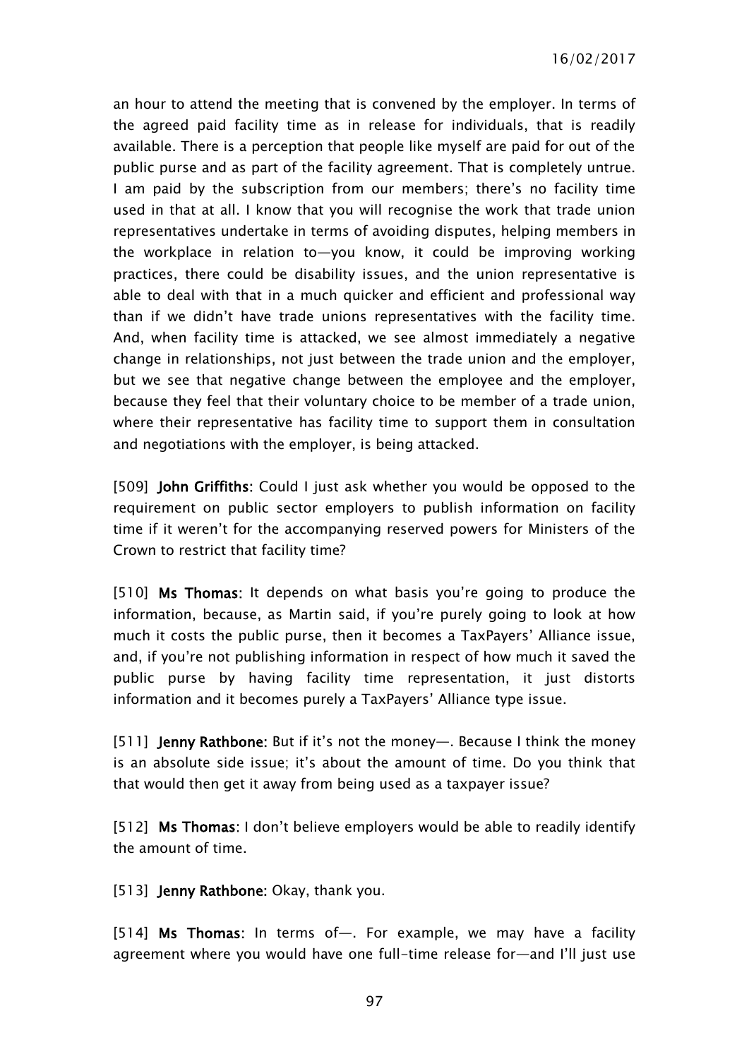an hour to attend the meeting that is convened by the employer. In terms of the agreed paid facility time as in release for individuals, that is readily available. There is a perception that people like myself are paid for out of the public purse and as part of the facility agreement. That is completely untrue. I am paid by the subscription from our members; there's no facility time used in that at all. I know that you will recognise the work that trade union representatives undertake in terms of avoiding disputes, helping members in the workplace in relation to—you know, it could be improving working practices, there could be disability issues, and the union representative is able to deal with that in a much quicker and efficient and professional way than if we didn't have trade unions representatives with the facility time. And, when facility time is attacked, we see almost immediately a negative change in relationships, not just between the trade union and the employer, but we see that negative change between the employee and the employer, because they feel that their voluntary choice to be member of a trade union, where their representative has facility time to support them in consultation and negotiations with the employer, is being attacked.

[509] **John Griffiths**: Could I just ask whether you would be opposed to the requirement on public sector employers to publish information on facility time if it weren't for the accompanying reserved powers for Ministers of the Crown to restrict that facility time?

[510] **Ms Thomas**: It depends on what basis you're going to produce the information, because, as Martin said, if you're purely going to look at how much it costs the public purse, then it becomes a TaxPayers' Alliance issue, and, if you're not publishing information in respect of how much it saved the public purse by having facility time representation, it just distorts information and it becomes purely a TaxPayers' Alliance type issue.

[511] **Jenny Rathbone**: But if it's not the money—. Because I think the money is an absolute side issue; it's about the amount of time. Do you think that that would then get it away from being used as a taxpayer issue?

[512] **Ms Thomas**: I don't believe employers would be able to readily identify the amount of time.

[513] **Jenny Rathbone**: Okay, thank you.

[514] **Ms Thomas**: In terms of—. For example, we may have a facility agreement where you would have one full-time release for—and I'll just use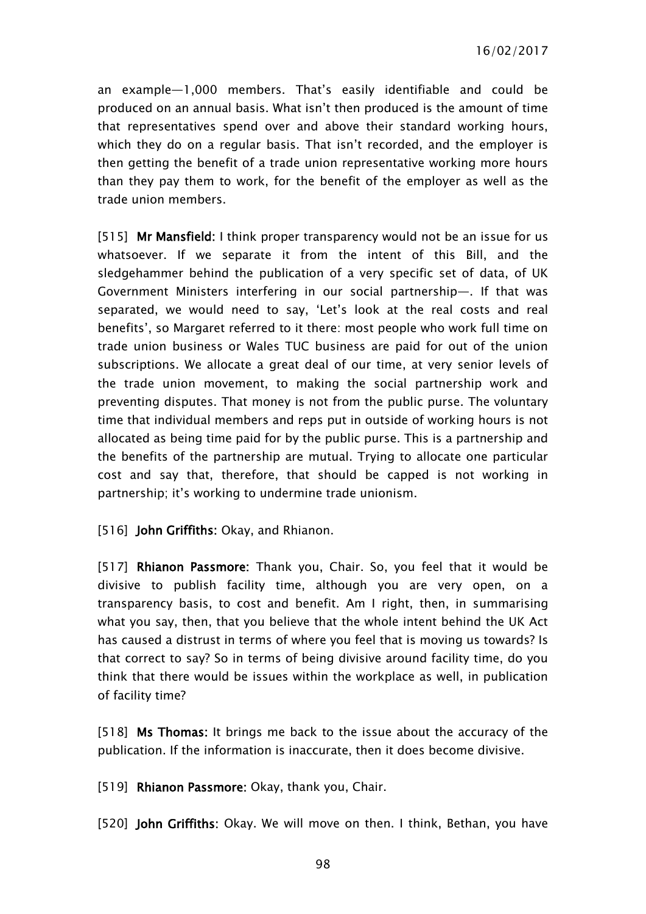an example—1,000 members. That's easily identifiable and could be produced on an annual basis. What isn't then produced is the amount of time that representatives spend over and above their standard working hours, which they do on a regular basis. That isn't recorded, and the employer is then getting the benefit of a trade union representative working more hours than they pay them to work, for the benefit of the employer as well as the trade union members.

[515] **Mr Mansfield:** I think proper transparency would not be an issue for us whatsoever. If we separate it from the intent of this Bill, and the sledgehammer behind the publication of a very specific set of data, of UK Government Ministers interfering in our social partnership—. If that was separated, we would need to say, 'Let's look at the real costs and real benefits', so Margaret referred to it there: most people who work full time on trade union business or Wales TUC business are paid for out of the union subscriptions. We allocate a great deal of our time, at very senior levels of the trade union movement, to making the social partnership work and preventing disputes. That money is not from the public purse. The voluntary time that individual members and reps put in outside of working hours is not allocated as being time paid for by the public purse. This is a partnership and the benefits of the partnership are mutual. Trying to allocate one particular cost and say that, therefore, that should be capped is not working in partnership; it's working to undermine trade unionism.

[516] **John Griffiths:** Okay, and Rhianon.

[517] **Rhianon Passmore:** Thank you, Chair. So, you feel that it would be divisive to publish facility time, although you are very open, on a transparency basis, to cost and benefit. Am I right, then, in summarising what you say, then, that you believe that the whole intent behind the UK Act has caused a distrust in terms of where you feel that is moving us towards? Is that correct to say? So in terms of being divisive around facility time, do you think that there would be issues within the workplace as well, in publication of facility time?

[518] **Ms Thomas:** It brings me back to the issue about the accuracy of the publication. If the information is inaccurate, then it does become divisive.

[519] **Rhianon Passmore:** Okay, thank you, Chair.

[520] **John Griffiths:** Okay. We will move on then. I think, Bethan, you have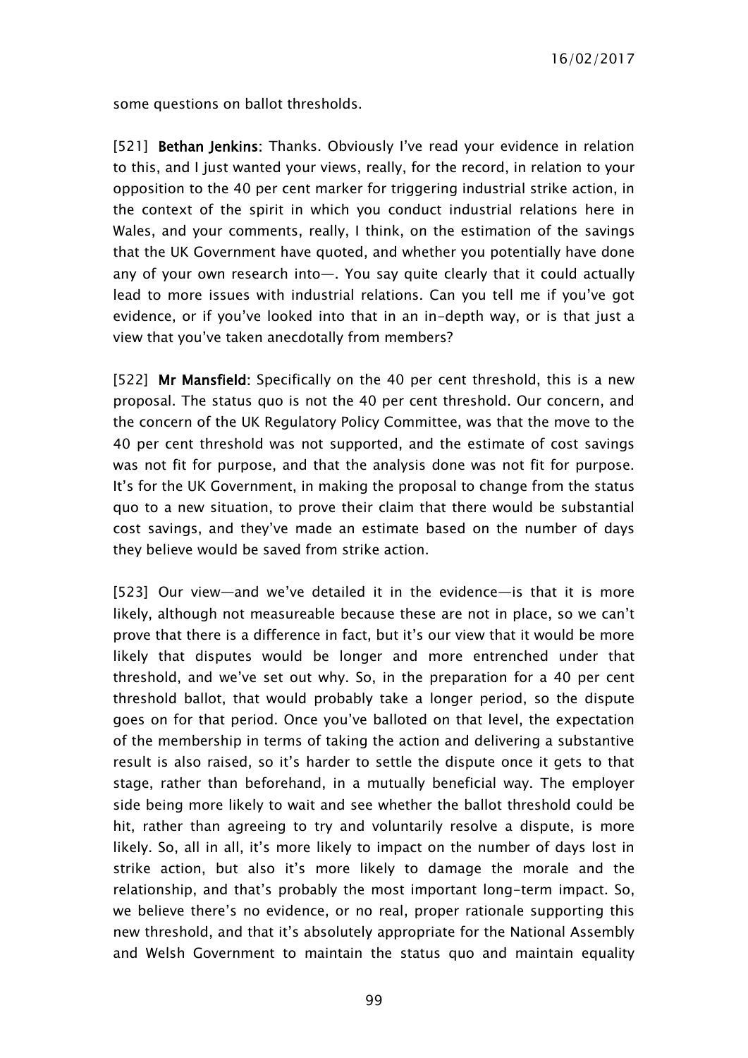some questions on ballot thresholds.

[521] **Bethan Jenkins**: Thanks. Obviously I've read your evidence in relation to this, and I just wanted your views, really, for the record, in relation to your opposition to the 40 per cent marker for triggering industrial strike action, in the context of the spirit in which you conduct industrial relations here in Wales, and your comments, really, I think, on the estimation of the savings that the UK Government have quoted, and whether you potentially have done any of your own research into—. You say quite clearly that it could actually lead to more issues with industrial relations. Can you tell me if you've got evidence, or if you've looked into that in an in-depth way, or is that just a view that you've taken anecdotally from members?

[522] **Mr Mansfield**: Specifically on the 40 per cent threshold, this is a new proposal. The status quo is not the 40 per cent threshold. Our concern, and the concern of the UK Regulatory Policy Committee, was that the move to the 40 per cent threshold was not supported, and the estimate of cost savings was not fit for purpose, and that the analysis done was not fit for purpose. It's for the UK Government, in making the proposal to change from the status quo to a new situation, to prove their claim that there would be substantial cost savings, and they've made an estimate based on the number of days they believe would be saved from strike action.

[523] Our view—and we've detailed it in the evidence—is that it is more likely, although not measureable because these are not in place, so we can't prove that there is a difference in fact, but it's our view that it would be more likely that disputes would be longer and more entrenched under that threshold, and we've set out why. So, in the preparation for a 40 per cent threshold ballot, that would probably take a longer period, so the dispute goes on for that period. Once you've balloted on that level, the expectation of the membership in terms of taking the action and delivering a substantive result is also raised, so it's harder to settle the dispute once it gets to that stage, rather than beforehand, in a mutually beneficial way. The employer side being more likely to wait and see whether the ballot threshold could be hit, rather than agreeing to try and voluntarily resolve a dispute, is more likely. So, all in all, it's more likely to impact on the number of days lost in strike action, but also it's more likely to damage the morale and the relationship, and that's probably the most important long-term impact. So, we believe there's no evidence, or no real, proper rationale supporting this new threshold, and that it's absolutely appropriate for the National Assembly and Welsh Government to maintain the status quo and maintain equality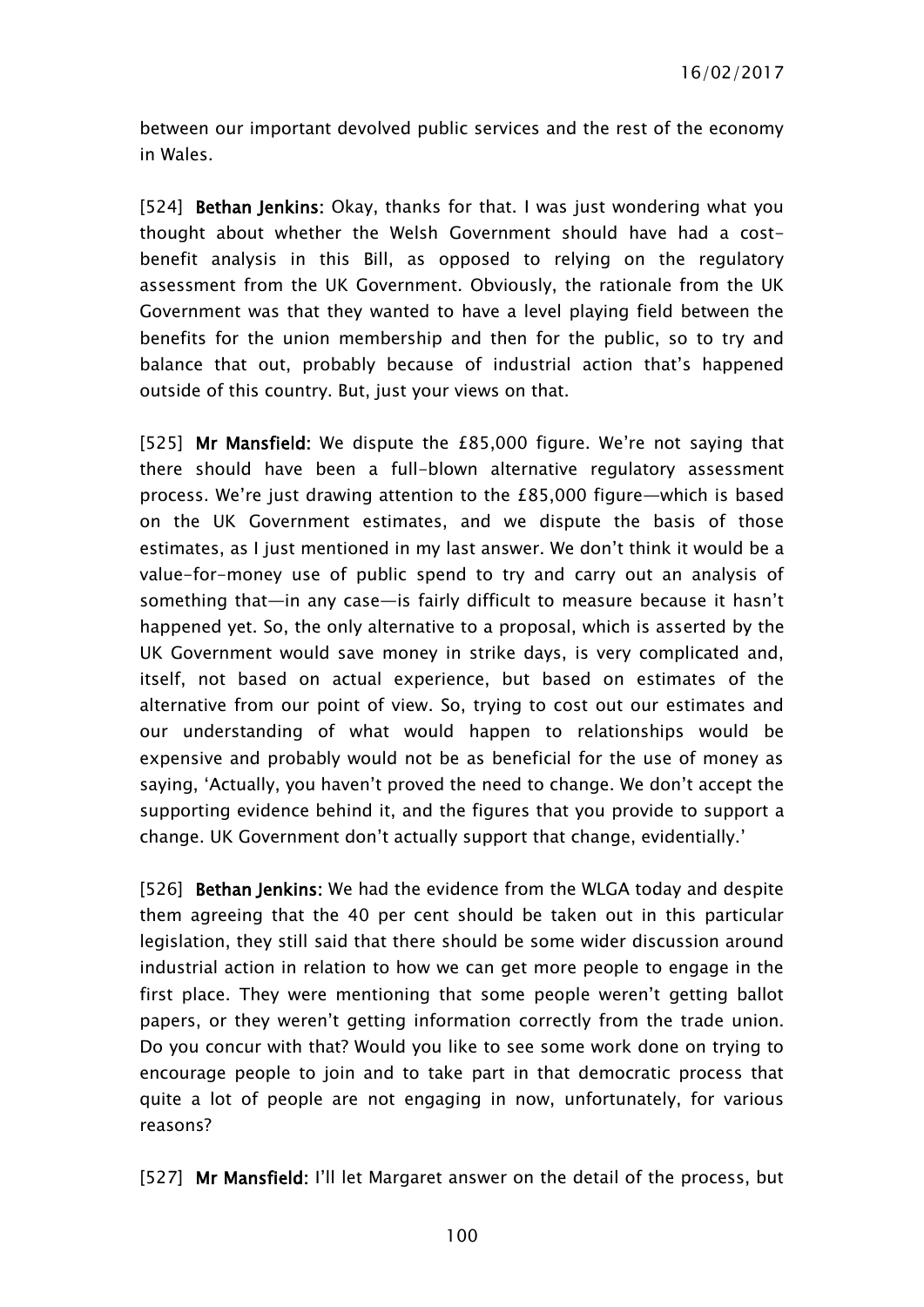between our important devolved public services and the rest of the economy in Wales.

[524] **Bethan Jenkins:** Okay, thanks for that. I was just wondering what you thought about whether the Welsh Government should have had a cost-benefit analysis in this Bill, as opposed to relying on the regulatory assessment from the UK Government. Obviously, the rationale from the UK Government was that they wanted to have a level playing field between the benefits for the union membership and then for the public, so to try and balance that out, probably because of industrial action that's happened outside of this country. But, just your views on that.

[525] **Mr Mansfield:** We dispute the £85,000 figure. We're not saying that there should have been a full-blown alternative regulatory assessment process. We're just drawing attention to the £85,000 figure—which is based on the UK Government estimates, and we dispute the basis of those estimates, as I just mentioned in my last answer. We don't think it would be a value-for-money use of public spend to try and carry out an analysis of something that—in any case—is fairly difficult to measure because it hasn't happened yet. So, the only alternative to a proposal, which is asserted by the UK Government would save money in strike days, is very complicated and, itself, not based on actual experience, but based on estimates of the alternative from our point of view. So, trying to cost out our estimates and our understanding of what would happen to relationships would be expensive and probably would not be as beneficial for the use of money as saying, 'Actually, you haven't proved the need to change. We don't accept the supporting evidence behind it, and the figures that you provide to support a change. UK Government don't actually support that change, evidentially.'

[526] **Bethan Jenkins:** We had the evidence from the WLGA today and despite them agreeing that the 40 per cent should be taken out in this particular legislation, they still said that there should be some wider discussion around industrial action in relation to how we can get more people to engage in the first place. They were mentioning that some people weren't getting ballot papers, or they weren't getting information correctly from the trade union. Do you concur with that? Would you like to see some work done on trying to encourage people to join and to take part in that democratic process that quite a lot of people are not engaging in now, unfortunately, for various reasons?

[527] **Mr Mansfield:** I'll let Margaret answer on the detail of the process, but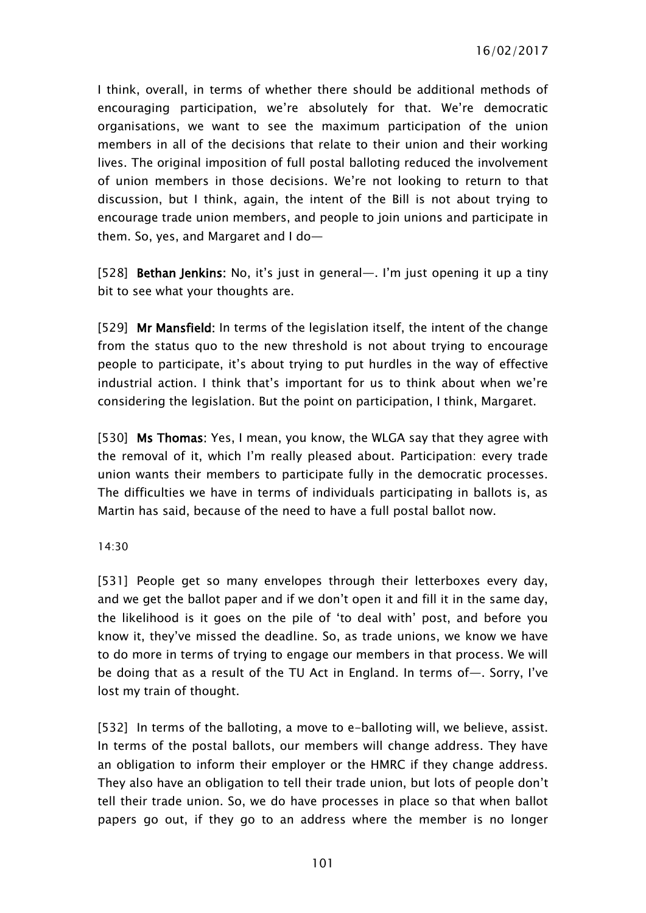I think, overall, in terms of whether there should be additional methods of encouraging participation, we're absolutely for that. We're democratic organisations, we want to see the maximum participation of the union members in all of the decisions that relate to their union and their working lives. The original imposition of full postal balloting reduced the involvement of union members in those decisions. We're not looking to return to that discussion, but I think, again, the intent of the Bill is not about trying to encourage trade union members, and people to join unions and participate in them. So, yes, and Margaret and I do—

[528] **Bethan Jenkins:** No, it's just in general—. I'm just opening it up a tiny bit to see what your thoughts are.

[529] **Mr Mansfield:** In terms of the legislation itself, the intent of the change from the status quo to the new threshold is not about trying to encourage people to participate, it's about trying to put hurdles in the way of effective industrial action. I think that's important for us to think about when we're considering the legislation. But the point on participation, I think, Margaret.

[530] **Ms Thomas:** Yes, I mean, you know, the WLGA say that they agree with the removal of it, which I'm really pleased about. Participation: every trade union wants their members to participate fully in the democratic processes. The difficulties we have in terms of individuals participating in ballots is, as Martin has said, because of the need to have a full postal ballot now.

14:30

[531] People get so many envelopes through their letterboxes every day, and we get the ballot paper and if we don't open it and fill it in the same day, the likelihood is it goes on the pile of 'to deal with' post, and before you know it, they've missed the deadline. So, as trade unions, we know we have to do more in terms of trying to engage our members in that process. We will be doing that as a result of the TU Act in England. In terms of—. Sorry, I've lost my train of thought.

[532] In terms of the balloting, a move to e-balloting will, we believe, assist. In terms of the postal ballots, our members will change address. They have an obligation to inform their employer or the HMRC if they change address. They also have an obligation to tell their trade union, but lots of people don't tell their trade union. So, we do have processes in place so that when ballot papers go out, if they go to an address where the member is no longer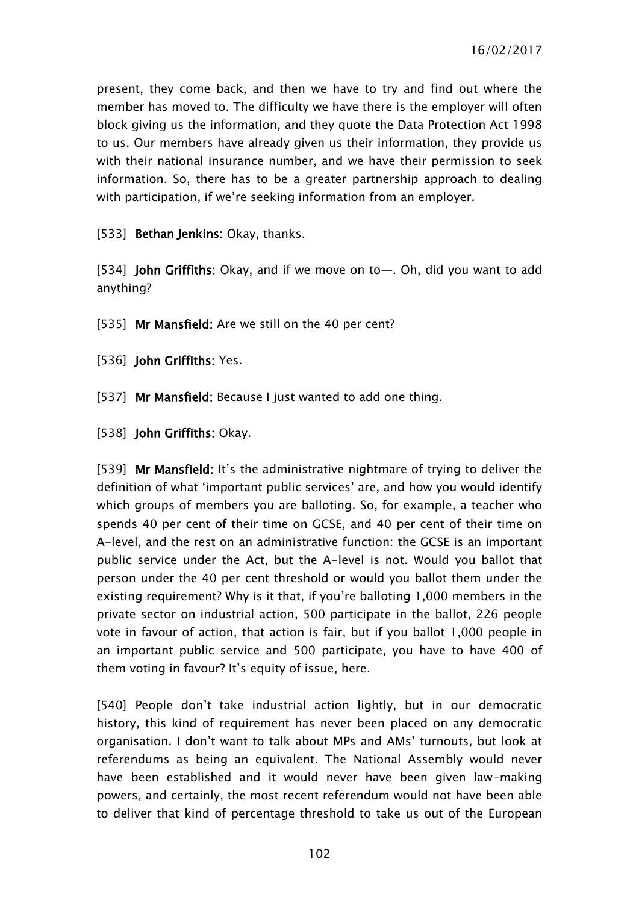present, they come back, and then we have to try and find out where the member has moved to. The difficulty we have there is the employer will often block giving us the information, and they quote the Data Protection Act 1998 to us. Our members have already given us their information, they provide us with their national insurance number, and we have their permission to seek information. So, there has to be a greater partnership approach to dealing with participation, if we're seeking information from an employer.

[533] **Bethan Jenkins:** Okay, thanks.

[534] **John Griffiths:** Okay, and if we move on to—. Oh, did you want to add anything?

[535] **Mr Mansfield:** Are we still on the 40 per cent?

[536] **John Griffiths:** Yes.

[537] **Mr Mansfield:** Because I just wanted to add one thing.

[538] **John Griffiths:** Okay.

[539] **Mr Mansfield:** It's the administrative nightmare of trying to deliver the definition of what 'important public services' are, and how you would identify which groups of members you are balloting. So, for example, a teacher who spends 40 per cent of their time on GCSE, and 40 per cent of their time on A-level, and the rest on an administrative function: the GCSE is an important public service under the Act, but the A-level is not. Would you ballot that person under the 40 per cent threshold or would you ballot them under the existing requirement? Why is it that, if you're balloting 1,000 members in the private sector on industrial action, 500 participate in the ballot, 226 people vote in favour of action, that action is fair, but if you ballot 1,000 people in an important public service and 500 participate, you have to have 400 of them voting in favour? It's equity of issue, here.

[540] People don't take industrial action lightly, but in our democratic history, this kind of requirement has never been placed on any democratic organisation. I don't want to talk about MPs and AMs' turnouts, but look at referendums as being an equivalent. The National Assembly would never have been established and it would never have been given law-making powers, and certainly, the most recent referendum would not have been able to deliver that kind of percentage threshold to take us out of the European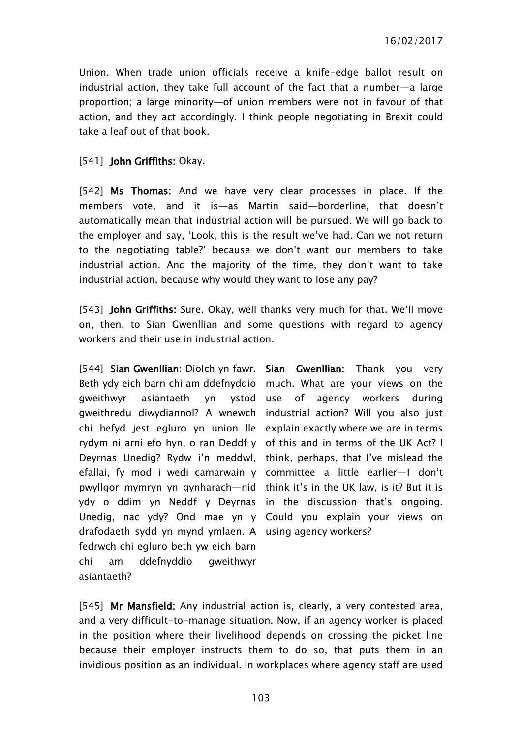Union. When trade union officials receive a knife-edge ballot result on industrial action, they take full account of the fact that a number—a large proportion; a large minority—of union members were not in favour of that action, and they act accordingly. I think people negotiating in Brexit could take a leaf out of that book.

[541] **John Griffiths**: Okay.

[542] **Ms Thomas**: And we have very clear processes in place. If the members vote, and it is—as Martin said—borderline, that doesn't automatically mean that industrial action will be pursued. We will go back to the employer and say, 'Look, this is the result we've had. Can we not return to the negotiating table?' because we don't want our members to take industrial action. And the majority of the time, they don't want to take industrial action, because why would they want to lose any pay?

[543] **John Griffiths**: Sure. Okay, well thanks very much for that. We'll move on, then, to Sian Gwenllian and some questions with regard to agency workers and their use in industrial action.

[544] **Sian Gwenllian**: Diolch yn fawr. Beth ydy eich barn chi am ddefnyddio gweithwyr asiantaeth yn ystod gweithredu diwydiannol? A wnewch chi hefyd jest egluro yn union lle rydym ni arni efo hyn, o ran Deddf y Deyrnas Unedig? Rydw i'n meddwl, efallai, fy mod i wedi camarwain y pwyllgor mymryn yn gynharach—nid ydy o ddim yn Neddf y Deyrnas Unedig, nac ydy? Ond mae yn y drafodaeth sydd yn mynd ymlaen. A fedrwch chi egluro beth yw eich barn chi am ddefnyddio gweithwyr asiantaeth?

**Sian Gwenllian**: Thank you very much. What are your views on the use of agency workers during industrial action? Will you also just explain exactly where we are in terms of this and in terms of the UK Act? I think, perhaps, that I've mislead the committee a little earlier—I don't think it's in the UK law, is it? But it is in the discussion that's ongoing. Could you explain your views on using agency workers?

[545] **Mr Mansfield**: Any industrial action is, clearly, a very contested area, and a very difficult-to-manage situation. Now, if an agency worker is placed in the position where their livelihood depends on crossing the picket line because their employer instructs them to do so, that puts them in an invidious position as an individual. In workplaces where agency staff are used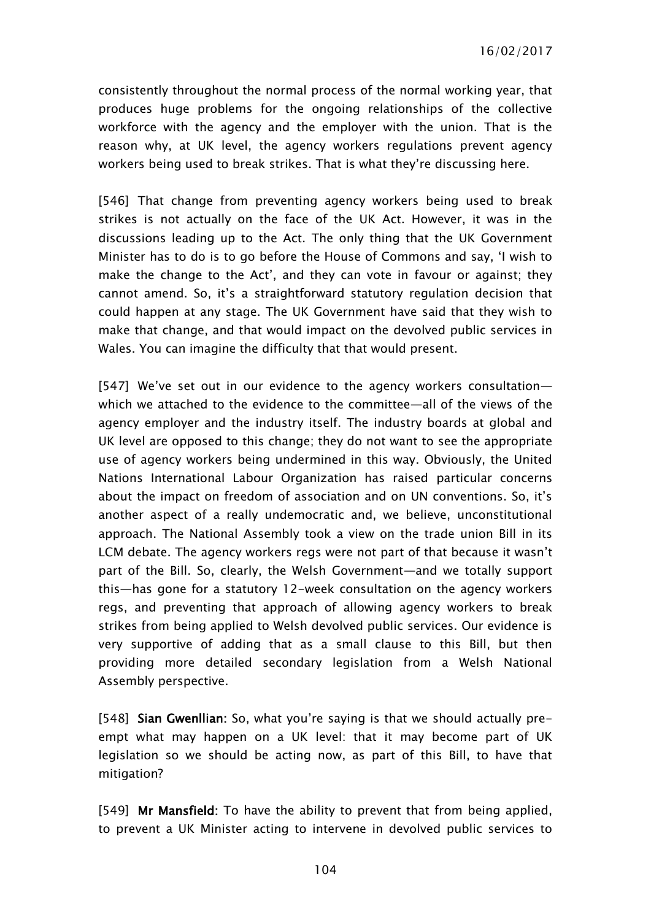consistently throughout the normal process of the normal working year, that produces huge problems for the ongoing relationships of the collective workforce with the agency and the employer with the union. That is the reason why, at UK level, the agency workers regulations prevent agency workers being used to break strikes. That is what they're discussing here.

[546] That change from preventing agency workers being used to break strikes is not actually on the face of the UK Act. However, it was in the discussions leading up to the Act. The only thing that the UK Government Minister has to do is to go before the House of Commons and say, 'I wish to make the change to the Act', and they can vote in favour or against; they cannot amend. So, it's a straightforward statutory regulation decision that could happen at any stage. The UK Government have said that they wish to make that change, and that would impact on the devolved public services in Wales. You can imagine the difficulty that that would present.

[547] We've set out in our evidence to the agency workers consultation—which we attached to the evidence to the committee—all of the views of the agency employer and the industry itself. The industry boards at global and UK level are opposed to this change; they do not want to see the appropriate use of agency workers being undermined in this way. Obviously, the United Nations International Labour Organization has raised particular concerns about the impact on freedom of association and on UN conventions. So, it's another aspect of a really undemocratic and, we believe, unconstitutional approach. The National Assembly took a view on the trade union Bill in its LCM debate. The agency workers regs were not part of that because it wasn't part of the Bill. So, clearly, the Welsh Government—and we totally support this—has gone for a statutory 12-week consultation on the agency workers regs, and preventing that approach of allowing agency workers to break strikes from being applied to Welsh devolved public services. Our evidence is very supportive of adding that as a small clause to this Bill, but then providing more detailed secondary legislation from a Welsh National Assembly perspective.

[548] **Sian Gwenllian:** So, what you're saying is that we should actually pre-empt what may happen on a UK level: that it may become part of UK legislation so we should be acting now, as part of this Bill, to have that mitigation?

[549] **Mr Mansfield:** To have the ability to prevent that from being applied, to prevent a UK Minister acting to intervene in devolved public services to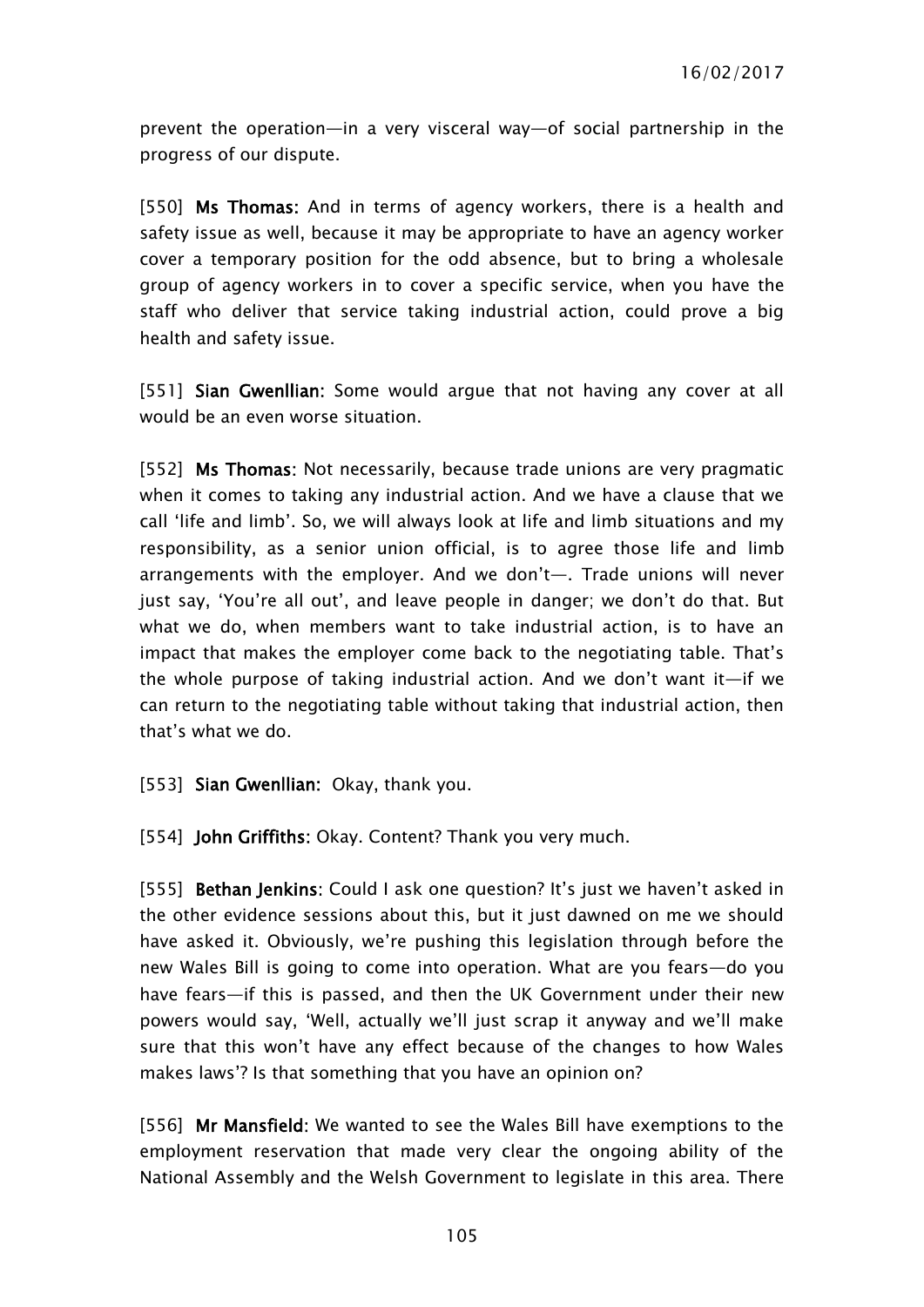prevent the operation—in a very visceral way—of social partnership in the progress of our dispute.

[550] **Ms Thomas:** And in terms of agency workers, there is a health and safety issue as well, because it may be appropriate to have an agency worker cover a temporary position for the odd absence, but to bring a wholesale group of agency workers in to cover a specific service, when you have the staff who deliver that service taking industrial action, could prove a big health and safety issue.

[551] **Sian Gwenllian:** Some would argue that not having any cover at all would be an even worse situation.

[552] **Ms Thomas:** Not necessarily, because trade unions are very pragmatic when it comes to taking any industrial action. And we have a clause that we call 'life and limb'. So, we will always look at life and limb situations and my responsibility, as a senior union official, is to agree those life and limb arrangements with the employer. And we don't—. Trade unions will never just say, 'You're all out', and leave people in danger; we don't do that. But what we do, when members want to take industrial action, is to have an impact that makes the employer come back to the negotiating table. That's the whole purpose of taking industrial action. And we don't want it—if we can return to the negotiating table without taking that industrial action, then that's what we do.

[553] **Sian Gwenllian:** Okay, thank you.

[554] **John Griffiths:** Okay. Content? Thank you very much.

[555] **Bethan Jenkins:** Could I ask one question? It's just we haven't asked in the other evidence sessions about this, but it just dawned on me we should have asked it. Obviously, we're pushing this legislation through before the new Wales Bill is going to come into operation. What are you fears—do you have fears—if this is passed, and then the UK Government under their new powers would say, 'Well, actually we'll just scrap it anyway and we'll make sure that this won't have any effect because of the changes to how Wales makes laws'? Is that something that you have an opinion on?

[556] **Mr Mansfield:** We wanted to see the Wales Bill have exemptions to the employment reservation that made very clear the ongoing ability of the National Assembly and the Welsh Government to legislate in this area. There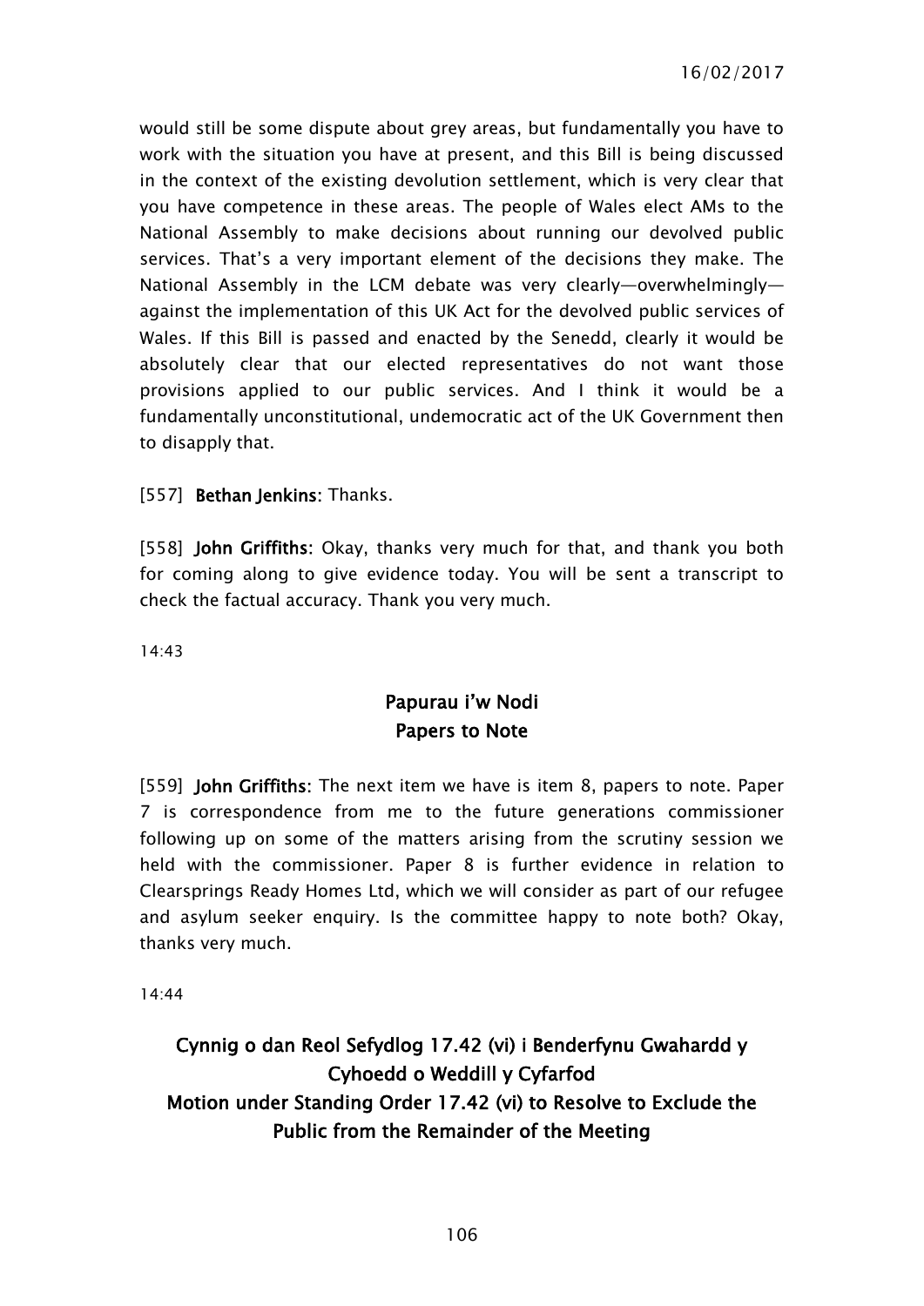would still be some dispute about grey areas, but fundamentally you have to work with the situation you have at present, and this Bill is being discussed in the context of the existing devolution settlement, which is very clear that you have competence in these areas. The people of Wales elect AMs to the National Assembly to make decisions about running our devolved public services. That's a very important element of the decisions they make. The National Assembly in the LCM debate was very clearly—overwhelmingly—against the implementation of this UK Act for the devolved public services of Wales. If this Bill is passed and enacted by the Senedd, clearly it would be absolutely clear that our elected representatives do not want those provisions applied to our public services. And I think it would be a fundamentally unconstitutional, undemocratic act of the UK Government then to disapply that.

[557] **Bethan Jenkins:** Thanks.

[558] **John Griffiths:** Okay, thanks very much for that, and thank you both for coming along to give evidence today. You will be sent a transcript to check the factual accuracy. Thank you very much.

14:43

## Papurau i'w Nodi
## Papers to Note

[559] **John Griffiths:** The next item we have is item 8, papers to note. Paper 7 is correspondence from me to the future generations commissioner following up on some of the matters arising from the scrutiny session we held with the commissioner. Paper 8 is further evidence in relation to Clearsprings Ready Homes Ltd, which we will consider as part of our refugee and asylum seeker enquiry. Is the committee happy to note both? Okay, thanks very much.

14:44

## Cynnig o dan Reol Sefydlog 17.42 (vi) i Benderfynu Gwahardd y Cyhoedd o Weddill y Cyfarfod
## Motion under Standing Order 17.42 (vi) to Resolve to Exclude the Public from the Remainder of the Meeting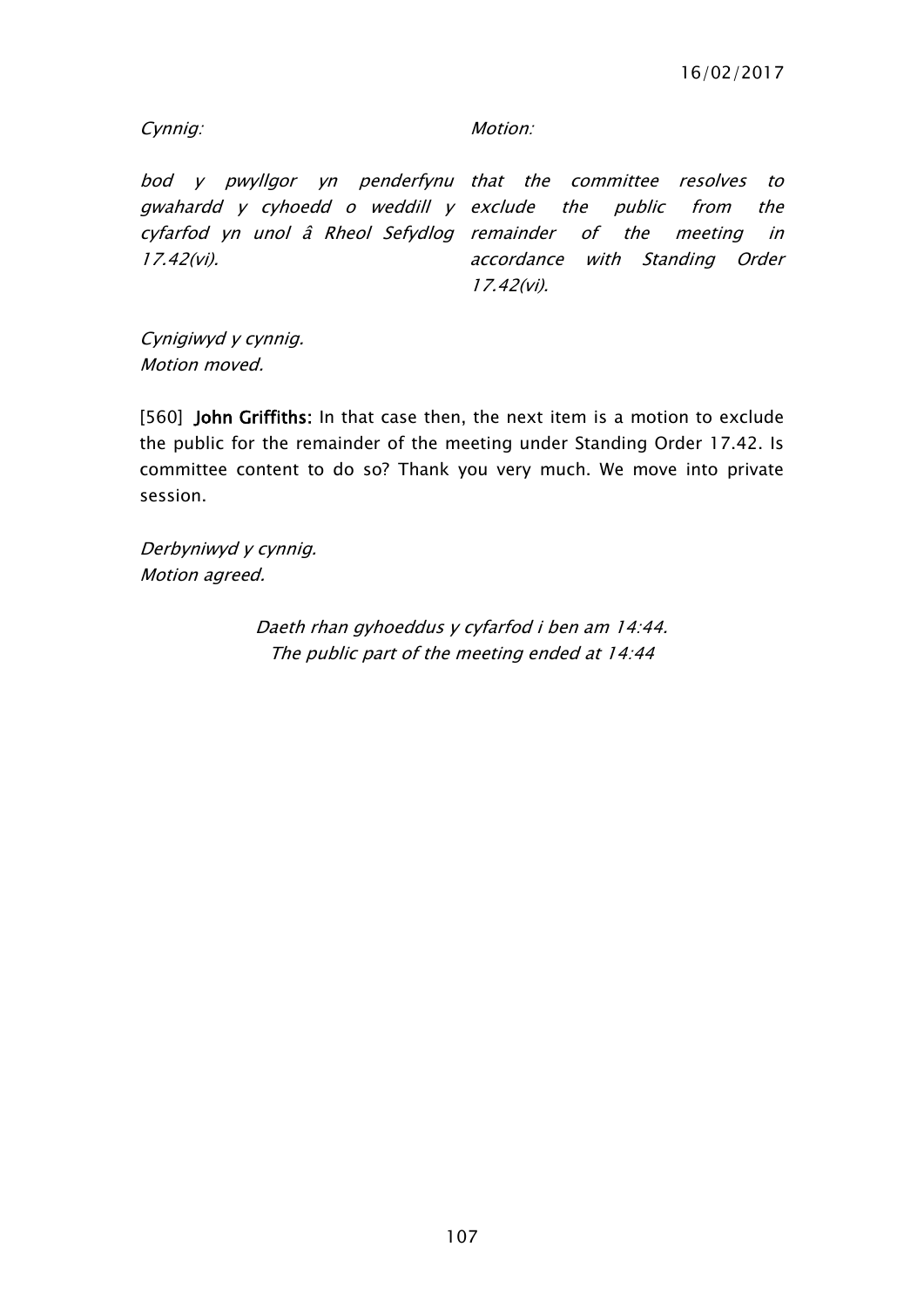*Cynnig:*

*bod y pwyllgor yn penderfynu gwahardd y cyhoedd o weddill y cyfarfod yn unol â Rheol Sefydlog 17.42(vi).*

*Motion:*

*that the committee resolves to exclude the public from the remainder of the meeting in accordance with Standing Order 17.42(vi).*

*Cynigiwyd y cynnig.*
*Motion moved.*

[560] **John Griffiths:** In that case then, the next item is a motion to exclude the public for the remainder of the meeting under Standing Order 17.42. Is committee content to do so? Thank you very much. We move into private session.

*Derbyniwyd y cynnig.*
*Motion agreed.*

*Daeth rhan gyhoeddus y cyfarfod i ben am 14:44.*
*The public part of the meeting ended at 14:44*